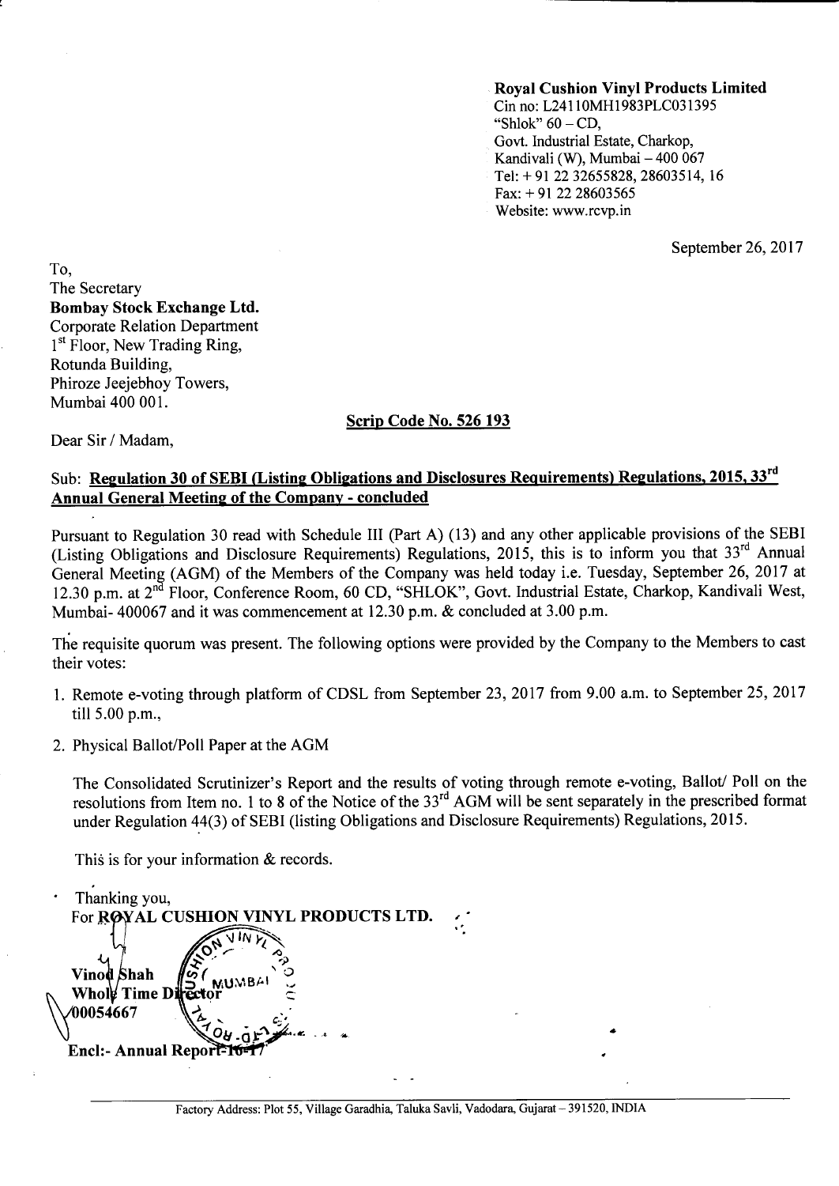**Royal Cushion Vinyl Products Limited**
Cin no: L24110MH1983PLC031395
"Shlok" 60 – CD,
Govt. Industrial Estate, Charkop,
Kandivali (W), Mumbai – 400 067
Tel: + 91 22 32655828, 28603514, 16
Fax: + 91 22 28603565
Website: www.rcvp.in

September 26, 2017

To,
The Secretary
**Bombay Stock Exchange Ltd.**
Corporate Relation Department
1st Floor, New Trading Ring,
Rotunda Building,
Phiroze Jeejebhoy Towers,
Mumbai 400 001.

**Scrip Code No. 526 193**

Dear Sir / Madam,

Sub: **Regulation 30 of SEBI (Listing Obligations and Disclosures Requirements) Regulations, 2015, 33rd Annual General Meeting of the Company - concluded**

Pursuant to Regulation 30 read with Schedule III (Part A) (13) and any other applicable provisions of the SEBI (Listing Obligations and Disclosure Requirements) Regulations, 2015, this is to inform you that 33rd Annual General Meeting (AGM) of the Members of the Company was held today i.e. Tuesday, September 26, 2017 at 12.30 p.m. at 2nd Floor, Conference Room, 60 CD, "SHLOK", Govt. Industrial Estate, Charkop, Kandivali West, Mumbai- 400067 and it was commencement at 12.30 p.m. & concluded at 3.00 p.m.

The requisite quorum was present. The following options were provided by the Company to the Members to cast their votes:

1. Remote e-voting through platform of CDSL from September 23, 2017 from 9.00 a.m. to September 25, 2017 till 5.00 p.m.,
2. Physical Ballot/Poll Paper at the AGM

The Consolidated Scrutinizer's Report and the results of voting through remote e-voting, Ballot/ Poll on the resolutions from Item no. 1 to 8 of the Notice of the 33rd AGM will be sent separately in the prescribed format under Regulation 44(3) of SEBI (listing Obligations and Disclosure Requirements) Regulations, 2015.

This is for your information & records.

Thanking you,
For **ROYAL CUSHION VINYL PRODUCTS LTD.**

**Vinod Shah**
**Whole Time Director**
00054667

**Encl:- Annual Report-16-17**

Factory Address: Plot 55, Village Garadhia, Taluka Savli, Vadodara, Gujarat – 391520, INDIA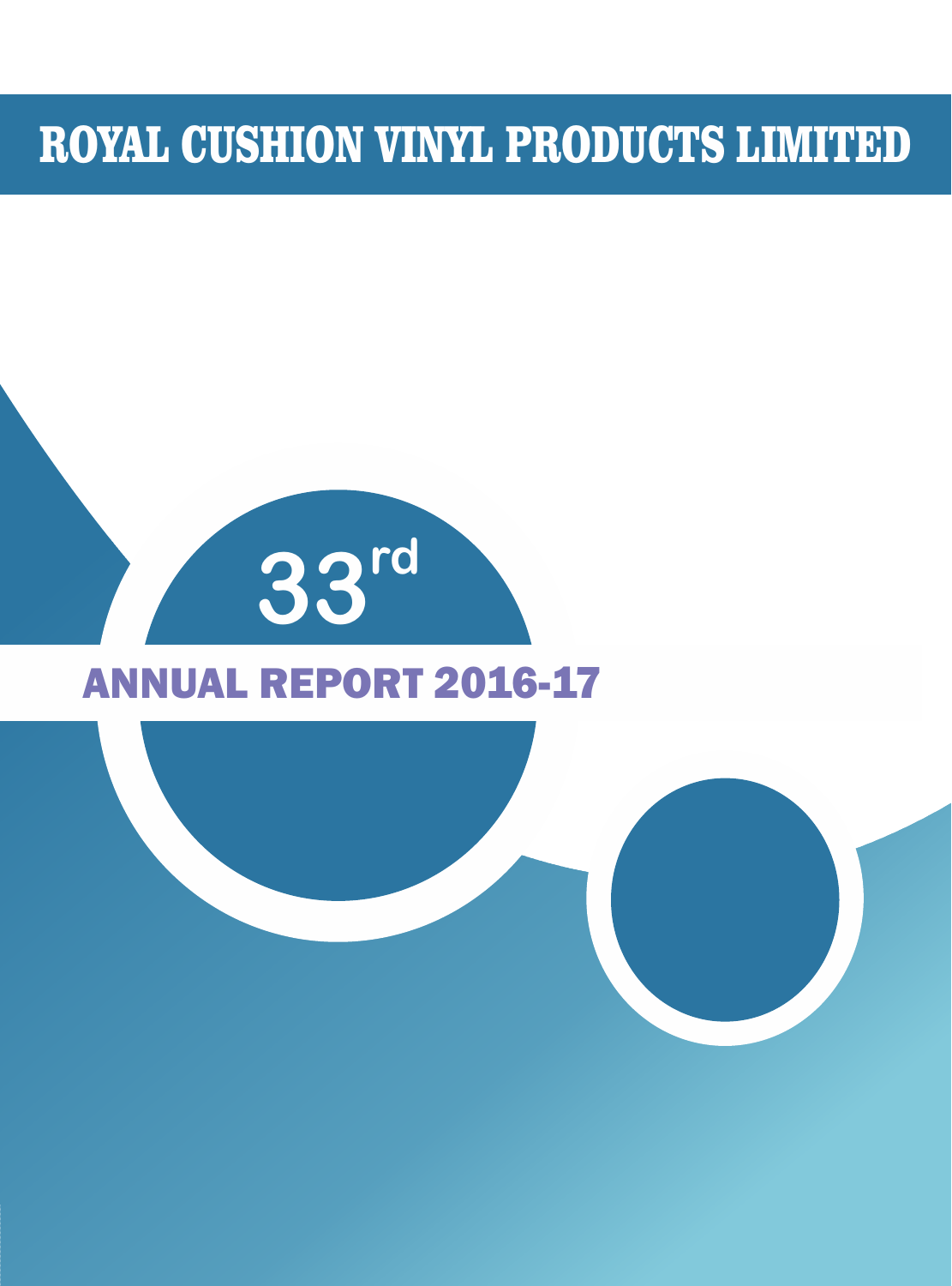# ROYAL CUSHION VINYL PRODUCTS LIMITED

## 33rd

## ANNUAL REPORT 2016-17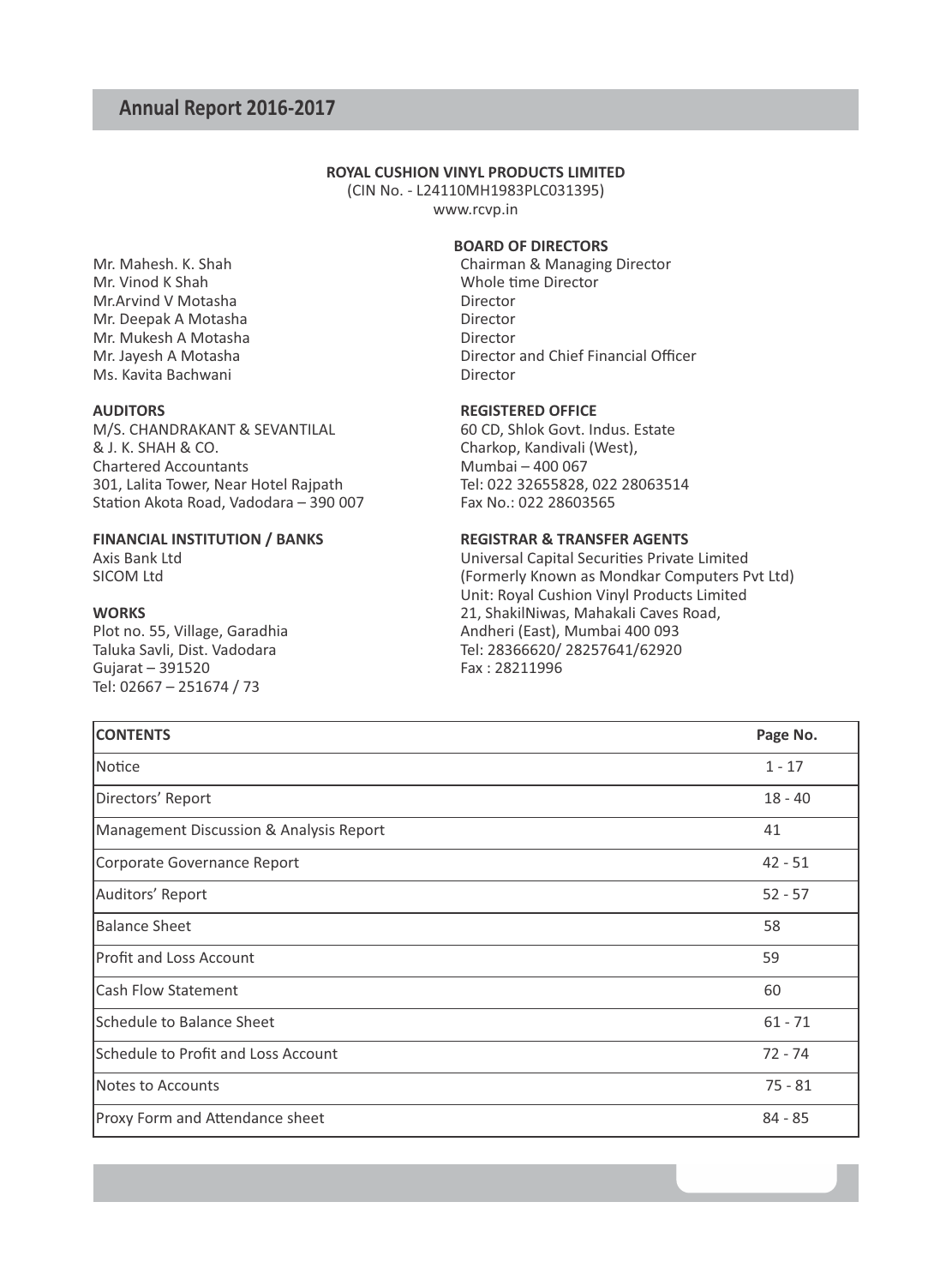**ROYAL CUSHION VINYL PRODUCTS LIMITED**
(CIN No. - L24110MH1983PLC031395)
www.rcvp.in

**BOARD OF DIRECTORS**

| | |
|---|---|
| Mr. Mahesh. K. Shah | Chairman & Managing Director |
| Mr. Vinod K Shah | Whole time Director |
| Mr.Arvind V Motasha | Director |
| Mr. Deepak A Motasha | Director |
| Mr. Mukesh A Motasha | Director |
| Mr. Jayesh A Motasha | Director and Chief Financial Officer |
| Ms. Kavita Bachwani | Director |

**AUDITORS**
M/S. CHANDRAKANT & SEVANTILAL
& J. K. SHAH & CO.
Chartered Accountants
301, Lalita Tower, Near Hotel Rajpath
Station Akota Road, Vadodara – 390 007

**REGISTERED OFFICE**
60 CD, Shlok Govt. Indus. Estate
Charkop, Kandivali (West),
Mumbai – 400 067
Tel: 022 32655828, 022 28063514
Fax No.: 022 28603565

**FINANCIAL INSTITUTION / BANKS**
Axis Bank Ltd
SICOM Ltd

**REGISTRAR & TRANSFER AGENTS**
Universal Capital Securities Private Limited
(Formerly Known as Mondkar Computers Pvt Ltd)
Unit: Royal Cushion Vinyl Products Limited
21, ShakilNiwas, Mahakali Caves Road,
Andheri (East), Mumbai 400 093
Tel: 28366620/ 28257641/62920
Fax : 28211996

**WORKS**
Plot no. 55, Village, Garadhia
Taluka Savli, Dist. Vadodara
Gujarat – 391520
Tel: 02667 – 251674 / 73

| **CONTENTS** | **Page No.** |
|---|---|
| Notice | 1 - 17 |
| Directors' Report | 18 - 40 |
| Management Discussion & Analysis Report | 41 |
| Corporate Governance Report | 42 - 51 |
| Auditors' Report | 52 - 57 |
| Balance Sheet | 58 |
| Profit and Loss Account | 59 |
| Cash Flow Statement | 60 |
| Schedule to Balance Sheet | 61 - 71 |
| Schedule to Profit and Loss Account | 72 - 74 |
| Notes to Accounts | 75 - 81 |
| Proxy Form and Attendance sheet | 84 - 85 |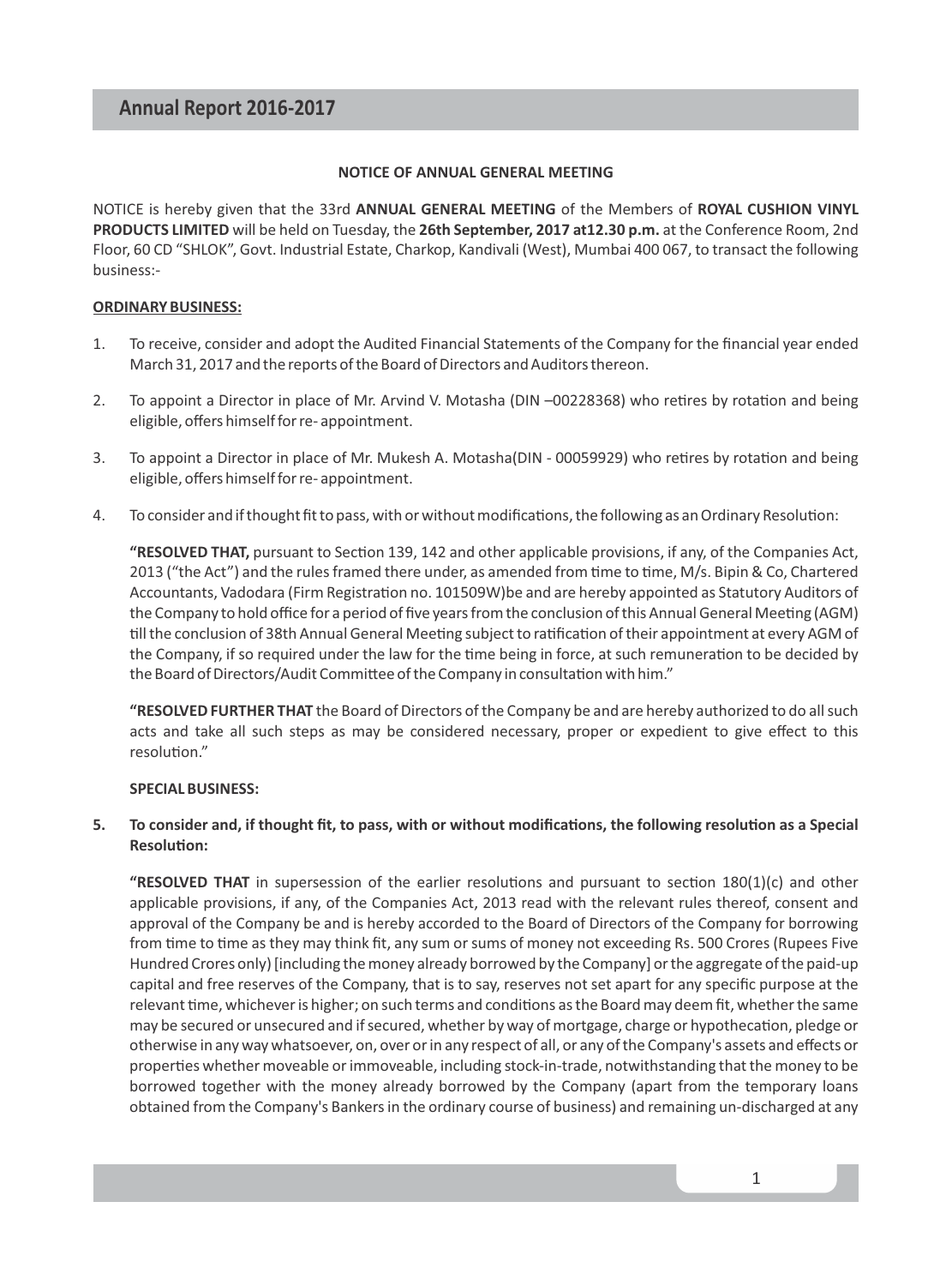## NOTICE OF ANNUAL GENERAL MEETING

NOTICE is hereby given that the 33rd **ANNUAL GENERAL MEETING** of the Members of **ROYAL CUSHION VINYL PRODUCTS LIMITED** will be held on Tuesday, the **26th September, 2017 at12.30 p.m.** at the Conference Room, 2nd Floor, 60 CD "SHLOK", Govt. Industrial Estate, Charkop, Kandivali (West), Mumbai 400 067, to transact the following business:-

**ORDINARY BUSINESS:**

1. To receive, consider and adopt the Audited Financial Statements of the Company for the financial year ended March 31, 2017 and the reports of the Board of Directors and Auditors thereon.

2. To appoint a Director in place of Mr. Arvind V. Motasha (DIN –00228368) who retires by rotation and being eligible, offers himself for re- appointment.

3. To appoint a Director in place of Mr. Mukesh A. Motasha(DIN - 00059929) who retires by rotation and being eligible, offers himself for re- appointment.

4. To consider and if thought fit to pass, with or without modifications, the following as an Ordinary Resolution:

   **"RESOLVED THAT,** pursuant to Section 139, 142 and other applicable provisions, if any, of the Companies Act, 2013 ("the Act") and the rules framed there under, as amended from time to time, M/s. Bipin & Co, Chartered Accountants, Vadodara (Firm Registration no. 101509W)be and are hereby appointed as Statutory Auditors of the Company to hold office for a period of five years from the conclusion of this Annual General Meeting (AGM) till the conclusion of 38th Annual General Meeting subject to ratification of their appointment at every AGM of the Company, if so required under the law for the time being in force, at such remuneration to be decided by the Board of Directors/Audit Committee of the Company in consultation with him."

   **"RESOLVED FURTHER THAT** the Board of Directors of the Company be and are hereby authorized to do all such acts and take all such steps as may be considered necessary, proper or expedient to give effect to this resolution."

   **SPECIAL BUSINESS:**

5. **To consider and, if thought fit, to pass, with or without modifications, the following resolution as a Special Resolution:**

   **"RESOLVED THAT** in supersession of the earlier resolutions and pursuant to section 180(1)(c) and other applicable provisions, if any, of the Companies Act, 2013 read with the relevant rules thereof, consent and approval of the Company be and is hereby accorded to the Board of Directors of the Company for borrowing from time to time as they may think fit, any sum or sums of money not exceeding Rs. 500 Crores (Rupees Five Hundred Crores only) [including the money already borrowed by the Company] or the aggregate of the paid-up capital and free reserves of the Company, that is to say, reserves not set apart for any specific purpose at the relevant time, whichever is higher; on such terms and conditions as the Board may deem fit, whether the same may be secured or unsecured and if secured, whether by way of mortgage, charge or hypothecation, pledge or otherwise in any way whatsoever, on, over or in any respect of all, or any of the Company's assets and effects or properties whether moveable or immoveable, including stock-in-trade, notwithstanding that the money to be borrowed together with the money already borrowed by the Company (apart from the temporary loans obtained from the Company's Bankers in the ordinary course of business) and remaining un-discharged at any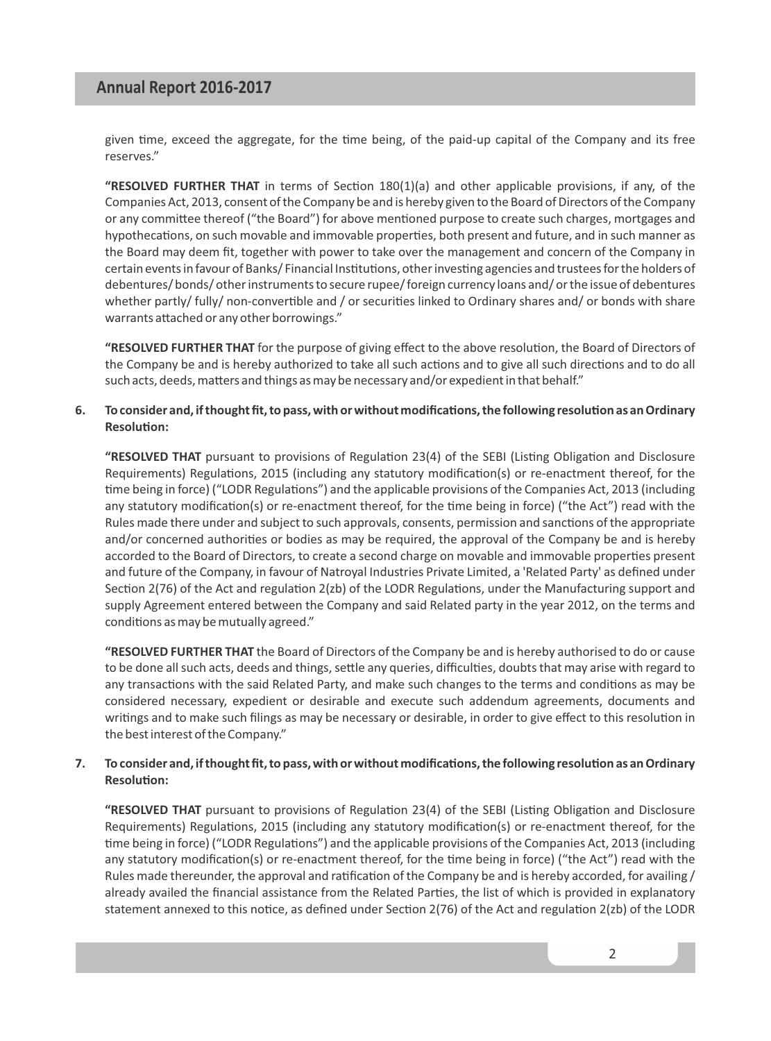given time, exceed the aggregate, for the time being, of the paid-up capital of the Company and its free reserves."

**"RESOLVED FURTHER THAT** in terms of Section 180(1)(a) and other applicable provisions, if any, of the Companies Act, 2013, consent of the Company be and is hereby given to the Board of Directors of the Company or any committee thereof ("the Board") for above mentioned purpose to create such charges, mortgages and hypothecations, on such movable and immovable properties, both present and future, and in such manner as the Board may deem fit, together with power to take over the management and concern of the Company in certain events in favour of Banks/ Financial Institutions, other investing agencies and trustees for the holders of debentures/ bonds/ other instruments to secure rupee/ foreign currency loans and/ or the issue of debentures whether partly/ fully/ non-convertible and / or securities linked to Ordinary shares and/ or bonds with share warrants attached or any other borrowings."

**"RESOLVED FURTHER THAT** for the purpose of giving effect to the above resolution, the Board of Directors of the Company be and is hereby authorized to take all such actions and to give all such directions and to do all such acts, deeds, matters and things as may be necessary and/or expedient in that behalf."

**6. To consider and, if thought fit, to pass, with or without modifications, the following resolution as an Ordinary Resolution:**

**"RESOLVED THAT** pursuant to provisions of Regulation 23(4) of the SEBI (Listing Obligation and Disclosure Requirements) Regulations, 2015 (including any statutory modification(s) or re-enactment thereof, for the time being in force) ("LODR Regulations") and the applicable provisions of the Companies Act, 2013 (including any statutory modification(s) or re-enactment thereof, for the time being in force) ("the Act") read with the Rules made there under and subject to such approvals, consents, permission and sanctions of the appropriate and/or concerned authorities or bodies as may be required, the approval of the Company be and is hereby accorded to the Board of Directors, to create a second charge on movable and immovable properties present and future of the Company, in favour of Natroyal Industries Private Limited, a 'Related Party' as defined under Section 2(76) of the Act and regulation 2(zb) of the LODR Regulations, under the Manufacturing support and supply Agreement entered between the Company and said Related party in the year 2012, on the terms and conditions as may be mutually agreed."

**"RESOLVED FURTHER THAT** the Board of Directors of the Company be and is hereby authorised to do or cause to be done all such acts, deeds and things, settle any queries, difficulties, doubts that may arise with regard to any transactions with the said Related Party, and make such changes to the terms and conditions as may be considered necessary, expedient or desirable and execute such addendum agreements, documents and writings and to make such filings as may be necessary or desirable, in order to give effect to this resolution in the best interest of the Company."

**7. To consider and, if thought fit, to pass, with or without modifications, the following resolution as an Ordinary Resolution:**

**"RESOLVED THAT** pursuant to provisions of Regulation 23(4) of the SEBI (Listing Obligation and Disclosure Requirements) Regulations, 2015 (including any statutory modification(s) or re-enactment thereof, for the time being in force) ("LODR Regulations") and the applicable provisions of the Companies Act, 2013 (including any statutory modification(s) or re-enactment thereof, for the time being in force) ("the Act") read with the Rules made thereunder, the approval and ratification of the Company be and is hereby accorded, for availing / already availed the financial assistance from the Related Parties, the list of which is provided in explanatory statement annexed to this notice, as defined under Section 2(76) of the Act and regulation 2(zb) of the LODR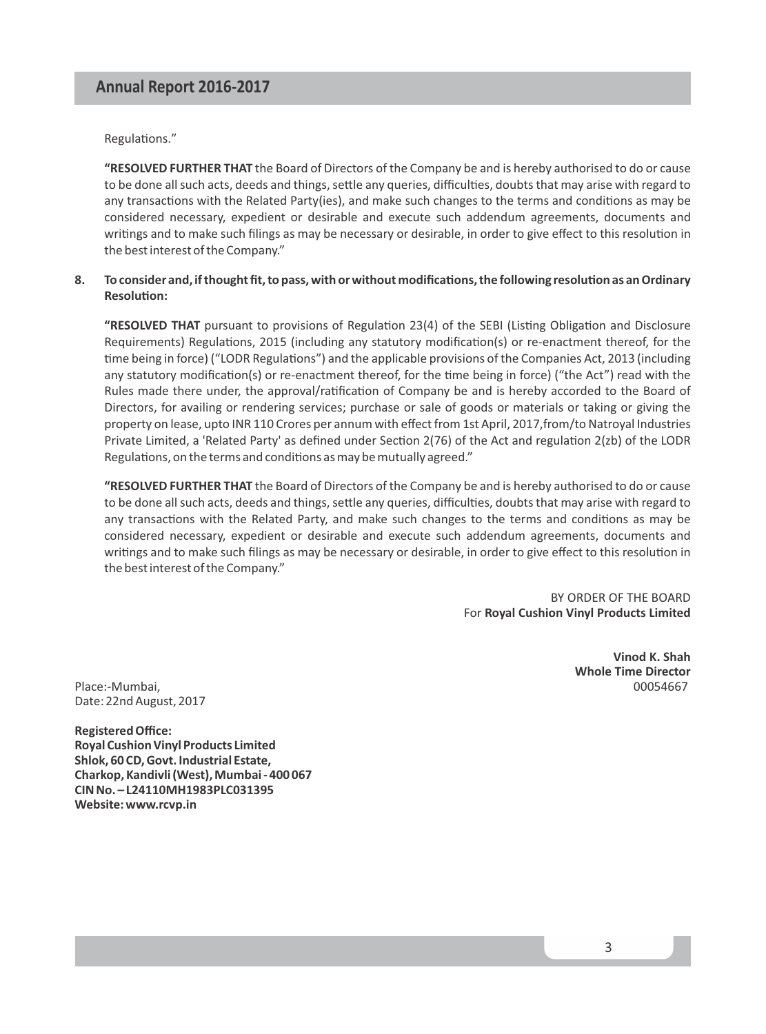Regulations."

**"RESOLVED FURTHER THAT** the Board of Directors of the Company be and is hereby authorised to do or cause to be done all such acts, deeds and things, settle any queries, difficulties, doubts that may arise with regard to any transactions with the Related Party(ies), and make such changes to the terms and conditions as may be considered necessary, expedient or desirable and execute such addendum agreements, documents and writings and to make such filings as may be necessary or desirable, in order to give effect to this resolution in the best interest of the Company."

**8. To consider and, if thought fit, to pass, with or without modifications, the following resolution as an Ordinary Resolution:**

**"RESOLVED THAT** pursuant to provisions of Regulation 23(4) of the SEBI (Listing Obligation and Disclosure Requirements) Regulations, 2015 (including any statutory modification(s) or re-enactment thereof, for the time being in force) ("LODR Regulations") and the applicable provisions of the Companies Act, 2013 (including any statutory modification(s) or re-enactment thereof, for the time being in force) ("the Act") read with the Rules made there under, the approval/ratification of Company be and is hereby accorded to the Board of Directors, for availing or rendering services; purchase or sale of goods or materials or taking or giving the property on lease, upto INR 110 Crores per annum with effect from 1st April, 2017,from/to Natroyal Industries Private Limited, a 'Related Party' as defined under Section 2(76) of the Act and regulation 2(zb) of the LODR Regulations, on the terms and conditions as may be mutually agreed."

**"RESOLVED FURTHER THAT** the Board of Directors of the Company be and is hereby authorised to do or cause to be done all such acts, deeds and things, settle any queries, difficulties, doubts that may arise with regard to any transactions with the Related Party, and make such changes to the terms and conditions as may be considered necessary, expedient or desirable and execute such addendum agreements, documents and writings and to make such filings as may be necessary or desirable, in order to give effect to this resolution in the best interest of the Company."

BY ORDER OF THE BOARD
For **Royal Cushion Vinyl Products Limited**

**Vinod K. Shah**
**Whole Time Director**
00054667

Place:-Mumbai,
Date: 22nd August, 2017

**Registered Office:**
**Royal Cushion Vinyl Products Limited**
**Shlok, 60 CD, Govt. Industrial Estate,**
**Charkop, Kandivli (West), Mumbai - 400 067**
**CIN No. – L24110MH1983PLC031395**
**Website: www.rcvp.in**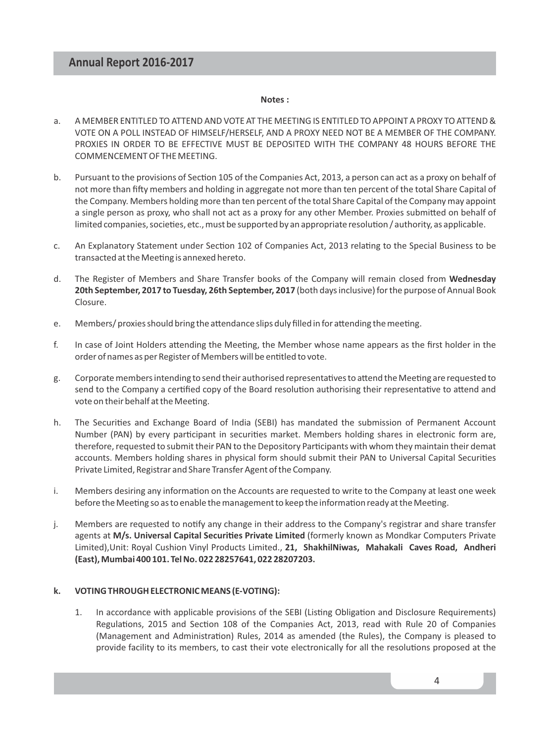**Notes :**

a. A MEMBER ENTITLED TO ATTEND AND VOTE AT THE MEETING IS ENTITLED TO APPOINT A PROXY TO ATTEND & VOTE ON A POLL INSTEAD OF HIMSELF/HERSELF, AND A PROXY NEED NOT BE A MEMBER OF THE COMPANY. PROXIES IN ORDER TO BE EFFECTIVE MUST BE DEPOSITED WITH THE COMPANY 48 HOURS BEFORE THE COMMENCEMENT OF THE MEETING.

b. Pursuant to the provisions of Section 105 of the Companies Act, 2013, a person can act as a proxy on behalf of not more than fifty members and holding in aggregate not more than ten percent of the total Share Capital of the Company. Members holding more than ten percent of the total Share Capital of the Company may appoint a single person as proxy, who shall not act as a proxy for any other Member. Proxies submitted on behalf of limited companies, societies, etc., must be supported by an appropriate resolution / authority, as applicable.

c. An Explanatory Statement under Section 102 of Companies Act, 2013 relating to the Special Business to be transacted at the Meeting is annexed hereto.

d. The Register of Members and Share Transfer books of the Company will remain closed from **Wednesday 20th September, 2017 to Tuesday, 26th September, 2017** (both days inclusive) for the purpose of Annual Book Closure.

e. Members/ proxies should bring the attendance slips duly filled in for attending the meeting.

f. In case of Joint Holders attending the Meeting, the Member whose name appears as the first holder in the order of names as per Register of Members will be entitled to vote.

g. Corporate members intending to send their authorised representatives to attend the Meeting are requested to send to the Company a certified copy of the Board resolution authorising their representative to attend and vote on their behalf at the Meeting.

h. The Securities and Exchange Board of India (SEBI) has mandated the submission of Permanent Account Number (PAN) by every participant in securities market. Members holding shares in electronic form are, therefore, requested to submit their PAN to the Depository Participants with whom they maintain their demat accounts. Members holding shares in physical form should submit their PAN to Universal Capital Securities Private Limited, Registrar and Share Transfer Agent of the Company.

i. Members desiring any information on the Accounts are requested to write to the Company at least one week before the Meeting so as to enable the management to keep the information ready at the Meeting.

j. Members are requested to notify any change in their address to the Company's registrar and share transfer agents at **M/s. Universal Capital Securities Private Limited** (formerly known as Mondkar Computers Private Limited),Unit: Royal Cushion Vinyl Products Limited., **21, ShakhilNiwas, Mahakali Caves Road, Andheri (East), Mumbai 400 101. Tel No. 022 28257641, 022 28207203.**

**k. VOTING THROUGH ELECTRONIC MEANS (E-VOTING):**

1. In accordance with applicable provisions of the SEBI (Listing Obligation and Disclosure Requirements) Regulations, 2015 and Section 108 of the Companies Act, 2013, read with Rule 20 of Companies (Management and Administration) Rules, 2014 as amended (the Rules), the Company is pleased to provide facility to its members, to cast their vote electronically for all the resolutions proposed at the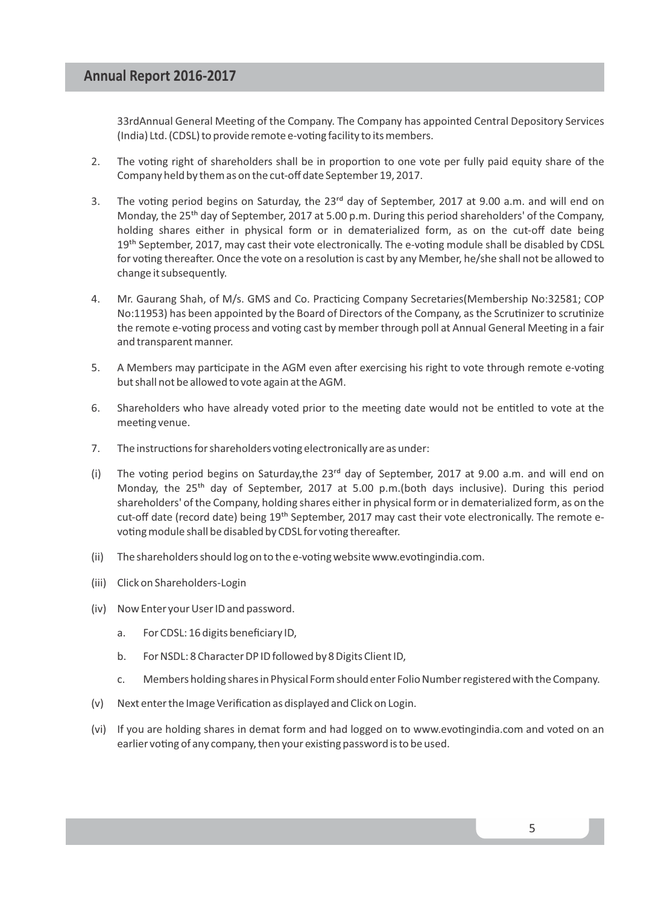33rdAnnual General Meeting of the Company. The Company has appointed Central Depository Services (India) Ltd. (CDSL) to provide remote e-voting facility to its members.

2. The voting right of shareholders shall be in proportion to one vote per fully paid equity share of the Company held by them as on the cut-off date September 19, 2017.

3. The voting period begins on Saturday, the 23rd day of September, 2017 at 9.00 a.m. and will end on Monday, the 25th day of September, 2017 at 5.00 p.m. During this period shareholders' of the Company, holding shares either in physical form or in dematerialized form, as on the cut-off date being 19th September, 2017, may cast their vote electronically. The e-voting module shall be disabled by CDSL for voting thereafter. Once the vote on a resolution is cast by any Member, he/she shall not be allowed to change it subsequently.

4. Mr. Gaurang Shah, of M/s. GMS and Co. Practicing Company Secretaries(Membership No:32581; COP No:11953) has been appointed by the Board of Directors of the Company, as the Scrutinizer to scrutinize the remote e-voting process and voting cast by member through poll at Annual General Meeting in a fair and transparent manner.

5. A Members may participate in the AGM even after exercising his right to vote through remote e-voting but shall not be allowed to vote again at the AGM.

6. Shareholders who have already voted prior to the meeting date would not be entitled to vote at the meeting venue.

7. The instructions for shareholders voting electronically are as under:

(i) The voting period begins on Saturday,the 23rd day of September, 2017 at 9.00 a.m. and will end on Monday, the 25th day of September, 2017 at 5.00 p.m.(both days inclusive). During this period shareholders' of the Company, holding shares either in physical form or in dematerialized form, as on the cut-off date (record date) being 19th September, 2017 may cast their vote electronically. The remote e-voting module shall be disabled by CDSL for voting thereafter.

(ii) The shareholders should log on to the e-voting website www.evotingindia.com.

(iii) Click on Shareholders-Login

(iv) Now Enter your User ID and password.

   a. For CDSL: 16 digits beneficiary ID,

   b. For NSDL: 8 Character DP ID followed by 8 Digits Client ID,

   c. Members holding shares in Physical Form should enter Folio Number registered with the Company.

(v) Next enter the Image Verification as displayed and Click on Login.

(vi) If you are holding shares in demat form and had logged on to www.evotingindia.com and voted on an earlier voting of any company, then your existing password is to be used.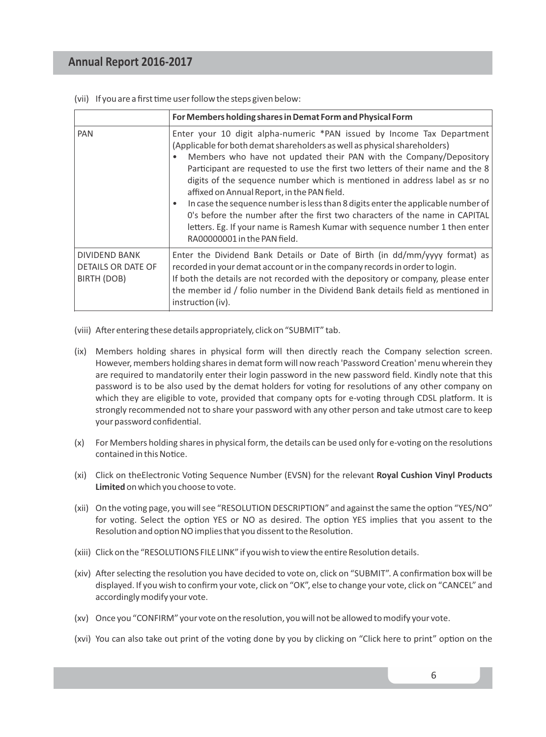(vii) If you are a first time user follow the steps given below:

| | For Members holding shares in Demat Form and Physical Form |
|---|---|
| PAN | Enter your 10 digit alpha-numeric *PAN issued by Income Tax Department (Applicable for both demat shareholders as well as physical shareholders)<br>• Members who have not updated their PAN with the Company/Depository Participant are requested to use the first two letters of their name and the 8 digits of the sequence number which is mentioned in address label as sr no affixed on Annual Report, in the PAN field.<br>• In case the sequence number is less than 8 digits enter the applicable number of 0's before the number after the first two characters of the name in CAPITAL letters. Eg. If your name is Ramesh Kumar with sequence number 1 then enter RA00000001 in the PAN field. |
| DIVIDEND BANK DETAILS OR DATE OF BIRTH (DOB) | Enter the Dividend Bank Details or Date of Birth (in dd/mm/yyyy format) as recorded in your demat account or in the company records in order to login.<br>If both the details are not recorded with the depository or company, please enter the member id / folio number in the Dividend Bank details field as mentioned in instruction (iv). |

(viii) After entering these details appropriately, click on "SUBMIT" tab.

(ix) Members holding shares in physical form will then directly reach the Company selection screen. However, members holding shares in demat form will now reach 'Password Creation' menu wherein they are required to mandatorily enter their login password in the new password field. Kindly note that this password is to be also used by the demat holders for voting for resolutions of any other company on which they are eligible to vote, provided that company opts for e-voting through CDSL platform. It is strongly recommended not to share your password with any other person and take utmost care to keep your password confidential.

(x) For Members holding shares in physical form, the details can be used only for e-voting on the resolutions contained in this Notice.

(xi) Click on theElectronic Voting Sequence Number (EVSN) for the relevant **Royal Cushion Vinyl Products Limited** on which you choose to vote.

(xii) On the voting page, you will see "RESOLUTION DESCRIPTION" and against the same the option "YES/NO" for voting. Select the option YES or NO as desired. The option YES implies that you assent to the Resolution and option NO implies that you dissent to the Resolution.

(xiii) Click on the "RESOLUTIONS FILE LINK" if you wish to view the entire Resolution details.

(xiv) After selecting the resolution you have decided to vote on, click on "SUBMIT". A confirmation box will be displayed. If you wish to confirm your vote, click on "OK", else to change your vote, click on "CANCEL" and accordingly modify your vote.

(xv) Once you "CONFIRM" your vote on the resolution, you will not be allowed to modify your vote.

(xvi) You can also take out print of the voting done by you by clicking on "Click here to print" option on the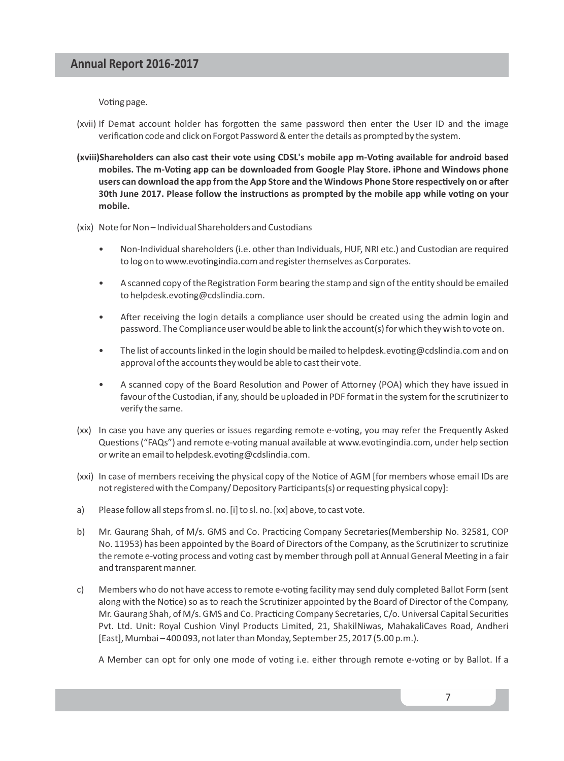Voting page.

(xvii) If Demat account holder has forgotten the same password then enter the User ID and the image verification code and click on Forgot Password & enter the details as prompted by the system.

**(xviii)Shareholders can also cast their vote using CDSL's mobile app m-Voting available for android based mobiles. The m-Voting app can be downloaded from Google Play Store. iPhone and Windows phone users can download the app from the App Store and the Windows Phone Store respectively on or after 30th June 2017. Please follow the instructions as prompted by the mobile app while voting on your mobile.**

(xix) Note for Non – Individual Shareholders and Custodians

- Non-Individual shareholders (i.e. other than Individuals, HUF, NRI etc.) and Custodian are required to log on to www.evotingindia.com and register themselves as Corporates.
- A scanned copy of the Registration Form bearing the stamp and sign of the entity should be emailed to helpdesk.evoting@cdslindia.com.
- After receiving the login details a compliance user should be created using the admin login and password. The Compliance user would be able to link the account(s) for which they wish to vote on.
- The list of accounts linked in the login should be mailed to helpdesk.evoting@cdslindia.com and on approval of the accounts they would be able to cast their vote.
- A scanned copy of the Board Resolution and Power of Attorney (POA) which they have issued in favour of the Custodian, if any, should be uploaded in PDF format in the system for the scrutinizer to verify the same.

(xx) In case you have any queries or issues regarding remote e-voting, you may refer the Frequently Asked Questions ("FAQs") and remote e-voting manual available at www.evotingindia.com, under help section or write an email to helpdesk.evoting@cdslindia.com.

(xxi) In case of members receiving the physical copy of the Notice of AGM [for members whose email IDs are not registered with the Company/ Depository Participants(s) or requesting physical copy]:

a) Please follow all steps from sl. no. [i] to sl. no. [xx] above, to cast vote.

b) Mr. Gaurang Shah, of M/s. GMS and Co. Practicing Company Secretaries(Membership No. 32581, COP No. 11953) has been appointed by the Board of Directors of the Company, as the Scrutinizer to scrutinize the remote e-voting process and voting cast by member through poll at Annual General Meeting in a fair and transparent manner.

c) Members who do not have access to remote e-voting facility may send duly completed Ballot Form (sent along with the Notice) so as to reach the Scrutinizer appointed by the Board of Director of the Company, Mr. Gaurang Shah, of M/s. GMS and Co. Practicing Company Secretaries, C/o. Universal Capital Securities Pvt. Ltd. Unit: Royal Cushion Vinyl Products Limited, 21, ShakilNiwas, MahakaliCaves Road, Andheri [East], Mumbai – 400 093, not later than Monday, September 25, 2017 (5.00 p.m.).

A Member can opt for only one mode of voting i.e. either through remote e-voting or by Ballot. If a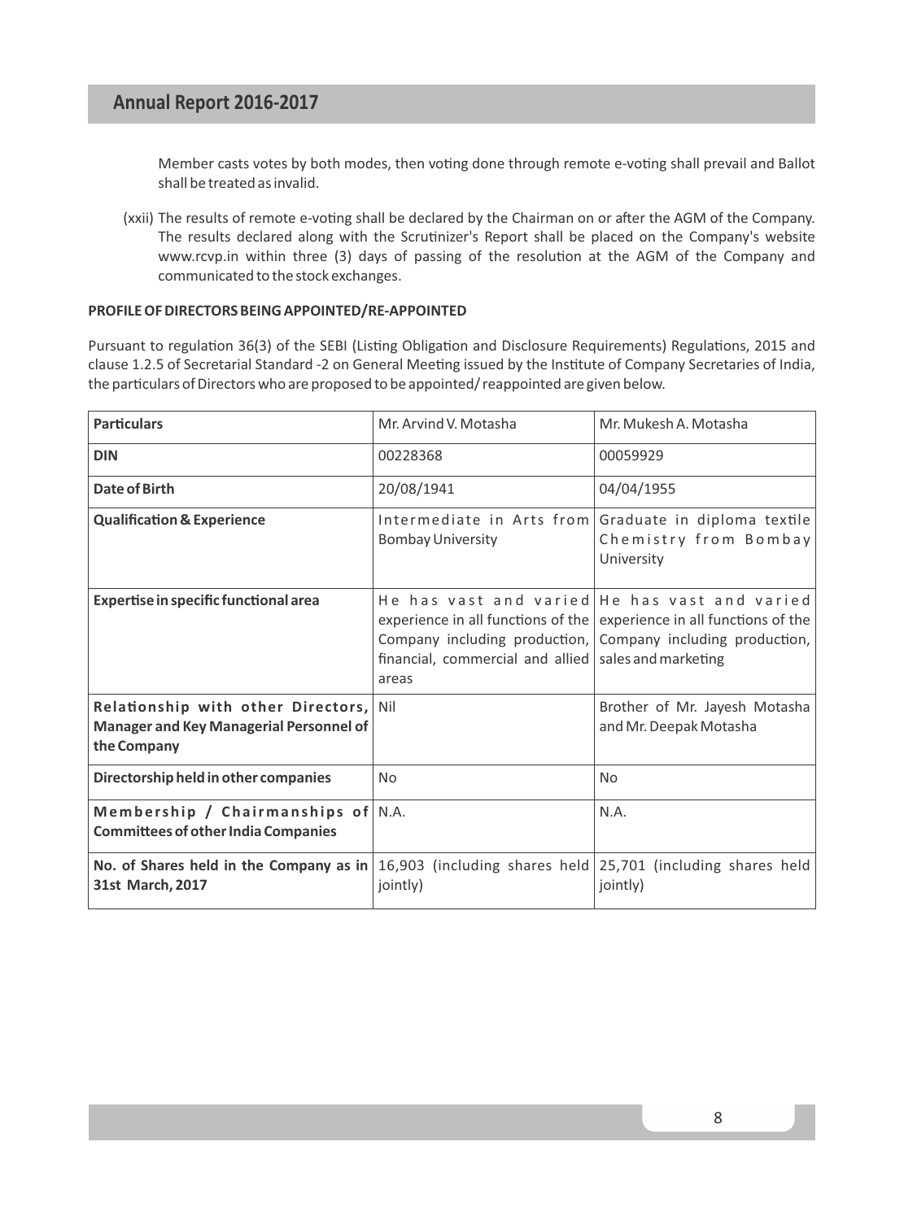Member casts votes by both modes, then voting done through remote e-voting shall prevail and Ballot shall be treated as invalid.

(xxii) The results of remote e-voting shall be declared by the Chairman on or after the AGM of the Company. The results declared along with the Scrutinizer's Report shall be placed on the Company's website www.rcvp.in within three (3) days of passing of the resolution at the AGM of the Company and communicated to the stock exchanges.

**PROFILE OF DIRECTORS BEING APPOINTED/RE-APPOINTED**

Pursuant to regulation 36(3) of the SEBI (Listing Obligation and Disclosure Requirements) Regulations, 2015 and clause 1.2.5 of Secretarial Standard -2 on General Meeting issued by the Institute of Company Secretaries of India, the particulars of Directors who are proposed to be appointed/ reappointed are given below.

| **Particulars** | Mr. Arvind V. Motasha | Mr. Mukesh A. Motasha |
|---|---|---|
| **DIN** | 00228368 | 00059929 |
| **Date of Birth** | 20/08/1941 | 04/04/1955 |
| **Qualification & Experience** | Intermediate in Arts from Bombay University | Graduate in diploma textile Chemistry from Bombay University |
| **Expertise in specific functional area** | He has vast and varied experience in all functions of the Company including production, financial, commercial and allied areas | He has vast and varied experience in all functions of the Company including production, sales and marketing |
| **Relationship with other Directors, Manager and Key Managerial Personnel of the Company** | Nil | Brother of Mr. Jayesh Motasha and Mr. Deepak Motasha |
| **Directorship held in other companies** | No | No |
| **Membership / Chairmanships of Committees of other India Companies** | N.A. | N.A. |
| **No. of Shares held in the Company as in 31st March, 2017** | 16,903 (including shares held jointly) | 25,701 (including shares held jointly) |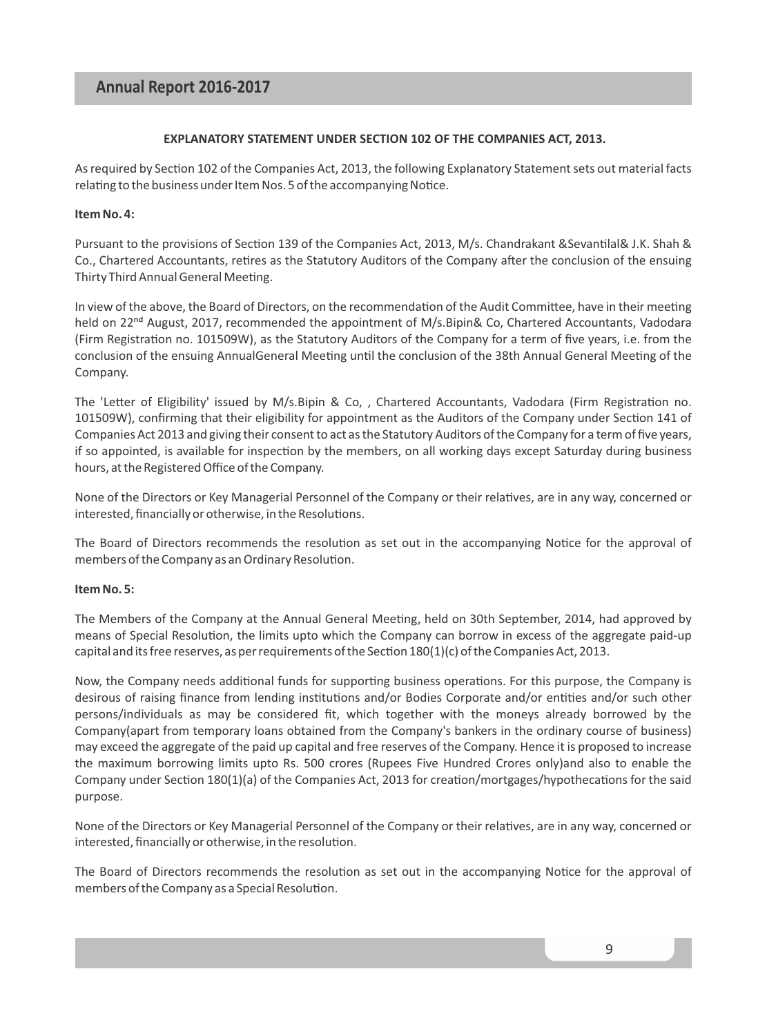**EXPLANATORY STATEMENT UNDER SECTION 102 OF THE COMPANIES ACT, 2013.**

As required by Section 102 of the Companies Act, 2013, the following Explanatory Statement sets out material facts relating to the business under Item Nos. 5 of the accompanying Notice.

**Item No. 4:**

Pursuant to the provisions of Section 139 of the Companies Act, 2013, M/s. Chandrakant &Sevantilal& J.K. Shah & Co., Chartered Accountants, retires as the Statutory Auditors of the Company after the conclusion of the ensuing Thirty Third Annual General Meeting.

In view of the above, the Board of Directors, on the recommendation of the Audit Committee, have in their meeting held on 22nd August, 2017, recommended the appointment of M/s.Bipin& Co, Chartered Accountants, Vadodara (Firm Registration no. 101509W), as the Statutory Auditors of the Company for a term of five years, i.e. from the conclusion of the ensuing AnnualGeneral Meeting until the conclusion of the 38th Annual General Meeting of the Company.

The 'Letter of Eligibility' issued by M/s.Bipin & Co, , Chartered Accountants, Vadodara (Firm Registration no. 101509W), confirming that their eligibility for appointment as the Auditors of the Company under Section 141 of Companies Act 2013 and giving their consent to act as the Statutory Auditors of the Company for a term of five years, if so appointed, is available for inspection by the members, on all working days except Saturday during business hours, at the Registered Office of the Company.

None of the Directors or Key Managerial Personnel of the Company or their relatives, are in any way, concerned or interested, financially or otherwise, in the Resolutions.

The Board of Directors recommends the resolution as set out in the accompanying Notice for the approval of members of the Company as an Ordinary Resolution.

**Item No. 5:**

The Members of the Company at the Annual General Meeting, held on 30th September, 2014, had approved by means of Special Resolution, the limits upto which the Company can borrow in excess of the aggregate paid-up capital and its free reserves, as per requirements of the Section 180(1)(c) of the Companies Act, 2013.

Now, the Company needs additional funds for supporting business operations. For this purpose, the Company is desirous of raising finance from lending institutions and/or Bodies Corporate and/or entities and/or such other persons/individuals as may be considered fit, which together with the moneys already borrowed by the Company(apart from temporary loans obtained from the Company's bankers in the ordinary course of business) may exceed the aggregate of the paid up capital and free reserves of the Company. Hence it is proposed to increase the maximum borrowing limits upto Rs. 500 crores (Rupees Five Hundred Crores only)and also to enable the Company under Section 180(1)(a) of the Companies Act, 2013 for creation/mortgages/hypothecations for the said purpose.

None of the Directors or Key Managerial Personnel of the Company or their relatives, are in any way, concerned or interested, financially or otherwise, in the resolution.

The Board of Directors recommends the resolution as set out in the accompanying Notice for the approval of members of the Company as a Special Resolution.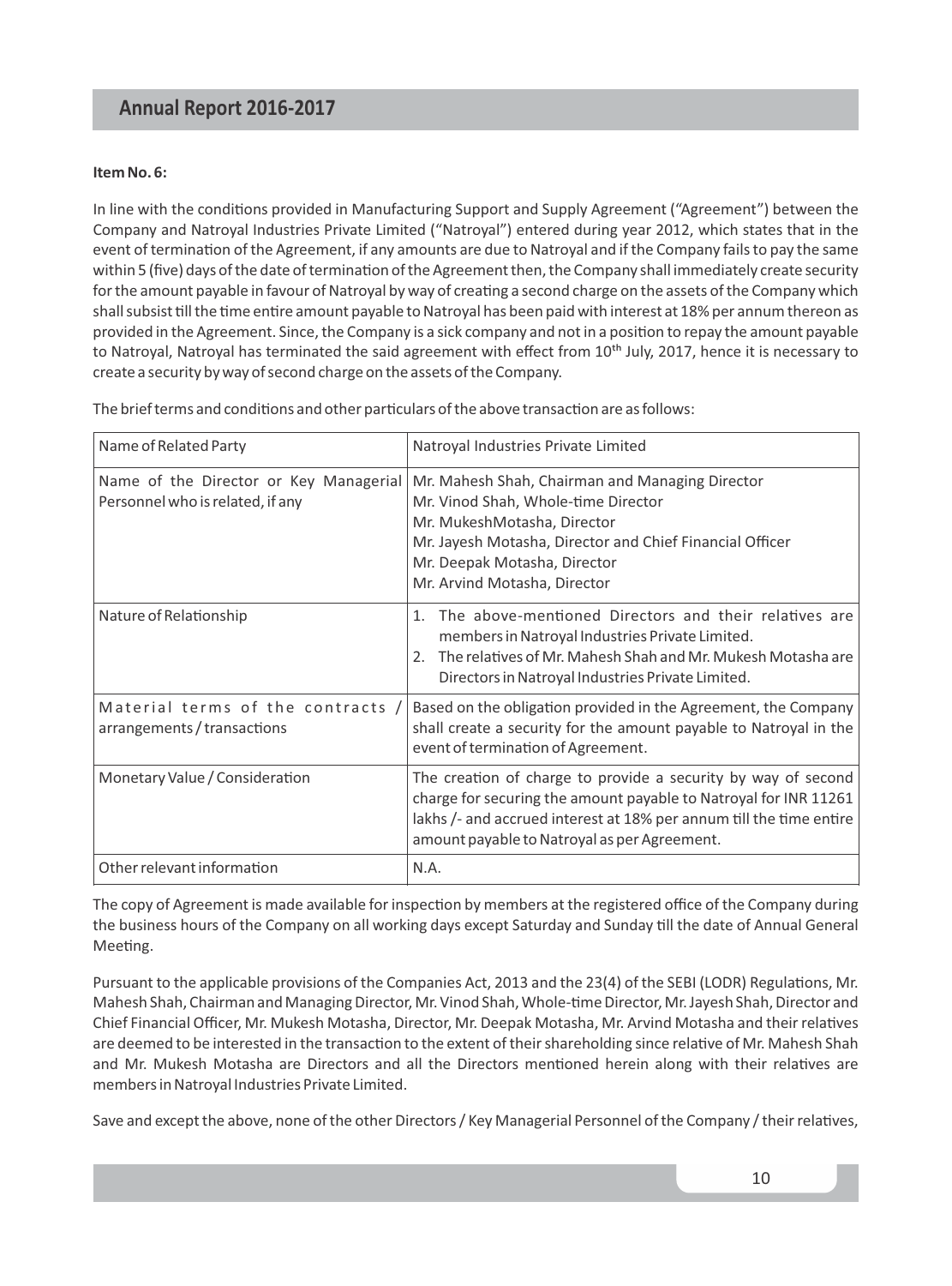**Item No. 6:**

In line with the conditions provided in Manufacturing Support and Supply Agreement ("Agreement") between the Company and Natroyal Industries Private Limited ("Natroyal") entered during year 2012, which states that in the event of termination of the Agreement, if any amounts are due to Natroyal and if the Company fails to pay the same within 5 (five) days of the date of termination of the Agreement then, the Company shall immediately create security for the amount payable in favour of Natroyal by way of creating a second charge on the assets of the Company which shall subsist till the time entire amount payable to Natroyal has been paid with interest at 18% per annum thereon as provided in the Agreement. Since, the Company is a sick company and not in a position to repay the amount payable to Natroyal, Natroyal has terminated the said agreement with effect from 10th July, 2017, hence it is necessary to create a security by way of second charge on the assets of the Company.

The brief terms and conditions and other particulars of the above transaction are as follows:

| Name of Related Party | Natroyal Industries Private Limited |
|---|---|
| Name of the Director or Key Managerial Personnel who is related, if any | Mr. Mahesh Shah, Chairman and Managing Director<br>Mr. Vinod Shah, Whole-time Director<br>Mr. MukeshMotasha, Director<br>Mr. Jayesh Motasha, Director and Chief Financial Officer<br>Mr. Deepak Motasha, Director<br>Mr. Arvind Motasha, Director |
| Nature of Relationship | 1. The above-mentioned Directors and their relatives are members in Natroyal Industries Private Limited.<br>2. The relatives of Mr. Mahesh Shah and Mr. Mukesh Motasha are Directors in Natroyal Industries Private Limited. |
| Material terms of the contracts / arrangements / transactions | Based on the obligation provided in the Agreement, the Company shall create a security for the amount payable to Natroyal in the event of termination of Agreement. |
| Monetary Value / Consideration | The creation of charge to provide a security by way of second charge for securing the amount payable to Natroyal for INR 11261 lakhs /- and accrued interest at 18% per annum till the time entire amount payable to Natroyal as per Agreement. |
| Other relevant information | N.A. |

The copy of Agreement is made available for inspection by members at the registered office of the Company during the business hours of the Company on all working days except Saturday and Sunday till the date of Annual General Meeting.

Pursuant to the applicable provisions of the Companies Act, 2013 and the 23(4) of the SEBI (LODR) Regulations, Mr. Mahesh Shah, Chairman and Managing Director, Mr. Vinod Shah, Whole-time Director, Mr. Jayesh Shah, Director and Chief Financial Officer, Mr. Mukesh Motasha, Director, Mr. Deepak Motasha, Mr. Arvind Motasha and their relatives are deemed to be interested in the transaction to the extent of their shareholding since relative of Mr. Mahesh Shah and Mr. Mukesh Motasha are Directors and all the Directors mentioned herein along with their relatives are members in Natroyal Industries Private Limited.

Save and except the above, none of the other Directors / Key Managerial Personnel of the Company / their relatives,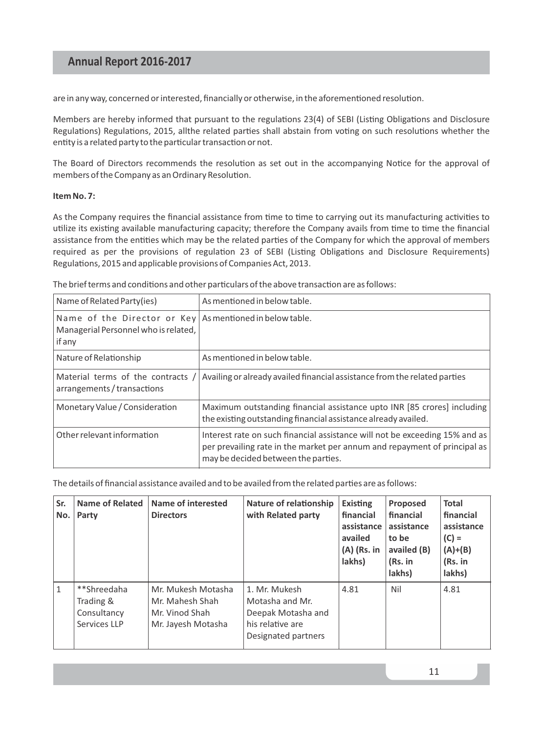are in any way, concerned or interested, financially or otherwise, in the aforementioned resolution.

Members are hereby informed that pursuant to the regulations 23(4) of SEBI (Listing Obligations and Disclosure Regulations) Regulations, 2015, allthe related parties shall abstain from voting on such resolutions whether the entity is a related party to the particular transaction or not.

The Board of Directors recommends the resolution as set out in the accompanying Notice for the approval of members of the Company as an Ordinary Resolution.

**Item No. 7:**

As the Company requires the financial assistance from time to time to carrying out its manufacturing activities to utilize its existing available manufacturing capacity; therefore the Company avails from time to time the financial assistance from the entities which may be the related parties of the Company for which the approval of members required as per the provisions of regulation 23 of SEBI (Listing Obligations and Disclosure Requirements) Regulations, 2015 and applicable provisions of Companies Act, 2013.

The brief terms and conditions and other particulars of the above transaction are as follows:

| | |
|---|---|
| Name of Related Party(ies) | As mentioned in below table. |
| Name of the Director or Key Managerial Personnel who is related, if any | As mentioned in below table. |
| Nature of Relationship | As mentioned in below table. |
| Material terms of the contracts / arrangements / transactions | Availing or already availed financial assistance from the related parties |
| Monetary Value / Consideration | Maximum outstanding financial assistance upto INR [85 crores] including the existing outstanding financial assistance already availed. |
| Other relevant information | Interest rate on such financial assistance will not be exceeding 15% and as per prevailing rate in the market per annum and repayment of principal as may be decided between the parties. |

The details of financial assistance availed and to be availed from the related parties are as follows:

| Sr. No. | Name of Related Party | Name of interested Directors | Nature of relationship with Related party | Existing financial assistance availed (A) (Rs. in lakhs) | Proposed financial assistance to be availed (B) (Rs. in lakhs) | Total financial assistance (C) = (A)+(B) (Rs. in lakhs) |
|---|---|---|---|---|---|---|
| 1 | **Shreedaha Trading & Consultancy Services LLP | Mr. Mukesh Motasha<br>Mr. Mahesh Shah<br>Mr. Vinod Shah<br>Mr. Jayesh Motasha | 1. Mr. Mukesh Motasha and Mr. Deepak Motasha and his relative are Designated partners | 4.81 | Nil | 4.81 |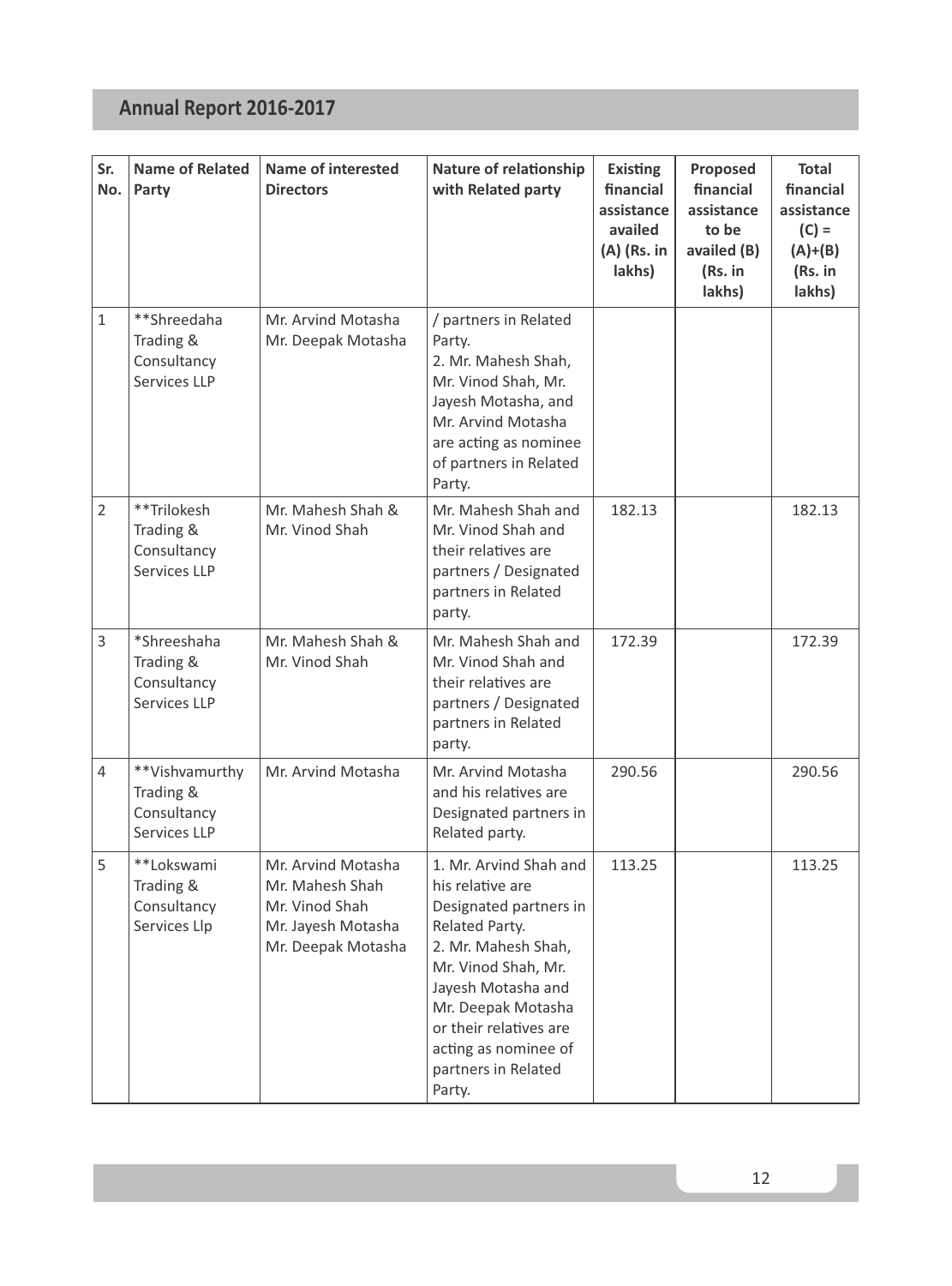| Sr. No. | Name of Related Party | Name of interested Directors | Nature of relationship with Related party | Existing financial assistance availed (A) (Rs. in lakhs) | Proposed financial assistance to be availed (B) (Rs. in lakhs) | Total financial assistance (C) = (A)+(B) (Rs. in lakhs) |
|---|---|---|---|---|---|---|
| 1 | **Shreedaha Trading & Consultancy Services LLP | Mr. Arvind Motasha Mr. Deepak Motasha | / partners in Related Party. 2. Mr. Mahesh Shah, Mr. Vinod Shah, Mr. Jayesh Motasha, and Mr. Arvind Motasha are acting as nominee of partners in Related Party. | | | |
| 2 | **Trilokesh Trading & Consultancy Services LLP | Mr. Mahesh Shah & Mr. Vinod Shah | Mr. Mahesh Shah and Mr. Vinod Shah and their relatives are partners / Designated partners in Related party. | 182.13 | | 182.13 |
| 3 | *Shreeshaha Trading & Consultancy Services LLP | Mr. Mahesh Shah & Mr. Vinod Shah | Mr. Mahesh Shah and Mr. Vinod Shah and their relatives are partners / Designated partners in Related party. | 172.39 | | 172.39 |
| 4 | **Vishvamurthy Trading & Consultancy Services LLP | Mr. Arvind Motasha | Mr. Arvind Motasha and his relatives are Designated partners in Related party. | 290.56 | | 290.56 |
| 5 | **Lokswami Trading & Consultancy Services Llp | Mr. Arvind Motasha Mr. Mahesh Shah Mr. Vinod Shah Mr. Jayesh Motasha Mr. Deepak Motasha | 1. Mr. Arvind Shah and his relative are Designated partners in Related Party. 2. Mr. Mahesh Shah, Mr. Vinod Shah, Mr. Jayesh Motasha and Mr. Deepak Motasha or their relatives are acting as nominee of partners in Related Party. | 113.25 | | 113.25 |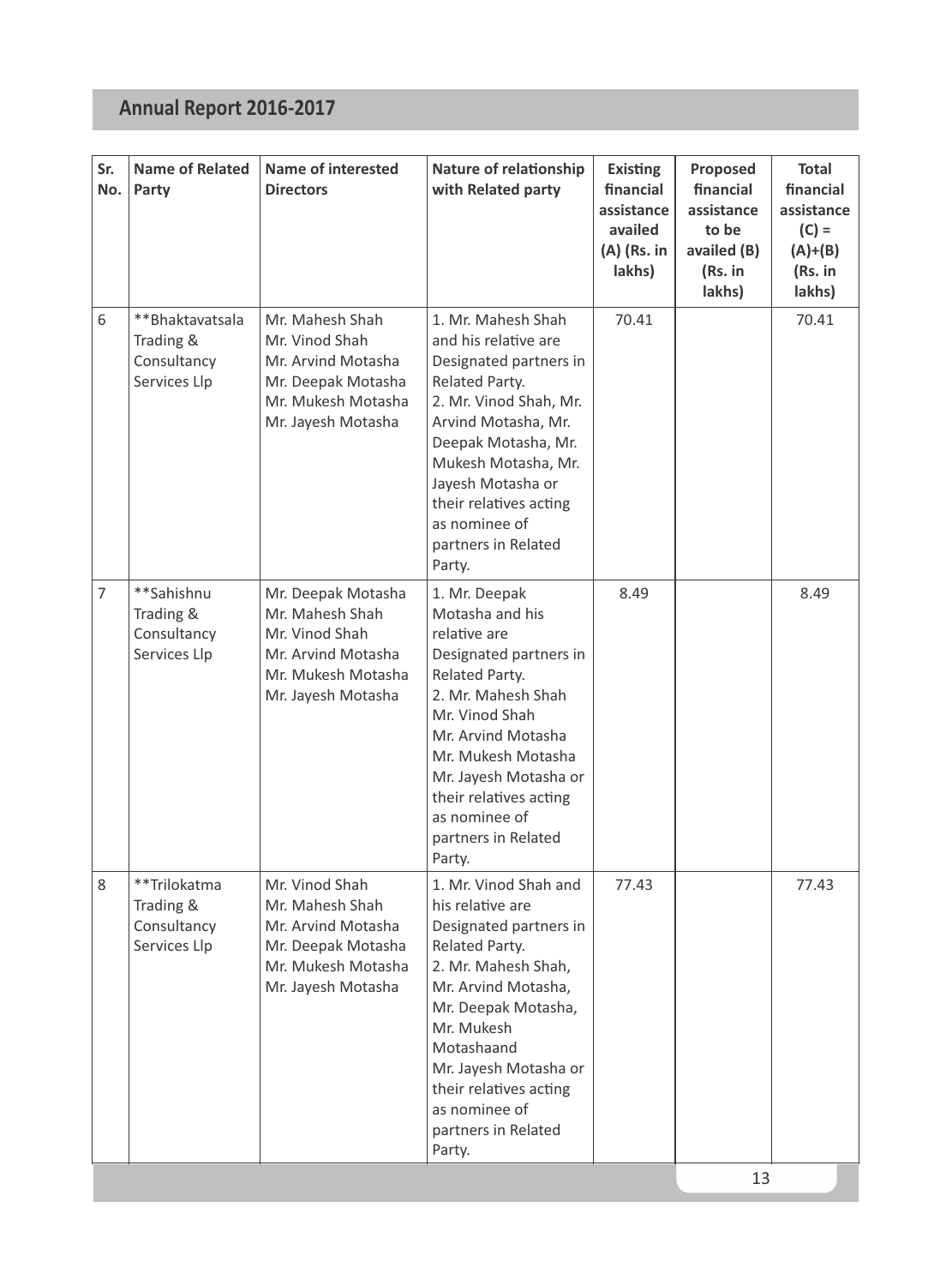| Sr. No. | Name of Related Party | Name of interested Directors | Nature of relationship with Related party | Existing financial assistance availed (A) (Rs. in lakhs) | Proposed financial assistance to be availed (B) (Rs. in lakhs) | Total financial assistance (C) = (A)+(B) (Rs. in lakhs) |
|---|---|---|---|---|---|---|
| 6 | **Bhaktavatsala Trading & Consultancy Services Llp | Mr. Mahesh Shah<br>Mr. Vinod Shah<br>Mr. Arvind Motasha<br>Mr. Deepak Motasha<br>Mr. Mukesh Motasha<br>Mr. Jayesh Motasha | 1. Mr. Mahesh Shah and his relative are Designated partners in Related Party.<br>2. Mr. Vinod Shah, Mr. Arvind Motasha, Mr. Deepak Motasha, Mr. Mukesh Motasha, Mr. Jayesh Motasha or their relatives acting as nominee of partners in Related Party. | 70.41 | | 70.41 |
| 7 | **Sahishnu Trading & Consultancy Services Llp | Mr. Deepak Motasha<br>Mr. Mahesh Shah<br>Mr. Vinod Shah<br>Mr. Arvind Motasha<br>Mr. Mukesh Motasha<br>Mr. Jayesh Motasha | 1. Mr. Deepak Motasha and his relative are Designated partners in Related Party.<br>2. Mr. Mahesh Shah Mr. Vinod Shah Mr. Arvind Motasha Mr. Mukesh Motasha Mr. Jayesh Motasha or their relatives acting as nominee of partners in Related Party. | 8.49 | | 8.49 |
| 8 | **Trilokatma Trading & Consultancy Services Llp | Mr. Vinod Shah<br>Mr. Mahesh Shah<br>Mr. Arvind Motasha<br>Mr. Deepak Motasha<br>Mr. Mukesh Motasha<br>Mr. Jayesh Motasha | 1. Mr. Vinod Shah and his relative are Designated partners in Related Party.<br>2. Mr. Mahesh Shah, Mr. Arvind Motasha, Mr. Deepak Motasha, Mr. Mukesh Motashaand Mr. Jayesh Motasha or their relatives acting as nominee of partners in Related Party. | 77.43 | | 77.43 |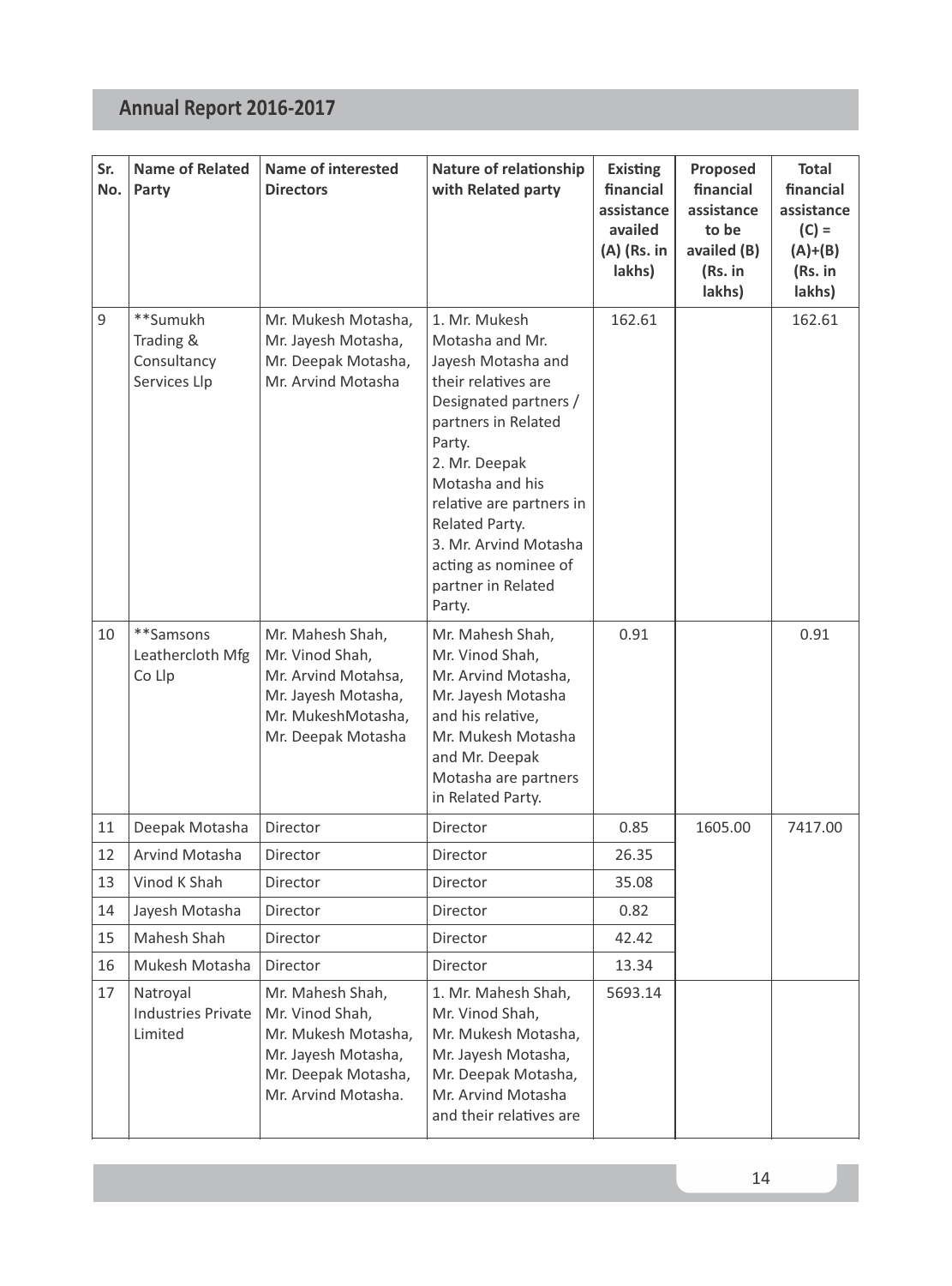| Sr. No. | Name of Related Party | Name of interested Directors | Nature of relationship with Related party | Existing financial assistance availed (A) (Rs. in lakhs) | Proposed financial assistance to be availed (B) (Rs. in lakhs) | Total financial assistance (C) = (A)+(B) (Rs. in lakhs) |
|---|---|---|---|---|---|---|
| 9 | **Sumukh Trading & Consultancy Services Llp | Mr. Mukesh Motasha, Mr. Jayesh Motasha, Mr. Deepak Motasha, Mr. Arvind Motasha | 1. Mr. Mukesh Motasha and Mr. Jayesh Motasha and their relatives are Designated partners / partners in Related Party. 2. Mr. Deepak Motasha and his relative are partners in Related Party. 3. Mr. Arvind Motasha acting as nominee of partner in Related Party. | 162.61 | | 162.61 |
| 10 | **Samsons Leathercloth Mfg Co Llp | Mr. Mahesh Shah, Mr. Vinod Shah, Mr. Arvind Motahsa, Mr. Jayesh Motasha, Mr. MukeshMotasha, Mr. Deepak Motasha | Mr. Mahesh Shah, Mr. Vinod Shah, Mr. Arvind Motasha, Mr. Jayesh Motasha and his relative, Mr. Mukesh Motasha and Mr. Deepak Motasha are partners in Related Party. | 0.91 | | 0.91 |
| 11 | Deepak Motasha | Director | Director | 0.85 | 1605.00 | 7417.00 |
| 12 | Arvind Motasha | Director | Director | 26.35 | | |
| 13 | Vinod K Shah | Director | Director | 35.08 | | |
| 14 | Jayesh Motasha | Director | Director | 0.82 | | |
| 15 | Mahesh Shah | Director | Director | 42.42 | | |
| 16 | Mukesh Motasha | Director | Director | 13.34 | | |
| 17 | Natroyal Industries Private Limited | Mr. Mahesh Shah, Mr. Vinod Shah, Mr. Mukesh Motasha, Mr. Jayesh Motasha, Mr. Deepak Motasha, Mr. Arvind Motasha. | 1. Mr. Mahesh Shah, Mr. Vinod Shah, Mr. Mukesh Motasha, Mr. Jayesh Motasha, Mr. Deepak Motasha, Mr. Arvind Motasha and their relatives are | 5693.14 | | |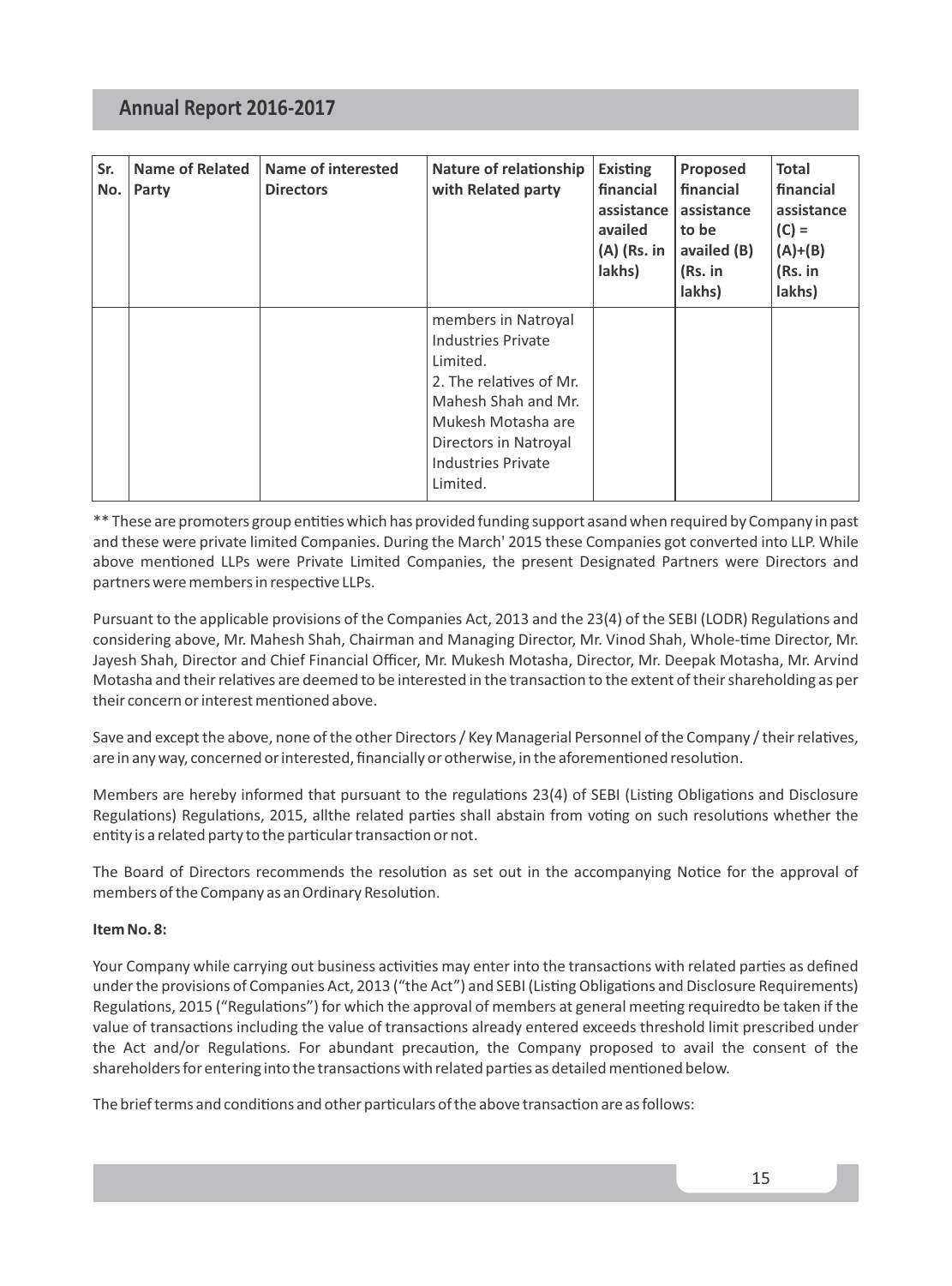| Sr. No. | Name of Related Party | Name of interested Directors | Nature of relationship with Related party | Existing financial assistance availed (A) (Rs. in lakhs) | Proposed financial assistance to be availed (B) (Rs. in lakhs) | Total financial assistance (C) = (A)+(B) (Rs. in lakhs) |
|---|---|---|---|---|---|---|
| | | | members in Natroyal Industries Private Limited.<br>2. The relatives of Mr. Mahesh Shah and Mr. Mukesh Motasha are Directors in Natroyal Industries Private Limited. | | | |

** These are promoters group entities which has provided funding support asand when required by Company in past and these were private limited Companies. During the March' 2015 these Companies got converted into LLP. While above mentioned LLPs were Private Limited Companies, the present Designated Partners were Directors and partners were members in respective LLPs.

Pursuant to the applicable provisions of the Companies Act, 2013 and the 23(4) of the SEBI (LODR) Regulations and considering above, Mr. Mahesh Shah, Chairman and Managing Director, Mr. Vinod Shah, Whole-time Director, Mr. Jayesh Shah, Director and Chief Financial Officer, Mr. Mukesh Motasha, Director, Mr. Deepak Motasha, Mr. Arvind Motasha and their relatives are deemed to be interested in the transaction to the extent of their shareholding as per their concern or interest mentioned above.

Save and except the above, none of the other Directors / Key Managerial Personnel of the Company / their relatives, are in any way, concerned or interested, financially or otherwise, in the aforementioned resolution.

Members are hereby informed that pursuant to the regulations 23(4) of SEBI (Listing Obligations and Disclosure Regulations) Regulations, 2015, allthe related parties shall abstain from voting on such resolutions whether the entity is a related party to the particular transaction or not.

The Board of Directors recommends the resolution as set out in the accompanying Notice for the approval of members of the Company as an Ordinary Resolution.

**Item No. 8:**

Your Company while carrying out business activities may enter into the transactions with related parties as defined under the provisions of Companies Act, 2013 ("the Act") and SEBI (Listing Obligations and Disclosure Requirements) Regulations, 2015 ("Regulations") for which the approval of members at general meeting requiredto be taken if the value of transactions including the value of transactions already entered exceeds threshold limit prescribed under the Act and/or Regulations. For abundant precaution, the Company proposed to avail the consent of the shareholders for entering into the transactions with related parties as detailed mentioned below.

The brief terms and conditions and other particulars of the above transaction are as follows: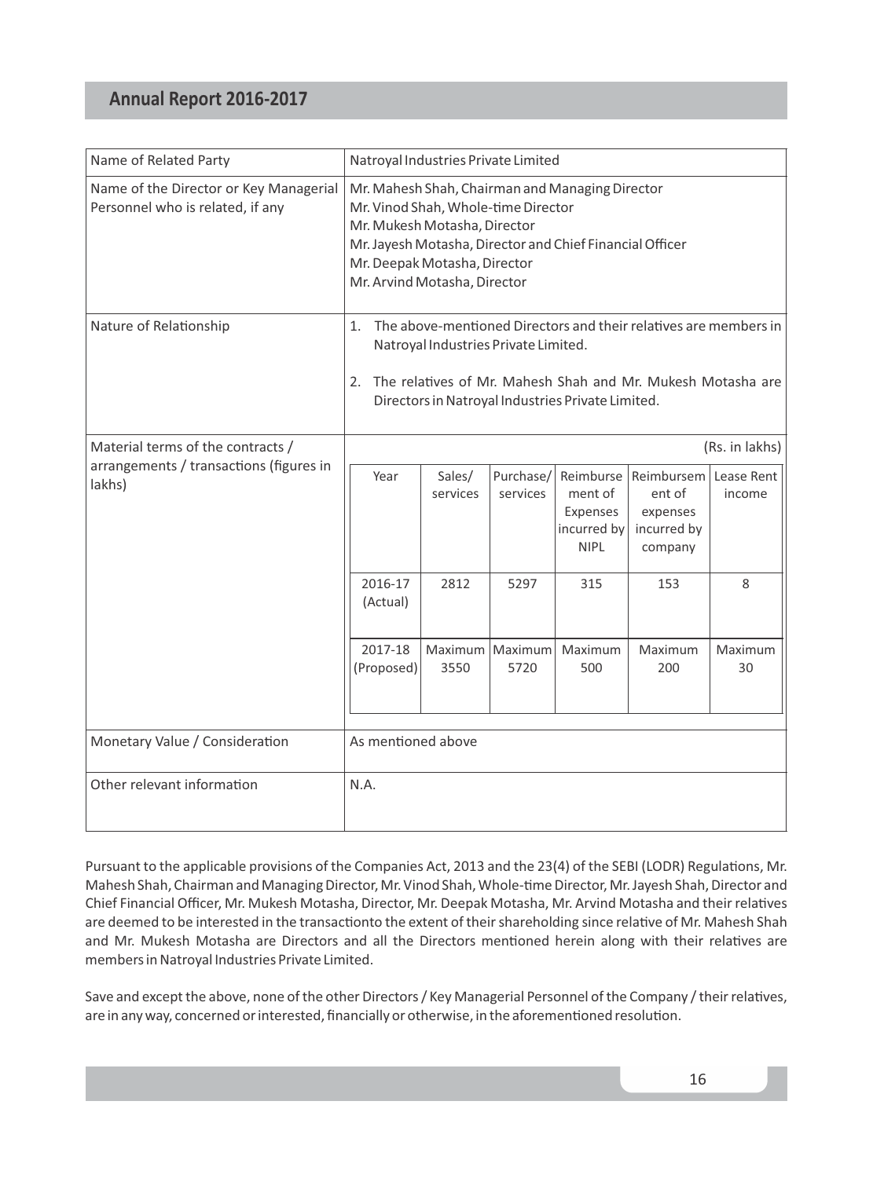| Name of Related Party | Natroyal Industries Private Limited |
|---|---|
| Name of the Director or Key Managerial Personnel who is related, if any | Mr. Mahesh Shah, Chairman and Managing Director<br>Mr. Vinod Shah, Whole-time Director<br>Mr. Mukesh Motasha, Director<br>Mr. Jayesh Motasha, Director and Chief Financial Officer<br>Mr. Deepak Motasha, Director<br>Mr. Arvind Motasha, Director |
| Nature of Relationship | 1. The above-mentioned Directors and their relatives are members in Natroyal Industries Private Limited.<br>2. The relatives of Mr. Mahesh Shah and Mr. Mukesh Motasha are Directors in Natroyal Industries Private Limited. |
| Material terms of the contracts / arrangements / transactions (figures in lakhs) | (Rs. in lakhs) — see table below |
| Monetary Value / Consideration | As mentioned above |
| Other relevant information | N.A. |

(Rs. in lakhs)

| Year | Sales/ services | Purchase/ services | Reimbursement of Expenses incurred by NIPL | Reimbursement of expenses incurred by company | Lease Rent income |
|---|---|---|---|---|---|
| 2016-17 (Actual) | 2812 | 5297 | 315 | 153 | 8 |
| 2017-18 (Proposed) | Maximum 3550 | Maximum 5720 | Maximum 500 | Maximum 200 | Maximum 30 |

Pursuant to the applicable provisions of the Companies Act, 2013 and the 23(4) of the SEBI (LODR) Regulations, Mr. Mahesh Shah, Chairman and Managing Director, Mr. Vinod Shah, Whole-time Director, Mr. Jayesh Shah, Director and Chief Financial Officer, Mr. Mukesh Motasha, Director, Mr. Deepak Motasha, Mr. Arvind Motasha and their relatives are deemed to be interested in the transactionto the extent of their shareholding since relative of Mr. Mahesh Shah and Mr. Mukesh Motasha are Directors and all the Directors mentioned herein along with their relatives are members in Natroyal Industries Private Limited.

Save and except the above, none of the other Directors / Key Managerial Personnel of the Company / their relatives, are in any way, concerned or interested, financially or otherwise, in the aforementioned resolution.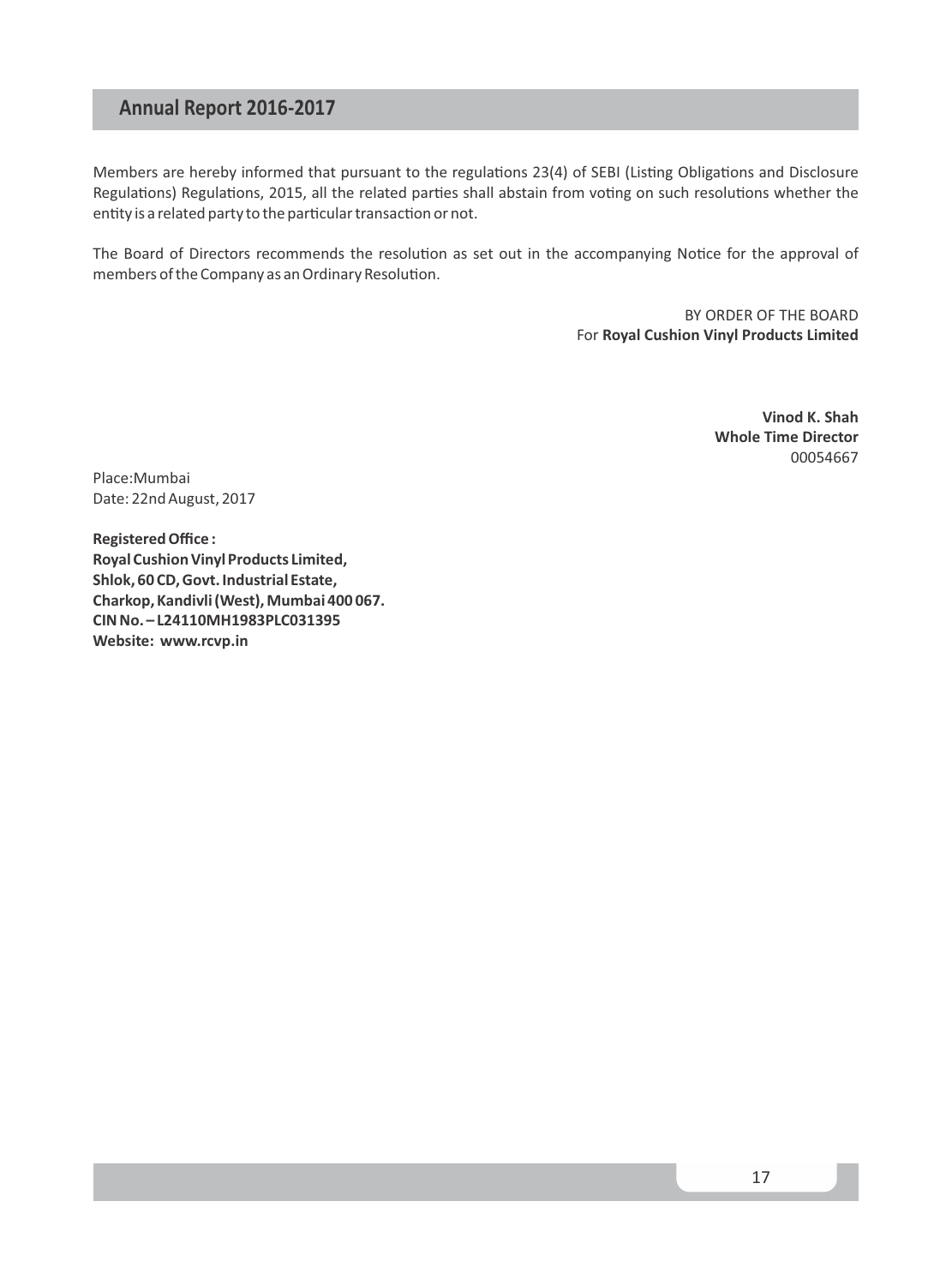Members are hereby informed that pursuant to the regulations 23(4) of SEBI (Listing Obligations and Disclosure Regulations) Regulations, 2015, all the related parties shall abstain from voting on such resolutions whether the entity is a related party to the particular transaction or not.

The Board of Directors recommends the resolution as set out in the accompanying Notice for the approval of members of the Company as an Ordinary Resolution.

BY ORDER OF THE BOARD
For **Royal Cushion Vinyl Products Limited**

**Vinod K. Shah**
**Whole Time Director**
00054667

Place:Mumbai
Date: 22nd August, 2017

**Registered Office :**
**Royal Cushion Vinyl Products Limited,**
**Shlok, 60 CD, Govt. Industrial Estate,**
**Charkop, Kandivli (West), Mumbai 400 067.**
**CIN No. – L24110MH1983PLC031395**
**Website: www.rcvp.in**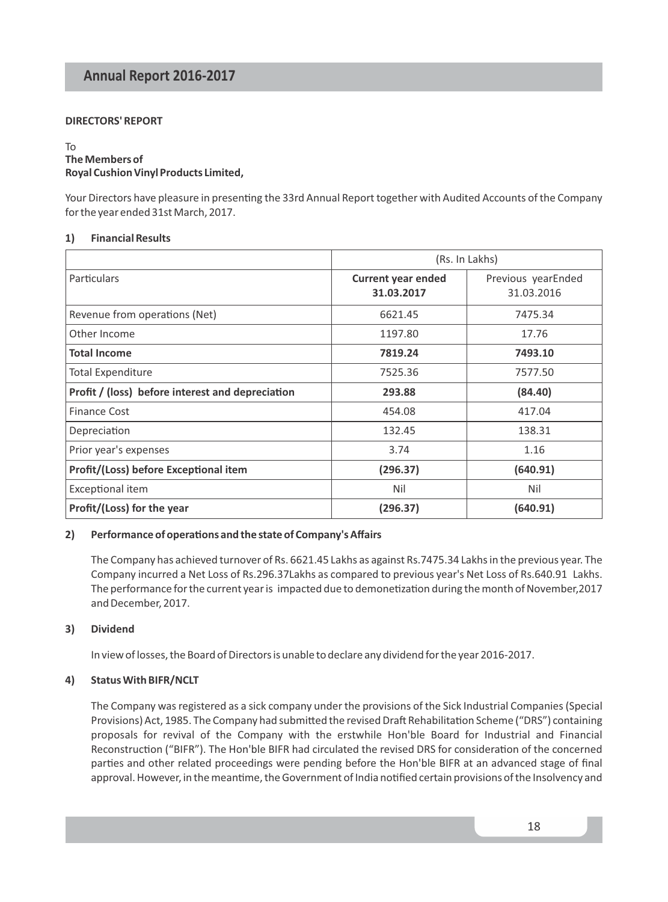**DIRECTORS' REPORT**

To
**The Members of**
**Royal Cushion Vinyl Products Limited,**

Your Directors have pleasure in presenting the 33rd Annual Report together with Audited Accounts of the Company for the year ended 31st March, 2017.

**1) Financial Results**

| | (Rs. In Lakhs) | |
|---|---|---|
| Particulars | **Current year ended 31.03.2017** | Previous yearEnded 31.03.2016 |
| Revenue from operations (Net) | 6621.45 | 7475.34 |
| Other Income | 1197.80 | 17.76 |
| **Total Income** | **7819.24** | **7493.10** |
| Total Expenditure | 7525.36 | 7577.50 |
| **Profit / (loss) before interest and depreciation** | **293.88** | **(84.40)** |
| Finance Cost | 454.08 | 417.04 |
| Depreciation | 132.45 | 138.31 |
| Prior year's expenses | 3.74 | 1.16 |
| **Profit/(Loss) before Exceptional item** | **(296.37)** | **(640.91)** |
| Exceptional item | Nil | Nil |
| **Profit/(Loss) for the year** | **(296.37)** | **(640.91)** |

**2) Performance of operations and the state of Company's Affairs**

The Company has achieved turnover of Rs. 6621.45 Lakhs as against Rs.7475.34 Lakhs in the previous year. The Company incurred a Net Loss of Rs.296.37Lakhs as compared to previous year's Net Loss of Rs.640.91 Lakhs. The performance for the current year is impacted due to demonetization during the month of November,2017 and December, 2017.

**3) Dividend**

In view of losses, the Board of Directors is unable to declare any dividend for the year 2016-2017.

**4) Status With BIFR/NCLT**

The Company was registered as a sick company under the provisions of the Sick Industrial Companies (Special Provisions) Act, 1985. The Company had submitted the revised Draft Rehabilitation Scheme ("DRS") containing proposals for revival of the Company with the erstwhile Hon'ble Board for Industrial and Financial Reconstruction ("BIFR"). The Hon'ble BIFR had circulated the revised DRS for consideration of the concerned parties and other related proceedings were pending before the Hon'ble BIFR at an advanced stage of final approval. However, in the meantime, the Government of India notified certain provisions of the Insolvency and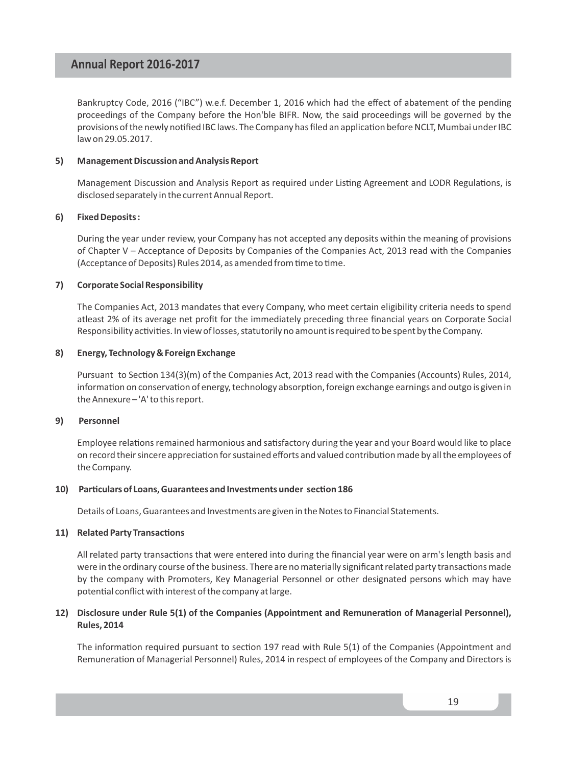Bankruptcy Code, 2016 ("IBC") w.e.f. December 1, 2016 which had the effect of abatement of the pending proceedings of the Company before the Hon'ble BIFR. Now, the said proceedings will be governed by the provisions of the newly notified IBC laws. The Company has filed an application before NCLT, Mumbai under IBC law on 29.05.2017.

**5) Management Discussion and Analysis Report**

Management Discussion and Analysis Report as required under Listing Agreement and LODR Regulations, is disclosed separately in the current Annual Report.

**6) Fixed Deposits :**

During the year under review, your Company has not accepted any deposits within the meaning of provisions of Chapter V – Acceptance of Deposits by Companies of the Companies Act, 2013 read with the Companies (Acceptance of Deposits) Rules 2014, as amended from time to time.

**7) Corporate Social Responsibility**

The Companies Act, 2013 mandates that every Company, who meet certain eligibility criteria needs to spend atleast 2% of its average net profit for the immediately preceding three financial years on Corporate Social Responsibility activities. In view of losses, statutorily no amount is required to be spent by the Company.

**8) Energy, Technology & Foreign Exchange**

Pursuant to Section 134(3)(m) of the Companies Act, 2013 read with the Companies (Accounts) Rules, 2014, information on conservation of energy, technology absorption, foreign exchange earnings and outgo is given in the Annexure – 'A' to this report.

**9) Personnel**

Employee relations remained harmonious and satisfactory during the year and your Board would like to place on record their sincere appreciation for sustained efforts and valued contribution made by all the employees of the Company.

**10) Particulars of Loans, Guarantees and Investments under section 186**

Details of Loans, Guarantees and Investments are given in the Notes to Financial Statements.

**11) Related Party Transactions**

All related party transactions that were entered into during the financial year were on arm's length basis and were in the ordinary course of the business. There are no materially significant related party transactions made by the company with Promoters, Key Managerial Personnel or other designated persons which may have potential conflict with interest of the company at large.

**12) Disclosure under Rule 5(1) of the Companies (Appointment and Remuneration of Managerial Personnel), Rules, 2014**

The information required pursuant to section 197 read with Rule 5(1) of the Companies (Appointment and Remuneration of Managerial Personnel) Rules, 2014 in respect of employees of the Company and Directors is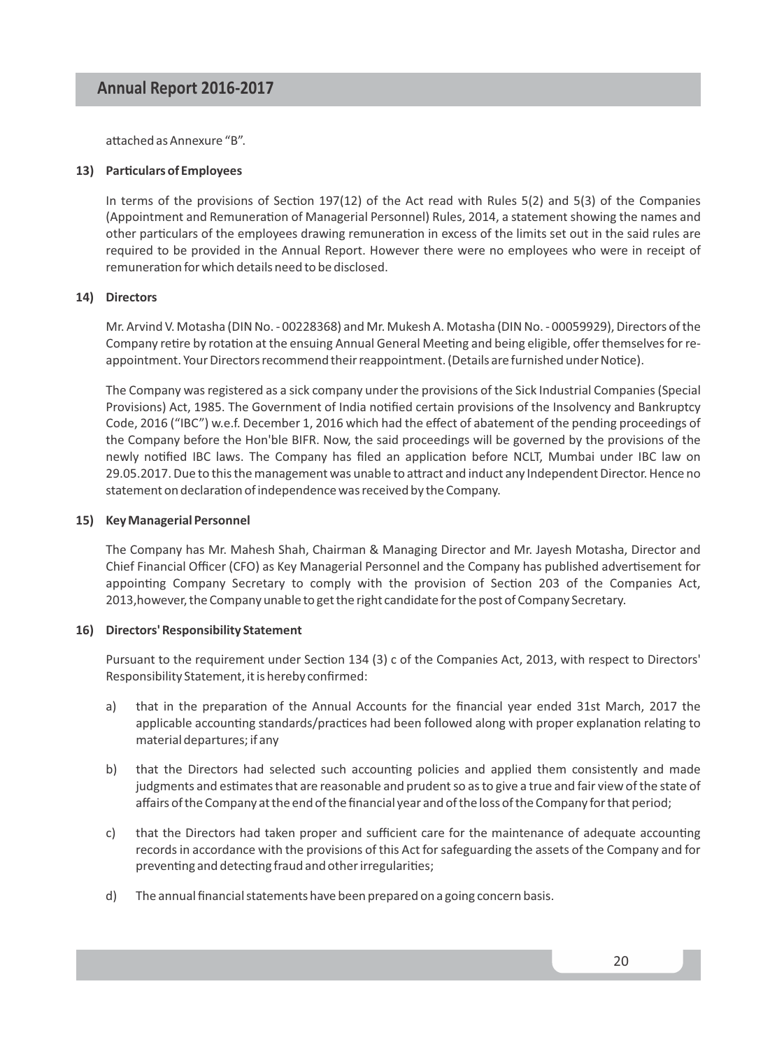attached as Annexure "B".

**13) Particulars of Employees**

In terms of the provisions of Section 197(12) of the Act read with Rules 5(2) and 5(3) of the Companies (Appointment and Remuneration of Managerial Personnel) Rules, 2014, a statement showing the names and other particulars of the employees drawing remuneration in excess of the limits set out in the said rules are required to be provided in the Annual Report. However there were no employees who were in receipt of remuneration for which details need to be disclosed.

**14) Directors**

Mr. Arvind V. Motasha (DIN No. - 00228368) and Mr. Mukesh A. Motasha (DIN No. - 00059929), Directors of the Company retire by rotation at the ensuing Annual General Meeting and being eligible, offer themselves for re-appointment. Your Directors recommend their reappointment. (Details are furnished under Notice).

The Company was registered as a sick company under the provisions of the Sick Industrial Companies (Special Provisions) Act, 1985. The Government of India notified certain provisions of the Insolvency and Bankruptcy Code, 2016 ("IBC") w.e.f. December 1, 2016 which had the effect of abatement of the pending proceedings of the Company before the Hon'ble BIFR. Now, the said proceedings will be governed by the provisions of the newly notified IBC laws. The Company has filed an application before NCLT, Mumbai under IBC law on 29.05.2017. Due to this the management was unable to attract and induct any Independent Director. Hence no statement on declaration of independence was received by the Company.

**15) Key Managerial Personnel**

The Company has Mr. Mahesh Shah, Chairman & Managing Director and Mr. Jayesh Motasha, Director and Chief Financial Officer (CFO) as Key Managerial Personnel and the Company has published advertisement for appointing Company Secretary to comply with the provision of Section 203 of the Companies Act, 2013,however, the Company unable to get the right candidate for the post of Company Secretary.

**16) Directors' Responsibility Statement**

Pursuant to the requirement under Section 134 (3) c of the Companies Act, 2013, with respect to Directors' Responsibility Statement, it is hereby confirmed:

a) that in the preparation of the Annual Accounts for the financial year ended 31st March, 2017 the applicable accounting standards/practices had been followed along with proper explanation relating to material departures; if any

b) that the Directors had selected such accounting policies and applied them consistently and made judgments and estimates that are reasonable and prudent so as to give a true and fair view of the state of affairs of the Company at the end of the financial year and of the loss of the Company for that period;

c) that the Directors had taken proper and sufficient care for the maintenance of adequate accounting records in accordance with the provisions of this Act for safeguarding the assets of the Company and for preventing and detecting fraud and other irregularities;

d) The annual financial statements have been prepared on a going concern basis.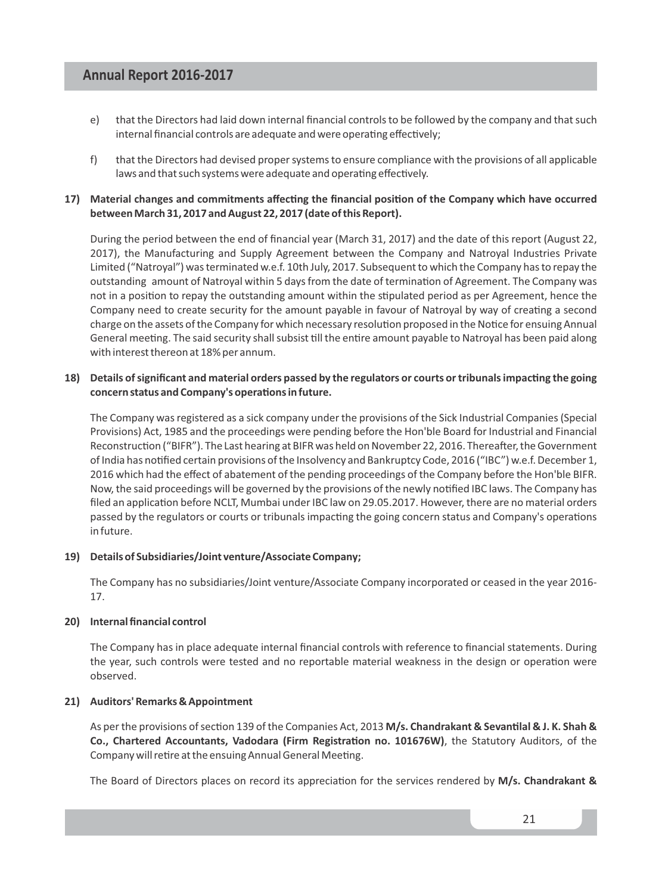e) that the Directors had laid down internal financial controls to be followed by the company and that such internal financial controls are adequate and were operating effectively;

f) that the Directors had devised proper systems to ensure compliance with the provisions of all applicable laws and that such systems were adequate and operating effectively.

**17) Material changes and commitments affecting the financial position of the Company which have occurred between March 31, 2017 and August 22, 2017 (date of this Report).**

During the period between the end of financial year (March 31, 2017) and the date of this report (August 22, 2017), the Manufacturing and Supply Agreement between the Company and Natroyal Industries Private Limited ("Natroyal") was terminated w.e.f. 10th July, 2017. Subsequent to which the Company has to repay the outstanding amount of Natroyal within 5 days from the date of termination of Agreement. The Company was not in a position to repay the outstanding amount within the stipulated period as per Agreement, hence the Company need to create security for the amount payable in favour of Natroyal by way of creating a second charge on the assets of the Company for which necessary resolution proposed in the Notice for ensuing Annual General meeting. The said security shall subsist till the entire amount payable to Natroyal has been paid along with interest thereon at 18% per annum.

**18) Details of significant and material orders passed by the regulators or courts or tribunals impacting the going concern status and Company's operations in future.**

The Company was registered as a sick company under the provisions of the Sick Industrial Companies (Special Provisions) Act, 1985 and the proceedings were pending before the Hon'ble Board for Industrial and Financial Reconstruction ("BIFR"). The Last hearing at BIFR was held on November 22, 2016. Thereafter, the Government of India has notified certain provisions of the Insolvency and Bankruptcy Code, 2016 ("IBC") w.e.f. December 1, 2016 which had the effect of abatement of the pending proceedings of the Company before the Hon'ble BIFR. Now, the said proceedings will be governed by the provisions of the newly notified IBC laws. The Company has filed an application before NCLT, Mumbai under IBC law on 29.05.2017. However, there are no material orders passed by the regulators or courts or tribunals impacting the going concern status and Company's operations in future.

**19) Details of Subsidiaries/Joint venture/Associate Company;**

The Company has no subsidiaries/Joint venture/Associate Company incorporated or ceased in the year 2016-17.

**20) Internal financial control**

The Company has in place adequate internal financial controls with reference to financial statements. During the year, such controls were tested and no reportable material weakness in the design or operation were observed.

**21) Auditors' Remarks & Appointment**

As per the provisions of section 139 of the Companies Act, 2013 **M/s. Chandrakant & Sevantilal & J. K. Shah & Co., Chartered Accountants, Vadodara (Firm Registration no. 101676W)**, the Statutory Auditors, of the Company will retire at the ensuing Annual General Meeting.

The Board of Directors places on record its appreciation for the services rendered by **M/s. Chandrakant &**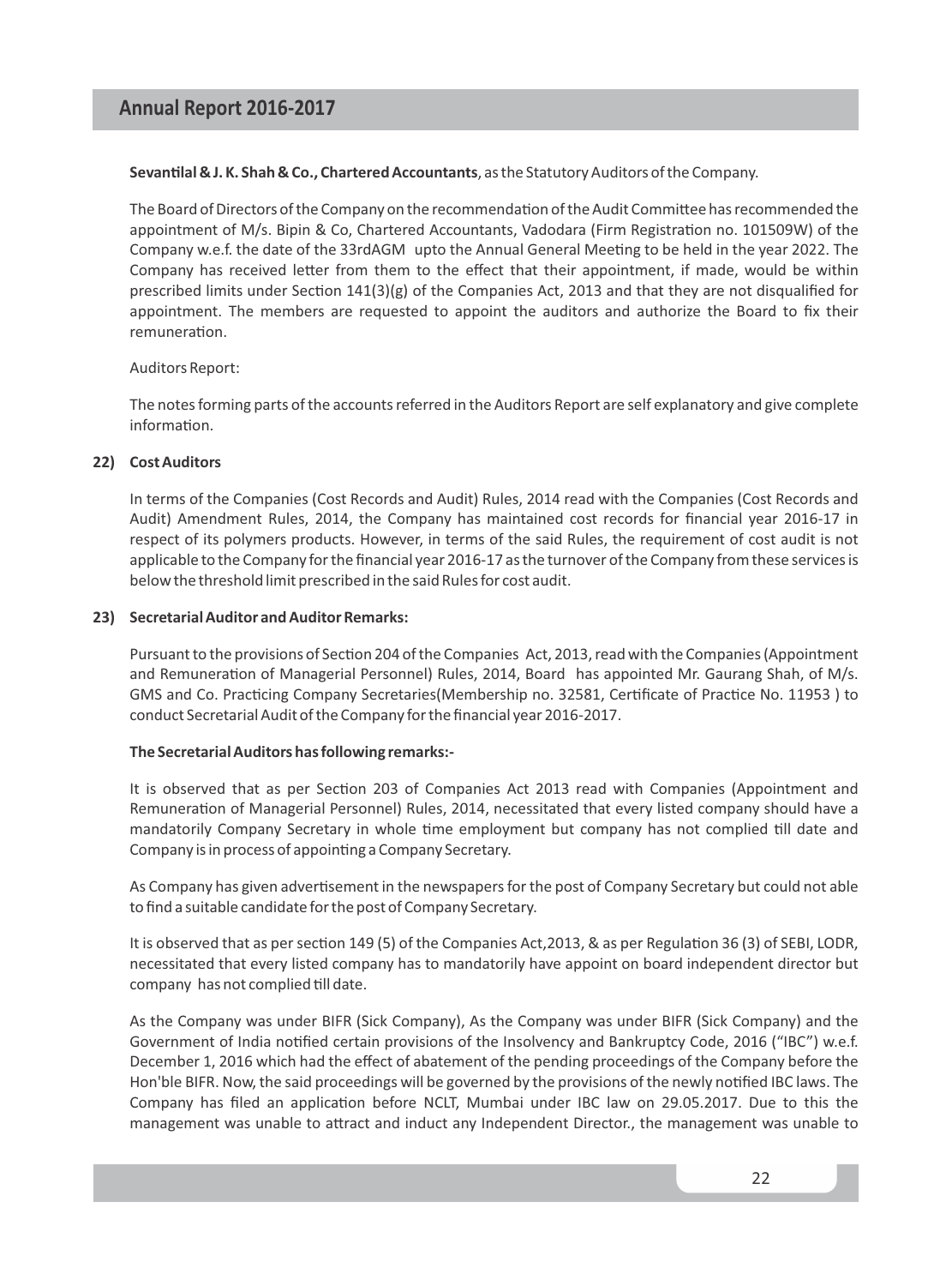**Sevantilal & J. K. Shah & Co., Chartered Accountants**, as the Statutory Auditors of the Company.

The Board of Directors of the Company on the recommendation of the Audit Committee has recommended the appointment of M/s. Bipin & Co, Chartered Accountants, Vadodara (Firm Registration no. 101509W) of the Company w.e.f. the date of the 33rdAGM upto the Annual General Meeting to be held in the year 2022. The Company has received letter from them to the effect that their appointment, if made, would be within prescribed limits under Section 141(3)(g) of the Companies Act, 2013 and that they are not disqualified for appointment. The members are requested to appoint the auditors and authorize the Board to fix their remuneration.

Auditors Report:

The notes forming parts of the accounts referred in the Auditors Report are self explanatory and give complete information.

**22) Cost Auditors**

In terms of the Companies (Cost Records and Audit) Rules, 2014 read with the Companies (Cost Records and Audit) Amendment Rules, 2014, the Company has maintained cost records for financial year 2016-17 in respect of its polymers products. However, in terms of the said Rules, the requirement of cost audit is not applicable to the Company for the financial year 2016-17 as the turnover of the Company from these services is below the threshold limit prescribed in the said Rules for cost audit.

**23) Secretarial Auditor and Auditor Remarks:**

Pursuant to the provisions of Section 204 of the Companies Act, 2013, read with the Companies (Appointment and Remuneration of Managerial Personnel) Rules, 2014, Board has appointed Mr. Gaurang Shah, of M/s. GMS and Co. Practicing Company Secretaries(Membership no. 32581, Certificate of Practice No. 11953 ) to conduct Secretarial Audit of the Company for the financial year 2016-2017.

**The Secretarial Auditors has following remarks:-**

It is observed that as per Section 203 of Companies Act 2013 read with Companies (Appointment and Remuneration of Managerial Personnel) Rules, 2014, necessitated that every listed company should have a mandatorily Company Secretary in whole time employment but company has not complied till date and Company is in process of appointing a Company Secretary.

As Company has given advertisement in the newspapers for the post of Company Secretary but could not able to find a suitable candidate for the post of Company Secretary.

It is observed that as per section 149 (5) of the Companies Act,2013, & as per Regulation 36 (3) of SEBI, LODR, necessitated that every listed company has to mandatorily have appoint on board independent director but company has not complied till date.

As the Company was under BIFR (Sick Company), As the Company was under BIFR (Sick Company) and the Government of India notified certain provisions of the Insolvency and Bankruptcy Code, 2016 ("IBC") w.e.f. December 1, 2016 which had the effect of abatement of the pending proceedings of the Company before the Hon'ble BIFR. Now, the said proceedings will be governed by the provisions of the newly notified IBC laws. The Company has filed an application before NCLT, Mumbai under IBC law on 29.05.2017. Due to this the management was unable to attract and induct any Independent Director., the management was unable to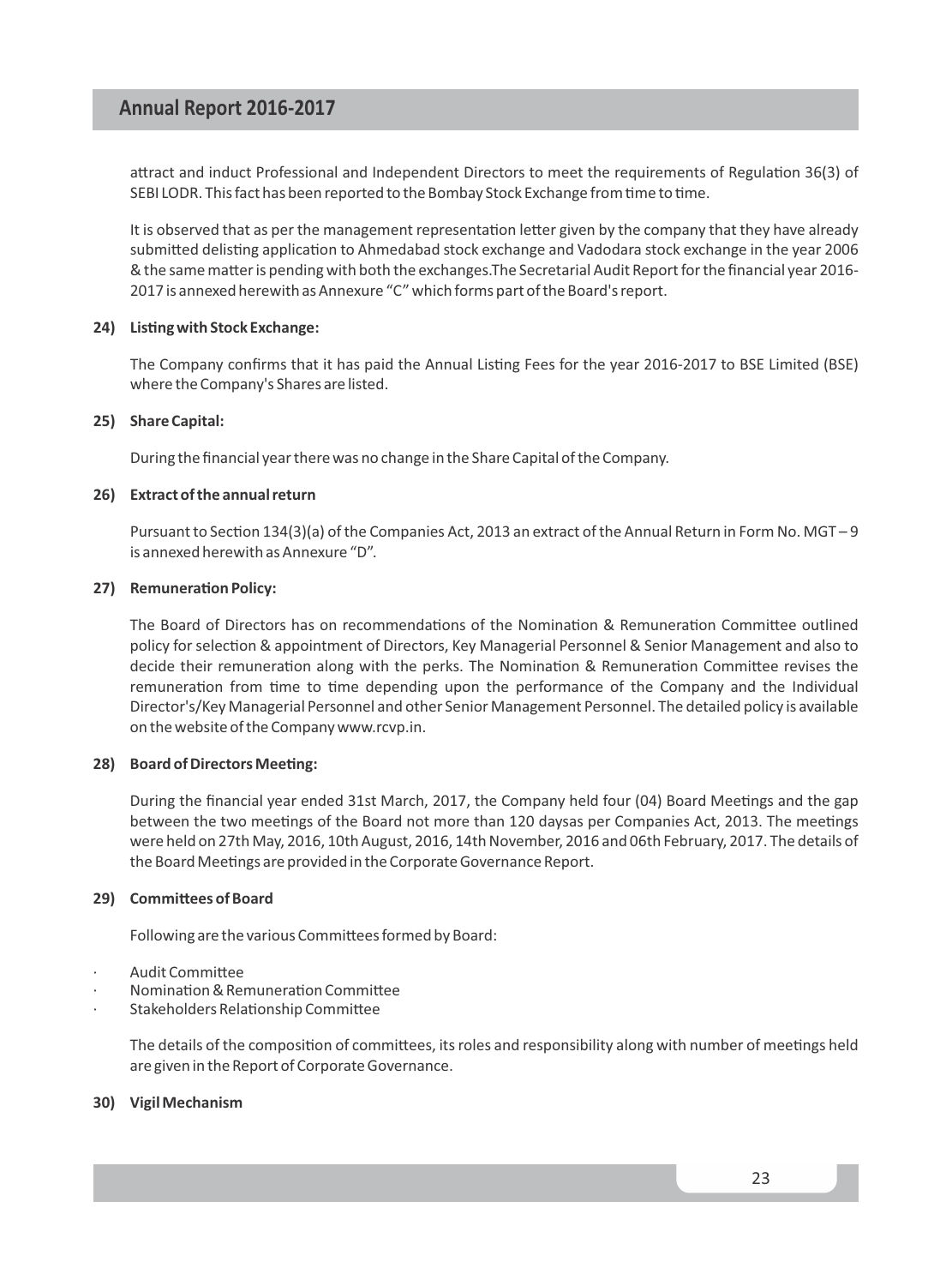attract and induct Professional and Independent Directors to meet the requirements of Regulation 36(3) of SEBI LODR. This fact has been reported to the Bombay Stock Exchange from time to time.

It is observed that as per the management representation letter given by the company that they have already submitted delisting application to Ahmedabad stock exchange and Vadodara stock exchange in the year 2006 & the same matter is pending with both the exchanges.The Secretarial Audit Report for the financial year 2016-2017 is annexed herewith as Annexure "C" which forms part of the Board's report.

**24) Listing with Stock Exchange:**

The Company confirms that it has paid the Annual Listing Fees for the year 2016-2017 to BSE Limited (BSE) where the Company's Shares are listed.

**25) Share Capital:**

During the financial year there was no change in the Share Capital of the Company.

**26) Extract of the annual return**

Pursuant to Section 134(3)(a) of the Companies Act, 2013 an extract of the Annual Return in Form No. MGT – 9 is annexed herewith as Annexure "D".

**27) Remuneration Policy:**

The Board of Directors has on recommendations of the Nomination & Remuneration Committee outlined policy for selection & appointment of Directors, Key Managerial Personnel & Senior Management and also to decide their remuneration along with the perks. The Nomination & Remuneration Committee revises the remuneration from time to time depending upon the performance of the Company and the Individual Director's/Key Managerial Personnel and other Senior Management Personnel. The detailed policy is available on the website of the Company www.rcvp.in.

**28) Board of Directors Meeting:**

During the financial year ended 31st March, 2017, the Company held four (04) Board Meetings and the gap between the two meetings of the Board not more than 120 daysas per Companies Act, 2013. The meetings were held on 27th May, 2016, 10th August, 2016, 14th November, 2016 and 06th February, 2017. The details of the Board Meetings are provided in the Corporate Governance Report.

**29) Committees of Board**

Following are the various Committees formed by Board:

- Audit Committee
- Nomination & Remuneration Committee
- Stakeholders Relationship Committee

The details of the composition of committees, its roles and responsibility along with number of meetings held are given in the Report of Corporate Governance.

**30) Vigil Mechanism**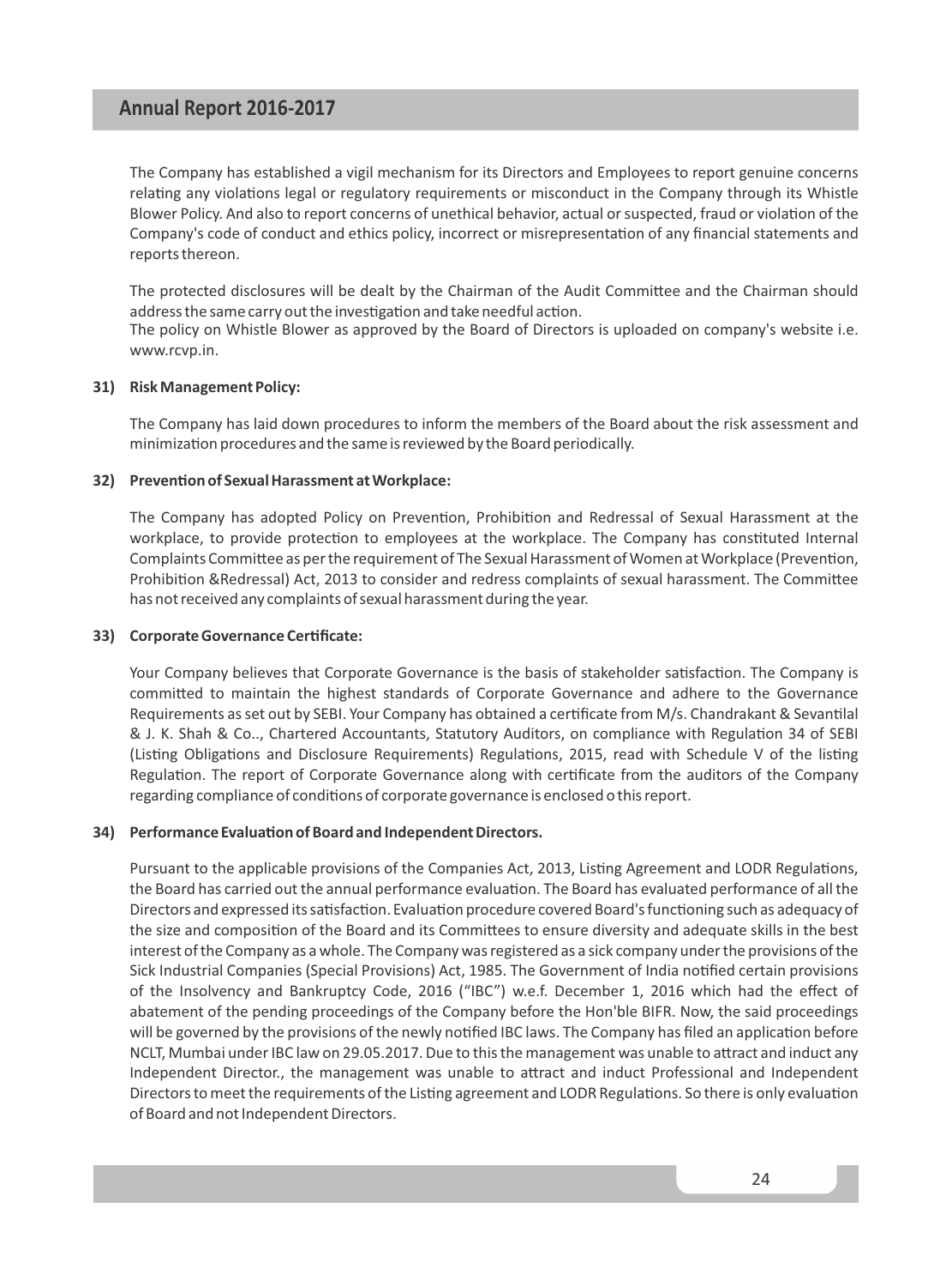The Company has established a vigil mechanism for its Directors and Employees to report genuine concerns relating any violations legal or regulatory requirements or misconduct in the Company through its Whistle Blower Policy. And also to report concerns of unethical behavior, actual or suspected, fraud or violation of the Company's code of conduct and ethics policy, incorrect or misrepresentation of any financial statements and reports thereon.

The protected disclosures will be dealt by the Chairman of the Audit Committee and the Chairman should address the same carry out the investigation and take needful action.
The policy on Whistle Blower as approved by the Board of Directors is uploaded on company's website i.e. www.rcvp.in.

**31) Risk Management Policy:**

The Company has laid down procedures to inform the members of the Board about the risk assessment and minimization procedures and the same is reviewed by the Board periodically.

**32) Prevention of Sexual Harassment at Workplace:**

The Company has adopted Policy on Prevention, Prohibition and Redressal of Sexual Harassment at the workplace, to provide protection to employees at the workplace. The Company has constituted Internal Complaints Committee as per the requirement of The Sexual Harassment of Women at Workplace (Prevention, Prohibition &Redressal) Act, 2013 to consider and redress complaints of sexual harassment. The Committee has not received any complaints of sexual harassment during the year.

**33) Corporate Governance Certificate:**

Your Company believes that Corporate Governance is the basis of stakeholder satisfaction. The Company is committed to maintain the highest standards of Corporate Governance and adhere to the Governance Requirements as set out by SEBI. Your Company has obtained a certificate from M/s. Chandrakant & Sevantilal & J. K. Shah & Co.., Chartered Accountants, Statutory Auditors, on compliance with Regulation 34 of SEBI (Listing Obligations and Disclosure Requirements) Regulations, 2015, read with Schedule V of the listing Regulation. The report of Corporate Governance along with certificate from the auditors of the Company regarding compliance of conditions of corporate governance is enclosed o this report.

**34) Performance Evaluation of Board and Independent Directors.**

Pursuant to the applicable provisions of the Companies Act, 2013, Listing Agreement and LODR Regulations, the Board has carried out the annual performance evaluation. The Board has evaluated performance of all the Directors and expressed its satisfaction. Evaluation procedure covered Board's functioning such as adequacy of the size and composition of the Board and its Committees to ensure diversity and adequate skills in the best interest of the Company as a whole. The Company was registered as a sick company under the provisions of the Sick Industrial Companies (Special Provisions) Act, 1985. The Government of India notified certain provisions of the Insolvency and Bankruptcy Code, 2016 ("IBC") w.e.f. December 1, 2016 which had the effect of abatement of the pending proceedings of the Company before the Hon'ble BIFR. Now, the said proceedings will be governed by the provisions of the newly notified IBC laws. The Company has filed an application before NCLT, Mumbai under IBC law on 29.05.2017. Due to this the management was unable to attract and induct any Independent Director., the management was unable to attract and induct Professional and Independent Directors to meet the requirements of the Listing agreement and LODR Regulations. So there is only evaluation of Board and not Independent Directors.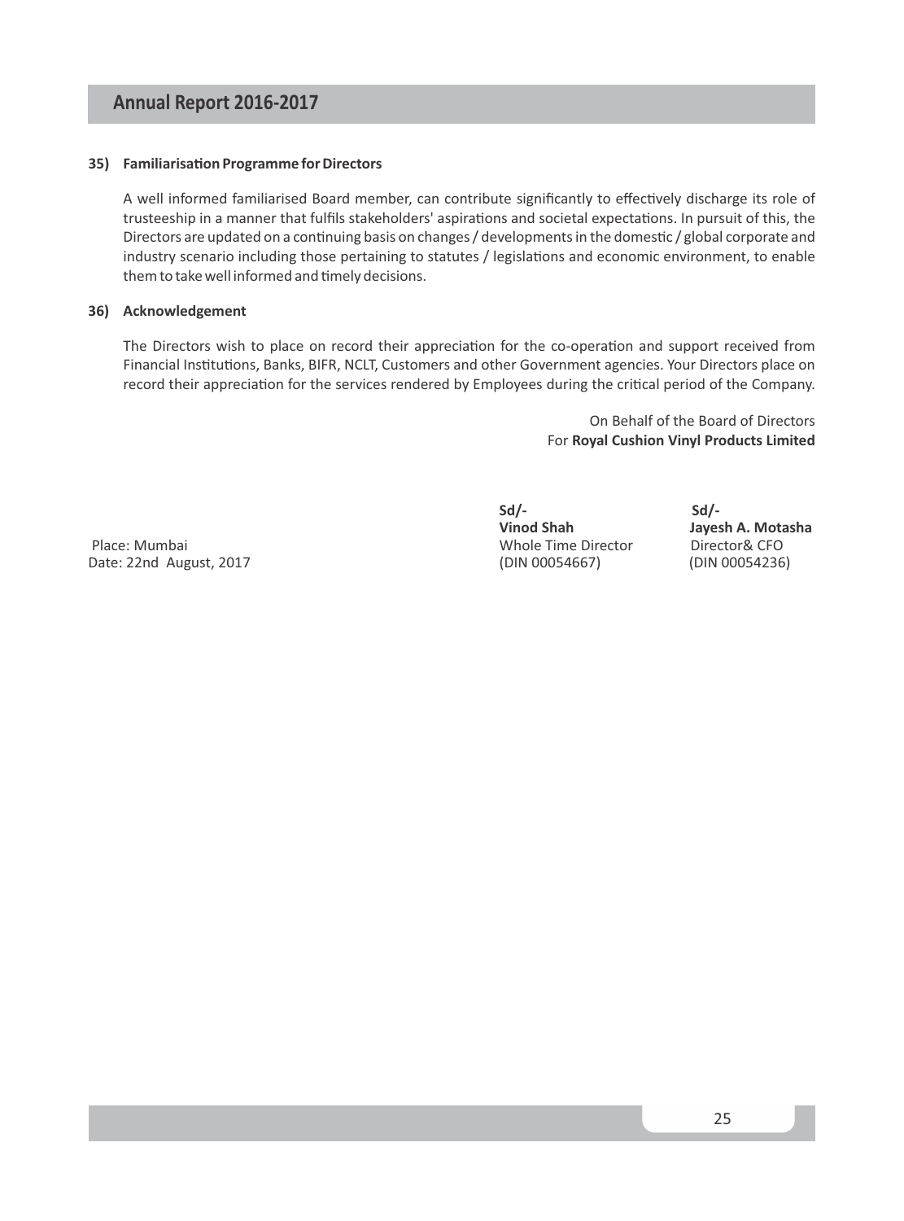**35) Familiarisation Programme for Directors**

A well informed familiarised Board member, can contribute significantly to effectively discharge its role of trusteeship in a manner that fulfils stakeholders' aspirations and societal expectations. In pursuit of this, the Directors are updated on a continuing basis on changes / developments in the domestic / global corporate and industry scenario including those pertaining to statutes / legislations and economic environment, to enable them to take well informed and timely decisions.

**36) Acknowledgement**

The Directors wish to place on record their appreciation for the co-operation and support received from Financial Institutions, Banks, BIFR, NCLT, Customers and other Government agencies. Your Directors place on record their appreciation for the services rendered by Employees during the critical period of the Company.

On Behalf of the Board of Directors
For **Royal Cushion Vinyl Products Limited**

| | Sd/- | Sd/- |
|---|---|---|
| | **Vinod Shah** | **Jayesh A. Motasha** |
| Place: Mumbai | Whole Time Director | Director& CFO |
| Date: 22nd August, 2017 | (DIN 00054667) | (DIN 00054236) |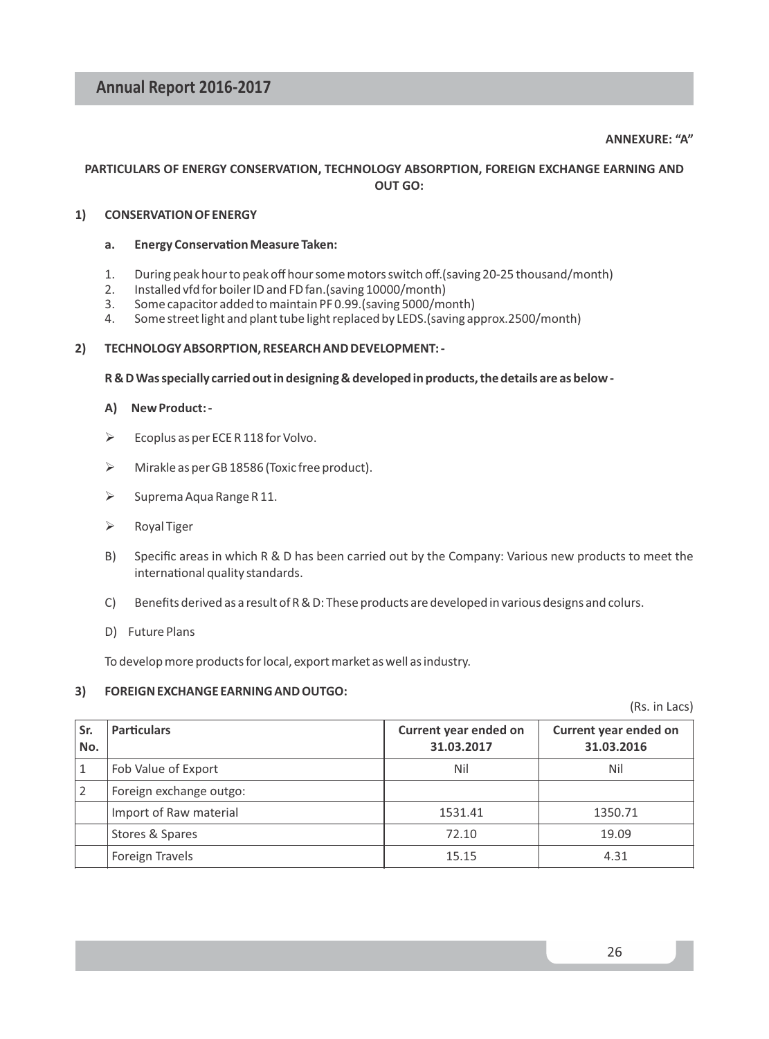ANNEXURE: "A"

## PARTICULARS OF ENERGY CONSERVATION, TECHNOLOGY ABSORPTION, FOREIGN EXCHANGE EARNING AND OUT GO:

### 1) CONSERVATION OF ENERGY

**a. Energy Conservation Measure Taken:**

1. During peak hour to peak off hour some motors switch off.(saving 20-25 thousand/month)
2. Installed vfd for boiler ID and FD fan.(saving 10000/month)
3. Some capacitor added to maintain PF 0.99.(saving 5000/month)
4. Some street light and plant tube light replaced by LEDS.(saving approx.2500/month)

### 2) TECHNOLOGY ABSORPTION, RESEARCH AND DEVELOPMENT: -

**R & D Was specially carried out in designing & developed in products, the details are as below -**

**A) New Product: -**

- Ecoplus as per ECE R 118 for Volvo.
- Mirakle as per GB 18586 (Toxic free product).
- Suprema Aqua Range R 11.
- Royal Tiger

B) Specific areas in which R & D has been carried out by the Company: Various new products to meet the international quality standards.

C) Benefits derived as a result of R & D: These products are developed in various designs and colurs.

D) Future Plans

To develop more products for local, export market as well as industry.

### 3) FOREIGN EXCHANGE EARNING AND OUTGO:

(Rs. in Lacs)

| Sr. No. | Particulars | Current year ended on 31.03.2017 | Current year ended on 31.03.2016 |
|---|---|---|---|
| 1 | Fob Value of Export | Nil | Nil |
| 2 | Foreign exchange outgo: | | |
| | Import of Raw material | 1531.41 | 1350.71 |
| | Stores & Spares | 72.10 | 19.09 |
| | Foreign Travels | 15.15 | 4.31 |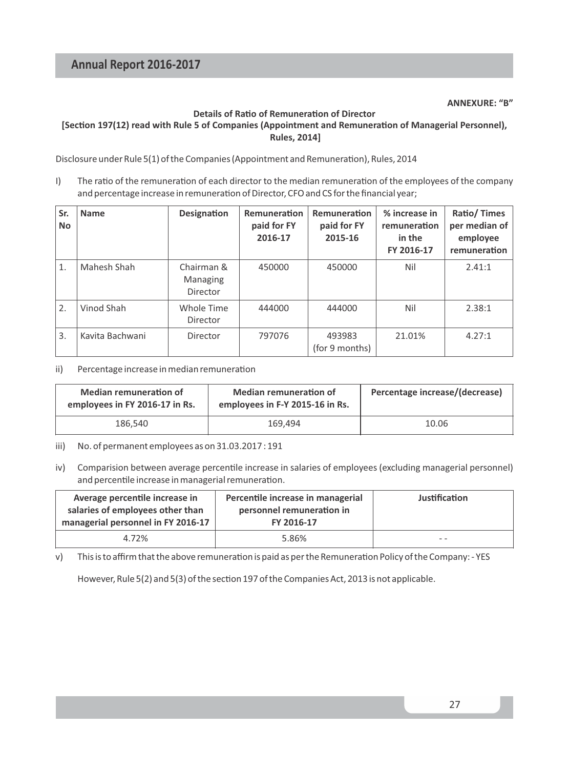**ANNEXURE: "B"**

**Details of Ratio of Remuneration of Director**
**[Section 197(12) read with Rule 5 of Companies (Appointment and Remuneration of Managerial Personnel), Rules, 2014]**

Disclosure under Rule 5(1) of the Companies (Appointment and Remuneration), Rules, 2014

I) The ratio of the remuneration of each director to the median remuneration of the employees of the company and percentage increase in remuneration of Director, CFO and CS for the financial year;

| Sr. No | Name | Designation | Remuneration paid for FY 2016-17 | Remuneration paid for FY 2015-16 | % increase in remuneration in the FY 2016-17 | Ratio/ Times per median of employee remuneration |
|---|---|---|---|---|---|---|
| 1. | Mahesh Shah | Chairman & Managing Director | 450000 | 450000 | Nil | 2.41:1 |
| 2. | Vinod Shah | Whole Time Director | 444000 | 444000 | Nil | 2.38:1 |
| 3. | Kavita Bachwani | Director | 797076 | 493983 (for 9 months) | 21.01% | 4.27:1 |

ii) Percentage increase in median remuneration

| Median remuneration of employees in FY 2016-17 in Rs. | Median remuneration of employees in F-Y 2015-16 in Rs. | Percentage increase/(decrease) |
|---|---|---|
| 186,540 | 169,494 | 10.06 |

iii) No. of permanent employees as on 31.03.2017 : 191

iv) Comparision between average percentile increase in salaries of employees (excluding managerial personnel) and percentile increase in managerial remuneration.

| Average percentile increase in salaries of employees other than managerial personnel in FY 2016-17 | Percentile increase in managerial personnel remuneration in FY 2016-17 | Justification |
|---|---|---|
| 4.72% | 5.86% | - - |

v) This is to affirm that the above remuneration is paid as per the Remuneration Policy of the Company: - YES

However, Rule 5(2) and 5(3) of the section 197 of the Companies Act, 2013 is not applicable.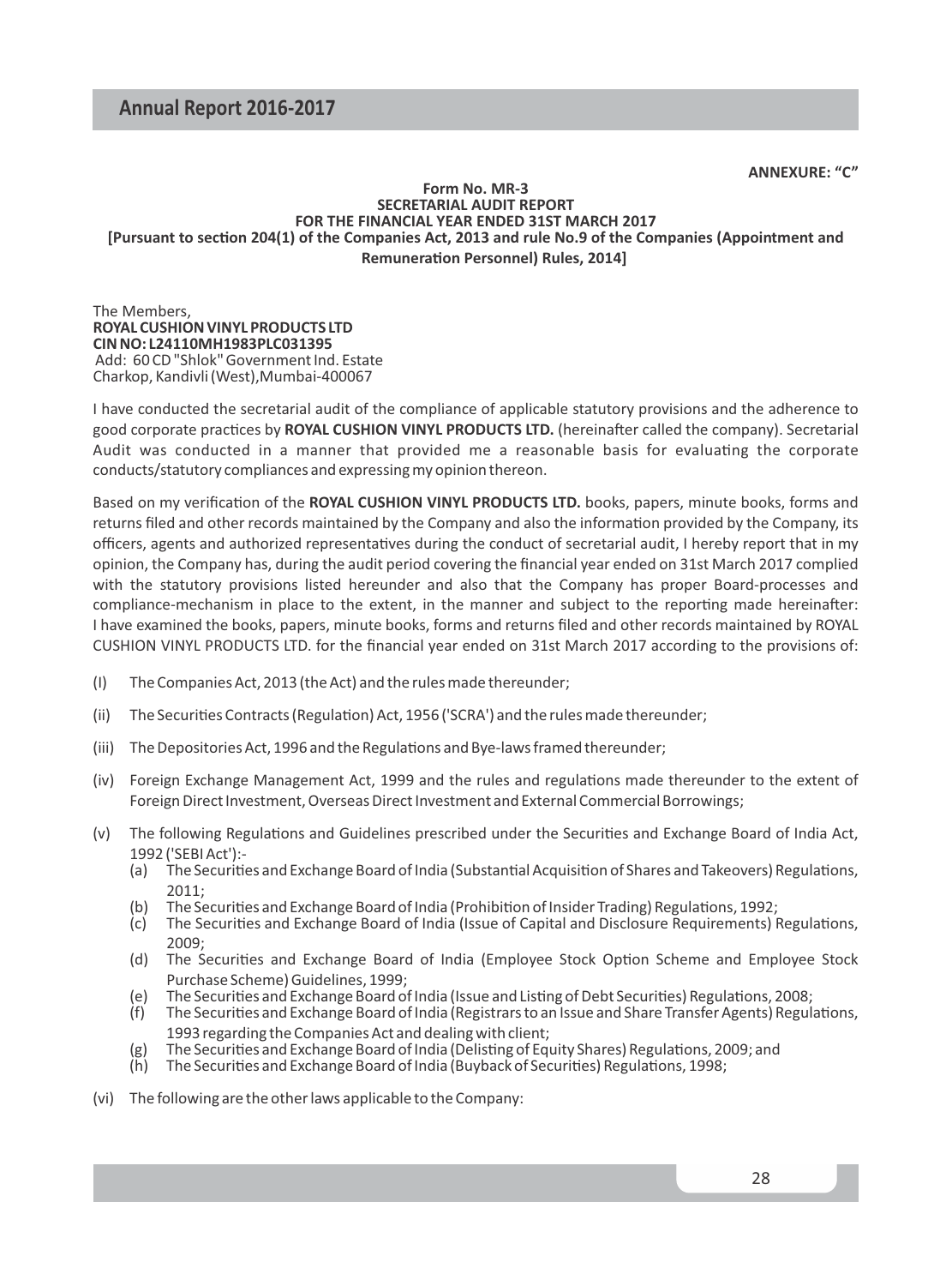**ANNEXURE: "C"**

**Form No. MR-3**
**SECRETARIAL AUDIT REPORT**
**FOR THE FINANCIAL YEAR ENDED 31ST MARCH 2017**
**[Pursuant to section 204(1) of the Companies Act, 2013 and rule No.9 of the Companies (Appointment and Remuneration Personnel) Rules, 2014]**

The Members,
**ROYAL CUSHION VINYL PRODUCTS LTD**
**CIN NO: L24110MH1983PLC031395**
Add: 60 CD "Shlok" Government Ind. Estate
Charkop, Kandivli (West), Mumbai-400067

I have conducted the secretarial audit of the compliance of applicable statutory provisions and the adherence to good corporate practices by **ROYAL CUSHION VINYL PRODUCTS LTD.** (hereinafter called the company). Secretarial Audit was conducted in a manner that provided me a reasonable basis for evaluating the corporate conducts/statutory compliances and expressing my opinion thereon.

Based on my verification of the **ROYAL CUSHION VINYL PRODUCTS LTD.** books, papers, minute books, forms and returns filed and other records maintained by the Company and also the information provided by the Company, its officers, agents and authorized representatives during the conduct of secretarial audit, I hereby report that in my opinion, the Company has, during the audit period covering the financial year ended on 31st March 2017 complied with the statutory provisions listed hereunder and also that the Company has proper Board-processes and compliance-mechanism in place to the extent, in the manner and subject to the reporting made hereinafter: I have examined the books, papers, minute books, forms and returns filed and other records maintained by ROYAL CUSHION VINYL PRODUCTS LTD. for the financial year ended on 31st March 2017 according to the provisions of:

(I) The Companies Act, 2013 (the Act) and the rules made thereunder;

(ii) The Securities Contracts (Regulation) Act, 1956 ('SCRA') and the rules made thereunder;

(iii) The Depositories Act, 1996 and the Regulations and Bye-laws framed thereunder;

(iv) Foreign Exchange Management Act, 1999 and the rules and regulations made thereunder to the extent of Foreign Direct Investment, Overseas Direct Investment and External Commercial Borrowings;

(v) The following Regulations and Guidelines prescribed under the Securities and Exchange Board of India Act, 1992 ('SEBI Act'):-
   (a) The Securities and Exchange Board of India (Substantial Acquisition of Shares and Takeovers) Regulations, 2011;
   (b) The Securities and Exchange Board of India (Prohibition of Insider Trading) Regulations, 1992;
   (c) The Securities and Exchange Board of India (Issue of Capital and Disclosure Requirements) Regulations, 2009;
   (d) The Securities and Exchange Board of India (Employee Stock Option Scheme and Employee Stock Purchase Scheme) Guidelines, 1999;
   (e) The Securities and Exchange Board of India (Issue and Listing of Debt Securities) Regulations, 2008;
   (f) The Securities and Exchange Board of India (Registrars to an Issue and Share Transfer Agents) Regulations, 1993 regarding the Companies Act and dealing with client;
   (g) The Securities and Exchange Board of India (Delisting of Equity Shares) Regulations, 2009; and
   (h) The Securities and Exchange Board of India (Buyback of Securities) Regulations, 1998;

(vi) The following are the other laws applicable to the Company: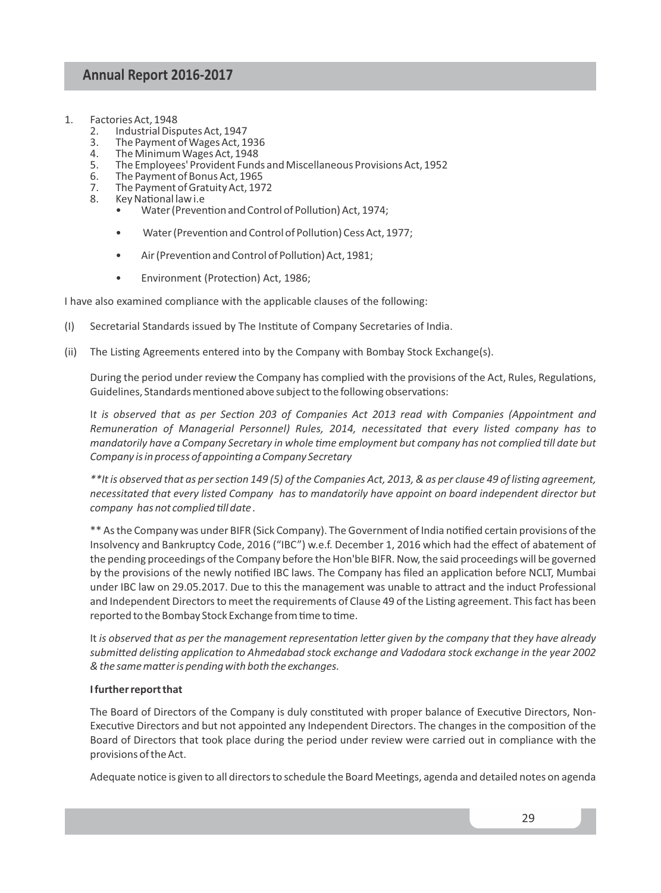1. Factories Act, 1948
   2. Industrial Disputes Act, 1947
   3. The Payment of Wages Act, 1936
   4. The Minimum Wages Act, 1948
   5. The Employees' Provident Funds and Miscellaneous Provisions Act, 1952
   6. The Payment of Bonus Act, 1965
   7. The Payment of Gratuity Act, 1972
   8. Key National law i.e
      - Water (Prevention and Control of Pollution) Act, 1974;
      - Water (Prevention and Control of Pollution) Cess Act, 1977;
      - Air (Prevention and Control of Pollution) Act, 1981;
      - Environment (Protection) Act, 1986;

I have also examined compliance with the applicable clauses of the following:

(I) Secretarial Standards issued by The Institute of Company Secretaries of India.

(ii) The Listing Agreements entered into by the Company with Bombay Stock Exchange(s).

During the period under review the Company has complied with the provisions of the Act, Rules, Regulations, Guidelines, Standards mentioned above subject to the following observations:

I*t is observed that as per Section 203 of Companies Act 2013 read with Companies (Appointment and Remuneration of Managerial Personnel) Rules, 2014, necessitated that every listed company has to mandatorily have a Company Secretary in whole time employment but company has not complied till date but Company is in process of appointing a Company Secretary*

*\*\*It is observed that as per section 149 (5) of the Companies Act, 2013, & as per clause 49 of listing agreement, necessitated that every listed Company has to mandatorily have appoint on board independent director but company has not complied till date* .

\*\* As the Company was under BIFR (Sick Company). The Government of India notified certain provisions of the Insolvency and Bankruptcy Code, 2016 ("IBC") w.e.f. December 1, 2016 which had the effect of abatement of the pending proceedings of the Company before the Hon'ble BIFR. Now, the said proceedings will be governed by the provisions of the newly notified IBC laws. The Company has filed an application before NCLT, Mumbai under IBC law on 29.05.2017. Due to this the management was unable to attract and the induct Professional and Independent Directors to meet the requirements of Clause 49 of the Listing agreement. This fact has been reported to the Bombay Stock Exchange from time to time.

It *is observed that as per the management representation letter given by the company that they have already submitted delisting application to Ahmedabad stock exchange and Vadodara stock exchange in the year 2002 & the same matter is pending with both the exchanges*.

**I further report that**

The Board of Directors of the Company is duly constituted with proper balance of Executive Directors, Non-Executive Directors and but not appointed any Independent Directors. The changes in the composition of the Board of Directors that took place during the period under review were carried out in compliance with the provisions of the Act.

Adequate notice is given to all directors to schedule the Board Meetings, agenda and detailed notes on agenda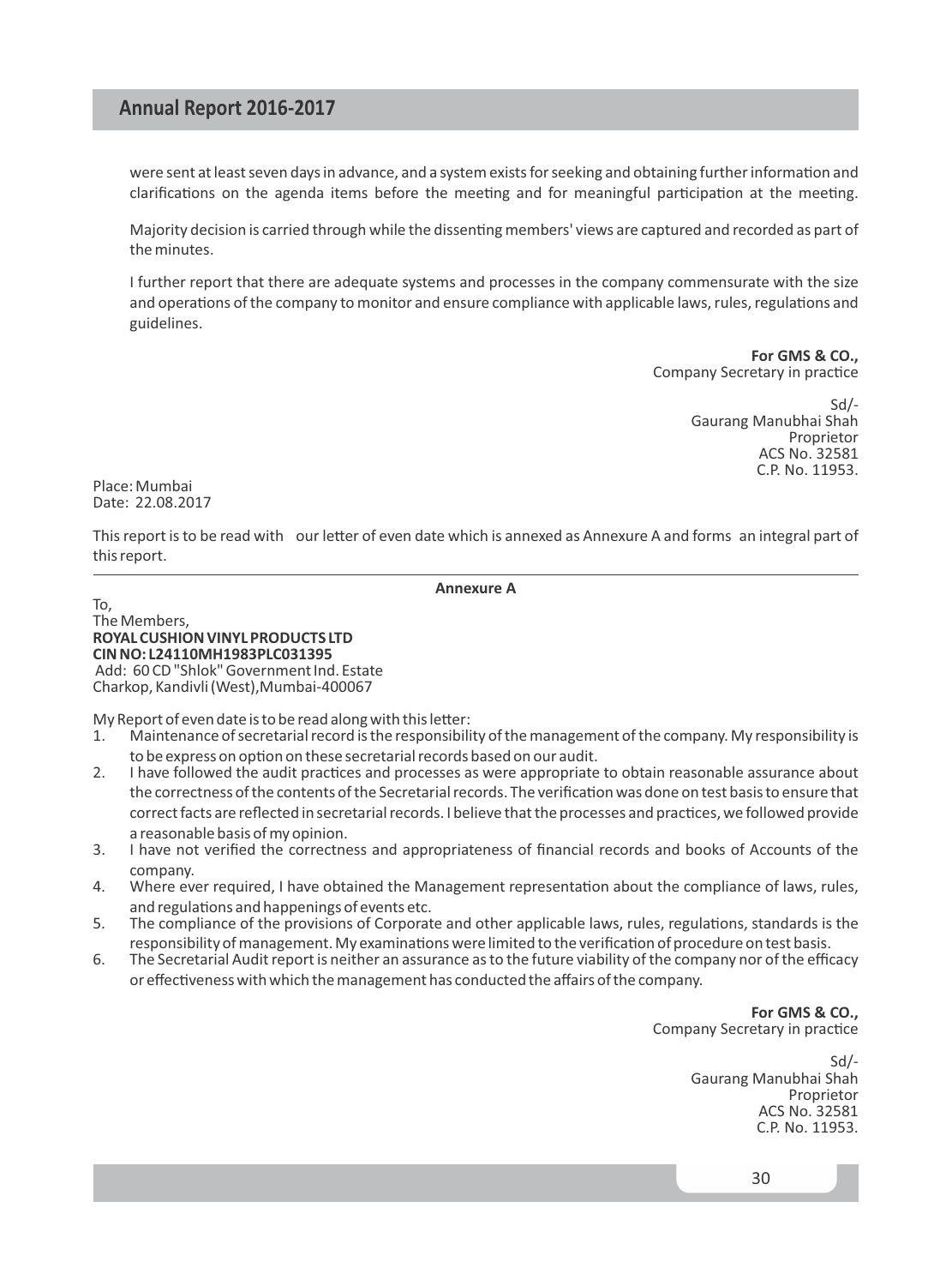were sent at least seven days in advance, and a system exists for seeking and obtaining further information and clarifications on the agenda items before the meeting and for meaningful participation at the meeting.

Majority decision is carried through while the dissenting members' views are captured and recorded as part of the minutes.

I further report that there are adequate systems and processes in the company commensurate with the size and operations of the company to monitor and ensure compliance with applicable laws, rules, regulations and guidelines.

**For GMS & CO.,**
Company Secretary in practice

Sd/-
Gaurang Manubhai Shah
Proprietor
ACS No. 32581
C.P. No. 11953.

Place: Mumbai
Date: 22.08.2017

This report is to be read with our letter of even date which is annexed as Annexure A and forms an integral part of this report.

**Annexure A**

To,
The Members,
**ROYAL CUSHION VINYL PRODUCTS LTD**
**CIN NO: L24110MH1983PLC031395**
Add: 60 CD "Shlok" Government Ind. Estate
Charkop, Kandivli (West), Mumbai-400067

My Report of even date is to be read along with this letter:

1. Maintenance of secretarial record is the responsibility of the management of the company. My responsibility is to be express on option on these secretarial records based on our audit.
2. I have followed the audit practices and processes as were appropriate to obtain reasonable assurance about the correctness of the contents of the Secretarial records. The verification was done on test basis to ensure that correct facts are reflected in secretarial records. I believe that the processes and practices, we followed provide a reasonable basis of my opinion.
3. I have not verified the correctness and appropriateness of financial records and books of Accounts of the company.
4. Where ever required, I have obtained the Management representation about the compliance of laws, rules, and regulations and happenings of events etc.
5. The compliance of the provisions of Corporate and other applicable laws, rules, regulations, standards is the responsibility of management. My examinations were limited to the verification of procedure on test basis.
6. The Secretarial Audit report is neither an assurance as to the future viability of the company nor of the efficacy or effectiveness with which the management has conducted the affairs of the company.

**For GMS & CO.,**
Company Secretary in practice

Sd/-
Gaurang Manubhai Shah
Proprietor
ACS No. 32581
C.P. No. 11953.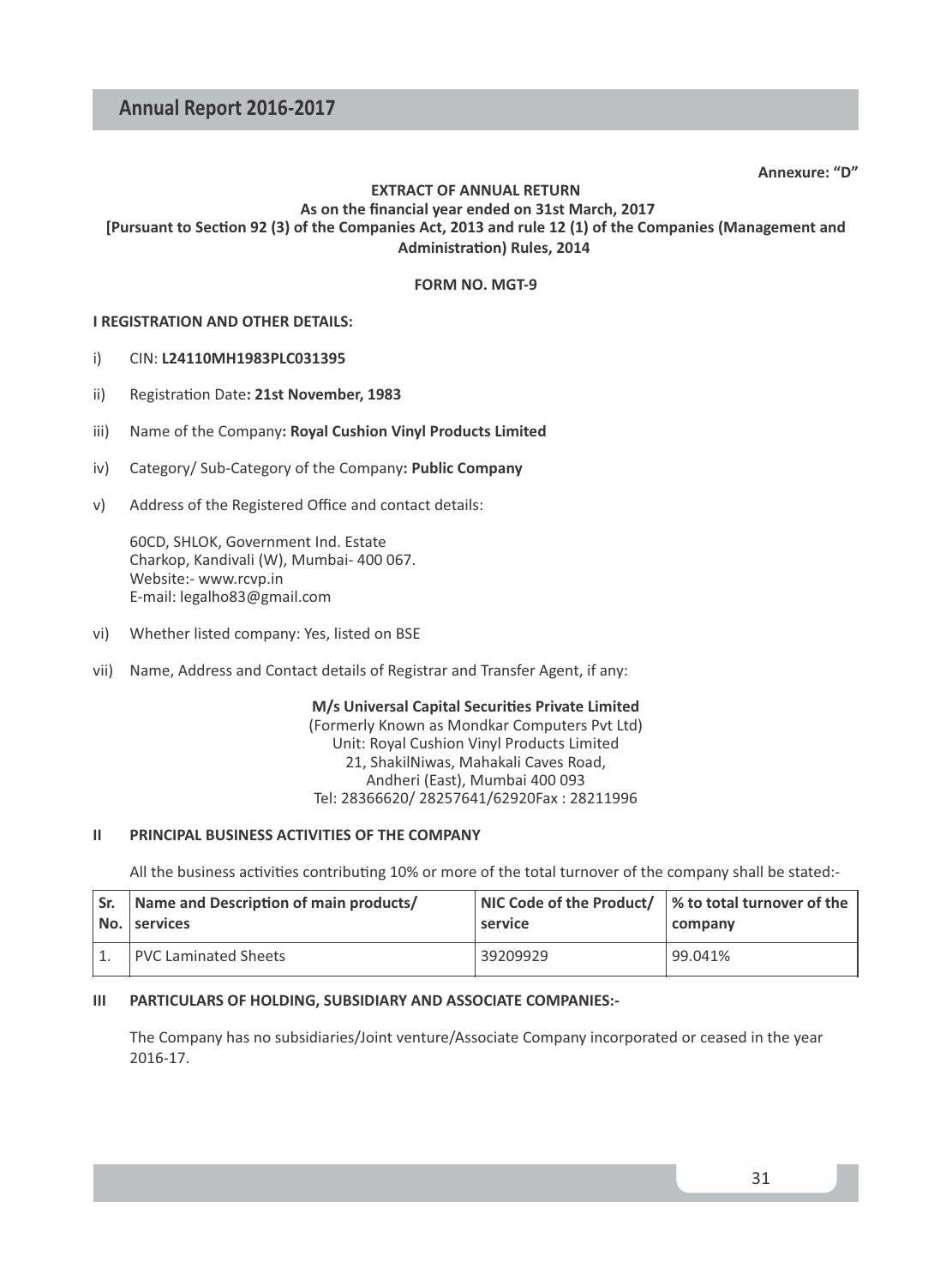Annexure: "D"

**EXTRACT OF ANNUAL RETURN**
**As on the financial year ended on 31st March, 2017**
**[Pursuant to Section 92 (3) of the Companies Act, 2013 and rule 12 (1) of the Companies (Management and Administration) Rules, 2014**

**FORM NO. MGT-9**

**I REGISTRATION AND OTHER DETAILS:**

i) CIN: **L24110MH1983PLC031395**

ii) Registration Date**: 21st November, 1983**

iii) Name of the Company**: Royal Cushion Vinyl Products Limited**

iv) Category/ Sub-Category of the Company**: Public Company**

v) Address of the Registered Office and contact details:

60CD, SHLOK, Government Ind. Estate
Charkop, Kandivali (W), Mumbai- 400 067.
Website:- www.rcvp.in
E-mail: legalho83@gmail.com

vi) Whether listed company: Yes, listed on BSE

vii) Name, Address and Contact details of Registrar and Transfer Agent, if any:

**M/s Universal Capital Securities Private Limited**
(Formerly Known as Mondkar Computers Pvt Ltd)
Unit: Royal Cushion Vinyl Products Limited
21, ShakilNiwas, Mahakali Caves Road,
Andheri (East), Mumbai 400 093
Tel: 28366620/ 28257641/62920Fax : 28211996

**II PRINCIPAL BUSINESS ACTIVITIES OF THE COMPANY**

All the business activities contributing 10% or more of the total turnover of the company shall be stated:-

| Sr. No. | Name and Description of main products/ services | NIC Code of the Product/ service | % to total turnover of the company |
|---|---|---|---|
| 1. | PVC Laminated Sheets | 39209929 | 99.041% |

**III PARTICULARS OF HOLDING, SUBSIDIARY AND ASSOCIATE COMPANIES:-**

The Company has no subsidiaries/Joint venture/Associate Company incorporated or ceased in the year 2016-17.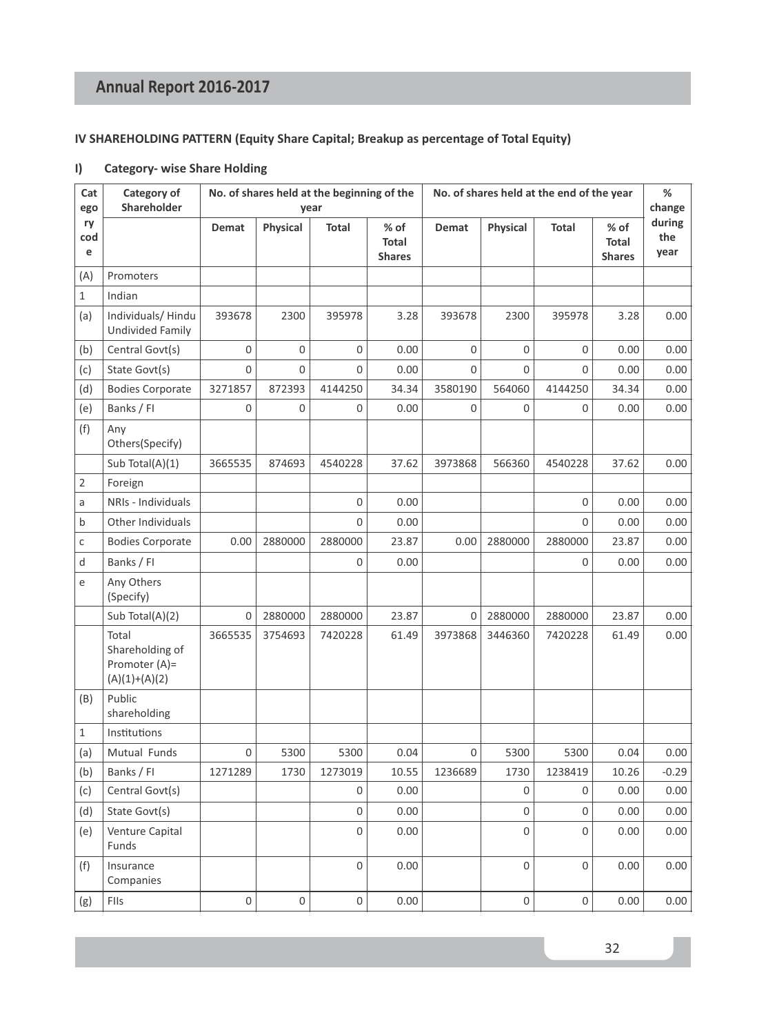**IV SHAREHOLDING PATTERN (Equity Share Capital; Breakup as percentage of Total Equity)**

**I) Category- wise Share Holding**

| Category code | Category of Shareholder | No. of shares held at the beginning of the year | | | | No. of shares held at the end of the year | | | | % change during the year |
|---|---|---|---|---|---|---|---|---|---|---|
| | | Demat | Physical | Total | % of Total Shares | Demat | Physical | Total | % of Total Shares | |
| (A) | Promoters | | | | | | | | | |
| 1 | Indian | | | | | | | | | |
| (a) | Individuals/ Hindu Undivided Family | 393678 | 2300 | 395978 | 3.28 | 393678 | 2300 | 395978 | 3.28 | 0.00 |
| (b) | Central Govt(s) | 0 | 0 | 0 | 0.00 | 0 | 0 | 0 | 0.00 | 0.00 |
| (c) | State Govt(s) | 0 | 0 | 0 | 0.00 | 0 | 0 | 0 | 0.00 | 0.00 |
| (d) | Bodies Corporate | 3271857 | 872393 | 4144250 | 34.34 | 3580190 | 564060 | 4144250 | 34.34 | 0.00 |
| (e) | Banks / FI | 0 | 0 | 0 | 0.00 | 0 | 0 | 0 | 0.00 | 0.00 |
| (f) | Any Others(Specify) | | | | | | | | | |
| | Sub Total(A)(1) | 3665535 | 874693 | 4540228 | 37.62 | 3973868 | 566360 | 4540228 | 37.62 | 0.00 |
| 2 | Foreign | | | | | | | | | |
| a | NRIs - Individuals | | | 0 | 0.00 | | | 0 | 0.00 | 0.00 |
| b | Other Individuals | | | 0 | 0.00 | | | 0 | 0.00 | 0.00 |
| c | Bodies Corporate | 0.00 | 2880000 | 2880000 | 23.87 | 0.00 | 2880000 | 2880000 | 23.87 | 0.00 |
| d | Banks / FI | | | 0 | 0.00 | | | 0 | 0.00 | 0.00 |
| e | Any Others (Specify) | | | | | | | | | |
| | Sub Total(A)(2) | 0 | 2880000 | 2880000 | 23.87 | 0 | 2880000 | 2880000 | 23.87 | 0.00 |
| | Total Shareholding of Promoter (A)= (A)(1)+(A)(2) | 3665535 | 3754693 | 7420228 | 61.49 | 3973868 | 3446360 | 7420228 | 61.49 | 0.00 |
| (B) | Public shareholding | | | | | | | | | |
| 1 | Institutions | | | | | | | | | |
| (a) | Mutual Funds | 0 | 5300 | 5300 | 0.04 | 0 | 5300 | 5300 | 0.04 | 0.00 |
| (b) | Banks / FI | 1271289 | 1730 | 1273019 | 10.55 | 1236689 | 1730 | 1238419 | 10.26 | -0.29 |
| (c) | Central Govt(s) | | | 0 | 0.00 | | 0 | 0 | 0.00 | 0.00 |
| (d) | State Govt(s) | | | 0 | 0.00 | | 0 | 0 | 0.00 | 0.00 |
| (e) | Venture Capital Funds | | | 0 | 0.00 | | 0 | 0 | 0.00 | 0.00 |
| (f) | Insurance Companies | | | 0 | 0.00 | | 0 | 0 | 0.00 | 0.00 |
| (g) | FIIs | 0 | 0 | 0 | 0.00 | | 0 | 0 | 0.00 | 0.00 |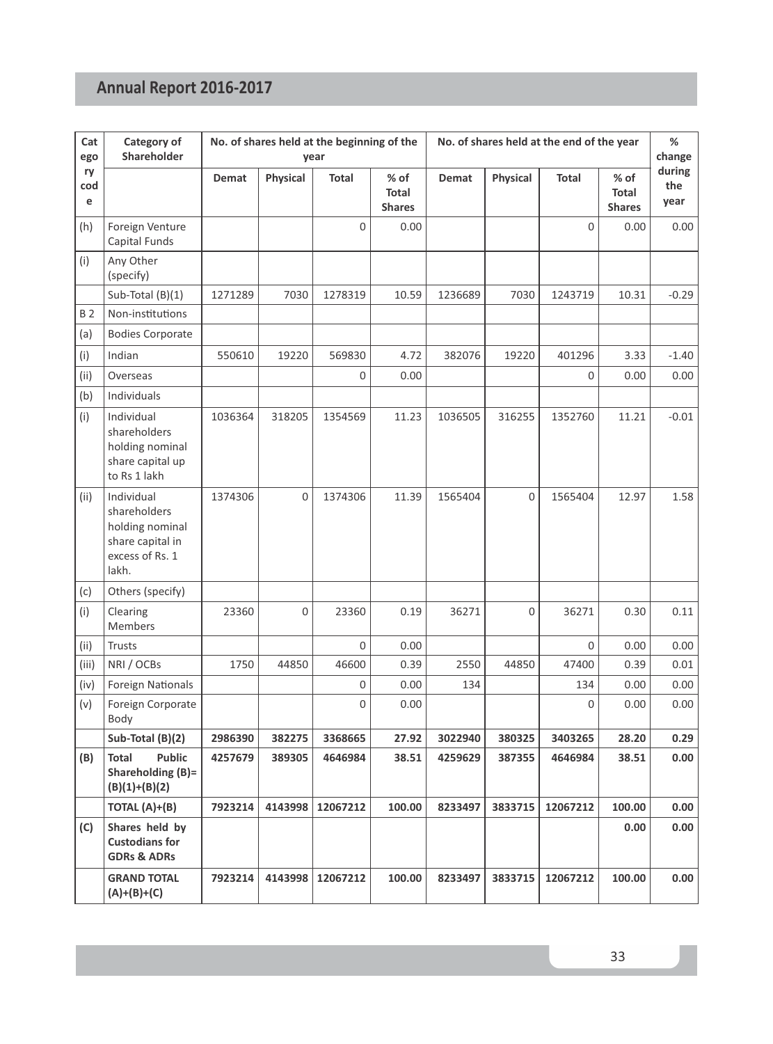| Category code | Category of Shareholder | No. of shares held at the beginning of the year | | | | No. of shares held at the end of the year | | | | % change during the year |
|---|---|---|---|---|---|---|---|---|---|---|
| | | Demat | Physical | Total | % of Total Shares | Demat | Physical | Total | % of Total Shares | |
| (h) | Foreign Venture Capital Funds | | | 0 | 0.00 | | | 0 | 0.00 | 0.00 |
| (i) | Any Other (specify) | | | | | | | | | |
| | Sub-Total (B)(1) | 1271289 | 7030 | 1278319 | 10.59 | 1236689 | 7030 | 1243719 | 10.31 | -0.29 |
| B 2 | Non-institutions | | | | | | | | | |
| (a) | Bodies Corporate | | | | | | | | | |
| (i) | Indian | 550610 | 19220 | 569830 | 4.72 | 382076 | 19220 | 401296 | 3.33 | -1.40 |
| (ii) | Overseas | | | 0 | 0.00 | | | 0 | 0.00 | 0.00 |
| (b) | Individuals | | | | | | | | | |
| (i) | Individual shareholders holding nominal share capital up to Rs 1 lakh | 1036364 | 318205 | 1354569 | 11.23 | 1036505 | 316255 | 1352760 | 11.21 | -0.01 |
| (ii) | Individual shareholders holding nominal share capital in excess of Rs. 1 lakh. | 1374306 | 0 | 1374306 | 11.39 | 1565404 | 0 | 1565404 | 12.97 | 1.58 |
| (c) | Others (specify) | | | | | | | | | |
| (i) | Clearing Members | 23360 | 0 | 23360 | 0.19 | 36271 | 0 | 36271 | 0.30 | 0.11 |
| (ii) | Trusts | | | 0 | 0.00 | | | 0 | 0.00 | 0.00 |
| (iii) | NRI / OCBs | 1750 | 44850 | 46600 | 0.39 | 2550 | 44850 | 47400 | 0.39 | 0.01 |
| (iv) | Foreign Nationals | | | 0 | 0.00 | 134 | | 134 | 0.00 | 0.00 |
| (v) | Foreign Corporate Body | | | 0 | 0.00 | | | 0 | 0.00 | 0.00 |
| | **Sub-Total (B)(2)** | **2986390** | **382275** | **3368665** | **27.92** | **3022940** | **380325** | **3403265** | **28.20** | **0.29** |
| **(B)** | **Total Public Shareholding (B)= (B)(1)+(B)(2)** | **4257679** | **389305** | **4646984** | **38.51** | **4259629** | **387355** | **4646984** | **38.51** | **0.00** |
| | **TOTAL (A)+(B)** | **7923214** | **4143998** | **12067212** | **100.00** | **8233497** | **3833715** | **12067212** | **100.00** | **0.00** |
| **(C)** | **Shares held by Custodians for GDRs & ADRs** | | | | | | | | **0.00** | **0.00** |
| | **GRAND TOTAL (A)+(B)+(C)** | **7923214** | **4143998** | **12067212** | **100.00** | **8233497** | **3833715** | **12067212** | **100.00** | **0.00** |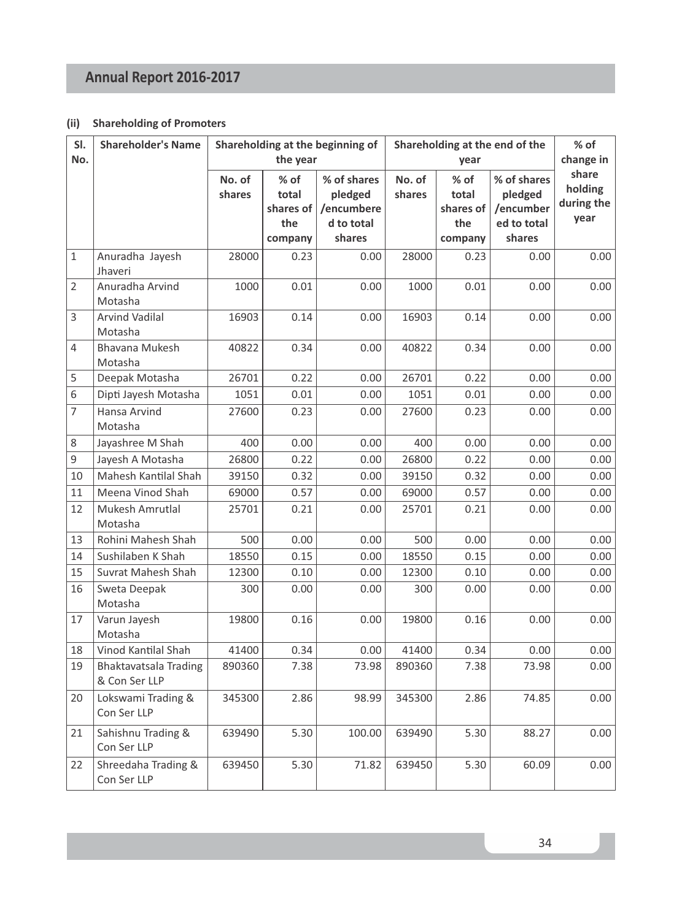#### (ii) Shareholding of Promoters

| Sl. No. | Shareholder's Name | Shareholding at the beginning of the year | | | Shareholding at the end of the year | | | % of change in share holding during the year |
|---|---|---|---|---|---|---|---|---|
| | | No. of shares | % of total shares of the company | % of shares pledged /encumbered to total shares | No. of shares | % of total shares of the company | % of shares pledged /encumbered to total shares | |
| 1 | Anuradha Jayesh Jhaveri | 28000 | 0.23 | 0.00 | 28000 | 0.23 | 0.00 | 0.00 |
| 2 | Anuradha Arvind Motasha | 1000 | 0.01 | 0.00 | 1000 | 0.01 | 0.00 | 0.00 |
| 3 | Arvind Vadilal Motasha | 16903 | 0.14 | 0.00 | 16903 | 0.14 | 0.00 | 0.00 |
| 4 | Bhavana Mukesh Motasha | 40822 | 0.34 | 0.00 | 40822 | 0.34 | 0.00 | 0.00 |
| 5 | Deepak Motasha | 26701 | 0.22 | 0.00 | 26701 | 0.22 | 0.00 | 0.00 |
| 6 | Dipti Jayesh Motasha | 1051 | 0.01 | 0.00 | 1051 | 0.01 | 0.00 | 0.00 |
| 7 | Hansa Arvind Motasha | 27600 | 0.23 | 0.00 | 27600 | 0.23 | 0.00 | 0.00 |
| 8 | Jayashree M Shah | 400 | 0.00 | 0.00 | 400 | 0.00 | 0.00 | 0.00 |
| 9 | Jayesh A Motasha | 26800 | 0.22 | 0.00 | 26800 | 0.22 | 0.00 | 0.00 |
| 10 | Mahesh Kantilal Shah | 39150 | 0.32 | 0.00 | 39150 | 0.32 | 0.00 | 0.00 |
| 11 | Meena Vinod Shah | 69000 | 0.57 | 0.00 | 69000 | 0.57 | 0.00 | 0.00 |
| 12 | Mukesh Amrutlal Motasha | 25701 | 0.21 | 0.00 | 25701 | 0.21 | 0.00 | 0.00 |
| 13 | Rohini Mahesh Shah | 500 | 0.00 | 0.00 | 500 | 0.00 | 0.00 | 0.00 |
| 14 | Sushilaben K Shah | 18550 | 0.15 | 0.00 | 18550 | 0.15 | 0.00 | 0.00 |
| 15 | Suvrat Mahesh Shah | 12300 | 0.10 | 0.00 | 12300 | 0.10 | 0.00 | 0.00 |
| 16 | Sweta Deepak Motasha | 300 | 0.00 | 0.00 | 300 | 0.00 | 0.00 | 0.00 |
| 17 | Varun Jayesh Motasha | 19800 | 0.16 | 0.00 | 19800 | 0.16 | 0.00 | 0.00 |
| 18 | Vinod Kantilal Shah | 41400 | 0.34 | 0.00 | 41400 | 0.34 | 0.00 | 0.00 |
| 19 | Bhaktavatsala Trading & Con Ser LLP | 890360 | 7.38 | 73.98 | 890360 | 7.38 | 73.98 | 0.00 |
| 20 | Lokswami Trading & Con Ser LLP | 345300 | 2.86 | 98.99 | 345300 | 2.86 | 74.85 | 0.00 |
| 21 | Sahishnu Trading & Con Ser LLP | 639490 | 5.30 | 100.00 | 639490 | 5.30 | 88.27 | 0.00 |
| 22 | Shreedaha Trading & Con Ser LLP | 639450 | 5.30 | 71.82 | 639450 | 5.30 | 60.09 | 0.00 |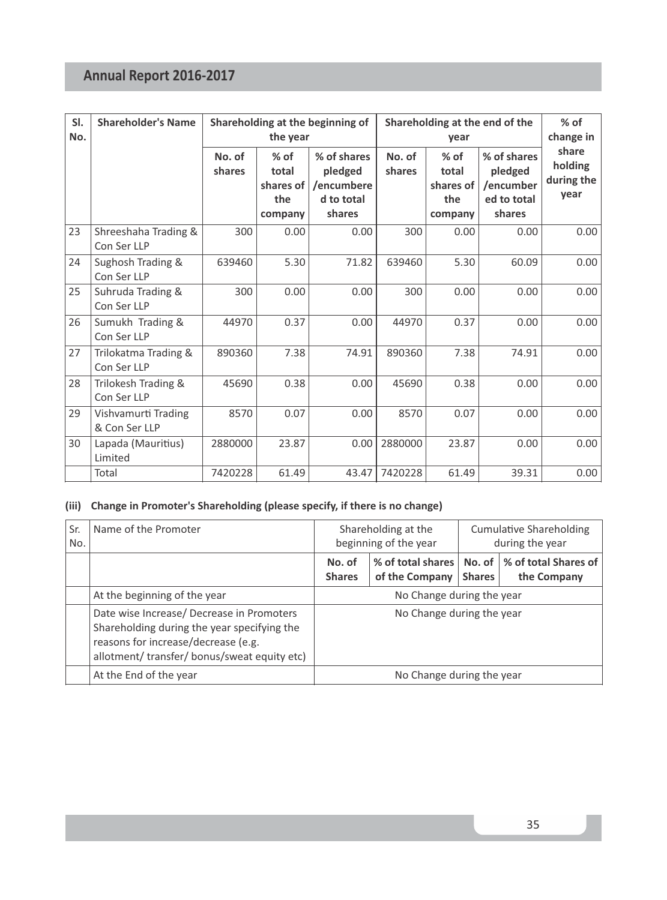| Sl. No. | Shareholder's Name | Shareholding at the beginning of the year | | | Shareholding at the end of the year | | | % of change in share holding during the year |
|---|---|---|---|---|---|---|---|---|
| | | No. of shares | % of total shares of the company | % of shares pledged /encumbered to total shares | No. of shares | % of total shares of the company | % of shares pledged /encumbered to total shares | |
| 23 | Shreeshaha Trading & Con Ser LLP | 300 | 0.00 | 0.00 | 300 | 0.00 | 0.00 | 0.00 |
| 24 | Sughosh Trading & Con Ser LLP | 639460 | 5.30 | 71.82 | 639460 | 5.30 | 60.09 | 0.00 |
| 25 | Suhruda Trading & Con Ser LLP | 300 | 0.00 | 0.00 | 300 | 0.00 | 0.00 | 0.00 |
| 26 | Sumukh Trading & Con Ser LLP | 44970 | 0.37 | 0.00 | 44970 | 0.37 | 0.00 | 0.00 |
| 27 | Trilokatma Trading & Con Ser LLP | 890360 | 7.38 | 74.91 | 890360 | 7.38 | 74.91 | 0.00 |
| 28 | Trilokesh Trading & Con Ser LLP | 45690 | 0.38 | 0.00 | 45690 | 0.38 | 0.00 | 0.00 |
| 29 | Vishvamurti Trading & Con Ser LLP | 8570 | 0.07 | 0.00 | 8570 | 0.07 | 0.00 | 0.00 |
| 30 | Lapada (Mauritius) Limited | 2880000 | 23.87 | 0.00 | 2880000 | 23.87 | 0.00 | 0.00 |
| | Total | 7420228 | 61.49 | 43.47 | 7420228 | 61.49 | 39.31 | 0.00 |

**(iii) Change in Promoter's Shareholding (please specify, if there is no change)**

| Sr. No. | Name of the Promoter | Shareholding at the beginning of the year | | Cumulative Shareholding during the year | |
|---|---|---|---|---|---|
| | | No. of Shares | % of total shares of the Company | No. of Shares | % of total Shares of the Company |
| | At the beginning of the year | No Change during the year | | | |
| | Date wise Increase/ Decrease in Promoters Shareholding during the year specifying the reasons for increase/decrease (e.g. allotment/ transfer/ bonus/sweat equity etc) | No Change during the year | | | |
| | At the End of the year | No Change during the year | | | |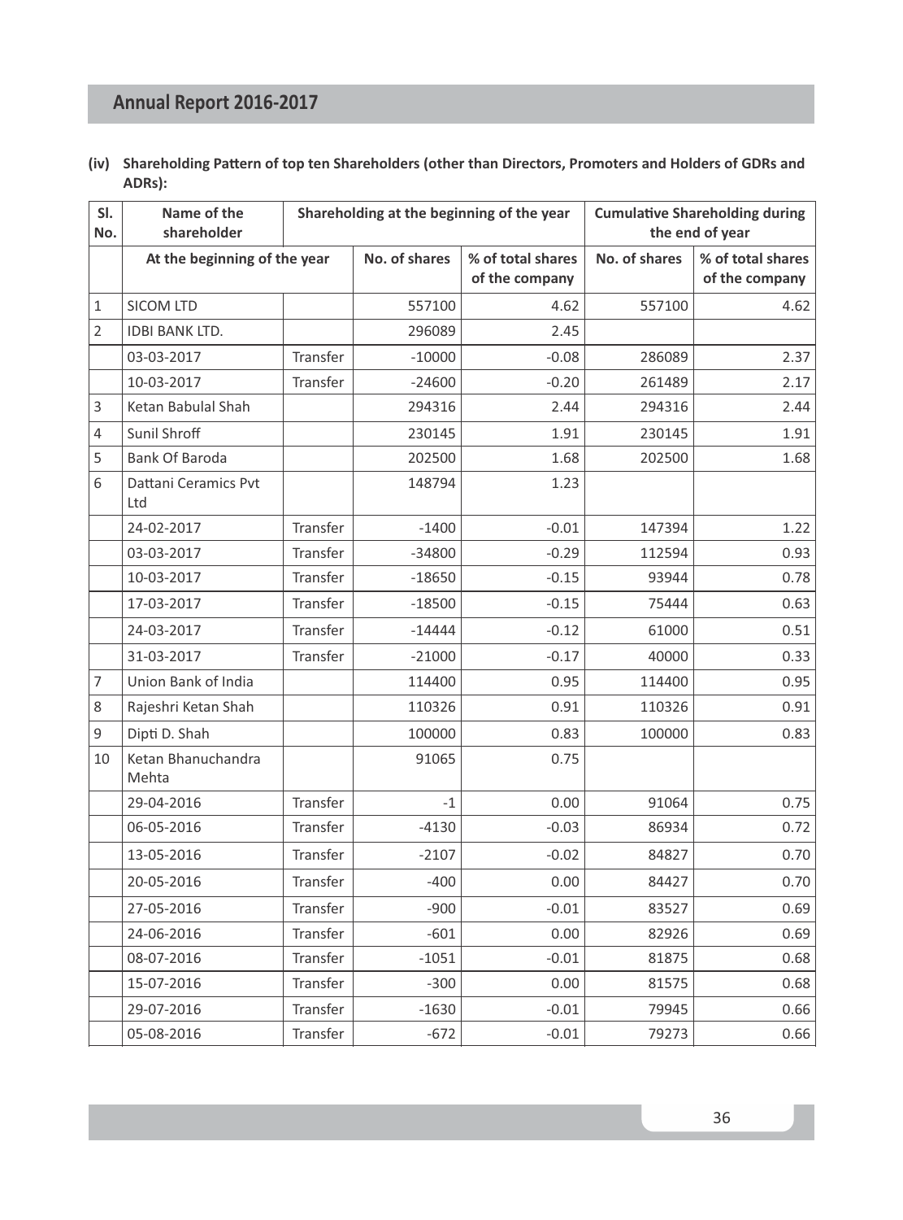**(iv) Shareholding Pattern of top ten Shareholders (other than Directors, Promoters and Holders of GDRs and ADRs):**

| Sl. No. | Name of the shareholder | | Shareholding at the beginning of the year | | Cumulative Shareholding during the end of year | |
|---|---|---|---|---|---|---|
| | At the beginning of the year | | No. of shares | % of total shares of the company | No. of shares | % of total shares of the company |
| 1 | SICOM LTD | | 557100 | 4.62 | 557100 | 4.62 |
| 2 | IDBI BANK LTD. | | 296089 | 2.45 | | |
| | 03-03-2017 | Transfer | -10000 | -0.08 | 286089 | 2.37 |
| | 10-03-2017 | Transfer | -24600 | -0.20 | 261489 | 2.17 |
| 3 | Ketan Babulal Shah | | 294316 | 2.44 | 294316 | 2.44 |
| 4 | Sunil Shroff | | 230145 | 1.91 | 230145 | 1.91 |
| 5 | Bank Of Baroda | | 202500 | 1.68 | 202500 | 1.68 |
| 6 | Dattani Ceramics Pvt Ltd | | 148794 | 1.23 | | |
| | 24-02-2017 | Transfer | -1400 | -0.01 | 147394 | 1.22 |
| | 03-03-2017 | Transfer | -34800 | -0.29 | 112594 | 0.93 |
| | 10-03-2017 | Transfer | -18650 | -0.15 | 93944 | 0.78 |
| | 17-03-2017 | Transfer | -18500 | -0.15 | 75444 | 0.63 |
| | 24-03-2017 | Transfer | -14444 | -0.12 | 61000 | 0.51 |
| | 31-03-2017 | Transfer | -21000 | -0.17 | 40000 | 0.33 |
| 7 | Union Bank of India | | 114400 | 0.95 | 114400 | 0.95 |
| 8 | Rajeshri Ketan Shah | | 110326 | 0.91 | 110326 | 0.91 |
| 9 | Dipti D. Shah | | 100000 | 0.83 | 100000 | 0.83 |
| 10 | Ketan Bhanuchandra Mehta | | 91065 | 0.75 | | |
| | 29-04-2016 | Transfer | -1 | 0.00 | 91064 | 0.75 |
| | 06-05-2016 | Transfer | -4130 | -0.03 | 86934 | 0.72 |
| | 13-05-2016 | Transfer | -2107 | -0.02 | 84827 | 0.70 |
| | 20-05-2016 | Transfer | -400 | 0.00 | 84427 | 0.70 |
| | 27-05-2016 | Transfer | -900 | -0.01 | 83527 | 0.69 |
| | 24-06-2016 | Transfer | -601 | 0.00 | 82926 | 0.69 |
| | 08-07-2016 | Transfer | -1051 | -0.01 | 81875 | 0.68 |
| | 15-07-2016 | Transfer | -300 | 0.00 | 81575 | 0.68 |
| | 29-07-2016 | Transfer | -1630 | -0.01 | 79945 | 0.66 |
| | 05-08-2016 | Transfer | -672 | -0.01 | 79273 | 0.66 |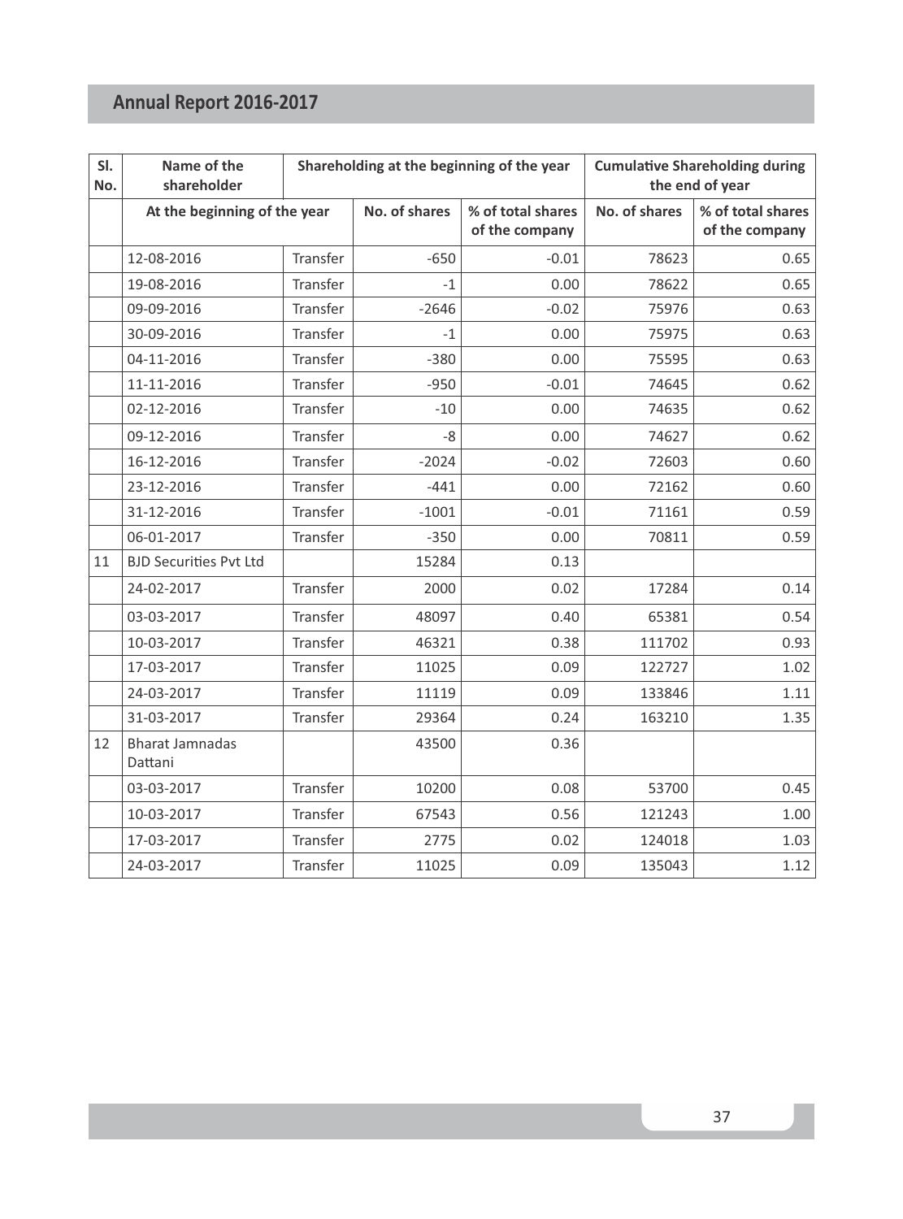| Sl. No. | Name of the shareholder | | Shareholding at the beginning of the year | | Cumulative Shareholding during the end of year | |
|---|---|---|---|---|---|---|
| | At the beginning of the year | | No. of shares | % of total shares of the company | No. of shares | % of total shares of the company |
| | 12-08-2016 | Transfer | -650 | -0.01 | 78623 | 0.65 |
| | 19-08-2016 | Transfer | -1 | 0.00 | 78622 | 0.65 |
| | 09-09-2016 | Transfer | -2646 | -0.02 | 75976 | 0.63 |
| | 30-09-2016 | Transfer | -1 | 0.00 | 75975 | 0.63 |
| | 04-11-2016 | Transfer | -380 | 0.00 | 75595 | 0.63 |
| | 11-11-2016 | Transfer | -950 | -0.01 | 74645 | 0.62 |
| | 02-12-2016 | Transfer | -10 | 0.00 | 74635 | 0.62 |
| | 09-12-2016 | Transfer | -8 | 0.00 | 74627 | 0.62 |
| | 16-12-2016 | Transfer | -2024 | -0.02 | 72603 | 0.60 |
| | 23-12-2016 | Transfer | -441 | 0.00 | 72162 | 0.60 |
| | 31-12-2016 | Transfer | -1001 | -0.01 | 71161 | 0.59 |
| | 06-01-2017 | Transfer | -350 | 0.00 | 70811 | 0.59 |
| 11 | BJD Securities Pvt Ltd | | 15284 | 0.13 | | |
| | 24-02-2017 | Transfer | 2000 | 0.02 | 17284 | 0.14 |
| | 03-03-2017 | Transfer | 48097 | 0.40 | 65381 | 0.54 |
| | 10-03-2017 | Transfer | 46321 | 0.38 | 111702 | 0.93 |
| | 17-03-2017 | Transfer | 11025 | 0.09 | 122727 | 1.02 |
| | 24-03-2017 | Transfer | 11119 | 0.09 | 133846 | 1.11 |
| | 31-03-2017 | Transfer | 29364 | 0.24 | 163210 | 1.35 |
| 12 | Bharat Jamnadas Dattani | | 43500 | 0.36 | | |
| | 03-03-2017 | Transfer | 10200 | 0.08 | 53700 | 0.45 |
| | 10-03-2017 | Transfer | 67543 | 0.56 | 121243 | 1.00 |
| | 17-03-2017 | Transfer | 2775 | 0.02 | 124018 | 1.03 |
| | 24-03-2017 | Transfer | 11025 | 0.09 | 135043 | 1.12 |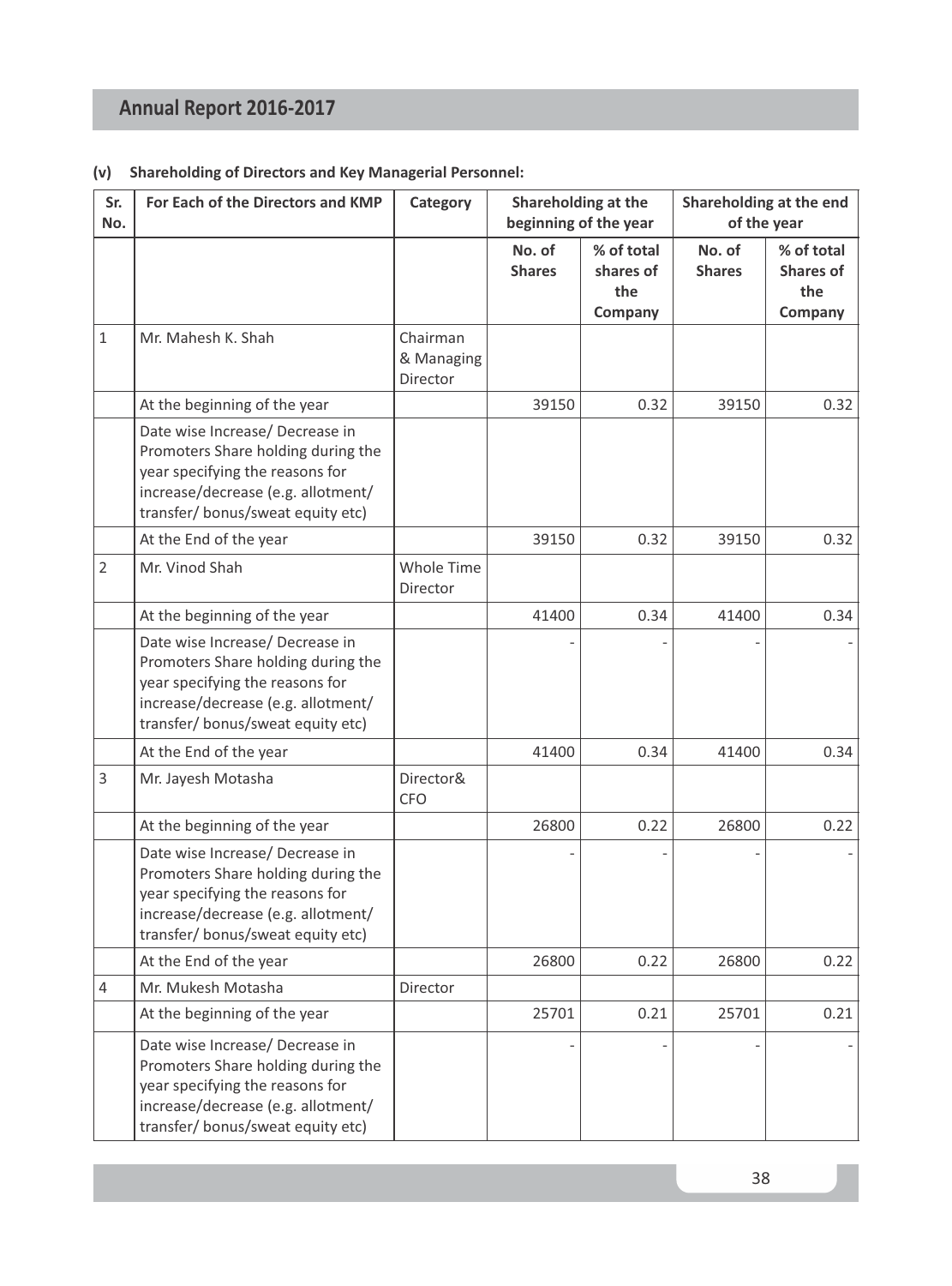**(v) Shareholding of Directors and Key Managerial Personnel:**

| Sr. No. | For Each of the Directors and KMP | Category | Shareholding at the beginning of the year | | Shareholding at the end of the year | |
|---|---|---|---|---|---|---|
| | | | No. of Shares | % of total shares of the Company | No. of Shares | % of total Shares of the Company |
| 1 | Mr. Mahesh K. Shah | Chairman & Managing Director | | | | |
| | At the beginning of the year | | 39150 | 0.32 | 39150 | 0.32 |
| | Date wise Increase/ Decrease in Promoters Share holding during the year specifying the reasons for increase/decrease (e.g. allotment/ transfer/ bonus/sweat equity etc) | | | | | |
| | At the End of the year | | 39150 | 0.32 | 39150 | 0.32 |
| 2 | Mr. Vinod Shah | Whole Time Director | | | | |
| | At the beginning of the year | | 41400 | 0.34 | 41400 | 0.34 |
| | Date wise Increase/ Decrease in Promoters Share holding during the year specifying the reasons for increase/decrease (e.g. allotment/ transfer/ bonus/sweat equity etc) | | - | - | - | - |
| | At the End of the year | | 41400 | 0.34 | 41400 | 0.34 |
| 3 | Mr. Jayesh Motasha | Director& CFO | | | | |
| | At the beginning of the year | | 26800 | 0.22 | 26800 | 0.22 |
| | Date wise Increase/ Decrease in Promoters Share holding during the year specifying the reasons for increase/decrease (e.g. allotment/ transfer/ bonus/sweat equity etc) | | - | - | - | - |
| | At the End of the year | | 26800 | 0.22 | 26800 | 0.22 |
| 4 | Mr. Mukesh Motasha | Director | | | | |
| | At the beginning of the year | | 25701 | 0.21 | 25701 | 0.21 |
| | Date wise Increase/ Decrease in Promoters Share holding during the year specifying the reasons for increase/decrease (e.g. allotment/ transfer/ bonus/sweat equity etc) | | - | - | - | - |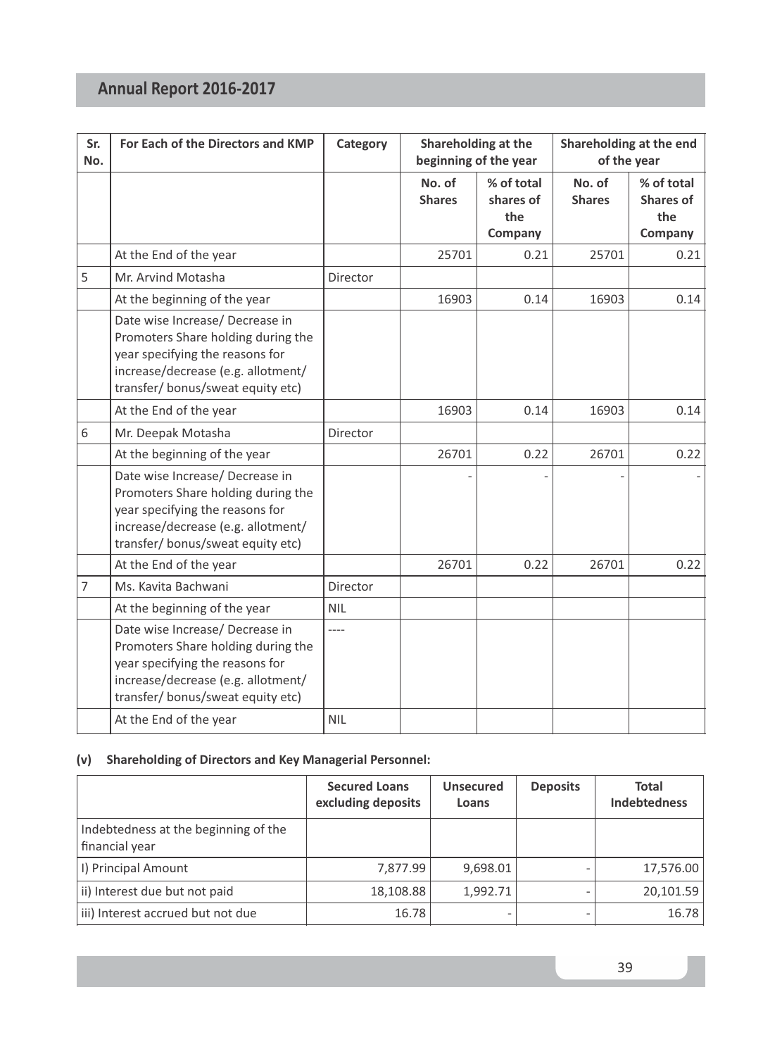| Sr. No. | For Each of the Directors and KMP | Category | Shareholding at the beginning of the year | | Shareholding at the end of the year | |
|---|---|---|---|---|---|---|
| | | | No. of Shares | % of total shares of the Company | No. of Shares | % of total Shares of the Company |
| | At the End of the year | | 25701 | 0.21 | 25701 | 0.21 |
| 5 | Mr. Arvind Motasha | Director | | | | |
| | At the beginning of the year | | 16903 | 0.14 | 16903 | 0.14 |
| | Date wise Increase/ Decrease in Promoters Share holding during the year specifying the reasons for increase/decrease (e.g. allotment/ transfer/ bonus/sweat equity etc) | | | | | |
| | At the End of the year | | 16903 | 0.14 | 16903 | 0.14 |
| 6 | Mr. Deepak Motasha | Director | | | | |
| | At the beginning of the year | | 26701 | 0.22 | 26701 | 0.22 |
| | Date wise Increase/ Decrease in Promoters Share holding during the year specifying the reasons for increase/decrease (e.g. allotment/ transfer/ bonus/sweat equity etc) | | - | - | - | - |
| | At the End of the year | | 26701 | 0.22 | 26701 | 0.22 |
| 7 | Ms. Kavita Bachwani | Director | | | | |
| | At the beginning of the year | NIL | | | | |
| | Date wise Increase/ Decrease in Promoters Share holding during the year specifying the reasons for increase/decrease (e.g. allotment/ transfer/ bonus/sweat equity etc) | ---- | | | | |
| | At the End of the year | NIL | | | | |

**(v) Shareholding of Directors and Key Managerial Personnel:**

| | Secured Loans excluding deposits | Unsecured Loans | Deposits | Total Indebtedness |
|---|---|---|---|---|
| Indebtedness at the beginning of the financial year | | | | |
| I) Principal Amount | 7,877.99 | 9,698.01 | - | 17,576.00 |
| ii) Interest due but not paid | 18,108.88 | 1,992.71 | - | 20,101.59 |
| iii) Interest accrued but not due | 16.78 | - | - | 16.78 |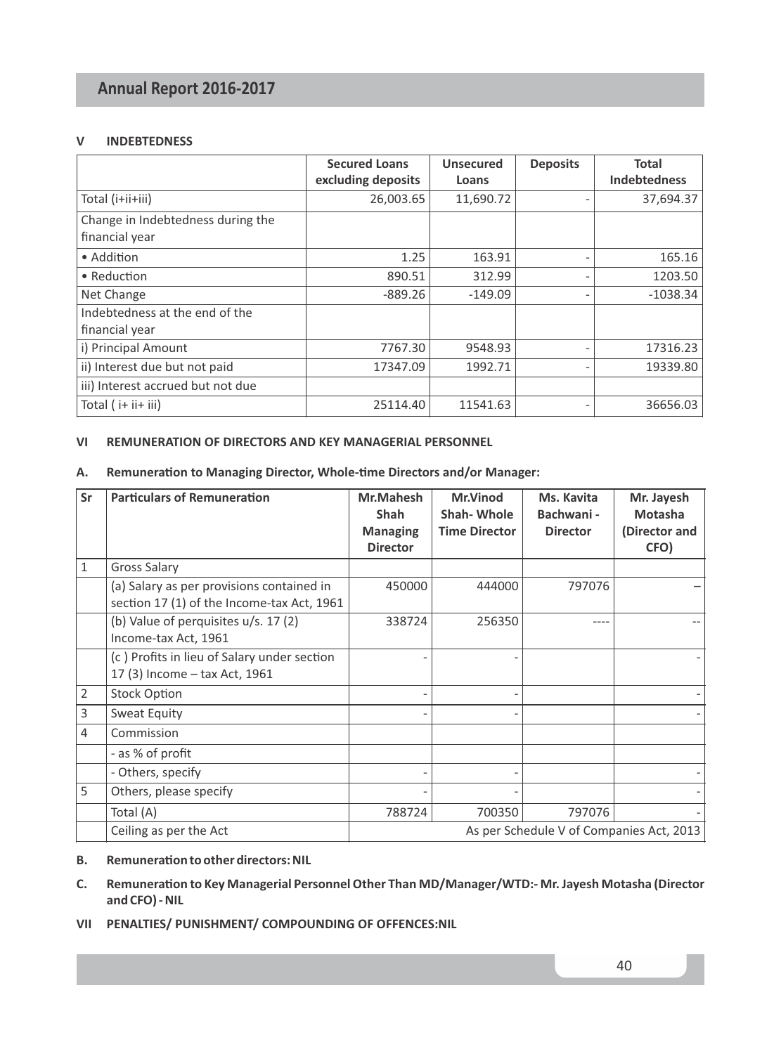### V INDEBTEDNESS

| | Secured Loans excluding deposits | Unsecured Loans | Deposits | Total Indebtedness |
|---|---|---|---|---|
| Total (i+ii+iii) | 26,003.65 | 11,690.72 | - | 37,694.37 |
| Change in Indebtedness during the financial year | | | | |
| • Addition | 1.25 | 163.91 | - | 165.16 |
| • Reduction | 890.51 | 312.99 | - | 1203.50 |
| Net Change | -889.26 | -149.09 | - | -1038.34 |
| Indebtedness at the end of the financial year | | | | |
| i) Principal Amount | 7767.30 | 9548.93 | - | 17316.23 |
| ii) Interest due but not paid | 17347.09 | 1992.71 | - | 19339.80 |
| iii) Interest accrued but not due | | | | |
| Total ( i+ ii+ iii) | 25114.40 | 11541.63 | - | 36656.03 |

### VI REMUNERATION OF DIRECTORS AND KEY MANAGERIAL PERSONNEL

**A. Remuneration to Managing Director, Whole-time Directors and/or Manager:**

| Sr | Particulars of Remuneration | Mr.Mahesh Shah Managing Director | Mr.Vinod Shah- Whole Time Director | Ms. Kavita Bachwani - Director | Mr. Jayesh Motasha (Director and CFO) |
|---|---|---|---|---|---|
| 1 | Gross Salary | | | | |
| | (a) Salary as per provisions contained in section 17 (1) of the Income-tax Act, 1961 | 450000 | 444000 | 797076 | – |
| | (b) Value of perquisites u/s. 17 (2) Income-tax Act, 1961 | 338724 | 256350 | ---- | -- |
| | (c ) Profits in lieu of Salary under section 17 (3) Income – tax Act, 1961 | - | - | | - |
| 2 | Stock Option | - | - | | - |
| 3 | Sweat Equity | - | - | | - |
| 4 | Commission | | | | |
| | - as % of profit | | | | |
| | - Others, specify | - | - | | - |
| 5 | Others, please specify | - | - | | - |
| | Total (A) | 788724 | 700350 | 797076 | - |
| | Ceiling as per the Act | As per Schedule V of Companies Act, 2013 | | | |

**B. Remuneration to other directors: NIL**

**C. Remuneration to Key Managerial Personnel Other Than MD/Manager/WTD:- Mr. Jayesh Motasha (Director and CFO) - NIL**

**VII PENALTIES/ PUNISHMENT/ COMPOUNDING OF OFFENCES:NIL**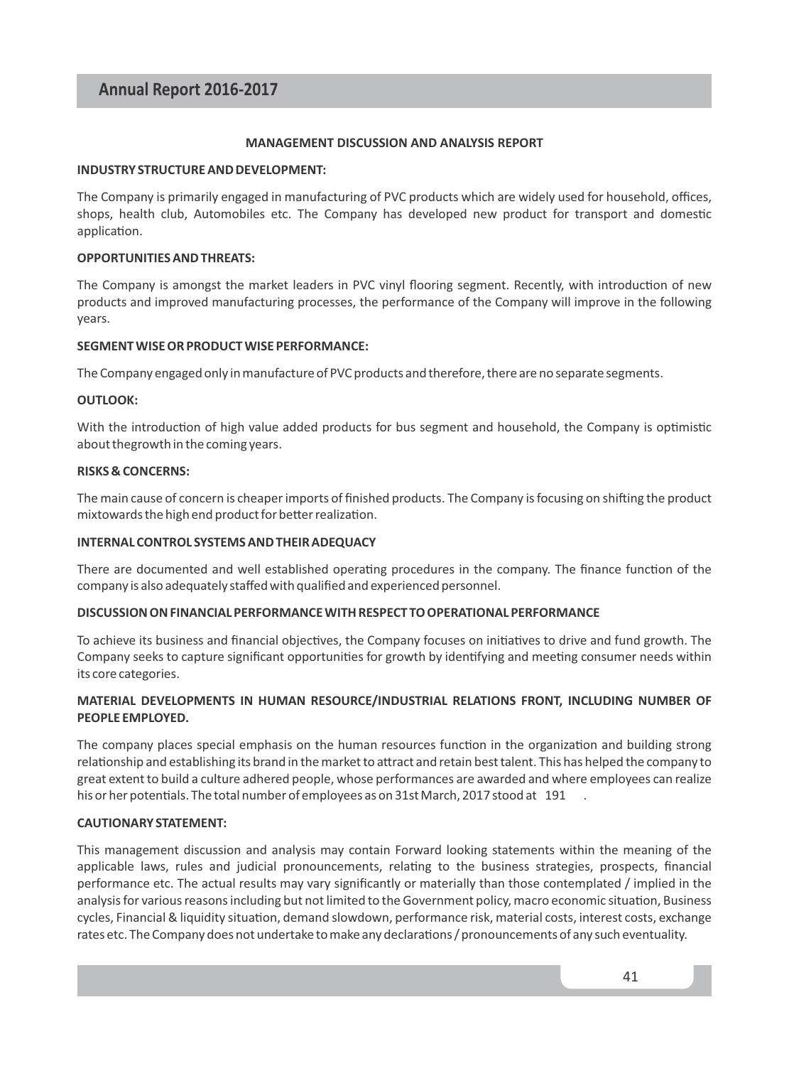## MANAGEMENT DISCUSSION AND ANALYSIS REPORT

**INDUSTRY STRUCTURE AND DEVELOPMENT:**

The Company is primarily engaged in manufacturing of PVC products which are widely used for household, offices, shops, health club, Automobiles etc. The Company has developed new product for transport and domestic application.

**OPPORTUNITIES AND THREATS:**

The Company is amongst the market leaders in PVC vinyl flooring segment. Recently, with introduction of new products and improved manufacturing processes, the performance of the Company will improve in the following years.

**SEGMENT WISE OR PRODUCT WISE PERFORMANCE:**

The Company engaged only in manufacture of PVC products and therefore, there are no separate segments.

**OUTLOOK:**

With the introduction of high value added products for bus segment and household, the Company is optimistic about thegrowth in the coming years.

**RISKS & CONCERNS:**

The main cause of concern is cheaper imports of finished products. The Company is focusing on shifting the product mixtowards the high end product for better realization.

**INTERNAL CONTROL SYSTEMS AND THEIR ADEQUACY**

There are documented and well established operating procedures in the company. The finance function of the company is also adequately staffed with qualified and experienced personnel.

**DISCUSSION ON FINANCIAL PERFORMANCE WITH RESPECT TO OPERATIONAL PERFORMANCE**

To achieve its business and financial objectives, the Company focuses on initiatives to drive and fund growth. The Company seeks to capture significant opportunities for growth by identifying and meeting consumer needs within its core categories.

**MATERIAL DEVELOPMENTS IN HUMAN RESOURCE/INDUSTRIAL RELATIONS FRONT, INCLUDING NUMBER OF PEOPLE EMPLOYED.**

The company places special emphasis on the human resources function in the organization and building strong relationship and establishing its brand in the market to attract and retain best talent. This has helped the company to great extent to build a culture adhered people, whose performances are awarded and where employees can realize his or her potentials. The total number of employees as on 31st March, 2017 stood at 191 .

**CAUTIONARY STATEMENT:**

This management discussion and analysis may contain Forward looking statements within the meaning of the applicable laws, rules and judicial pronouncements, relating to the business strategies, prospects, financial performance etc. The actual results may vary significantly or materially than those contemplated / implied in the analysis for various reasons including but not limited to the Government policy, macro economic situation, Business cycles, Financial & liquidity situation, demand slowdown, performance risk, material costs, interest costs, exchange rates etc. The Company does not undertake to make any declarations / pronouncements of any such eventuality.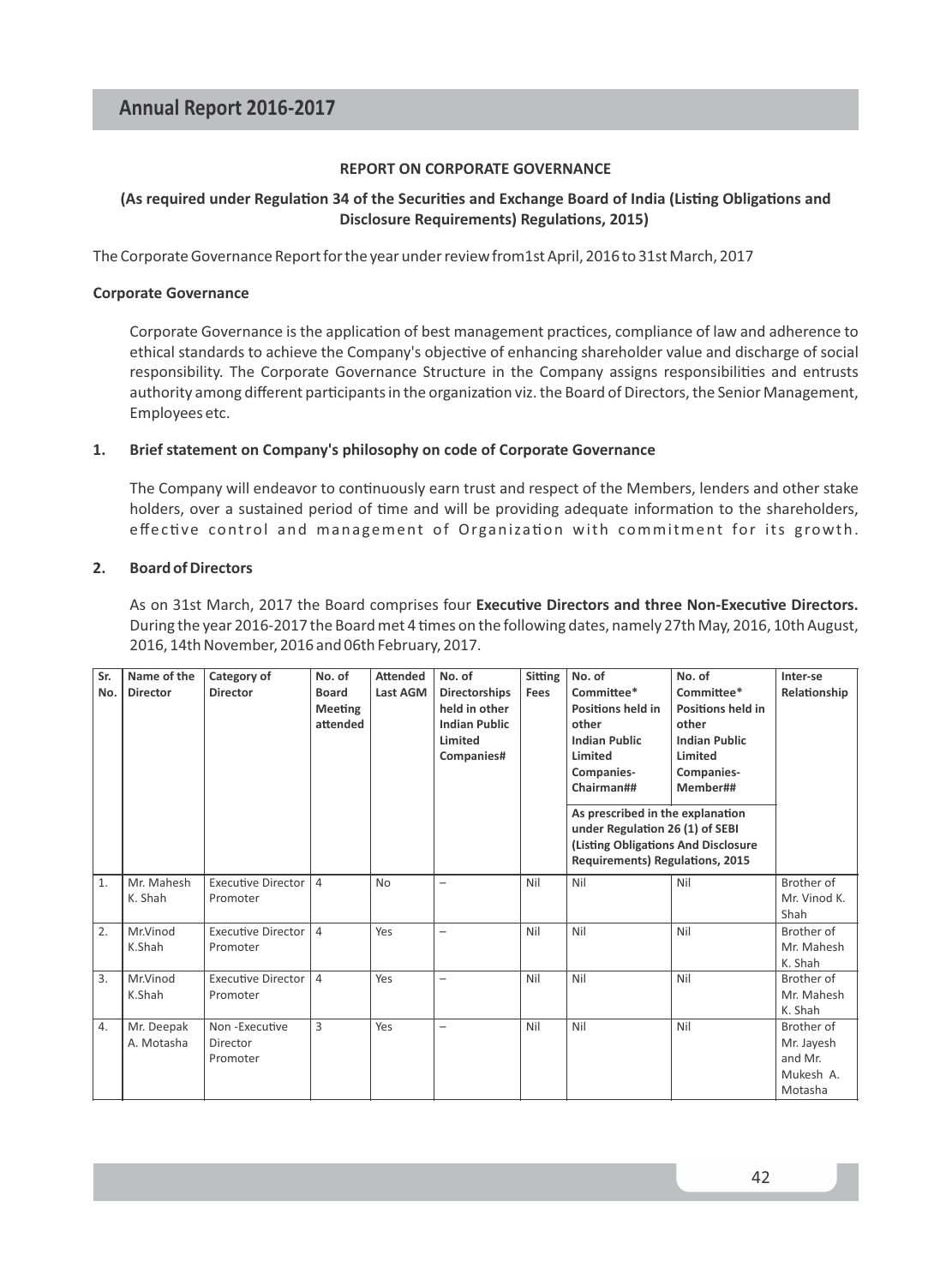**REPORT ON CORPORATE GOVERNANCE**

**(As required under Regulation 34 of the Securities and Exchange Board of India (Listing Obligations and Disclosure Requirements) Regulations, 2015)**

The Corporate Governance Report for the year under review from1st April, 2016 to 31st March, 2017

**Corporate Governance**

Corporate Governance is the application of best management practices, compliance of law and adherence to ethical standards to achieve the Company's objective of enhancing shareholder value and discharge of social responsibility. The Corporate Governance Structure in the Company assigns responsibilities and entrusts authority among different participants in the organization viz. the Board of Directors, the Senior Management, Employees etc.

**1. Brief statement on Company's philosophy on code of Corporate Governance**

The Company will endeavor to continuously earn trust and respect of the Members, lenders and other stake holders, over a sustained period of time and will be providing adequate information to the shareholders, effective control and management of Organization with commitment for its growth.

**2. Board of Directors**

As on 31st March, 2017 the Board comprises four **Executive Directors and three Non-Executive Directors.** During the year 2016-2017 the Board met 4 times on the following dates, namely 27th May, 2016, 10th August, 2016, 14th November, 2016 and 06th February, 2017.

| Sr. No. | Name of the Director | Category of Director | No. of Board Meeting attended | Attended Last AGM | No. of Directorships held in other Indian Public Limited Companies# | Sitting Fees | No. of Committee* Positions held in other Indian Public Limited Companies-Chairman## | No. of Committee* Positions held in other Indian Public Limited Companies-Member## | Inter-se Relationship |
|---|---|---|---|---|---|---|---|---|---|
| | | | | | | | As prescribed in the explanation under Regulation 26 (1) of SEBI (Listing Obligations And Disclosure Requirements) Regulations, 2015 | | |
| 1. | Mr. Mahesh K. Shah | Executive Director Promoter | 4 | No | – | Nil | Nil | Nil | Brother of Mr. Vinod K. Shah |
| 2. | Mr.Vinod K.Shah | Executive Director Promoter | 4 | Yes | – | Nil | Nil | Nil | Brother of Mr. Mahesh K. Shah |
| 3. | Mr.Vinod K.Shah | Executive Director Promoter | 4 | Yes | – | Nil | Nil | Nil | Brother of Mr. Mahesh K. Shah |
| 4. | Mr. Deepak A. Motasha | Non -Executive Director Promoter | 3 | Yes | – | Nil | Nil | Nil | Brother of Mr. Jayesh and Mr. Mukesh A. Motasha |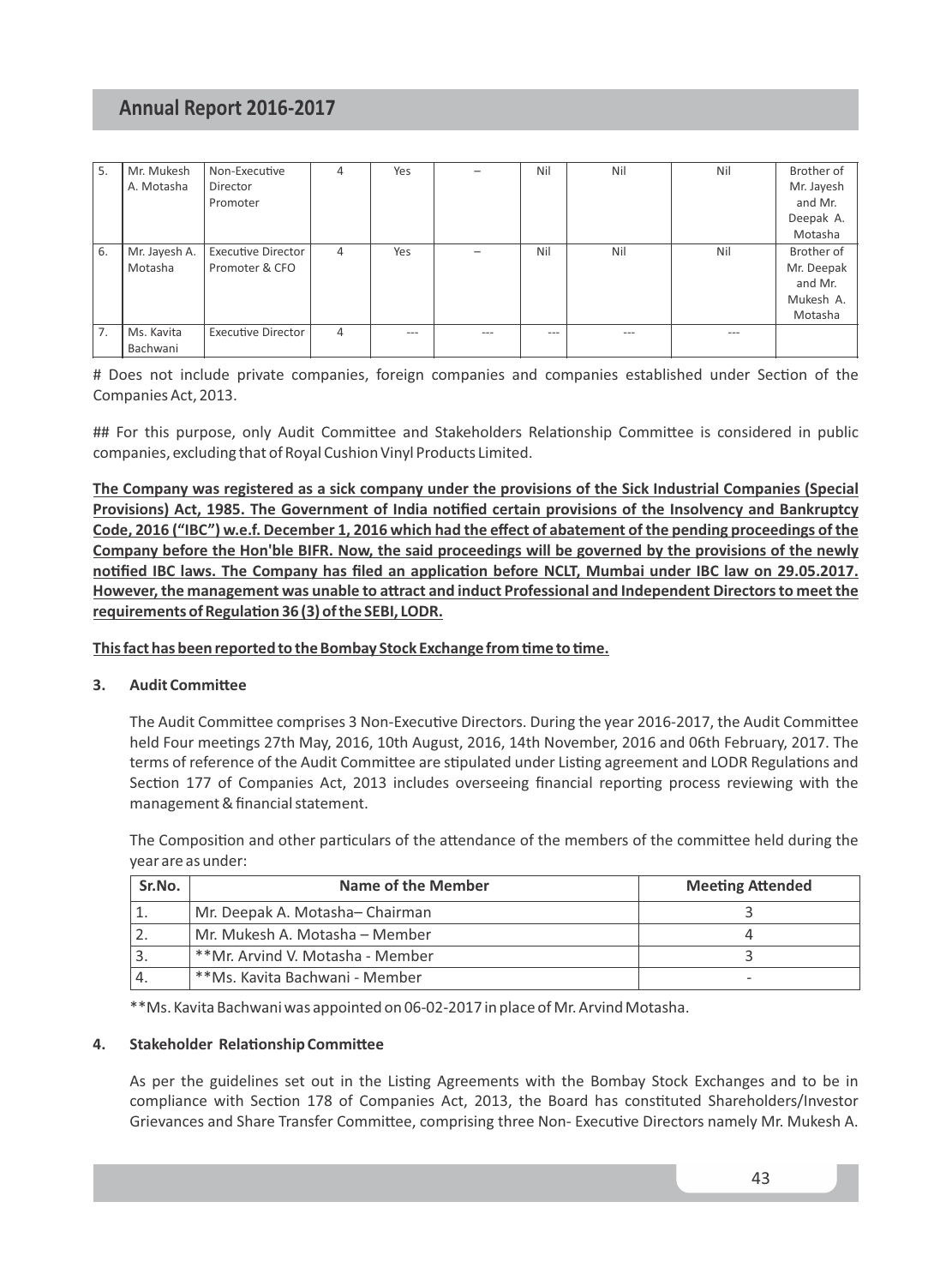| 5. | Mr. Mukesh A. Motasha | Non-Executive Director Promoter | 4 | Yes | – | Nil | Nil | Nil | Brother of Mr. Jayesh and Mr. Deepak A. Motasha |
|---|---|---|---|---|---|---|---|---|---|
| 6. | Mr. Jayesh A. Motasha | Executive Director Promoter & CFO | 4 | Yes | – | Nil | Nil | Nil | Brother of Mr. Deepak and Mr. Mukesh A. Motasha |
| 7. | Ms. Kavita Bachwani | Executive Director | 4 | --- | --- | --- | --- | --- | |

# Does not include private companies, foreign companies and companies established under Section of the Companies Act, 2013.

## For this purpose, only Audit Committee and Stakeholders Relationship Committee is considered in public companies, excluding that of Royal Cushion Vinyl Products Limited.

**The Company was registered as a sick company under the provisions of the Sick Industrial Companies (Special Provisions) Act, 1985. The Government of India notified certain provisions of the Insolvency and Bankruptcy Code, 2016 ("IBC") w.e.f. December 1, 2016 which had the effect of abatement of the pending proceedings of the Company before the Hon'ble BIFR. Now, the said proceedings will be governed by the provisions of the newly notified IBC laws. The Company has filed an application before NCLT, Mumbai under IBC law on 29.05.2017. However, the management was unable to attract and induct Professional and Independent Directors to meet the requirements of Regulation 36 (3) of the SEBI, LODR.**

**This fact has been reported to the Bombay Stock Exchange from time to time.**

### 3. Audit Committee

The Audit Committee comprises 3 Non-Executive Directors. During the year 2016-2017, the Audit Committee held Four meetings 27th May, 2016, 10th August, 2016, 14th November, 2016 and 06th February, 2017. The terms of reference of the Audit Committee are stipulated under Listing agreement and LODR Regulations and Section 177 of Companies Act, 2013 includes overseeing financial reporting process reviewing with the management & financial statement.

The Composition and other particulars of the attendance of the members of the committee held during the year are as under:

| Sr.No. | Name of the Member | Meeting Attended |
|---|---|---|
| 1. | Mr. Deepak A. Motasha– Chairman | 3 |
| 2. | Mr. Mukesh A. Motasha – Member | 4 |
| 3. | **Mr. Arvind V. Motasha - Member | 3 |
| 4. | **Ms. Kavita Bachwani - Member | - |

**Ms. Kavita Bachwani was appointed on 06-02-2017 in place of Mr. Arvind Motasha.

### 4. Stakeholder Relationship Committee

As per the guidelines set out in the Listing Agreements with the Bombay Stock Exchanges and to be in compliance with Section 178 of Companies Act, 2013, the Board has constituted Shareholders/Investor Grievances and Share Transfer Committee, comprising three Non- Executive Directors namely Mr. Mukesh A.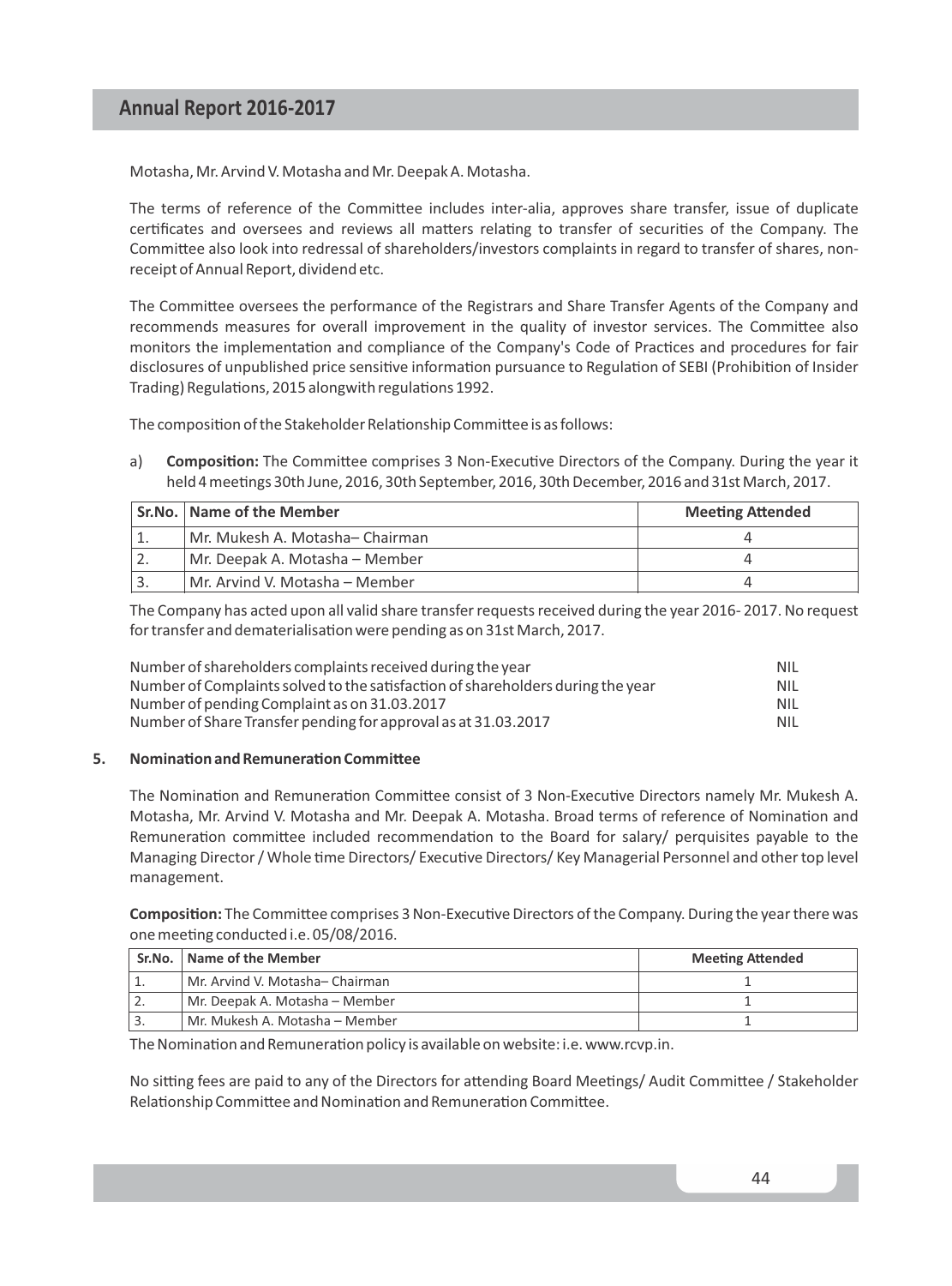Motasha, Mr. Arvind V. Motasha and Mr. Deepak A. Motasha.

The terms of reference of the Committee includes inter-alia, approves share transfer, issue of duplicate certificates and oversees and reviews all matters relating to transfer of securities of the Company. The Committee also look into redressal of shareholders/investors complaints in regard to transfer of shares, non-receipt of Annual Report, dividend etc.

The Committee oversees the performance of the Registrars and Share Transfer Agents of the Company and recommends measures for overall improvement in the quality of investor services. The Committee also monitors the implementation and compliance of the Company's Code of Practices and procedures for fair disclosures of unpublished price sensitive information pursuance to Regulation of SEBI (Prohibition of Insider Trading) Regulations, 2015 alongwith regulations 1992.

The composition of the Stakeholder Relationship Committee is as follows:

a) **Composition:** The Committee comprises 3 Non-Executive Directors of the Company. During the year it held 4 meetings 30th June, 2016, 30th September, 2016, 30th December, 2016 and 31st March, 2017.

| Sr.No. | Name of the Member | Meeting Attended |
|---|---|---|
| 1. | Mr. Mukesh A. Motasha– Chairman | 4 |
| 2. | Mr. Deepak A. Motasha – Member | 4 |
| 3. | Mr. Arvind V. Motasha – Member | 4 |

The Company has acted upon all valid share transfer requests received during the year 2016- 2017. No request for transfer and dematerialisation were pending as on 31st March, 2017.

| | |
|---|---|
| Number of shareholders complaints received during the year | NIL |
| Number of Complaints solved to the satisfaction of shareholders during the year | NIL |
| Number of pending Complaint as on 31.03.2017 | NIL |
| Number of Share Transfer pending for approval as at 31.03.2017 | NIL |

### 5. Nomination and Remuneration Committee

The Nomination and Remuneration Committee consist of 3 Non-Executive Directors namely Mr. Mukesh A. Motasha, Mr. Arvind V. Motasha and Mr. Deepak A. Motasha. Broad terms of reference of Nomination and Remuneration committee included recommendation to the Board for salary/ perquisites payable to the Managing Director / Whole time Directors/ Executive Directors/ Key Managerial Personnel and other top level management.

**Composition:** The Committee comprises 3 Non-Executive Directors of the Company. During the year there was one meeting conducted i.e. 05/08/2016.

| Sr.No. | Name of the Member | Meeting Attended |
|---|---|---|
| 1. | Mr. Arvind V. Motasha– Chairman | 1 |
| 2. | Mr. Deepak A. Motasha – Member | 1 |
| 3. | Mr. Mukesh A. Motasha – Member | 1 |

The Nomination and Remuneration policy is available on website: i.e. www.rcvp.in.

No sitting fees are paid to any of the Directors for attending Board Meetings/ Audit Committee / Stakeholder Relationship Committee and Nomination and Remuneration Committee.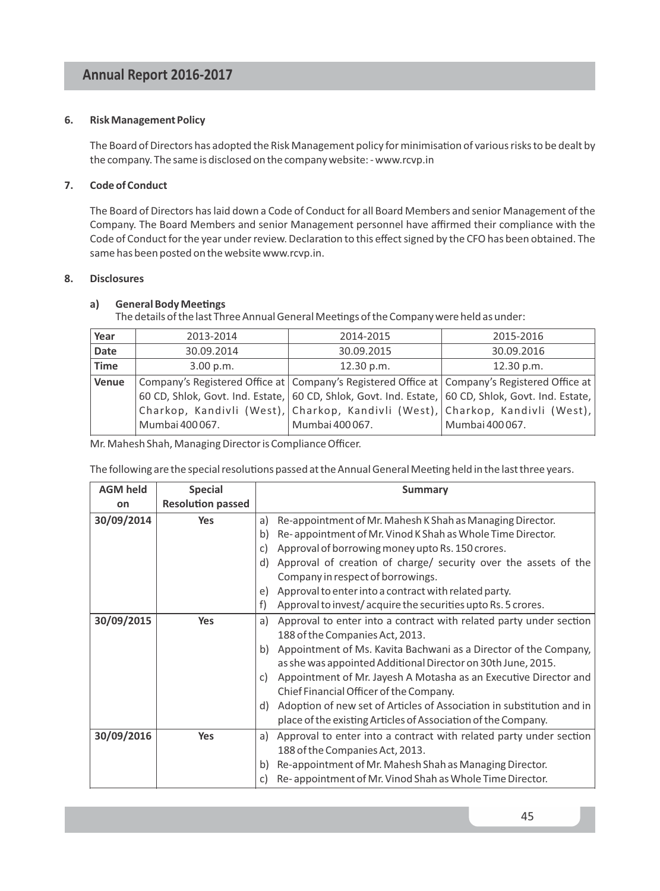### 6. Risk Management Policy

The Board of Directors has adopted the Risk Management policy for minimisation of various risks to be dealt by the company. The same is disclosed on the company website: - www.rcvp.in

### 7. Code of Conduct

The Board of Directors has laid down a Code of Conduct for all Board Members and senior Management of the Company. The Board Members and senior Management personnel have affirmed their compliance with the Code of Conduct for the year under review. Declaration to this effect signed by the CFO has been obtained. The same has been posted on the website www.rcvp.in.

### 8. Disclosures

**a) General Body Meetings**

The details of the last Three Annual General Meetings of the Company were held as under:

| **Year** | 2013-2014 | 2014-2015 | 2015-2016 |
|---|---|---|---|
| **Date** | 30.09.2014 | 30.09.2015 | 30.09.2016 |
| **Time** | 3.00 p.m. | 12.30 p.m. | 12.30 p.m. |
| **Venue** | Company's Registered Office at 60 CD, Shlok, Govt. Ind. Estate, Charkop, Kandivli (West), Mumbai 400 067. | Company's Registered Office at 60 CD, Shlok, Govt. Ind. Estate, Charkop, Kandivli (West), Mumbai 400 067. | Company's Registered Office at 60 CD, Shlok, Govt. Ind. Estate, Charkop, Kandivli (West), Mumbai 400 067. |

Mr. Mahesh Shah, Managing Director is Compliance Officer.

The following are the special resolutions passed at the Annual General Meeting held in the last three years.

| AGM held on | Special Resolution passed | Summary |
|---|---|---|
| **30/09/2014** | **Yes** | a) Re-appointment of Mr. Mahesh K Shah as Managing Director.<br>b) Re- appointment of Mr. Vinod K Shah as Whole Time Director.<br>c) Approval of borrowing money upto Rs. 150 crores.<br>d) Approval of creation of charge/ security over the assets of the Company in respect of borrowings.<br>e) Approval to enter into a contract with related party.<br>f) Approval to invest/ acquire the securities upto Rs. 5 crores. |
| **30/09/2015** | **Yes** | a) Approval to enter into a contract with related party under section 188 of the Companies Act, 2013.<br>b) Appointment of Ms. Kavita Bachwani as a Director of the Company, as she was appointed Additional Director on 30th June, 2015.<br>c) Appointment of Mr. Jayesh A Motasha as an Executive Director and Chief Financial Officer of the Company.<br>d) Adoption of new set of Articles of Association in substitution and in place of the existing Articles of Association of the Company. |
| **30/09/2016** | **Yes** | a) Approval to enter into a contract with related party under section 188 of the Companies Act, 2013.<br>b) Re-appointment of Mr. Mahesh Shah as Managing Director.<br>c) Re- appointment of Mr. Vinod Shah as Whole Time Director. |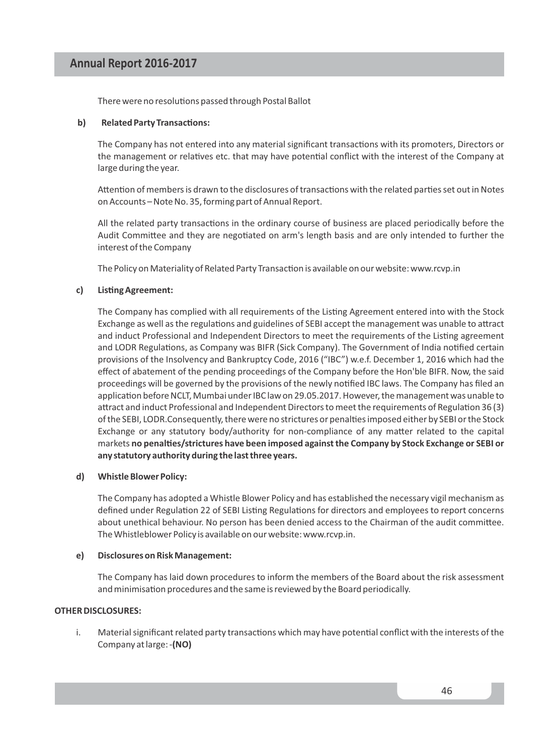There were no resolutions passed through Postal Ballot

**b) Related Party Transactions:**

The Company has not entered into any material significant transactions with its promoters, Directors or the management or relatives etc. that may have potential conflict with the interest of the Company at large during the year.

Attention of members is drawn to the disclosures of transactions with the related parties set out in Notes on Accounts – Note No. 35, forming part of Annual Report.

All the related party transactions in the ordinary course of business are placed periodically before the Audit Committee and they are negotiated on arm's length basis and are only intended to further the interest of the Company

The Policy on Materiality of Related Party Transaction is available on our website: www.rcvp.in

**c) Listing Agreement:**

The Company has complied with all requirements of the Listing Agreement entered into with the Stock Exchange as well as the regulations and guidelines of SEBI accept the management was unable to attract and induct Professional and Independent Directors to meet the requirements of the Listing agreement and LODR Regulations, as Company was BIFR (Sick Company). The Government of India notified certain provisions of the Insolvency and Bankruptcy Code, 2016 ("IBC") w.e.f. December 1, 2016 which had the effect of abatement of the pending proceedings of the Company before the Hon'ble BIFR. Now, the said proceedings will be governed by the provisions of the newly notified IBC laws. The Company has filed an application before NCLT, Mumbai under IBC law on 29.05.2017. However, the management was unable to attract and induct Professional and Independent Directors to meet the requirements of Regulation 36 (3) of the SEBI, LODR.Consequently, there were no strictures or penalties imposed either by SEBI or the Stock Exchange or any statutory body/authority for non-compliance of any matter related to the capital markets **no penalties/strictures have been imposed against the Company by Stock Exchange or SEBI or any statutory authority during the last three years.**

**d) Whistle Blower Policy:**

The Company has adopted a Whistle Blower Policy and has established the necessary vigil mechanism as defined under Regulation 22 of SEBI Listing Regulations for directors and employees to report concerns about unethical behaviour. No person has been denied access to the Chairman of the audit committee. The Whistleblower Policy is available on our website: www.rcvp.in.

**e) Disclosures on Risk Management:**

The Company has laid down procedures to inform the members of the Board about the risk assessment and minimisation procedures and the same is reviewed by the Board periodically.

**OTHER DISCLOSURES:**

i. Material significant related party transactions which may have potential conflict with the interests of the Company at large: -**(NO)**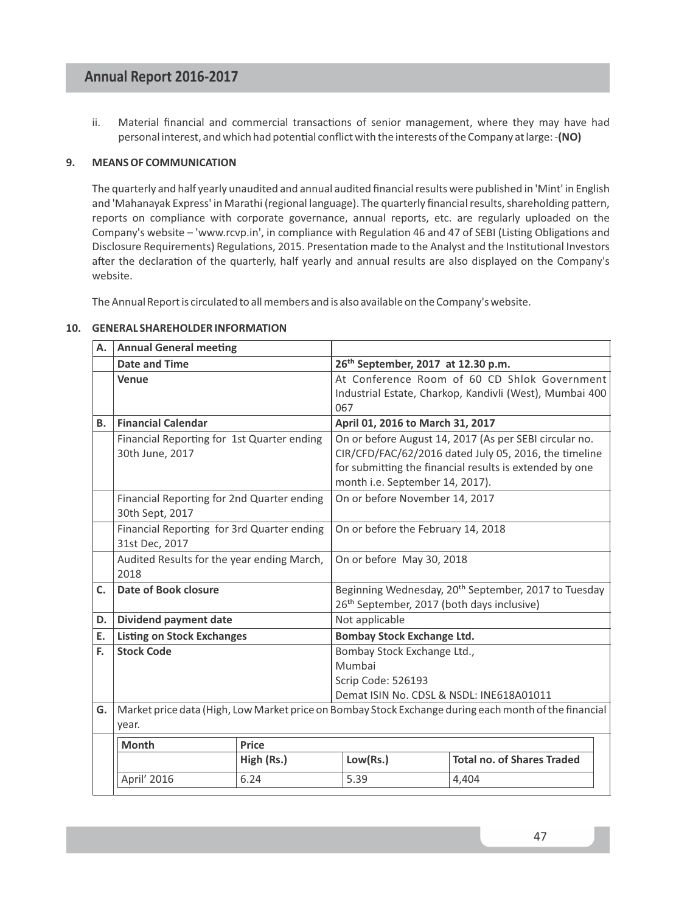ii. Material financial and commercial transactions of senior management, where they may have had personal interest, and which had potential conflict with the interests of the Company at large: -**(NO)**

## 9. MEANS OF COMMUNICATION

The quarterly and half yearly unaudited and annual audited financial results were published in 'Mint' in English and 'Mahanayak Express' in Marathi (regional language). The quarterly financial results, shareholding pattern, reports on compliance with corporate governance, annual reports, etc. are regularly uploaded on the Company's website – 'www.rcvp.in', in compliance with Regulation 46 and 47 of SEBI (Listing Obligations and Disclosure Requirements) Regulations, 2015. Presentation made to the Analyst and the Institutional Investors after the declaration of the quarterly, half yearly and annual results are also displayed on the Company's website.

The Annual Report is circulated to all members and is also available on the Company's website.

## 10. GENERAL SHAREHOLDER INFORMATION

| A. | **Annual General meeting** | |
|---|---|---|
| | **Date and Time** | **26th September, 2017 at 12.30 p.m.** |
| | **Venue** | At Conference Room of 60 CD Shlok Government Industrial Estate, Charkop, Kandivli (West), Mumbai 400 067 |
| **B.** | **Financial Calendar** | **April 01, 2016 to March 31, 2017** |
| | Financial Reporting for 1st Quarter ending 30th June, 2017 | On or before August 14, 2017 (As per SEBI circular no. CIR/CFD/FAC/62/2016 dated July 05, 2016, the timeline for submitting the financial results is extended by one month i.e. September 14, 2017). |
| | Financial Reporting for 2nd Quarter ending 30th Sept, 2017 | On or before November 14, 2017 |
| | Financial Reporting for 3rd Quarter ending 31st Dec, 2017 | On or before the February 14, 2018 |
| | Audited Results for the year ending March, 2018 | On or before May 30, 2018 |
| **C.** | **Date of Book closure** | Beginning Wednesday, 20th September, 2017 to Tuesday 26th September, 2017 (both days inclusive) |
| **D.** | **Dividend payment date** | Not applicable |
| **E.** | **Listing on Stock Exchanges** | **Bombay Stock Exchange Ltd.** |
| **F.** | **Stock Code** | Bombay Stock Exchange Ltd., Mumbai<br>Scrip Code: 526193<br>Demat ISIN No. CDSL & NSDL: INE618A01011 |
| **G.** | Market price data (High, Low Market price on Bombay Stock Exchange during each month of the financial year. | |

| Month | Price | | |
|---|---|---|---|
| | High (Rs.) | Low(Rs.) | Total no. of Shares Traded |
| April' 2016 | 6.24 | 5.39 | 4,404 |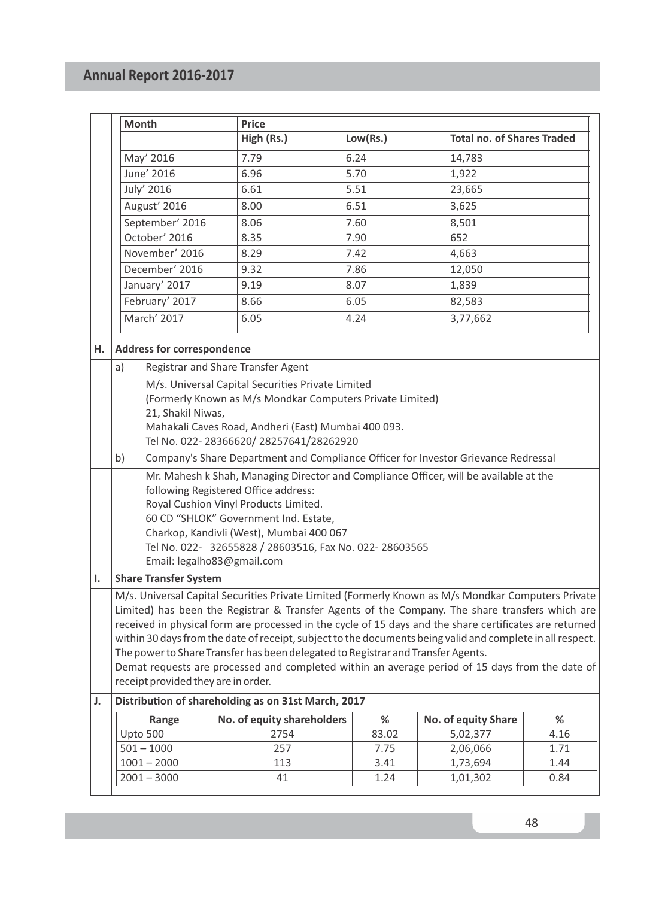| Month | Price | | |
|---|---|---|---|
| | High (Rs.) | Low(Rs.) | Total no. of Shares Traded |
| May' 2016 | 7.79 | 6.24 | 14,783 |
| June' 2016 | 6.96 | 5.70 | 1,922 |
| July' 2016 | 6.61 | 5.51 | 23,665 |
| August' 2016 | 8.00 | 6.51 | 3,625 |
| September' 2016 | 8.06 | 7.60 | 8,501 |
| October' 2016 | 8.35 | 7.90 | 652 |
| November' 2016 | 8.29 | 7.42 | 4,663 |
| December' 2016 | 9.32 | 7.86 | 12,050 |
| January' 2017 | 9.19 | 8.07 | 1,839 |
| February' 2017 | 8.66 | 6.05 | 82,583 |
| March' 2017 | 6.05 | 4.24 | 3,77,662 |

**H. Address for correspondence**

a) Registrar and Share Transfer Agent

M/s. Universal Capital Securities Private Limited
(Formerly Known as M/s Mondkar Computers Private Limited)
21, Shakil Niwas,
Mahakali Caves Road, Andheri (East) Mumbai 400 093.
Tel No. 022- 28366620/ 28257641/28262920

b) Company's Share Department and Compliance Officer for Investor Grievance Redressal

Mr. Mahesh k Shah, Managing Director and Compliance Officer, will be available at the following Registered Office address:
Royal Cushion Vinyl Products Limited.
60 CD "SHLOK" Government Ind. Estate,
Charkop, Kandivli (West), Mumbai 400 067
Tel No. 022- 32655828 / 28603516, Fax No. 022- 28603565
Email: legalho83@gmail.com

**I. Share Transfer System**

M/s. Universal Capital Securities Private Limited (Formerly Known as M/s Mondkar Computers Private Limited) has been the Registrar & Transfer Agents of the Company. The share transfers which are received in physical form are processed in the cycle of 15 days and the share certificates are returned within 30 days from the date of receipt, subject to the documents being valid and complete in all respect. The power to Share Transfer has been delegated to Registrar and Transfer Agents.
Demat requests are processed and completed within an average period of 15 days from the date of receipt provided they are in order.

**J. Distribution of shareholding as on 31st March, 2017**

| Range | No. of equity shareholders | % | No. of equity Share | % |
|---|---|---|---|---|
| Upto 500 | 2754 | 83.02 | 5,02,377 | 4.16 |
| 501 – 1000 | 257 | 7.75 | 2,06,066 | 1.71 |
| 1001 – 2000 | 113 | 3.41 | 1,73,694 | 1.44 |
| 2001 – 3000 | 41 | 1.24 | 1,01,302 | 0.84 |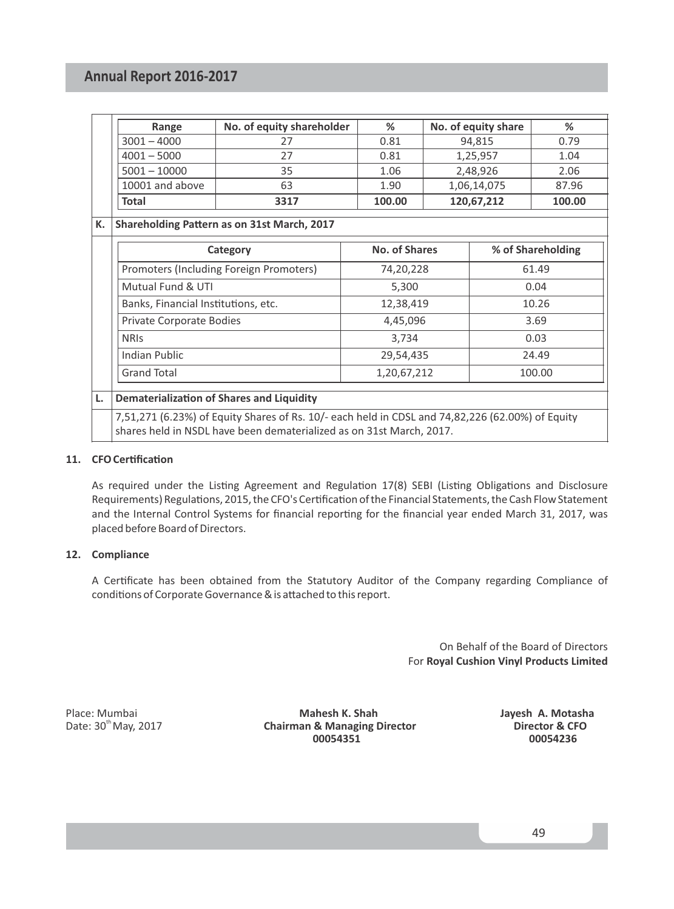| Range | No. of equity shareholder | % | No. of equity share | % |
|---|---|---|---|---|
| 3001 – 4000 | 27 | 0.81 | 94,815 | 0.79 |
| 4001 – 5000 | 27 | 0.81 | 1,25,957 | 1.04 |
| 5001 – 10000 | 35 | 1.06 | 2,48,926 | 2.06 |
| 10001 and above | 63 | 1.90 | 1,06,14,075 | 87.96 |
| **Total** | **3317** | **100.00** | **120,67,212** | **100.00** |

**K. Shareholding Pattern as on 31st March, 2017**

| Category | No. of Shares | % of Shareholding |
|---|---|---|
| Promoters (Including Foreign Promoters) | 74,20,228 | 61.49 |
| Mutual Fund & UTI | 5,300 | 0.04 |
| Banks, Financial Institutions, etc. | 12,38,419 | 10.26 |
| Private Corporate Bodies | 4,45,096 | 3.69 |
| NRIs | 3,734 | 0.03 |
| Indian Public | 29,54,435 | 24.49 |
| Grand Total | 1,20,67,212 | 100.00 |

**L. Dematerialization of Shares and Liquidity**

7,51,271 (6.23%) of Equity Shares of Rs. 10/- each held in CDSL and 74,82,226 (62.00%) of Equity shares held in NSDL have been dematerialized as on 31st March, 2017.

### 11. CFO Certification

As required under the Listing Agreement and Regulation 17(8) SEBI (Listing Obligations and Disclosure Requirements) Regulations, 2015, the CFO's Certification of the Financial Statements, the Cash Flow Statement and the Internal Control Systems for financial reporting for the financial year ended March 31, 2017, was placed before Board of Directors.

### 12. Compliance

A Certificate has been obtained from the Statutory Auditor of the Company regarding Compliance of conditions of Corporate Governance & is attached to this report.

On Behalf of the Board of Directors
For **Royal Cushion Vinyl Products Limited**

Place: Mumbai
Date: 30th May, 2017

**Mahesh K. Shah**
**Chairman & Managing Director**
**00054351**

**Jayesh A. Motasha**
**Director & CFO**
**00054236**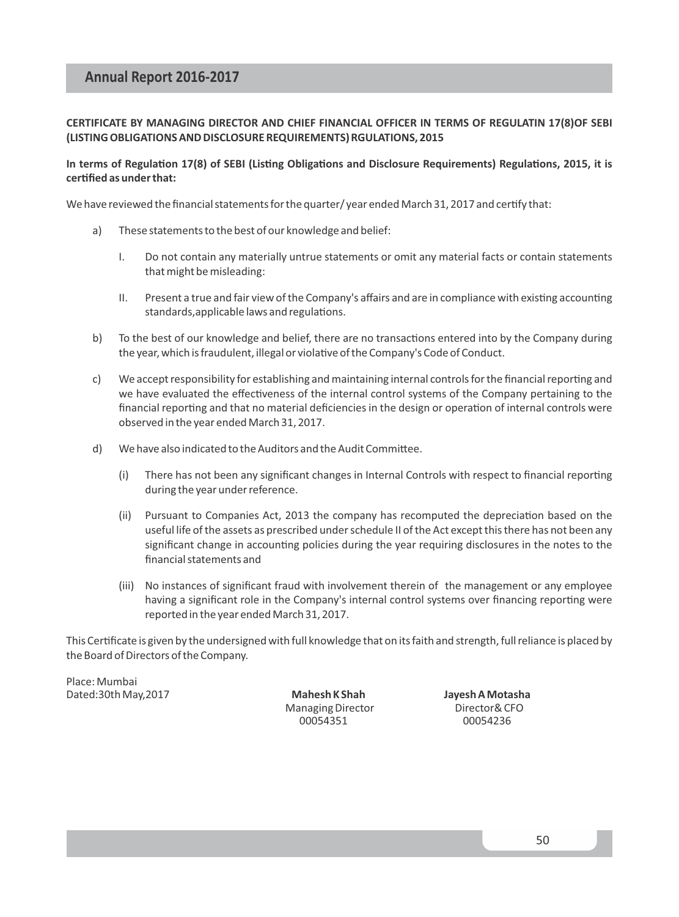**CERTIFICATE BY MANAGING DIRECTOR AND CHIEF FINANCIAL OFFICER IN TERMS OF REGULATIN 17(8)OF SEBI (LISTING OBLIGATIONS AND DISCLOSURE REQUIREMENTS) RGULATIONS, 2015**

**In terms of Regulation 17(8) of SEBI (Listing Obligations and Disclosure Requirements) Regulations, 2015, it is certified as under that:**

We have reviewed the financial statements for the quarter/ year ended March 31, 2017 and certify that:

a) These statements to the best of our knowledge and belief:

   I. Do not contain any materially untrue statements or omit any material facts or contain statements that might be misleading:

   II. Present a true and fair view of the Company's affairs and are in compliance with existing accounting standards,applicable laws and regulations.

b) To the best of our knowledge and belief, there are no transactions entered into by the Company during the year, which is fraudulent, illegal or violative of the Company's Code of Conduct.

c) We accept responsibility for establishing and maintaining internal controls for the financial reporting and we have evaluated the effectiveness of the internal control systems of the Company pertaining to the financial reporting and that no material deficiencies in the design or operation of internal controls were observed in the year ended March 31, 2017.

d) We have also indicated to the Auditors and the Audit Committee.

   (i) There has not been any significant changes in Internal Controls with respect to financial reporting during the year under reference.

   (ii) Pursuant to Companies Act, 2013 the company has recomputed the depreciation based on the useful life of the assets as prescribed under schedule II of the Act except this there has not been any significant change in accounting policies during the year requiring disclosures in the notes to the financial statements and

   (iii) No instances of significant fraud with involvement therein of the management or any employee having a significant role in the Company's internal control systems over financing reporting were reported in the year ended March 31, 2017.

This Certificate is given by the undersigned with full knowledge that on its faith and strength, full reliance is placed by the Board of Directors of the Company.

Place: Mumbai
Dated:30th May,2017

**Mahesh K Shah**
Managing Director
00054351

**Jayesh A Motasha**
Director& CFO
00054236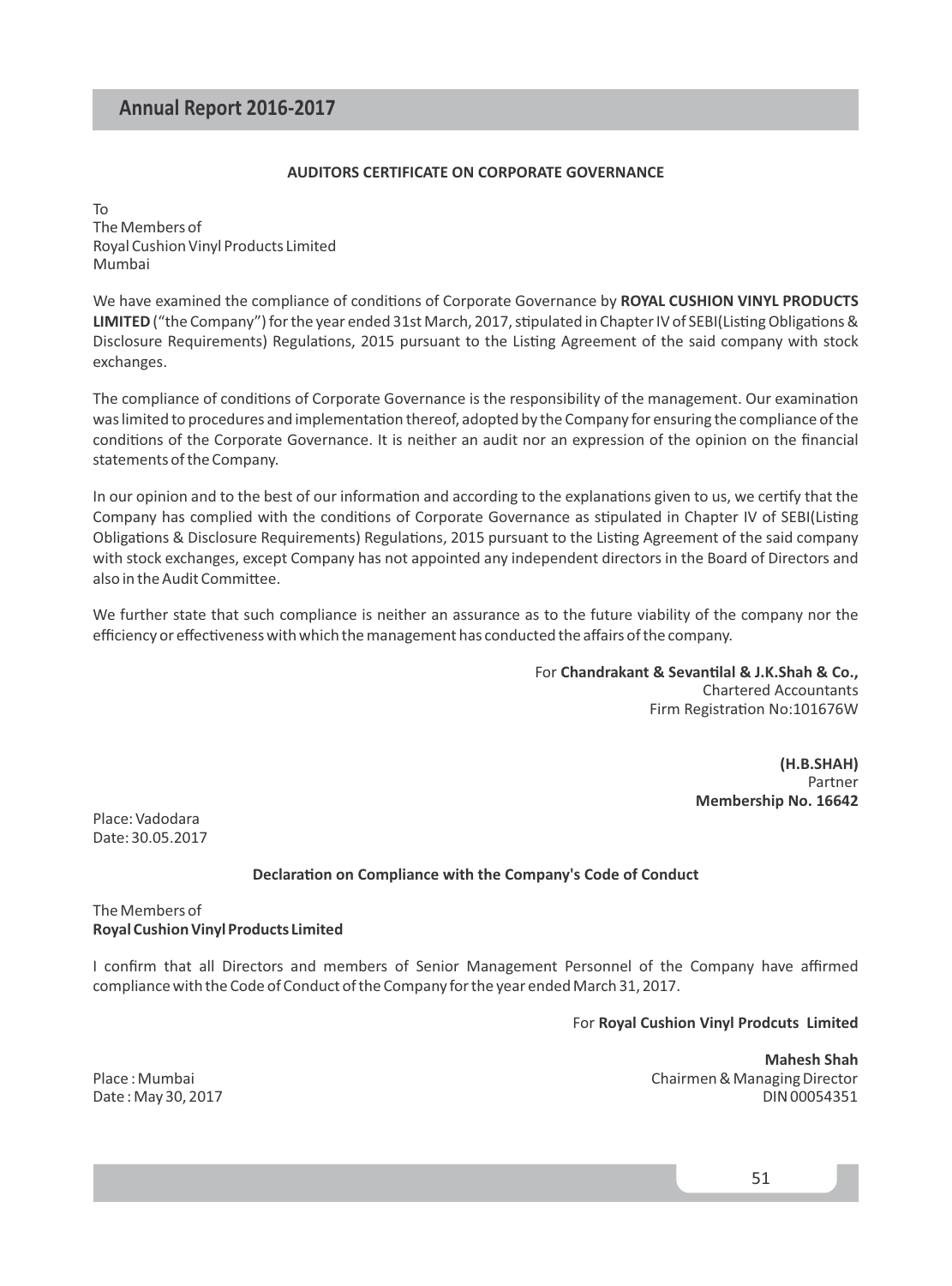## AUDITORS CERTIFICATE ON CORPORATE GOVERNANCE

To
The Members of
Royal Cushion Vinyl Products Limited
Mumbai

We have examined the compliance of conditions of Corporate Governance by **ROYAL CUSHION VINYL PRODUCTS LIMITED** ("the Company") for the year ended 31st March, 2017, stipulated in Chapter IV of SEBI(Listing Obligations & Disclosure Requirements) Regulations, 2015 pursuant to the Listing Agreement of the said company with stock exchanges.

The compliance of conditions of Corporate Governance is the responsibility of the management. Our examination was limited to procedures and implementation thereof, adopted by the Company for ensuring the compliance of the conditions of the Corporate Governance. It is neither an audit nor an expression of the opinion on the financial statements of the Company.

In our opinion and to the best of our information and according to the explanations given to us, we certify that the Company has complied with the conditions of Corporate Governance as stipulated in Chapter IV of SEBI(Listing Obligations & Disclosure Requirements) Regulations, 2015 pursuant to the Listing Agreement of the said company with stock exchanges, except Company has not appointed any independent directors in the Board of Directors and also in the Audit Committee.

We further state that such compliance is neither an assurance as to the future viability of the company nor the efficiency or effectiveness with which the management has conducted the affairs of the company.

For **Chandrakant & Sevantilal & J.K.Shah & Co.,**
Chartered Accountants
Firm Registration No:101676W

**(H.B.SHAH)**
Partner
**Membership No. 16642**

Place: Vadodara
Date: 30.05.2017

## Declaration on Compliance with the Company's Code of Conduct

The Members of
**Royal Cushion Vinyl Products Limited**

I confirm that all Directors and members of Senior Management Personnel of the Company have affirmed compliance with the Code of Conduct of the Company for the year ended March 31, 2017.

For **Royal Cushion Vinyl Prodcuts Limited**

**Mahesh Shah**
Chairmen & Managing Director
DIN 00054351

Place : Mumbai
Date : May 30, 2017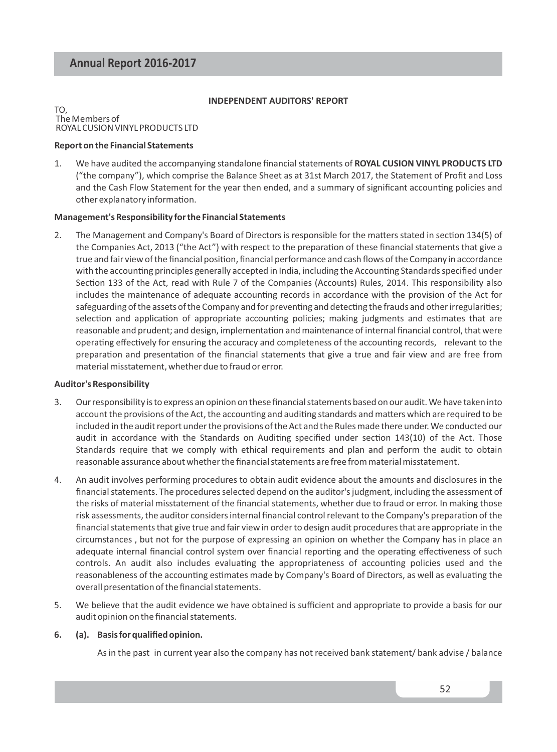## INDEPENDENT AUDITORS' REPORT

TO,
The Members of
ROYAL CUSION VINYL PRODUCTS LTD

### Report on the Financial Statements

1. We have audited the accompanying standalone financial statements of **ROYAL CUSION VINYL PRODUCTS LTD** ("the company"), which comprise the Balance Sheet as at 31st March 2017, the Statement of Profit and Loss and the Cash Flow Statement for the year then ended, and a summary of significant accounting policies and other explanatory information.

### Management's Responsibility for the Financial Statements

2. The Management and Company's Board of Directors is responsible for the matters stated in section 134(5) of the Companies Act, 2013 ("the Act") with respect to the preparation of these financial statements that give a true and fair view of the financial position, financial performance and cash flows of the Company in accordance with the accounting principles generally accepted in India, including the Accounting Standards specified under Section 133 of the Act, read with Rule 7 of the Companies (Accounts) Rules, 2014. This responsibility also includes the maintenance of adequate accounting records in accordance with the provision of the Act for safeguarding of the assets of the Company and for preventing and detecting the frauds and other irregularities; selection and application of appropriate accounting policies; making judgments and estimates that are reasonable and prudent; and design, implementation and maintenance of internal financial control, that were operating effectively for ensuring the accuracy and completeness of the accounting records, relevant to the preparation and presentation of the financial statements that give a true and fair view and are free from material misstatement, whether due to fraud or error.

### Auditor's Responsibility

3. Our responsibility is to express an opinion on these financial statements based on our audit. We have taken into account the provisions of the Act, the accounting and auditing standards and matters which are required to be included in the audit report under the provisions of the Act and the Rules made there under. We conducted our audit in accordance with the Standards on Auditing specified under section 143(10) of the Act. Those Standards require that we comply with ethical requirements and plan and perform the audit to obtain reasonable assurance about whether the financial statements are free from material misstatement.

4. An audit involves performing procedures to obtain audit evidence about the amounts and disclosures in the financial statements. The procedures selected depend on the auditor's judgment, including the assessment of the risks of material misstatement of the financial statements, whether due to fraud or error. In making those risk assessments, the auditor considers internal financial control relevant to the Company's preparation of the financial statements that give true and fair view in order to design audit procedures that are appropriate in the circumstances , but not for the purpose of expressing an opinion on whether the Company has in place an adequate internal financial control system over financial reporting and the operating effectiveness of such controls. An audit also includes evaluating the appropriateness of accounting policies used and the reasonableness of the accounting estimates made by Company's Board of Directors, as well as evaluating the overall presentation of the financial statements.

5. We believe that the audit evidence we have obtained is sufficient and appropriate to provide a basis for our audit opinion on the financial statements.

**6. (a). Basis for qualified opinion.**

As in the past in current year also the company has not received bank statement/ bank advise / balance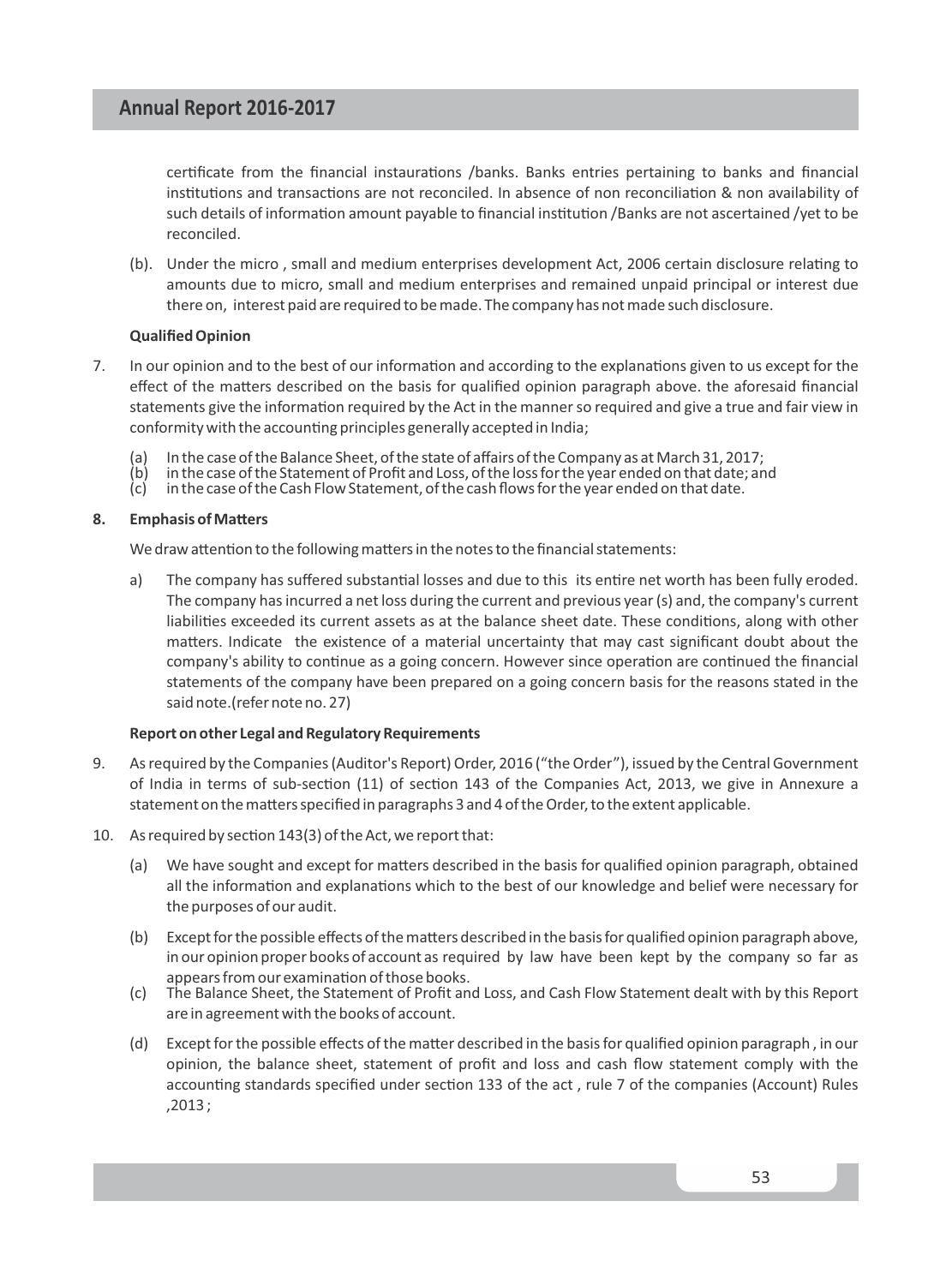certificate from the financial instaurations /banks. Banks entries pertaining to banks and financial institutions and transactions are not reconciled. In absence of non reconciliation & non availability of such details of information amount payable to financial institution /Banks are not ascertained /yet to be reconciled.

(b). Under the micro , small and medium enterprises development Act, 2006 certain disclosure relating to amounts due to micro, small and medium enterprises and remained unpaid principal or interest due there on, interest paid are required to be made. The company has not made such disclosure.

**Qualified Opinion**

7. In our opinion and to the best of our information and according to the explanations given to us except for the effect of the matters described on the basis for qualified opinion paragraph above. the aforesaid financial statements give the information required by the Act in the manner so required and give a true and fair view in conformity with the accounting principles generally accepted in India;

   (a) In the case of the Balance Sheet, of the state of affairs of the Company as at March 31, 2017;
   (b) in the case of the Statement of Profit and Loss, of the loss for the year ended on that date; and
   (c) in the case of the Cash Flow Statement, of the cash flows for the year ended on that date.

**8. Emphasis of Matters**

We draw attention to the following matters in the notes to the financial statements:

a) The company has suffered substantial losses and due to this its entire net worth has been fully eroded. The company has incurred a net loss during the current and previous year (s) and, the company's current liabilities exceeded its current assets as at the balance sheet date. These conditions, along with other matters. Indicate the existence of a material uncertainty that may cast significant doubt about the company's ability to continue as a going concern. However since operation are continued the financial statements of the company have been prepared on a going concern basis for the reasons stated in the said note.(refer note no. 27)

**Report on other Legal and Regulatory Requirements**

9. As required by the Companies (Auditor's Report) Order, 2016 ("the Order"), issued by the Central Government of India in terms of sub-section (11) of section 143 of the Companies Act, 2013, we give in Annexure a statement on the matters specified in paragraphs 3 and 4 of the Order, to the extent applicable.

10. As required by section 143(3) of the Act, we report that:

   (a) We have sought and except for matters described in the basis for qualified opinion paragraph, obtained all the information and explanations which to the best of our knowledge and belief were necessary for the purposes of our audit.

   (b) Except for the possible effects of the matters described in the basis for qualified opinion paragraph above, in our opinion proper books of account as required by law have been kept by the company so far as appears from our examination of those books.

   (c) The Balance Sheet, the Statement of Profit and Loss, and Cash Flow Statement dealt with by this Report are in agreement with the books of account.

   (d) Except for the possible effects of the matter described in the basis for qualified opinion paragraph , in our opinion, the balance sheet, statement of profit and loss and cash flow statement comply with the accounting standards specified under section 133 of the act , rule 7 of the companies (Account) Rules ,2013 ;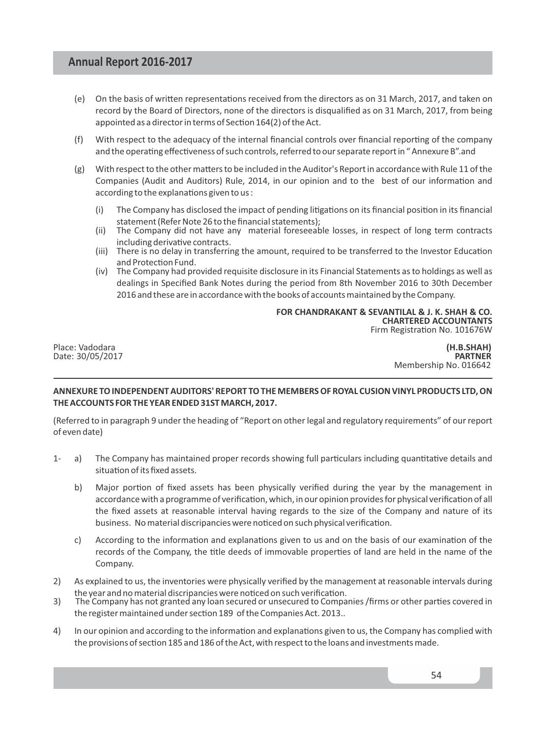(e) On the basis of written representations received from the directors as on 31 March, 2017, and taken on record by the Board of Directors, none of the directors is disqualified as on 31 March, 2017, from being appointed as a director in terms of Section 164(2) of the Act.

(f) With respect to the adequacy of the internal financial controls over financial reporting of the company and the operating effectiveness of such controls, referred to our separate report in " Annexure B".and

(g) With respect to the other matters to be included in the Auditor's Report in accordance with Rule 11 of the Companies (Audit and Auditors) Rule, 2014, in our opinion and to the best of our information and according to the explanations given to us :

   (i) The Company has disclosed the impact of pending litigations on its financial position in its financial statement (Refer Note 26 to the financial statements);
   (ii) The Company did not have any material foreseeable losses, in respect of long term contracts including derivative contracts.
   (iii) There is no delay in transferring the amount, required to be transferred to the Investor Education and Protection Fund.
   (iv) The Company had provided requisite disclosure in its Financial Statements as to holdings as well as dealings in Specified Bank Notes during the period from 8th November 2016 to 30th December 2016 and these are in accordance with the books of accounts maintained by the Company.

**FOR CHANDRAKANT & SEVANTILAL & J. K. SHAH & CO.**
**CHARTERED ACCOUNTANTS**
Firm Registration No. 101676W

Place: Vadodara
Date: 30/05/2017

**(H.B.SHAH)**
**PARTNER**
Membership No. 016642

**ANNEXURE TO INDEPENDENT AUDITORS' REPORT TO THE MEMBERS OF ROYAL CUSION VINYL PRODUCTS LTD, ON THE ACCOUNTS FOR THE YEAR ENDED 31ST MARCH, 2017.**

(Referred to in paragraph 9 under the heading of "Report on other legal and regulatory requirements" of our report of even date)

1- a) The Company has maintained proper records showing full particulars including quantitative details and situation of its fixed assets.

   b) Major portion of fixed assets has been physically verified during the year by the management in accordance with a programme of verification, which, in our opinion provides for physical verification of all the fixed assets at reasonable interval having regards to the size of the Company and nature of its business. No material discripancies were noticed on such physical verification.

   c) According to the information and explanations given to us and on the basis of our examination of the records of the Company, the title deeds of immovable properties of land are held in the name of the Company.

2) As explained to us, the inventories were physically verified by the management at reasonable intervals during the year and no material discripancies were noticed on such verification.

3) The Company has not granted any loan secured or unsecured to Companies /firms or other parties covered in the register maintained under section 189 of the Companies Act. 2013..

4) In our opinion and according to the information and explanations given to us, the Company has complied with the provisions of section 185 and 186 of the Act, with respect to the loans and investments made.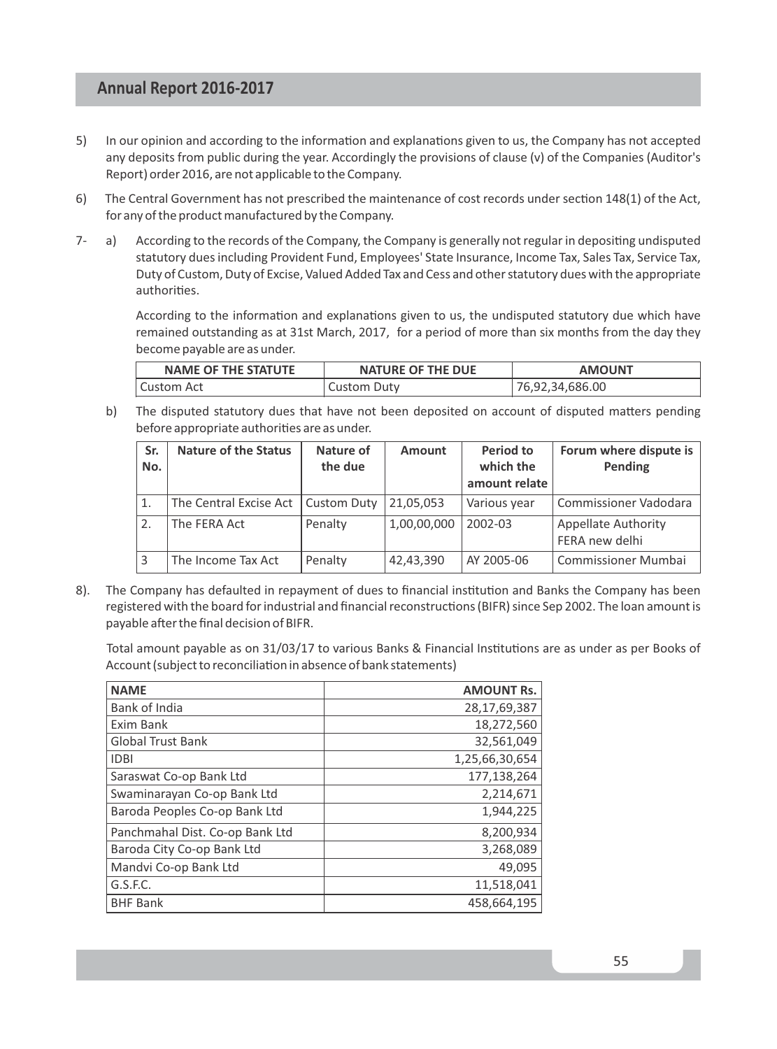5) In our opinion and according to the information and explanations given to us, the Company has not accepted any deposits from public during the year. Accordingly the provisions of clause (v) of the Companies (Auditor's Report) order 2016, are not applicable to the Company.

6) The Central Government has not prescribed the maintenance of cost records under section 148(1) of the Act, for any of the product manufactured by the Company.

7- a) According to the records of the Company, the Company is generally not regular in depositing undisputed statutory dues including Provident Fund, Employees' State Insurance, Income Tax, Sales Tax, Service Tax, Duty of Custom, Duty of Excise, Valued Added Tax and Cess and other statutory dues with the appropriate authorities.

According to the information and explanations given to us, the undisputed statutory due which have remained outstanding as at 31st March, 2017, for a period of more than six months from the day they become payable are as under.

| NAME OF THE STATUTE | NATURE OF THE DUE | AMOUNT |
|---|---|---|
| Custom Act | Custom Duty | 76,92,34,686.00 |

b) The disputed statutory dues that have not been deposited on account of disputed matters pending before appropriate authorities are as under.

| Sr. No. | Nature of the Status | Nature of the due | Amount | Period to which the amount relate | Forum where dispute is Pending |
|---|---|---|---|---|---|
| 1. | The Central Excise Act | Custom Duty | 21,05,053 | Various year | Commissioner Vadodara |
| 2. | The FERA Act | Penalty | 1,00,00,000 | 2002-03 | Appellate Authority FERA new delhi |
| 3 | The Income Tax Act | Penalty | 42,43,390 | AY 2005-06 | Commissioner Mumbai |

8). The Company has defaulted in repayment of dues to financial institution and Banks the Company has been registered with the board for industrial and financial reconstructions (BIFR) since Sep 2002. The loan amount is payable after the final decision of BIFR.

Total amount payable as on 31/03/17 to various Banks & Financial Institutions are as under as per Books of Account (subject to reconciliation in absence of bank statements)

| NAME | AMOUNT Rs. |
|---|---:|
| Bank of India | 28,17,69,387 |
| Exim Bank | 18,272,560 |
| Global Trust Bank | 32,561,049 |
| IDBI | 1,25,66,30,654 |
| Saraswat Co-op Bank Ltd | 177,138,264 |
| Swaminarayan Co-op Bank Ltd | 2,214,671 |
| Baroda Peoples Co-op Bank Ltd | 1,944,225 |
| Panchmahal Dist. Co-op Bank Ltd | 8,200,934 |
| Baroda City Co-op Bank Ltd | 3,268,089 |
| Mandvi Co-op Bank Ltd | 49,095 |
| G.S.F.C. | 11,518,041 |
| BHF Bank | 458,664,195 |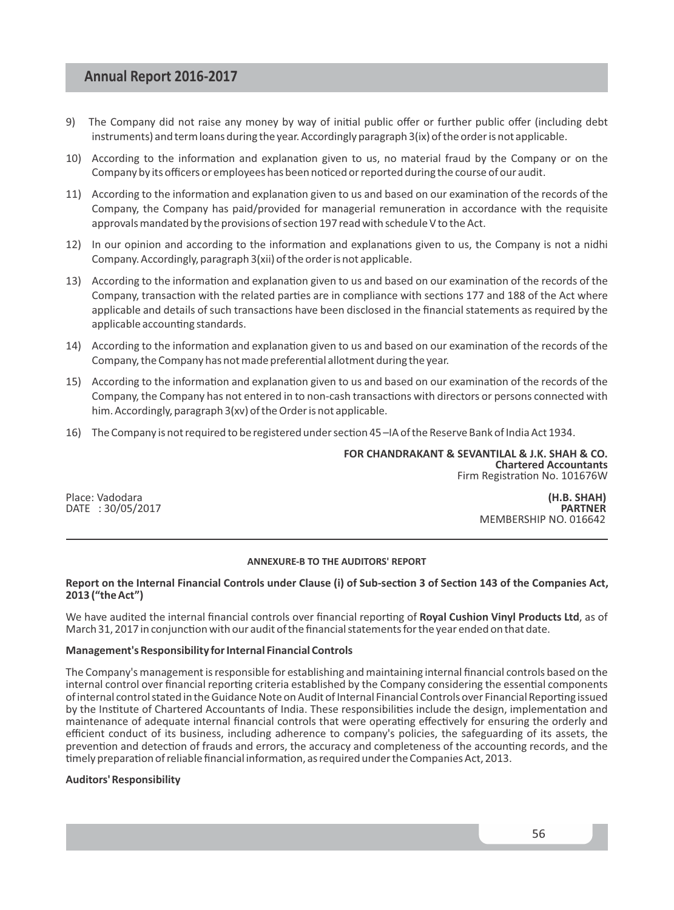9) The Company did not raise any money by way of initial public offer or further public offer (including debt instruments) and term loans during the year. Accordingly paragraph 3(ix) of the order is not applicable.

10) According to the information and explanation given to us, no material fraud by the Company or on the Company by its officers or employees has been noticed or reported during the course of our audit.

11) According to the information and explanation given to us and based on our examination of the records of the Company, the Company has paid/provided for managerial remuneration in accordance with the requisite approvals mandated by the provisions of section 197 read with schedule V to the Act.

12) In our opinion and according to the information and explanations given to us, the Company is not a nidhi Company. Accordingly, paragraph 3(xii) of the order is not applicable.

13) According to the information and explanation given to us and based on our examination of the records of the Company, transaction with the related parties are in compliance with sections 177 and 188 of the Act where applicable and details of such transactions have been disclosed in the financial statements as required by the applicable accounting standards.

14) According to the information and explanation given to us and based on our examination of the records of the Company, the Company has not made preferential allotment during the year.

15) According to the information and explanation given to us and based on our examination of the records of the Company, the Company has not entered in to non-cash transactions with directors or persons connected with him. Accordingly, paragraph 3(xv) of the Order is not applicable.

16) The Company is not required to be registered under section 45 –IA of the Reserve Bank of India Act 1934.

**FOR CHANDRAKANT & SEVANTILAL & J.K. SHAH & CO.**
**Chartered Accountants**
Firm Registration No. 101676W

Place: Vadodara
DATE : 30/05/2017

**(H.B. SHAH)**
**PARTNER**
MEMBERSHIP NO. 016642

---

**ANNEXURE-B TO THE AUDITORS' REPORT**

**Report on the Internal Financial Controls under Clause (i) of Sub-section 3 of Section 143 of the Companies Act, 2013 ("the Act")**

We have audited the internal financial controls over financial reporting of **Royal Cushion Vinyl Products Ltd**, as of March 31, 2017 in conjunction with our audit of the financial statements for the year ended on that date.

**Management's Responsibility for Internal Financial Controls**

The Company's management is responsible for establishing and maintaining internal financial controls based on the internal control over financial reporting criteria established by the Company considering the essential components of internal control stated in the Guidance Note on Audit of Internal Financial Controls over Financial Reporting issued by the Institute of Chartered Accountants of India. These responsibilities include the design, implementation and maintenance of adequate internal financial controls that were operating effectively for ensuring the orderly and efficient conduct of its business, including adherence to company's policies, the safeguarding of its assets, the prevention and detection of frauds and errors, the accuracy and completeness of the accounting records, and the timely preparation of reliable financial information, as required under the Companies Act, 2013.

**Auditors' Responsibility**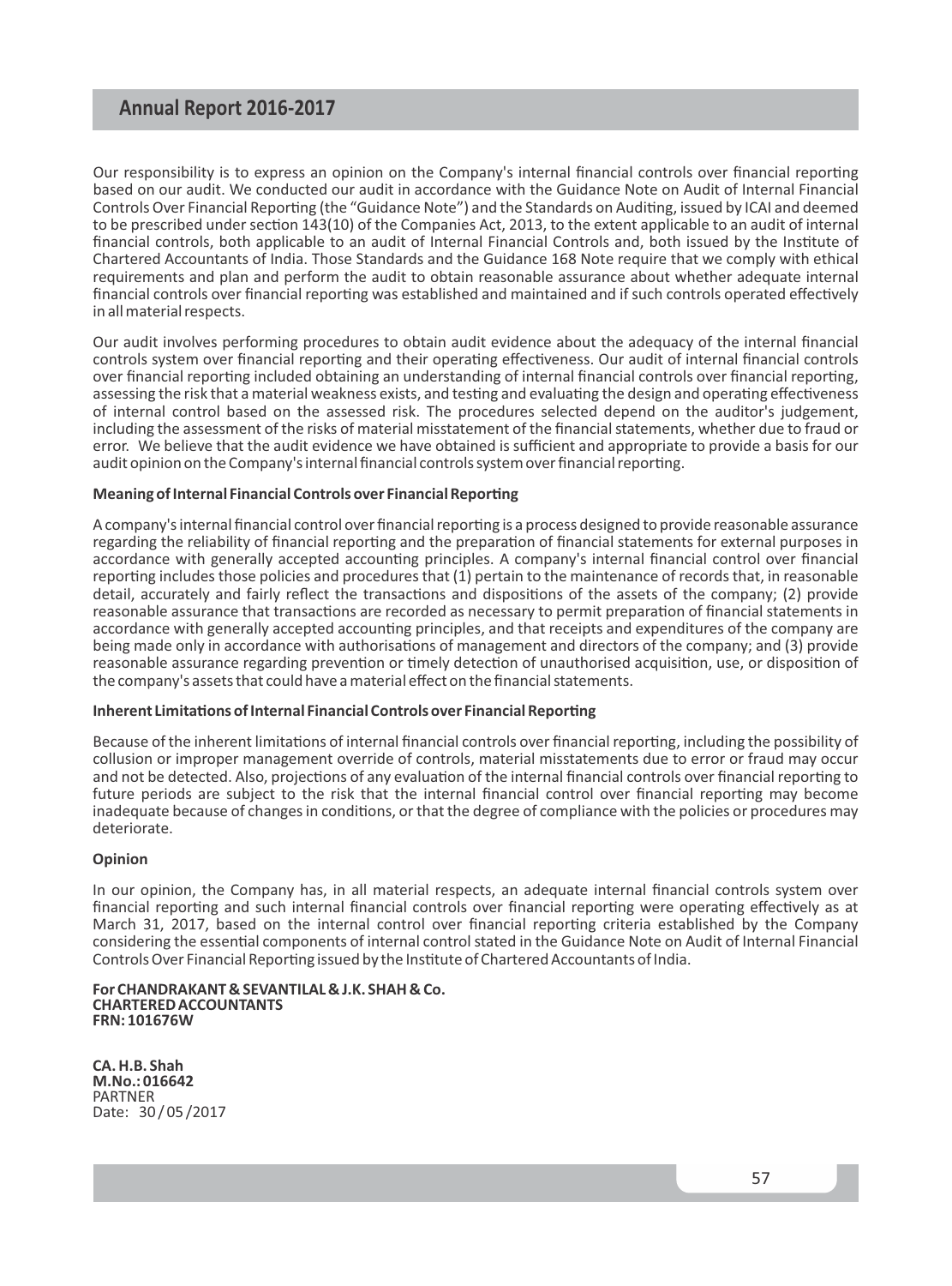Our responsibility is to express an opinion on the Company's internal financial controls over financial reporting based on our audit. We conducted our audit in accordance with the Guidance Note on Audit of Internal Financial Controls Over Financial Reporting (the "Guidance Note") and the Standards on Auditing, issued by ICAI and deemed to be prescribed under section 143(10) of the Companies Act, 2013, to the extent applicable to an audit of internal financial controls, both applicable to an audit of Internal Financial Controls and, both issued by the Institute of Chartered Accountants of India. Those Standards and the Guidance 168 Note require that we comply with ethical requirements and plan and perform the audit to obtain reasonable assurance about whether adequate internal financial controls over financial reporting was established and maintained and if such controls operated effectively in all material respects.

Our audit involves performing procedures to obtain audit evidence about the adequacy of the internal financial controls system over financial reporting and their operating effectiveness. Our audit of internal financial controls over financial reporting included obtaining an understanding of internal financial controls over financial reporting, assessing the risk that a material weakness exists, and testing and evaluating the design and operating effectiveness of internal control based on the assessed risk. The procedures selected depend on the auditor's judgement, including the assessment of the risks of material misstatement of the financial statements, whether due to fraud or error. We believe that the audit evidence we have obtained is sufficient and appropriate to provide a basis for our audit opinion on the Company's internal financial controls system over financial reporting.

**Meaning of Internal Financial Controls over Financial Reporting**

A company's internal financial control over financial reporting is a process designed to provide reasonable assurance regarding the reliability of financial reporting and the preparation of financial statements for external purposes in accordance with generally accepted accounting principles. A company's internal financial control over financial reporting includes those policies and procedures that (1) pertain to the maintenance of records that, in reasonable detail, accurately and fairly reflect the transactions and dispositions of the assets of the company; (2) provide reasonable assurance that transactions are recorded as necessary to permit preparation of financial statements in accordance with generally accepted accounting principles, and that receipts and expenditures of the company are being made only in accordance with authorisations of management and directors of the company; and (3) provide reasonable assurance regarding prevention or timely detection of unauthorised acquisition, use, or disposition of the company's assets that could have a material effect on the financial statements.

**Inherent Limitations of Internal Financial Controls over Financial Reporting**

Because of the inherent limitations of internal financial controls over financial reporting, including the possibility of collusion or improper management override of controls, material misstatements due to error or fraud may occur and not be detected. Also, projections of any evaluation of the internal financial controls over financial reporting to future periods are subject to the risk that the internal financial control over financial reporting may become inadequate because of changes in conditions, or that the degree of compliance with the policies or procedures may deteriorate.

**Opinion**

In our opinion, the Company has, in all material respects, an adequate internal financial controls system over financial reporting and such internal financial controls over financial reporting were operating effectively as at March 31, 2017, based on the internal control over financial reporting criteria established by the Company considering the essential components of internal control stated in the Guidance Note on Audit of Internal Financial Controls Over Financial Reporting issued by the Institute of Chartered Accountants of India.

**For CHANDRAKANT & SEVANTILAL & J.K. SHAH & Co.**
**CHARTERED ACCOUNTANTS**
**FRN: 101676W**

**CA. H.B. Shah**
**M.No.: 016642**
PARTNER
Date: 30 / 05 /2017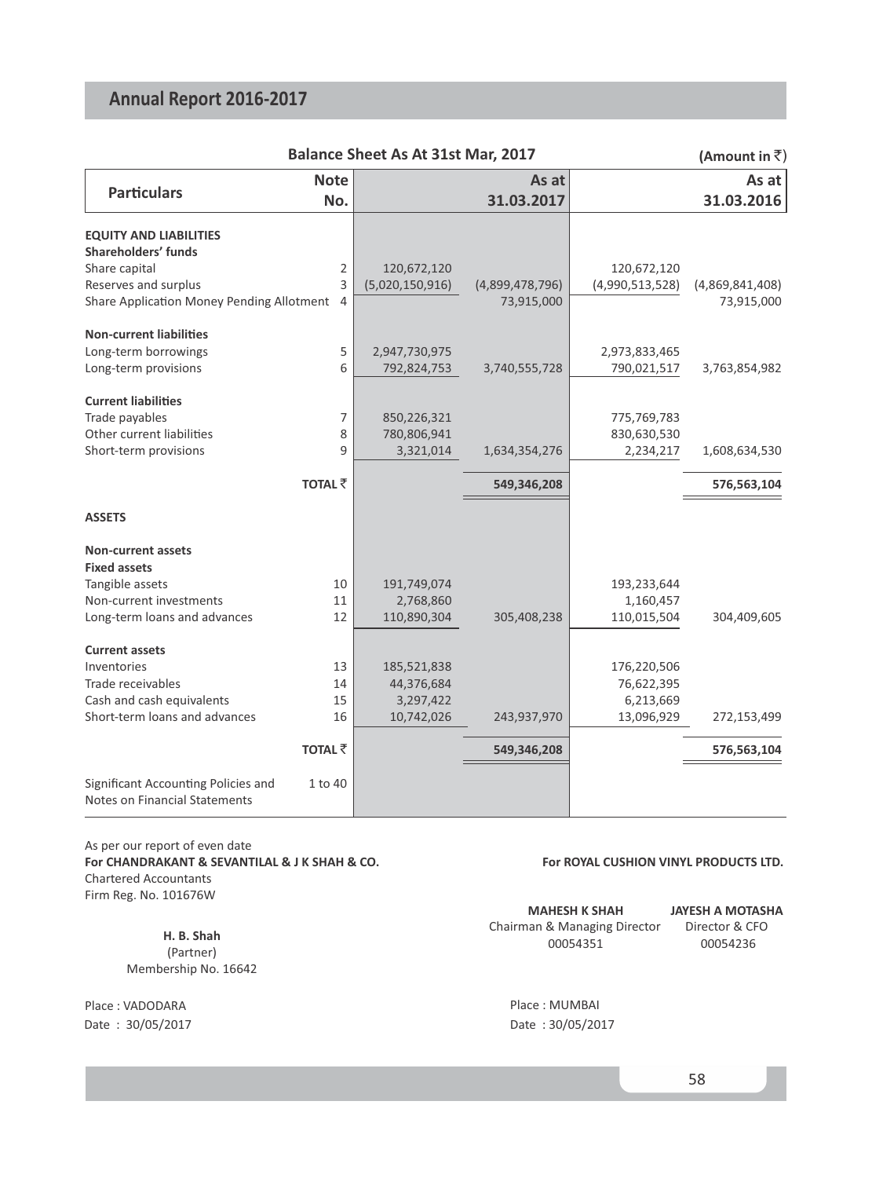## Balance Sheet As At 31st Mar, 2017

(Amount in ₹)

| Particulars | Note No. | | As at 31.03.2017 | | As at 31.03.2016 |
|---|---|---|---|---|---|
| **EQUITY AND LIABILITIES** | | | | | |
| **Shareholders' funds** | | | | | |
| Share capital | 2 | 120,672,120 | | 120,672,120 | |
| Reserves and surplus | 3 | (5,020,150,916) | (4,899,478,796) | (4,990,513,528) | (4,869,841,408) |
| Share Application Money Pending Allotment | 4 | | 73,915,000 | | 73,915,000 |
| **Non-current liabilities** | | | | | |
| Long-term borrowings | 5 | 2,947,730,975 | | 2,973,833,465 | |
| Long-term provisions | 6 | 792,824,753 | 3,740,555,728 | 790,021,517 | 3,763,854,982 |
| **Current liabilities** | | | | | |
| Trade payables | 7 | 850,226,321 | | 775,769,783 | |
| Other current liabilities | 8 | 780,806,941 | | 830,630,530 | |
| Short-term provisions | 9 | 3,321,014 | 1,634,354,276 | 2,234,217 | 1,608,634,530 |
| **TOTAL ₹** | | | **549,346,208** | | **576,563,104** |
| **ASSETS** | | | | | |
| **Non-current assets** | | | | | |
| **Fixed assets** | | | | | |
| Tangible assets | 10 | 191,749,074 | | 193,233,644 | |
| Non-current investments | 11 | 2,768,860 | | 1,160,457 | |
| Long-term loans and advances | 12 | 110,890,304 | 305,408,238 | 110,015,504 | 304,409,605 |
| **Current assets** | | | | | |
| Inventories | 13 | 185,521,838 | | 176,220,506 | |
| Trade receivables | 14 | 44,376,684 | | 76,622,395 | |
| Cash and cash equivalents | 15 | 3,297,422 | | 6,213,669 | |
| Short-term loans and advances | 16 | 10,742,026 | 243,937,970 | 13,096,929 | 272,153,499 |
| **TOTAL ₹** | | | **549,346,208** | | **576,563,104** |
| Significant Accounting Policies and Notes on Financial Statements | 1 to 40 | | | | |

As per our report of even date
**For CHANDRAKANT & SEVANTILAL & J K SHAH & CO.**
Chartered Accountants
Firm Reg. No. 101676W

**H. B. Shah**
(Partner)
Membership No. 16642

Place : VADODARA
Date : 30/05/2017

**For ROYAL CUSHION VINYL PRODUCTS LTD.**

**MAHESH K SHAH**
Chairman & Managing Director
00054351

**JAYESH A MOTASHA**
Director & CFO
00054236

Place : MUMBAI
Date : 30/05/2017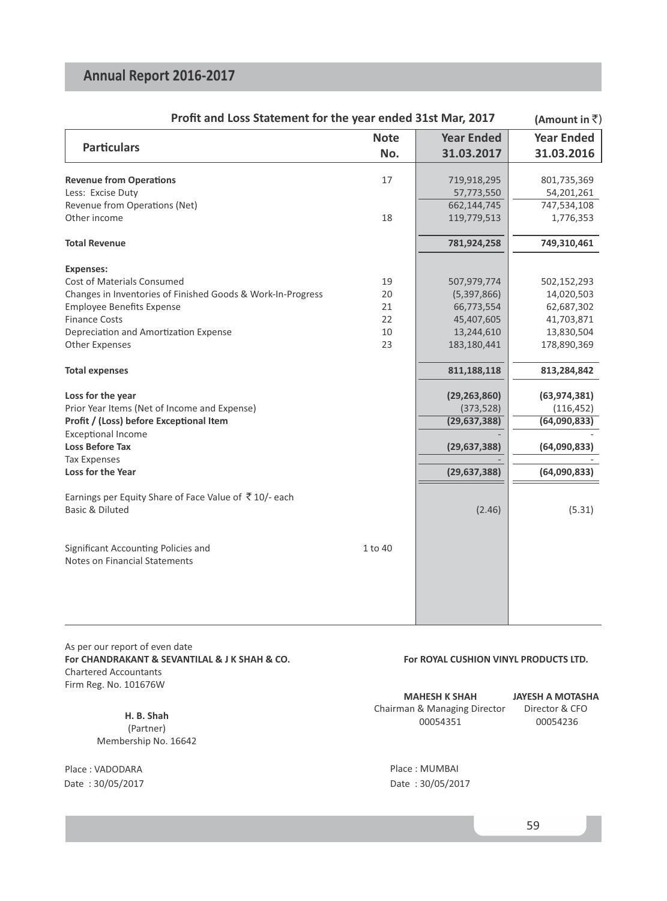## Profit and Loss Statement for the year ended 31st Mar, 2017

(Amount in ₹)

| Particulars | Note No. | Year Ended 31.03.2017 | Year Ended 31.03.2016 |
|---|---|---|---|
| **Revenue from Operations** | 17 | 719,918,295 | 801,735,369 |
| Less: Excise Duty | | 57,773,550 | 54,201,261 |
| Revenue from Operations (Net) | | 662,144,745 | 747,534,108 |
| Other income | 18 | 119,779,513 | 1,776,353 |
| **Total Revenue** | | **781,924,258** | **749,310,461** |
| **Expenses:** | | | |
| Cost of Materials Consumed | 19 | 507,979,774 | 502,152,293 |
| Changes in Inventories of Finished Goods & Work-In-Progress | 20 | (5,397,866) | 14,020,503 |
| Employee Benefits Expense | 21 | 66,773,554 | 62,687,302 |
| Finance Costs | 22 | 45,407,605 | 41,703,871 |
| Depreciation and Amortization Expense | 10 | 13,244,610 | 13,830,504 |
| Other Expenses | 23 | 183,180,441 | 178,890,369 |
| **Total expenses** | | **811,188,118** | **813,284,842** |
| **Loss for the year** | | **(29,263,860)** | **(63,974,381)** |
| Prior Year Items (Net of Income and Expense) | | (373,528) | (116,452) |
| **Profit / (Loss) before Exceptional Item** | | **(29,637,388)** | **(64,090,833)** |
| Exceptional Income | | - | - |
| **Loss Before Tax** | | **(29,637,388)** | **(64,090,833)** |
| Tax Expenses | | - | - |
| **Loss for the Year** | | **(29,637,388)** | **(64,090,833)** |
| Earnings per Equity Share of Face Value of ₹ 10/- each | | | |
| Basic & Diluted | | (2.46) | (5.31) |
| Significant Accounting Policies and Notes on Financial Statements | 1 to 40 | | |

As per our report of even date
**For CHANDRAKANT & SEVANTILAL & J K SHAH & CO.**
Chartered Accountants
Firm Reg. No. 101676W

**H. B. Shah**
(Partner)
Membership No. 16642

Place : VADODARA
Date : 30/05/2017

**For ROYAL CUSHION VINYL PRODUCTS LTD.**

**MAHESH K SHAH**
Chairman & Managing Director
00054351

**JAYESH A MOTASHA**
Director & CFO
00054236

Place : MUMBAI
Date : 30/05/2017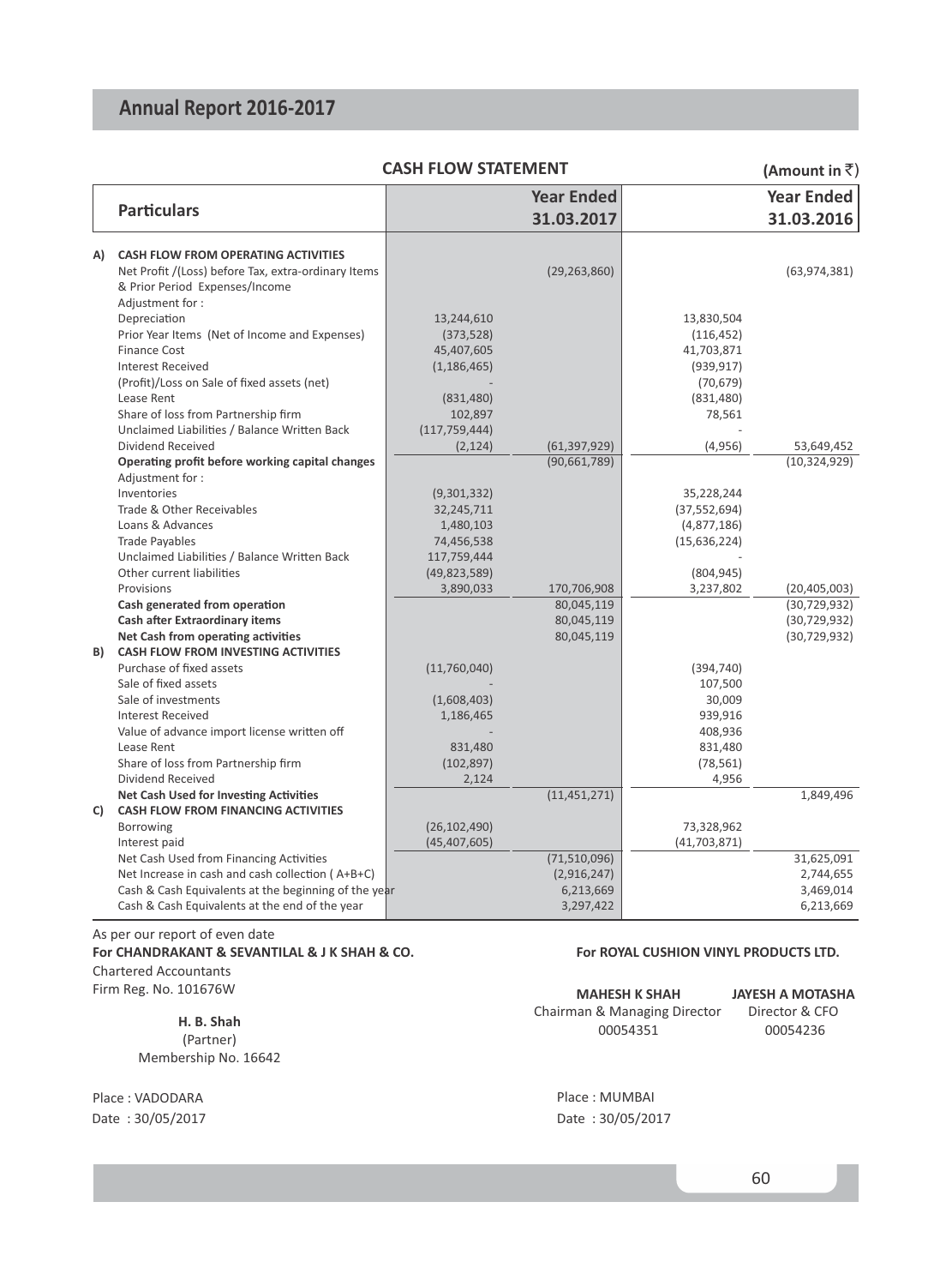## CASH FLOW STATEMENT

(Amount in ₹)

| | Particulars | | Year Ended 31.03.2017 | | Year Ended 31.03.2016 |
|---|---|---|---|---|---|
| A) | **CASH FLOW FROM OPERATING ACTIVITIES** | | | | |
| | Net Profit /(Loss) before Tax, extra-ordinary Items & Prior Period Expenses/Income | | (29,263,860) | | (63,974,381) |
| | Adjustment for : | | | | |
| | Depreciation | 13,244,610 | | 13,830,504 | |
| | Prior Year Items (Net of Income and Expenses) | (373,528) | | (116,452) | |
| | Finance Cost | 45,407,605 | | 41,703,871 | |
| | Interest Received | (1,186,465) | | (939,917) | |
| | (Profit)/Loss on Sale of fixed assets (net) | - | | (70,679) | |
| | Lease Rent | (831,480) | | (831,480) | |
| | Share of loss from Partnership firm | 102,897 | | 78,561 | |
| | Unclaimed Liabilities / Balance Written Back | (117,759,444) | | - | |
| | Dividend Received | (2,124) | (61,397,929) | (4,956) | 53,649,452 |
| | **Operating profit before working capital changes** | | (90,661,789) | | (10,324,929) |
| | Adjustment for : | | | | |
| | Inventories | (9,301,332) | | 35,228,244 | |
| | Trade & Other Receivables | 32,245,711 | | (37,552,694) | |
| | Loans & Advances | 1,480,103 | | (4,877,186) | |
| | Trade Payables | 74,456,538 | | (15,636,224) | |
| | Unclaimed Liabilities / Balance Written Back | 117,759,444 | | - | |
| | Other current liabilities | (49,823,589) | | (804,945) | |
| | Provisions | 3,890,033 | 170,706,908 | 3,237,802 | (20,405,003) |
| | **Cash generated from operation** | | 80,045,119 | | (30,729,932) |
| | **Cash after Extraordinary items** | | 80,045,119 | | (30,729,932) |
| | **Net Cash from operating activities** | | 80,045,119 | | (30,729,932) |
| B) | **CASH FLOW FROM INVESTING ACTIVITIES** | | | | |
| | Purchase of fixed assets | (11,760,040) | | (394,740) | |
| | Sale of fixed assets | - | | 107,500 | |
| | Sale of investments | (1,608,403) | | 30,009 | |
| | Interest Received | 1,186,465 | | 939,916 | |
| | Value of advance import license written off | - | | 408,936 | |
| | Lease Rent | 831,480 | | 831,480 | |
| | Share of loss from Partnership firm | (102,897) | | (78,561) | |
| | Dividend Received | 2,124 | | 4,956 | |
| | **Net Cash Used for Investing Activities** | | (11,451,271) | | 1,849,496 |
| C) | **CASH FLOW FROM FINANCING ACTIVITIES** | | | | |
| | Borrowing | (26,102,490) | | 73,328,962 | |
| | Interest paid | (45,407,605) | | (41,703,871) | |
| | Net Cash Used from Financing Activities | | (71,510,096) | | 31,625,091 |
| | Net Increase in cash and cash collection ( A+B+C) | | (2,916,247) | | 2,744,655 |
| | Cash & Cash Equivalents at the beginning of the year | | 6,213,669 | | 3,469,014 |
| | Cash & Cash Equivalents at the end of the year | | 3,297,422 | | 6,213,669 |

As per our report of even date

**For CHANDRAKANT & SEVANTILAL & J K SHAH & CO.**
Chartered Accountants
Firm Reg. No. 101676W

**H. B. Shah**
(Partner)
Membership No. 16642

Place : VADODARA
Date : 30/05/2017

**For ROYAL CUSHION VINYL PRODUCTS LTD.**

**MAHESH K SHAH**
Chairman & Managing Director
00054351

**JAYESH A MOTASHA**
Director & CFO
00054236

Place : MUMBAI
Date : 30/05/2017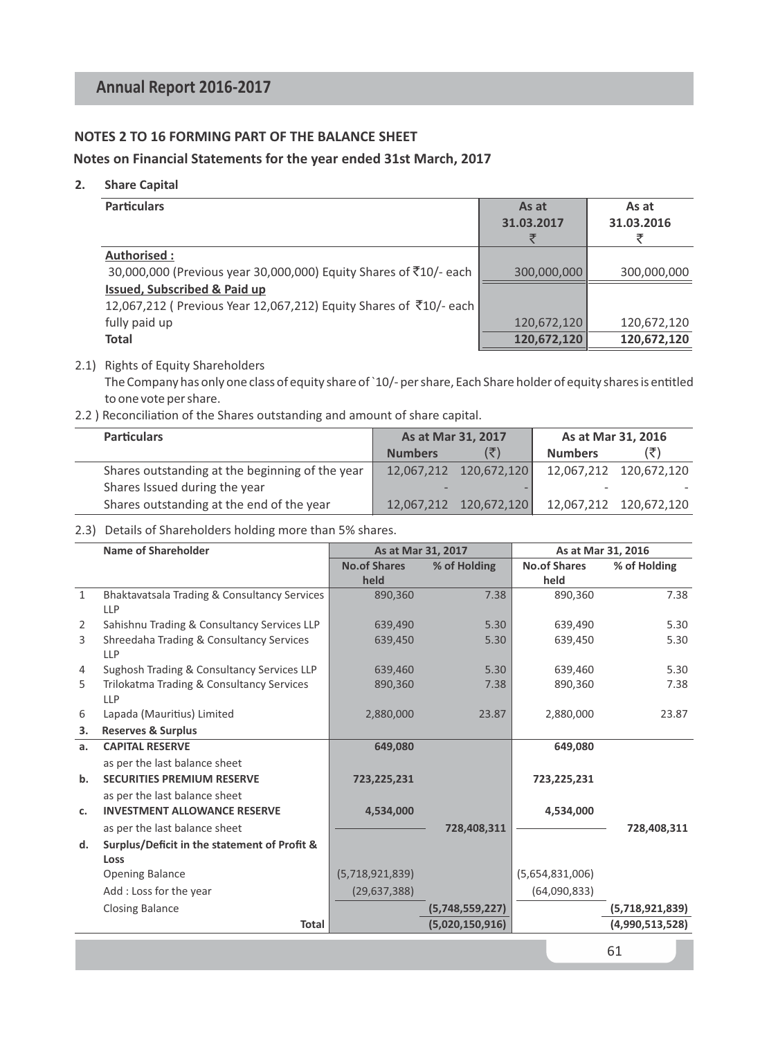## NOTES 2 TO 16 FORMING PART OF THE BALANCE SHEET

### Notes on Financial Statements for the year ended 31st March, 2017

**2. Share Capital**

| Particulars | As at 31.03.2017 ₹ | As at 31.03.2016 ₹ |
|---|---|---|
| **Authorised :** | | |
| 30,000,000 (Previous year 30,000,000) Equity Shares of ₹10/- each | 300,000,000 | 300,000,000 |
| **Issued, Subscribed & Paid up** | | |
| 12,067,212 ( Previous Year 12,067,212) Equity Shares of ₹10/- each fully paid up | 120,672,120 | 120,672,120 |
| **Total** | **120,672,120** | **120,672,120** |

2.1) Rights of Equity Shareholders

The Company has only one class of equity share of `10/- per share, Each Share holder of equity shares is entitled to one vote per share.

2.2 ) Reconciliation of the Shares outstanding and amount of share capital.

| Particulars | As at Mar 31, 2017 | | As at Mar 31, 2016 | |
|---|---|---|---|---|
| | Numbers | (₹) | Numbers | (₹) |
| Shares outstanding at the beginning of the year | 12,067,212 | 120,672,120 | 12,067,212 | 120,672,120 |
| Shares Issued during the year | - | - | - | - |
| Shares outstanding at the end of the year | 12,067,212 | 120,672,120 | 12,067,212 | 120,672,120 |

2.3) Details of Shareholders holding more than 5% shares.

| | Name of Shareholder | As at Mar 31, 2017 | | As at Mar 31, 2016 | |
|---|---|---|---|---|---|
| | | No.of Shares held | % of Holding | No.of Shares held | % of Holding |
| 1 | Bhaktavatsala Trading & Consultancy Services LLP | 890,360 | 7.38 | 890,360 | 7.38 |
| 2 | Sahishnu Trading & Consultancy Services LLP | 639,490 | 5.30 | 639,490 | 5.30 |
| 3 | Shreedaha Trading & Consultancy Services LLP | 639,450 | 5.30 | 639,450 | 5.30 |
| 4 | Sughosh Trading & Consultancy Services LLP | 639,460 | 5.30 | 639,460 | 5.30 |
| 5 | Trilokatma Trading & Consultancy Services LLP | 890,360 | 7.38 | 890,360 | 7.38 |
| 6 | Lapada (Mauritius) Limited | 2,880,000 | 23.87 | 2,880,000 | 23.87 |

**3. Reserves & Surplus**

| | Particulars | As at Mar 31, 2017 | | As at Mar 31, 2016 | |
|---|---|---|---|---|---|
| a. | **CAPITAL RESERVE** | **649,080** | | **649,080** | |
| | as per the last balance sheet | | | | |
| b. | **SECURITIES PREMIUM RESERVE** | **723,225,231** | | **723,225,231** | |
| | as per the last balance sheet | | | | |
| c. | **INVESTMENT ALLOWANCE RESERVE** | **4,534,000** | | **4,534,000** | |
| | as per the last balance sheet | | 728,408,311 | | 728,408,311 |
| d. | **Surplus/Deficit in the statement of Profit & Loss** | | | | |
| | Opening Balance | (5,718,921,839) | | (5,654,831,006) | |
| | Add : Loss for the year | (29,637,388) | | (64,090,833) | |
| | Closing Balance | | **(5,748,559,227)** | | **(5,718,921,839)** |
| | **Total** | | **(5,020,150,916)** | | **(4,990,513,528)** |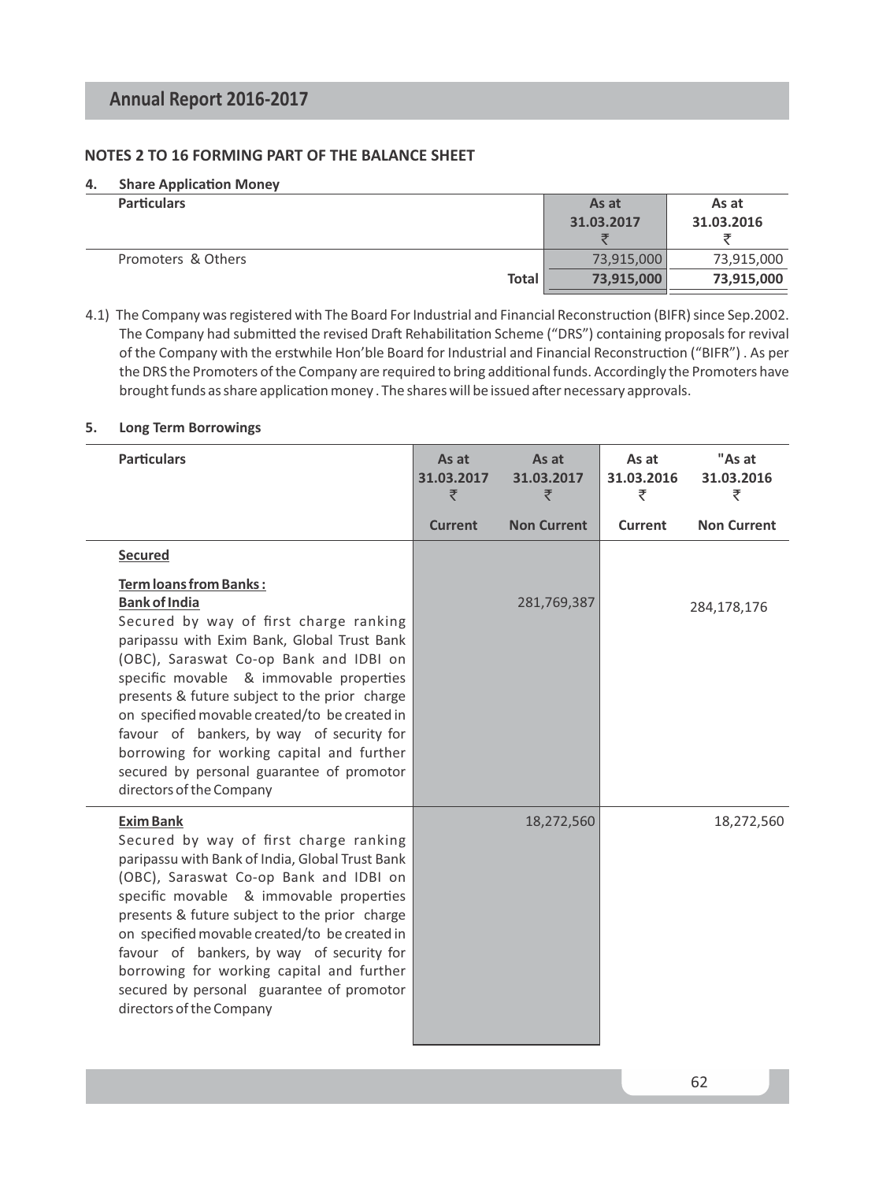## NOTES 2 TO 16 FORMING PART OF THE BALANCE SHEET

### 4. Share Application Money

| Particulars | As at 31.03.2017 ₹ | As at 31.03.2016 ₹ |
|---|---|---|
| Promoters & Others | 73,915,000 | 73,915,000 |
| **Total** | **73,915,000** | **73,915,000** |

4.1) The Company was registered with The Board For Industrial and Financial Reconstruction (BIFR) since Sep.2002. The Company had submitted the revised Draft Rehabilitation Scheme ("DRS") containing proposals for revival of the Company with the erstwhile Hon'ble Board for Industrial and Financial Reconstruction ("BIFR") . As per the DRS the Promoters of the Company are required to bring additional funds. Accordingly the Promoters have brought funds as share application money . The shares will be issued after necessary approvals.

### 5. Long Term Borrowings

| Particulars | As at 31.03.2017 ₹ | As at 31.03.2017 ₹ | As at 31.03.2016 ₹ | "As at 31.03.2016 ₹ |
|---|---|---|---|---|
| | **Current** | **Non Current** | **Current** | **Non Current** |
| **Secured** | | | | |
| **Term loans from Banks :** | | | | |
| **Bank of India**<br>Secured by way of first charge ranking paripassu with Exim Bank, Global Trust Bank (OBC), Saraswat Co-op Bank and IDBI on specific movable & immovable properties presents & future subject to the prior charge on specified movable created/to be created in favour of bankers, by way of security for borrowing for working capital and further secured by personal guarantee of promotor directors of the Company | | 281,769,387 | | 284,178,176 |
| **Exim Bank**<br>Secured by way of first charge ranking paripassu with Bank of India, Global Trust Bank (OBC), Saraswat Co-op Bank and IDBI on specific movable & immovable properties presents & future subject to the prior charge on specified movable created/to be created in favour of bankers, by way of security for borrowing for working capital and further secured by personal guarantee of promotor directors of the Company | | 18,272,560 | | 18,272,560 |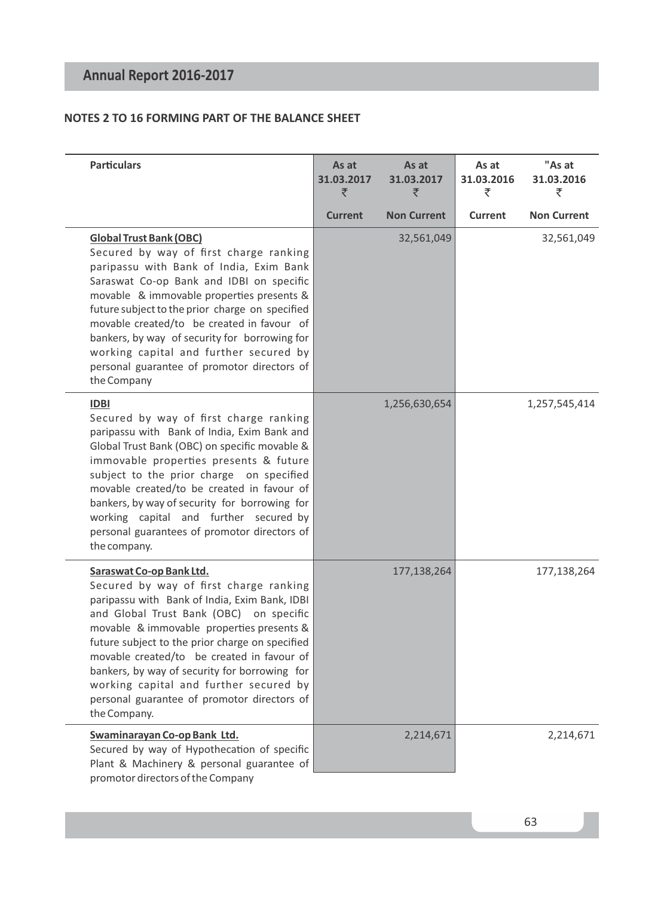## NOTES 2 TO 16 FORMING PART OF THE BALANCE SHEET

| Particulars | As at 31.03.2017 ₹ | As at 31.03.2017 ₹ | As at 31.03.2016 ₹ | "As at 31.03.2016 ₹ |
|---|---|---|---|---|
| | Current | Non Current | Current | Non Current |
| **Global Trust Bank (OBC)**<br>Secured by way of first charge ranking paripassu with Bank of India, Exim Bank Saraswat Co-op Bank and IDBI on specific movable & immovable properties presents & future subject to the prior charge on specified movable created/to be created in favour of bankers, by way of security for borrowing for working capital and further secured by personal guarantee of promotor directors of the Company | | 32,561,049 | | 32,561,049 |
| **IDBI**<br>Secured by way of first charge ranking paripassu with Bank of India, Exim Bank and Global Trust Bank (OBC) on specific movable & immovable properties presents & future subject to the prior charge on specified movable created/to be created in favour of bankers, by way of security for borrowing for working capital and further secured by personal guarantees of promotor directors of the company. | | 1,256,630,654 | | 1,257,545,414 |
| **Saraswat Co-op Bank Ltd.**<br>Secured by way of first charge ranking paripassu with Bank of India, Exim Bank, IDBI and Global Trust Bank (OBC) on specific movable & immovable properties presents & future subject to the prior charge on specified movable created/to be created in favour of bankers, by way of security for borrowing for working capital and further secured by personal guarantee of promotor directors of the Company. | | 177,138,264 | | 177,138,264 |
| **Swaminarayan Co-op Bank Ltd.**<br>Secured by way of Hypothecation of specific Plant & Machinery & personal guarantee of promotor directors of the Company | | 2,214,671 | | 2,214,671 |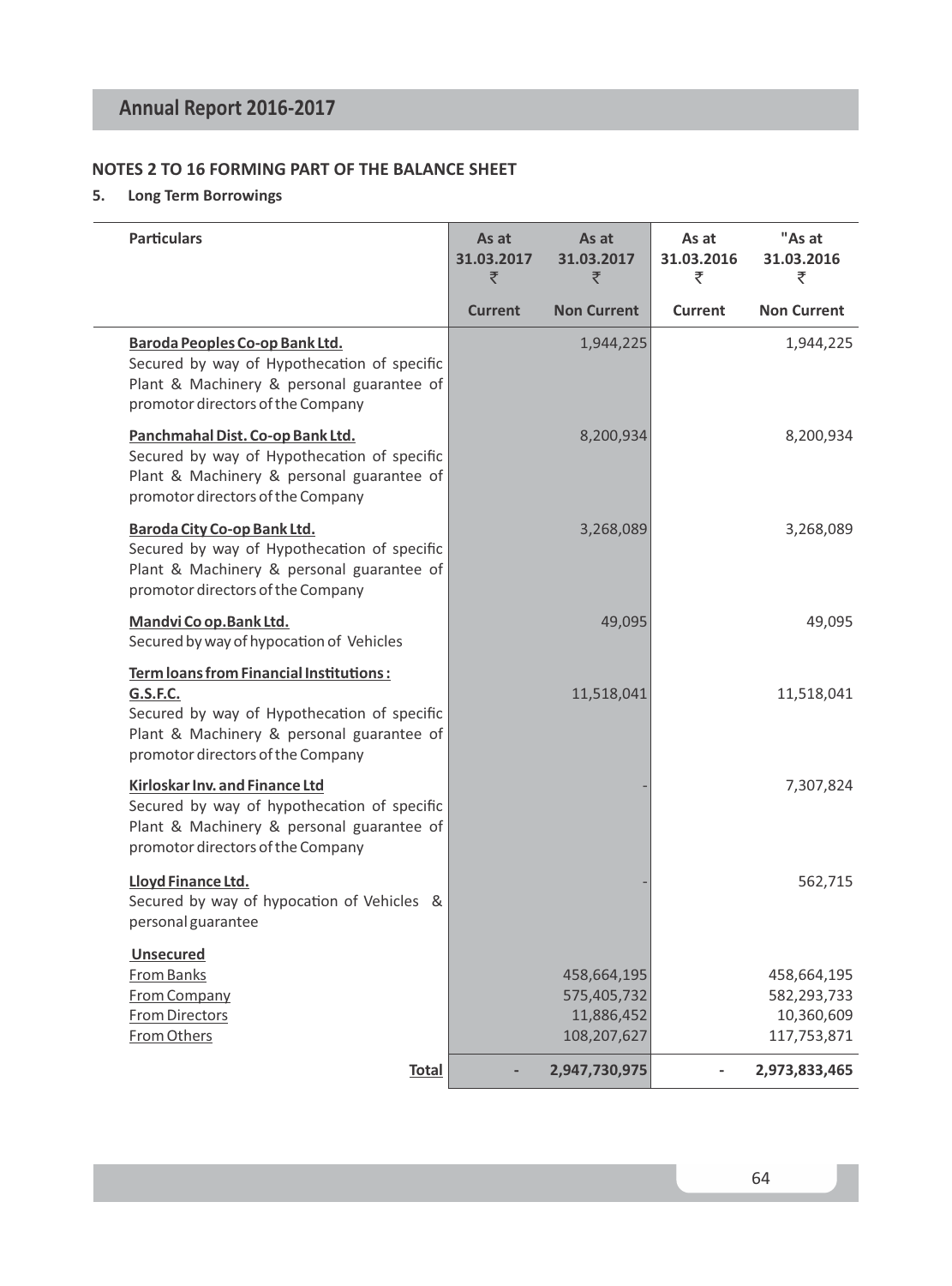## NOTES 2 TO 16 FORMING PART OF THE BALANCE SHEET

### 5. Long Term Borrowings

| Particulars | As at 31.03.2017 ₹ | As at 31.03.2017 ₹ | As at 31.03.2016 ₹ | "As at 31.03.2016 ₹ |
|---|---|---|---|---|
| | **Current** | **Non Current** | **Current** | **Non Current** |
| **Baroda Peoples Co-op Bank Ltd.** Secured by way of Hypothecation of specific Plant & Machinery & personal guarantee of promotor directors of the Company | | 1,944,225 | | 1,944,225 |
| **Panchmahal Dist. Co-op Bank Ltd.** Secured by way of Hypothecation of specific Plant & Machinery & personal guarantee of promotor directors of the Company | | 8,200,934 | | 8,200,934 |
| **Baroda City Co-op Bank Ltd.** Secured by way of Hypothecation of specific Plant & Machinery & personal guarantee of promotor directors of the Company | | 3,268,089 | | 3,268,089 |
| **Mandvi Co op.Bank Ltd.** Secured by way of hypocation of Vehicles | | 49,095 | | 49,095 |
| **Term loans from Financial Institutions :** | | | | |
| **G.S.F.C.** Secured by way of Hypothecation of specific Plant & Machinery & personal guarantee of promotor directors of the Company | | 11,518,041 | | 11,518,041 |
| **Kirloskar Inv. and Finance Ltd** Secured by way of hypothecation of specific Plant & Machinery & personal guarantee of promotor directors of the Company | | - | | 7,307,824 |
| **Lloyd Finance Ltd.** Secured by way of hypocation of Vehicles & personal guarantee | | - | | 562,715 |
| **Unsecured** | | | | |
| From Banks | | 458,664,195 | | 458,664,195 |
| From Company | | 575,405,732 | | 582,293,733 |
| From Directors | | 11,886,452 | | 10,360,609 |
| From Others | | 108,207,627 | | 117,753,871 |
| **Total** | - | **2,947,730,975** | - | **2,973,833,465** |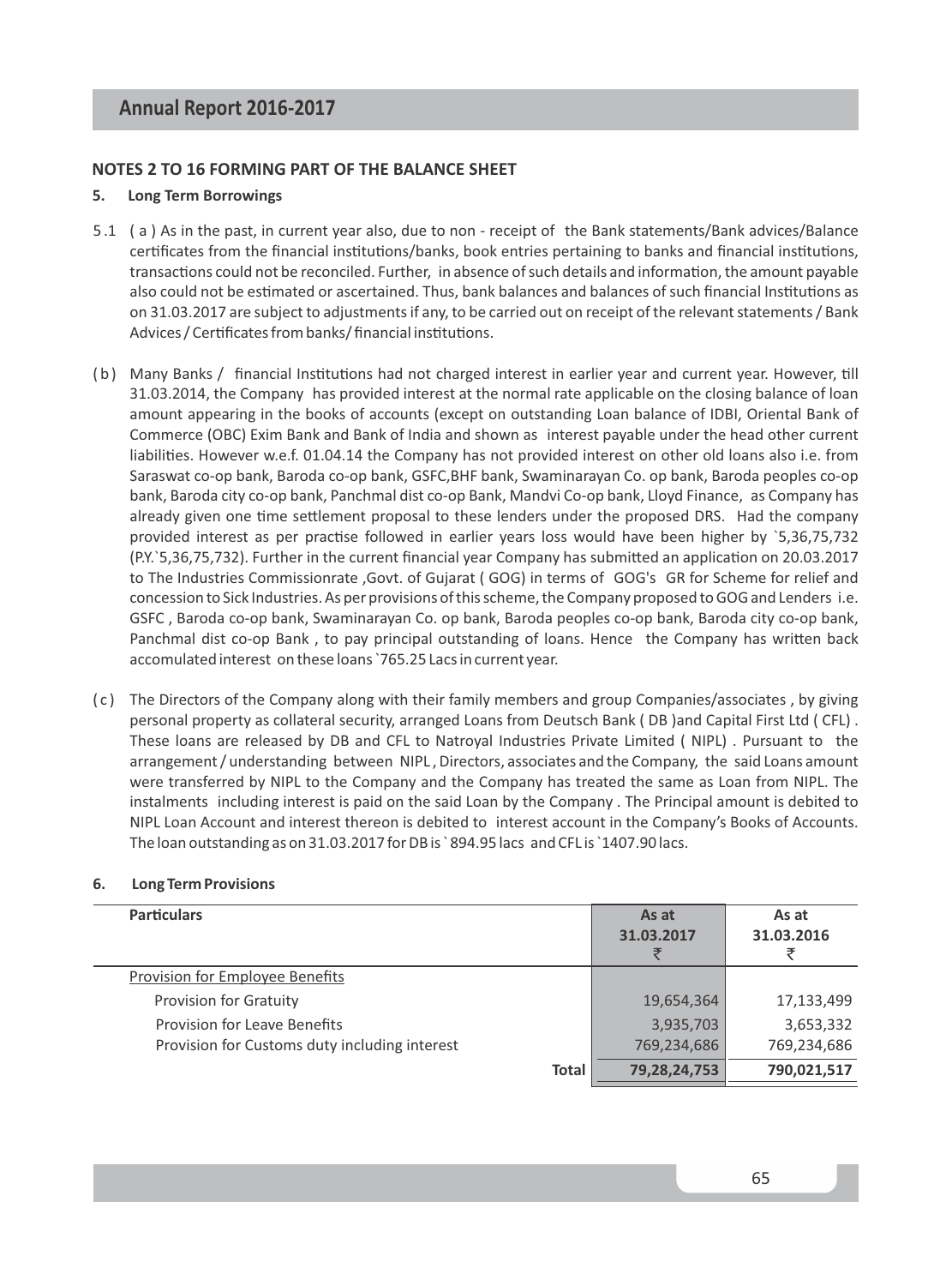## NOTES 2 TO 16 FORMING PART OF THE BALANCE SHEET

### 5. Long Term Borrowings

5.1 ( a ) As in the past, in current year also, due to non - receipt of the Bank statements/Bank advices/Balance certificates from the financial institutions/banks, book entries pertaining to banks and financial institutions, transactions could not be reconciled. Further, in absence of such details and information, the amount payable also could not be estimated or ascertained. Thus, bank balances and balances of such financial Institutions as on 31.03.2017 are subject to adjustments if any, to be carried out on receipt of the relevant statements / Bank Advices / Certificates from banks/ financial institutions.

( b ) Many Banks / financial Institutions had not charged interest in earlier year and current year. However, till 31.03.2014, the Company has provided interest at the normal rate applicable on the closing balance of loan amount appearing in the books of accounts (except on outstanding Loan balance of IDBI, Oriental Bank of Commerce (OBC) Exim Bank and Bank of India and shown as interest payable under the head other current liabilities. However w.e.f. 01.04.14 the Company has not provided interest on other old loans also i.e. from Saraswat co-op bank, Baroda co-op bank, GSFC,BHF bank, Swaminarayan Co. op bank, Baroda peoples co-op bank, Baroda city co-op bank, Panchmal dist co-op Bank, Mandvi Co-op bank, Lloyd Finance, as Company has already given one time settlement proposal to these lenders under the proposed DRS. Had the company provided interest as per practise followed in earlier years loss would have been higher by `5,36,75,732 (P.Y.`5,36,75,732). Further in the current financial year Company has submitted an application on 20.03.2017 to The Industries Commissionrate ,Govt. of Gujarat ( GOG) in terms of GOG's GR for Scheme for relief and concession to Sick Industries. As per provisions of this scheme, the Company proposed to GOG and Lenders i.e. GSFC , Baroda co-op bank, Swaminarayan Co. op bank, Baroda peoples co-op bank, Baroda city co-op bank, Panchmal dist co-op Bank , to pay principal outstanding of loans. Hence the Company has written back accomulated interest on these loans `765.25 Lacs in current year.

( c ) The Directors of the Company along with their family members and group Companies/associates , by giving personal property as collateral security, arranged Loans from Deutsch Bank ( DB )and Capital First Ltd ( CFL) . These loans are released by DB and CFL to Natroyal Industries Private Limited ( NIPL) . Pursuant to the arrangement / understanding between NIPL , Directors, associates and the Company, the said Loans amount were transferred by NIPL to the Company and the Company has treated the same as Loan from NIPL. The instalments including interest is paid on the said Loan by the Company . The Principal amount is debited to NIPL Loan Account and interest thereon is debited to interest account in the Company's Books of Accounts. The loan outstanding as on 31.03.2017 for DB is ` 894.95 lacs and CFL is `1407.90 lacs.

### 6. Long Term Provisions

| Particulars | As at 31.03.2017 ₹ | As at 31.03.2016 ₹ |
|---|---|---|
| Provision for Employee Benefits | | |
| Provision for Gratuity | 19,654,364 | 17,133,499 |
| Provision for Leave Benefits | 3,935,703 | 3,653,332 |
| Provision for Customs duty including interest | 769,234,686 | 769,234,686 |
| **Total** | **79,28,24,753** | **790,021,517** |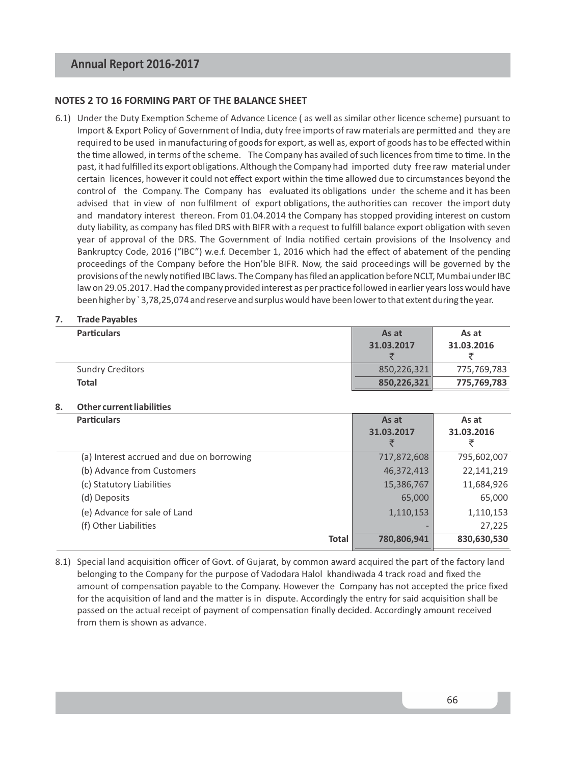## NOTES 2 TO 16 FORMING PART OF THE BALANCE SHEET

6.1) Under the Duty Exemption Scheme of Advance Licence ( as well as similar other licence scheme) pursuant to Import & Export Policy of Government of India, duty free imports of raw materials are permitted and they are required to be used in manufacturing of goods for export, as well as, export of goods has to be effected within the time allowed, in terms of the scheme. The Company has availed of such licences from time to time. In the past, it had fulfilled its export obligations. Although the Company had imported duty free raw material under certain licences, however it could not effect export within the time allowed due to circumstances beyond the control of the Company. The Company has evaluated its obligations under the scheme and it has been advised that in view of non fulfilment of export obligations, the authorities can recover the import duty and mandatory interest thereon. From 01.04.2014 the Company has stopped providing interest on custom duty liability, as company has filed DRS with BIFR with a request to fulfill balance export obligation with seven year of approval of the DRS. The Government of India notified certain provisions of the Insolvency and Bankruptcy Code, 2016 ("IBC") w.e.f. December 1, 2016 which had the effect of abatement of the pending proceedings of the Company before the Hon'ble BIFR. Now, the said proceedings will be governed by the provisions of the newly notified IBC laws. The Company has filed an application before NCLT, Mumbai under IBC law on 29.05.2017. Had the company provided interest as per practice followed in earlier years loss would have been higher by ` 3,78,25,074 and reserve and surplus would have been lower to that extent during the year.

### 7. Trade Payables

| Particulars | As at 31.03.2017 ₹ | As at 31.03.2016 ₹ |
|---|---|---|
| Sundry Creditors | 850,226,321 | 775,769,783 |
| **Total** | **850,226,321** | **775,769,783** |

### 8. Other current liabilities

| Particulars | As at 31.03.2017 ₹ | As at 31.03.2016 ₹ |
|---|---|---|
| (a) Interest accrued and due on borrowing | 717,872,608 | 795,602,007 |
| (b) Advance from Customers | 46,372,413 | 22,141,219 |
| (c) Statutory Liabilities | 15,386,767 | 11,684,926 |
| (d) Deposits | 65,000 | 65,000 |
| (e) Advance for sale of Land | 1,110,153 | 1,110,153 |
| (f) Other Liabilities | - | 27,225 |
| **Total** | **780,806,941** | **830,630,530** |

8.1) Special land acquisition officer of Govt. of Gujarat, by common award acquired the part of the factory land belonging to the Company for the purpose of Vadodara Halol khandiwada 4 track road and fixed the amount of compensation payable to the Company. However the Company has not accepted the price fixed for the acquisition of land and the matter is in dispute. Accordingly the entry for said acquisition shall be passed on the actual receipt of payment of compensation finally decided. Accordingly amount received from them is shown as advance.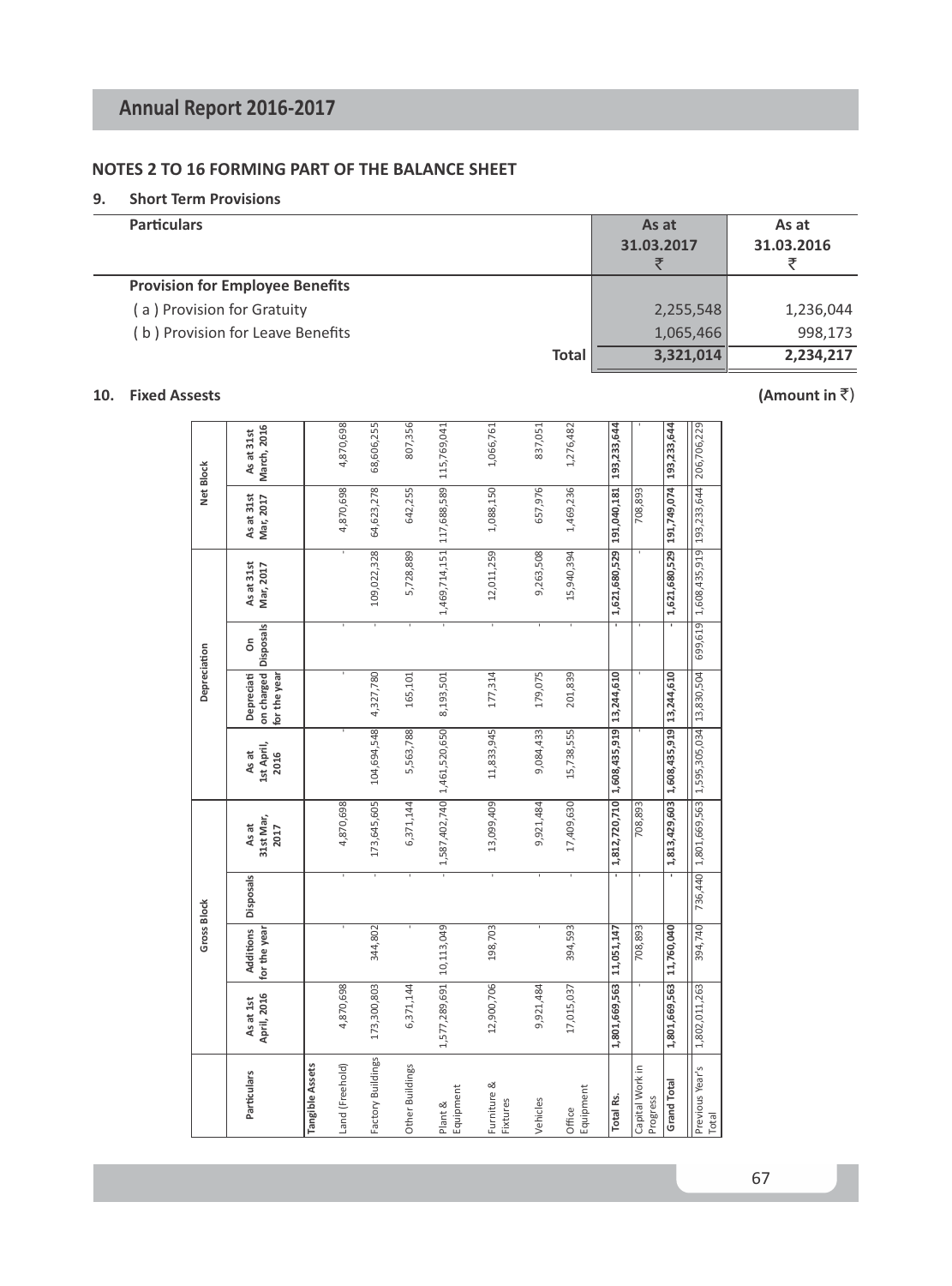## NOTES 2 TO 16 FORMING PART OF THE BALANCE SHEET

### 9. Short Term Provisions

| Particulars | As at 31.03.2017 ₹ | As at 31.03.2016 ₹ |
|---|---|---|
| **Provision for Employee Benefits** | | |
| ( a ) Provision for Gratuity | 2,255,548 | 1,236,044 |
| ( b ) Provision for Leave Benefits | 1,065,466 | 998,173 |
| **Total** | **3,321,014** | **2,234,217** |

### 10. Fixed Assests

**(Amount in ₹)**

| Particulars | Gross Block | | | | Depreciation | | | | Net Block | |
|---|---|---|---|---|---|---|---|---|---|---|
| | As at 1st April, 2016 | Additions for the year | Disposals | As at 31st Mar, 2017 | As at 1st April, 2016 | Depreciation charged for the year | On Disposals | As at 31st Mar, 2017 | As at 31st Mar, 2017 | As at 31st March, 2016 |
| **Tangible Assets** | | | | | | | | | | |
| Land (Freehold) | 4,870,698 | - | - | 4,870,698 | - | - | - | - | 4,870,698 | 4,870,698 |
| Factory Buildings | 173,300,803 | 344,802 | - | 173,645,605 | 104,694,548 | 4,327,780 | - | 109,022,328 | 64,623,278 | 68,606,255 |
| Other Buildings | 6,371,144 | - | - | 6,371,144 | 5,563,788 | 165,101 | - | 5,728,889 | 642,255 | 807,356 |
| Plant & Equipment | 1,577,289,691 | 10,113,049 | - | 1,587,402,740 | 1,461,520,650 | 8,193,501 | - | 1,469,714,151 | 117,688,589 | 115,769,041 |
| Furniture & Fixtures | 12,900,706 | 198,703 | - | 13,099,409 | 11,833,945 | 177,314 | - | 12,011,259 | 1,088,150 | 1,066,761 |
| Vehicles | 9,921,484 | - | - | 9,921,484 | 9,084,433 | 179,075 | - | 9,263,508 | 657,976 | 837,051 |
| Office Equipment | 17,015,037 | 394,593 | - | 17,409,630 | 15,738,555 | 201,839 | - | 15,940,394 | 1,469,236 | 1,276,482 |
| **Total Rs.** | **1,801,669,563** | **11,051,147** | **-** | **1,812,720,710** | **1,608,435,919** | **13,244,610** | **-** | **1,621,680,529** | **191,040,181** | **193,233,644** |
| Capital Work in Progress | - | 708,893 | - | 708,893 | - | - | - | - | 708,893 | - |
| **Grand Total** | **1,801,669,563** | **11,760,040** | **-** | **1,813,429,603** | **1,608,435,919** | **13,244,610** | **-** | **1,621,680,529** | **191,749,074** | **193,233,644** |
| Previous Year's Total | 1,802,011,263 | 394,740 | 736,440 | 1,801,669,563 | 1,595,305,034 | 13,830,504 | 699,619 | 1,608,435,919 | 193,233,644 | 206,706,229 |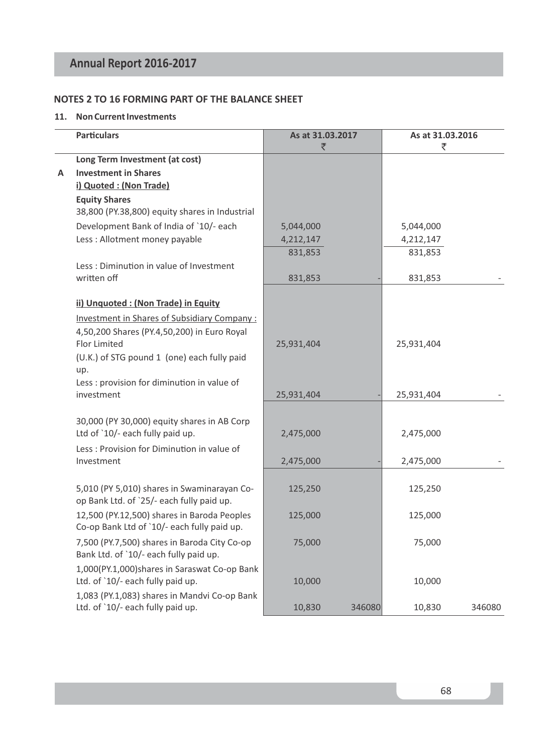## NOTES 2 TO 16 FORMING PART OF THE BALANCE SHEET

### 11. Non Current Investments

| | Particulars | As at 31.03.2017 ₹ | | As at 31.03.2016 ₹ | |
|---|---|---|---|---|---|
| | **Long Term Investment (at cost)** | | | | |
| **A** | **Investment in Shares** | | | | |
| | **i) Quoted : (Non Trade)** | | | | |
| | **Equity Shares** | | | | |
| | 38,800 (PY.38,800) equity shares in Industrial Development Bank of India of `10/- each | 5,044,000 | | 5,044,000 | |
| | Less : Allotment money payable | 4,212,147 | | 4,212,147 | |
| | | 831,853 | | 831,853 | |
| | Less : Diminution in value of Investment written off | 831,853 | - | 831,853 | - |
| | **ii) Unquoted : (Non Trade) in Equity** | | | | |
| | Investment in Shares of Subsidiary Company : | | | | |
| | 4,50,200 Shares (PY.4,50,200) in Euro Royal Flor Limited | 25,931,404 | | 25,931,404 | |
| | (U.K.) of STG pound 1 (one) each fully paid up. | | | | |
| | Less : provision for diminution in value of investment | 25,931,404 | - | 25,931,404 | - |
| | 30,000 (PY 30,000) equity shares in AB Corp Ltd of `10/- each fully paid up. | 2,475,000 | | 2,475,000 | |
| | Less : Provision for Diminution in value of Investment | 2,475,000 | - | 2,475,000 | - |
| | 5,010 (PY 5,010) shares in Swaminarayan Co-op Bank Ltd. of `25/- each fully paid up. | 125,250 | | 125,250 | |
| | 12,500 (PY.12,500) shares in Baroda Peoples Co-op Bank Ltd of `10/- each fully paid up. | 125,000 | | 125,000 | |
| | 7,500 (PY.7,500) shares in Baroda City Co-op Bank Ltd. of `10/- each fully paid up. | 75,000 | | 75,000 | |
| | 1,000(PY.1,000)shares in Saraswat Co-op Bank Ltd. of `10/- each fully paid up. | 10,000 | | 10,000 | |
| | 1,083 (PY.1,083) shares in Mandvi Co-op Bank Ltd. of `10/- each fully paid up. | 10,830 | 346080 | 10,830 | 346080 |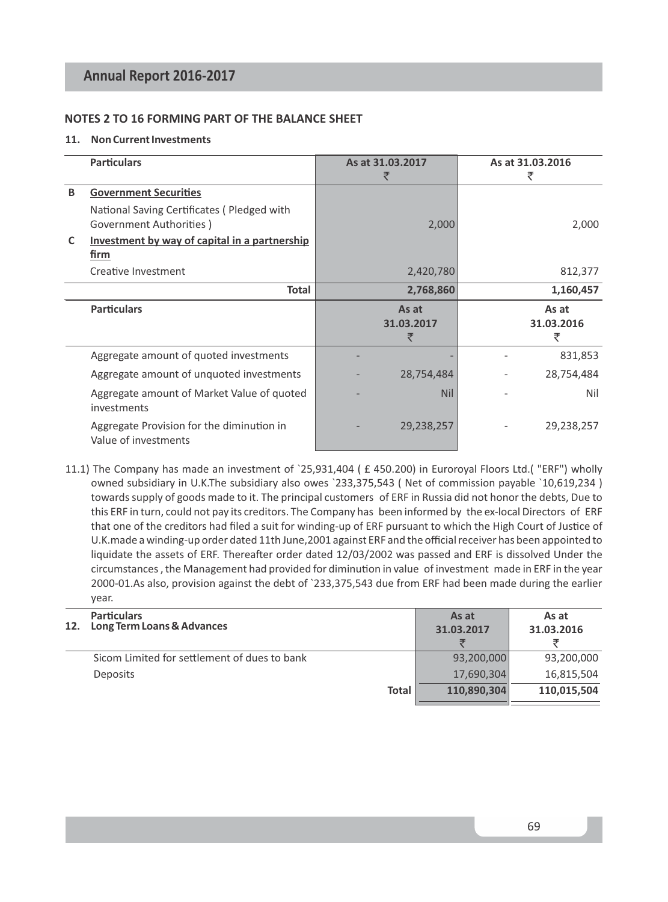## NOTES 2 TO 16 FORMING PART OF THE BALANCE SHEET

### 11. Non Current Investments

| | Particulars | As at 31.03.2017 ₹ | As at 31.03.2016 ₹ |
|---|---|---|---|
| B | **Government Securities** | | |
| | National Saving Certificates ( Pledged with Government Authorities ) | 2,000 | 2,000 |
| C | **Investment by way of capital in a partnership firm** | | |
| | Creative Investment | 2,420,780 | 812,377 |
| | **Total** | **2,768,860** | **1,160,457** |

| Particulars | As at 31.03.2017 ₹ | | As at 31.03.2016 ₹ | |
|---|---|---|---|---|
| Aggregate amount of quoted investments | - | - | - | 831,853 |
| Aggregate amount of unquoted investments | - | 28,754,484 | - | 28,754,484 |
| Aggregate amount of Market Value of quoted investments | - | Nil | - | Nil |
| Aggregate Provision for the diminution in Value of investments | - | 29,238,257 | - | 29,238,257 |

11.1) The Company has made an investment of `25,931,404 ( £ 450.200) in Euroroyal Floors Ltd.( "ERF") wholly owned subsidiary in U.K.The subsidiary also owes `233,375,543 ( Net of commission payable `10,619,234 ) towards supply of goods made to it. The principal customers of ERF in Russia did not honor the debts, Due to this ERF in turn, could not pay its creditors. The Company has been informed by the ex-local Directors of ERF that one of the creditors had filed a suit for winding-up of ERF pursuant to which the High Court of Justice of U.K.made a winding-up order dated 11th June,2001 against ERF and the official receiver has been appointed to liquidate the assets of ERF. Thereafter order dated 12/03/2002 was passed and ERF is dissolved Under the circumstances , the Management had provided for diminution in value of investment made in ERF in the year 2000-01.As also, provision against the debt of `233,375,543 due from ERF had been made during the earlier year.

| 12. | Particulars<br>**Long Term Loans & Advances** | As at 31.03.2017 ₹ | As at 31.03.2016 ₹ |
|---|---|---|---|
| | Sicom Limited for settlement of dues to bank | 93,200,000 | 93,200,000 |
| | Deposits | 17,690,304 | 16,815,504 |
| | **Total** | **110,890,304** | **110,015,504** |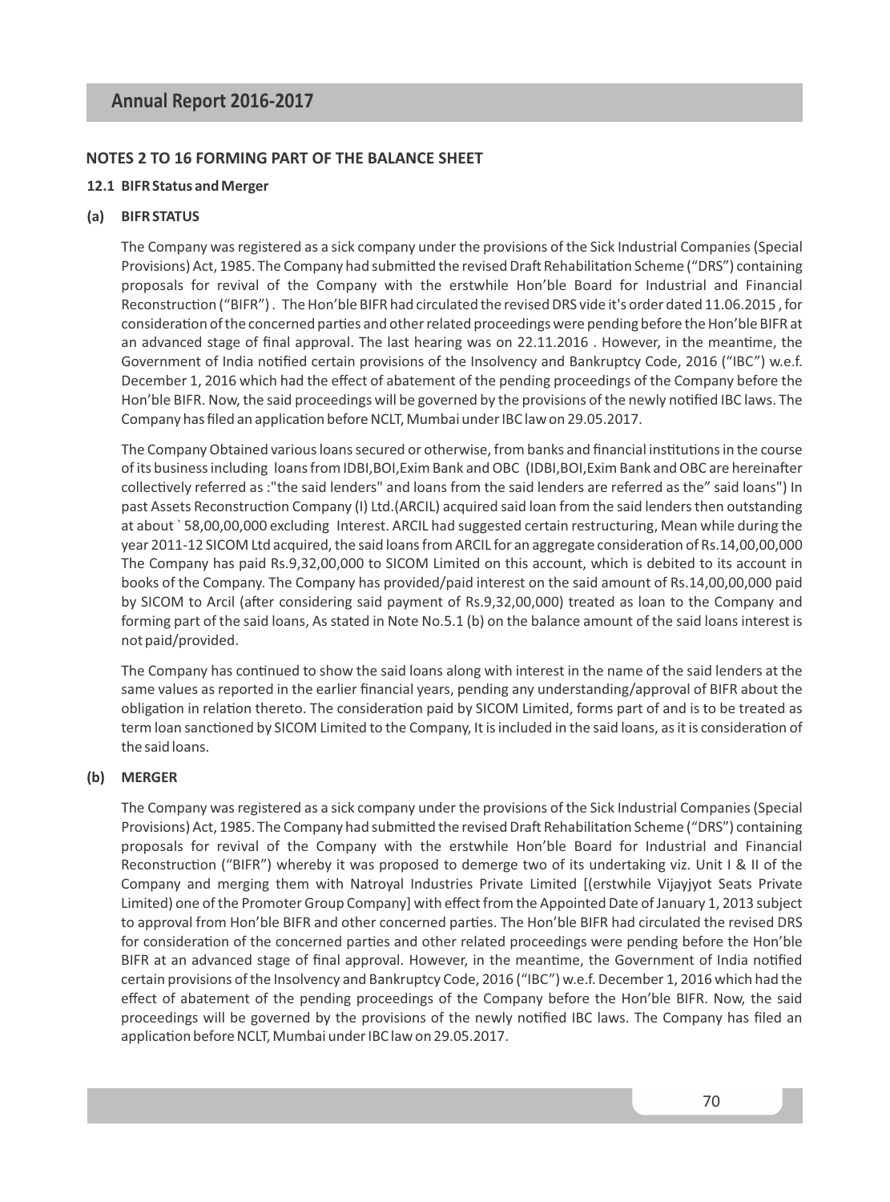## NOTES 2 TO 16 FORMING PART OF THE BALANCE SHEET

**12.1 BIFR Status and Merger**

**(a) BIFR STATUS**

The Company was registered as a sick company under the provisions of the Sick Industrial Companies (Special Provisions) Act, 1985. The Company had submitted the revised Draft Rehabilitation Scheme ("DRS") containing proposals for revival of the Company with the erstwhile Hon'ble Board for Industrial and Financial Reconstruction ("BIFR") . The Hon'ble BIFR had circulated the revised DRS vide it's order dated 11.06.2015 , for consideration of the concerned parties and other related proceedings were pending before the Hon'ble BIFR at an advanced stage of final approval. The last hearing was on 22.11.2016 . However, in the meantime, the Government of India notified certain provisions of the Insolvency and Bankruptcy Code, 2016 ("IBC") w.e.f. December 1, 2016 which had the effect of abatement of the pending proceedings of the Company before the Hon'ble BIFR. Now, the said proceedings will be governed by the provisions of the newly notified IBC laws. The Company has filed an application before NCLT, Mumbai under IBC law on 29.05.2017.

The Company Obtained various loans secured or otherwise, from banks and financial institutions in the course of its business including loans from IDBI,BOI,Exim Bank and OBC (IDBI,BOI,Exim Bank and OBC are hereinafter collectively referred as :"the said lenders" and loans from the said lenders are referred as the" said loans") In past Assets Reconstruction Company (I) Ltd.(ARCIL) acquired said loan from the said lenders then outstanding at about ` 58,00,00,000 excluding Interest. ARCIL had suggested certain restructuring, Mean while during the year 2011-12 SICOM Ltd acquired, the said loans from ARCIL for an aggregate consideration of Rs.14,00,00,000 The Company has paid Rs.9,32,00,000 to SICOM Limited on this account, which is debited to its account in books of the Company. The Company has provided/paid interest on the said amount of Rs.14,00,00,000 paid by SICOM to Arcil (after considering said payment of Rs.9,32,00,000) treated as loan to the Company and forming part of the said loans, As stated in Note No.5.1 (b) on the balance amount of the said loans interest is not paid/provided.

The Company has continued to show the said loans along with interest in the name of the said lenders at the same values as reported in the earlier financial years, pending any understanding/approval of BIFR about the obligation in relation thereto. The consideration paid by SICOM Limited, forms part of and is to be treated as term loan sanctioned by SICOM Limited to the Company, It is included in the said loans, as it is consideration of the said loans.

**(b) MERGER**

The Company was registered as a sick company under the provisions of the Sick Industrial Companies (Special Provisions) Act, 1985. The Company had submitted the revised Draft Rehabilitation Scheme ("DRS") containing proposals for revival of the Company with the erstwhile Hon'ble Board for Industrial and Financial Reconstruction ("BIFR") whereby it was proposed to demerge two of its undertaking viz. Unit I & II of the Company and merging them with Natroyal Industries Private Limited [(erstwhile Vijayjyot Seats Private Limited) one of the Promoter Group Company] with effect from the Appointed Date of January 1, 2013 subject to approval from Hon'ble BIFR and other concerned parties. The Hon'ble BIFR had circulated the revised DRS for consideration of the concerned parties and other related proceedings were pending before the Hon'ble BIFR at an advanced stage of final approval. However, in the meantime, the Government of India notified certain provisions of the Insolvency and Bankruptcy Code, 2016 ("IBC") w.e.f. December 1, 2016 which had the effect of abatement of the pending proceedings of the Company before the Hon'ble BIFR. Now, the said proceedings will be governed by the provisions of the newly notified IBC laws. The Company has filed an application before NCLT, Mumbai under IBC law on 29.05.2017.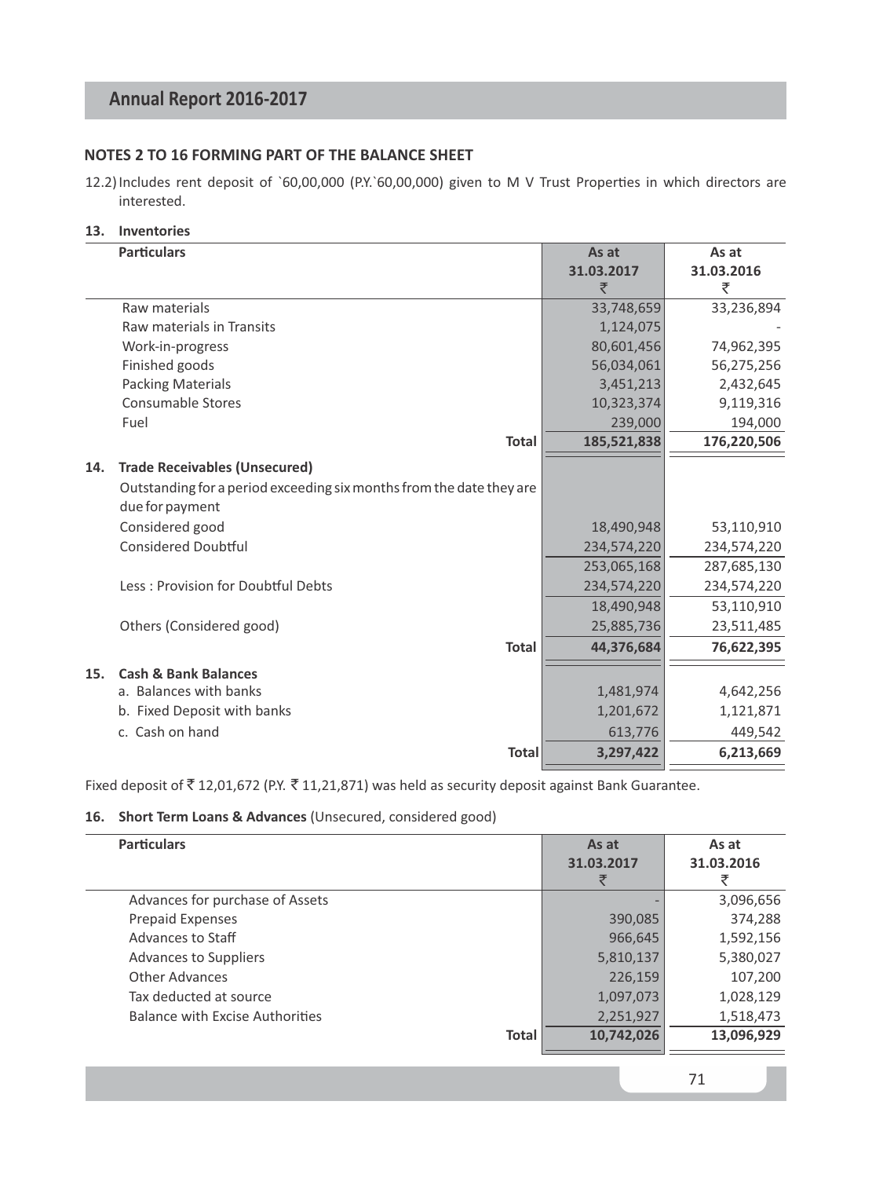## NOTES 2 TO 16 FORMING PART OF THE BALANCE SHEET

12.2) Includes rent deposit of `60,00,000 (P.Y.`60,00,000) given to M V Trust Properties in which directors are interested.

### 13. Inventories

| Particulars | As at 31.03.2017 ₹ | As at 31.03.2016 ₹ |
|---|---|---|
| Raw materials | 33,748,659 | 33,236,894 |
| Raw materials in Transits | 1,124,075 | - |
| Work-in-progress | 80,601,456 | 74,962,395 |
| Finished goods | 56,034,061 | 56,275,256 |
| Packing Materials | 3,451,213 | 2,432,645 |
| Consumable Stores | 10,323,374 | 9,119,316 |
| Fuel | 239,000 | 194,000 |
| **Total** | **185,521,838** | **176,220,506** |

### 14. Trade Receivables (Unsecured)

| Particulars | As at 31.03.2017 ₹ | As at 31.03.2016 ₹ |
|---|---|---|
| Outstanding for a period exceeding six months from the date they are due for payment | | |
| Considered good | 18,490,948 | 53,110,910 |
| Considered Doubtful | 234,574,220 | 234,574,220 |
| | 253,065,168 | 287,685,130 |
| Less : Provision for Doubtful Debts | 234,574,220 | 234,574,220 |
| | 18,490,948 | 53,110,910 |
| Others (Considered good) | 25,885,736 | 23,511,485 |
| **Total** | **44,376,684** | **76,622,395** |

### 15. Cash & Bank Balances

| Particulars | As at 31.03.2017 ₹ | As at 31.03.2016 ₹ |
|---|---|---|
| a. Balances with banks | 1,481,974 | 4,642,256 |
| b. Fixed Deposit with banks | 1,201,672 | 1,121,871 |
| c. Cash on hand | 613,776 | 449,542 |
| **Total** | **3,297,422** | **6,213,669** |

Fixed deposit of ₹ 12,01,672 (P.Y. ₹ 11,21,871) was held as security deposit against Bank Guarantee.

### 16. Short Term Loans & Advances (Unsecured, considered good)

| Particulars | As at 31.03.2017 ₹ | As at 31.03.2016 ₹ |
|---|---|---|
| Advances for purchase of Assets | - | 3,096,656 |
| Prepaid Expenses | 390,085 | 374,288 |
| Advances to Staff | 966,645 | 1,592,156 |
| Advances to Suppliers | 5,810,137 | 5,380,027 |
| Other Advances | 226,159 | 107,200 |
| Tax deducted at source | 1,097,073 | 1,028,129 |
| Balance with Excise Authorities | 2,251,927 | 1,518,473 |
| **Total** | **10,742,026** | **13,096,929** |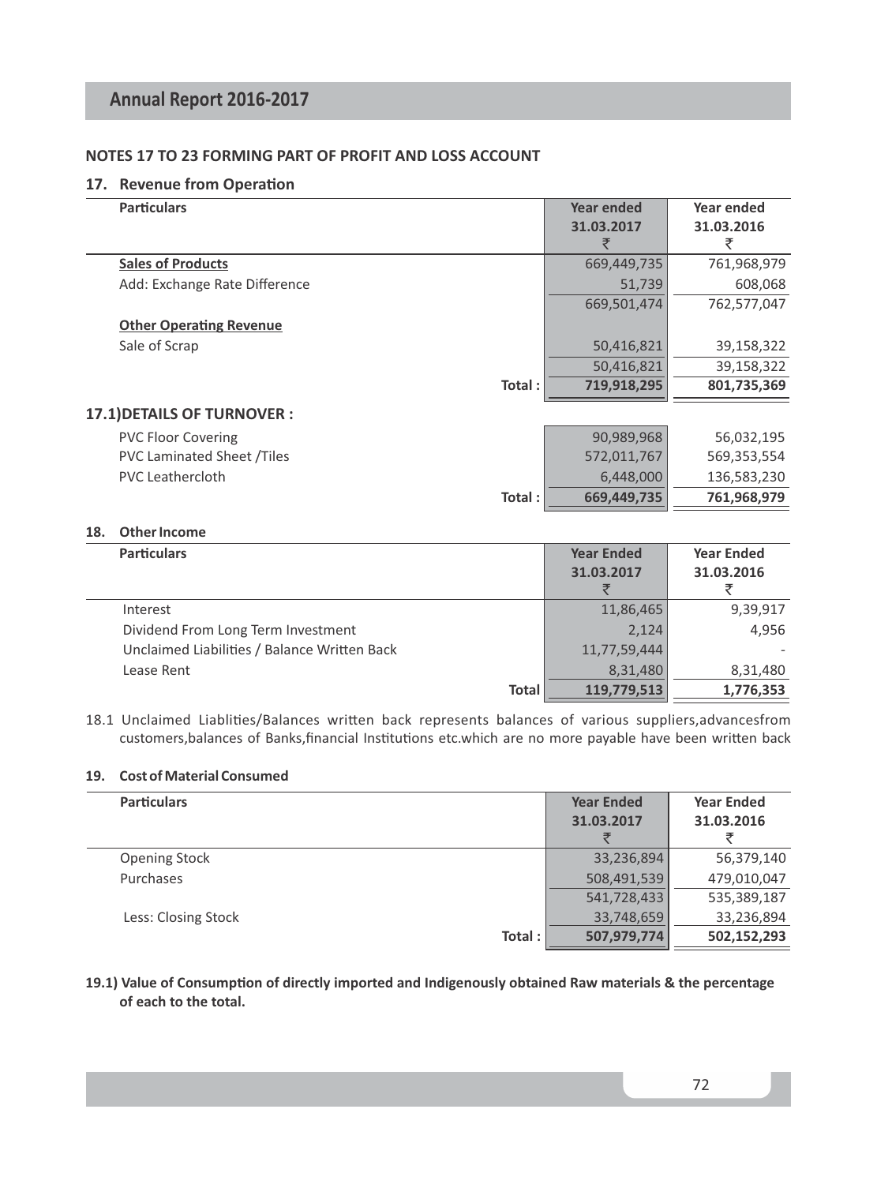## NOTES 17 TO 23 FORMING PART OF PROFIT AND LOSS ACCOUNT

### 17. Revenue from Operation

| Particulars | Year ended 31.03.2017 ₹ | Year ended 31.03.2016 ₹ |
|---|---|---|
| **Sales of Products** | 669,449,735 | 761,968,979 |
| Add: Exchange Rate Difference | 51,739 | 608,068 |
| | 669,501,474 | 762,577,047 |
| **Other Operating Revenue** | | |
| Sale of Scrap | 50,416,821 | 39,158,322 |
| | 50,416,821 | 39,158,322 |
| **Total :** | **719,918,295** | **801,735,369** |

### 17.1)DETAILS OF TURNOVER :

| Particulars | Year ended 31.03.2017 ₹ | Year ended 31.03.2016 ₹ |
|---|---|---|
| PVC Floor Covering | 90,989,968 | 56,032,195 |
| PVC Laminated Sheet /Tiles | 572,011,767 | 569,353,554 |
| PVC Leathercloth | 6,448,000 | 136,583,230 |
| **Total :** | **669,449,735** | **761,968,979** |

### 18. Other Income

| Particulars | Year Ended 31.03.2017 ₹ | Year Ended 31.03.2016 ₹ |
|---|---|---|
| Interest | 11,86,465 | 9,39,917 |
| Dividend From Long Term Investment | 2,124 | 4,956 |
| Unclaimed Liabilities / Balance Written Back | 11,77,59,444 | - |
| Lease Rent | 8,31,480 | 8,31,480 |
| **Total** | **119,779,513** | **1,776,353** |

18.1 Unclaimed Liablities/Balances written back represents balances of various suppliers,advancesfrom customers,balances of Banks,financial Institutions etc.which are no more payable have been written back

### 19. Cost of Material Consumed

| Particulars | Year Ended 31.03.2017 ₹ | Year Ended 31.03.2016 ₹ |
|---|---|---|
| Opening Stock | 33,236,894 | 56,379,140 |
| Purchases | 508,491,539 | 479,010,047 |
| | 541,728,433 | 535,389,187 |
| Less: Closing Stock | 33,748,659 | 33,236,894 |
| **Total :** | **507,979,774** | **502,152,293** |

**19.1) Value of Consumption of directly imported and Indigenously obtained Raw materials & the percentage of each to the total.**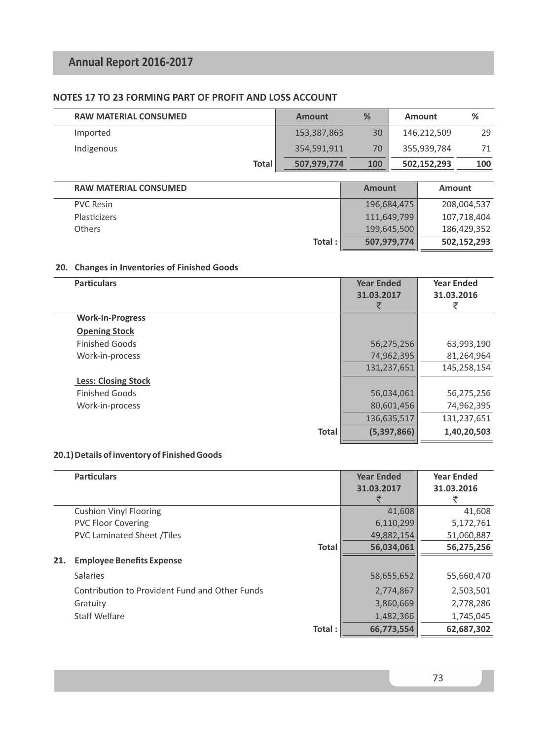## NOTES 17 TO 23 FORMING PART OF PROFIT AND LOSS ACCOUNT

| RAW MATERIAL CONSUMED | Amount | % | Amount | % |
|---|---|---|---|---|
| Imported | 153,387,863 | 30 | 146,212,509 | 29 |
| Indigenous | 354,591,911 | 70 | 355,939,784 | 71 |
| **Total** | **507,979,774** | **100** | **502,152,293** | **100** |

| RAW MATERIAL CONSUMED | Amount | Amount |
|---|---|---|
| PVC Resin | 196,684,475 | 208,004,537 |
| Plasticizers | 111,649,799 | 107,718,404 |
| Others | 199,645,500 | 186,429,352 |
| Total : | **507,979,774** | **502,152,293** |

### 20. Changes in Inventories of Finished Goods

| Particulars | Year Ended 31.03.2017 ₹ | Year Ended 31.03.2016 ₹ |
|---|---|---|
| **Work-In-Progress** | | |
| **Opening Stock** | | |
| Finished Goods | 56,275,256 | 63,993,190 |
| Work-in-process | 74,962,395 | 81,264,964 |
| | 131,237,651 | 145,258,154 |
| **Less: Closing Stock** | | |
| Finished Goods | 56,034,061 | 56,275,256 |
| Work-in-process | 80,601,456 | 74,962,395 |
| | 136,635,517 | 131,237,651 |
| **Total** | **(5,397,866)** | **1,40,20,503** |

### 20.1) Details of inventory of Finished Goods

| Particulars | Year Ended 31.03.2017 ₹ | Year Ended 31.03.2016 ₹ |
|---|---|---|
| Cushion Vinyl Flooring | 41,608 | 41,608 |
| PVC Floor Covering | 6,110,299 | 5,172,761 |
| PVC Laminated Sheet /Tiles | 49,882,154 | 51,060,887 |
| **Total** | **56,034,061** | **56,275,256** |

### 21. Employee Benefits Expense

| Particulars | Year Ended 31.03.2017 ₹ | Year Ended 31.03.2016 ₹ |
|---|---|---|
| Salaries | 58,655,652 | 55,660,470 |
| Contribution to Provident Fund and Other Funds | 2,774,867 | 2,503,501 |
| Gratuity | 3,860,669 | 2,778,286 |
| Staff Welfare | 1,482,366 | 1,745,045 |
| Total : | **66,773,554** | **62,687,302** |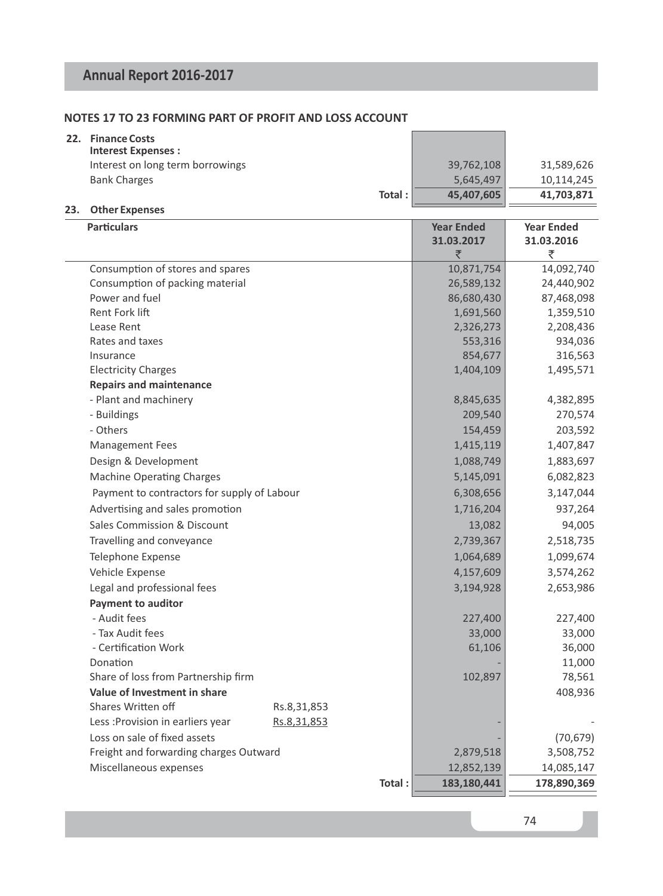## NOTES 17 TO 23 FORMING PART OF PROFIT AND LOSS ACCOUNT

**22. Finance Costs**

| | | |
|---|---|---|
| **Interest Expenses :** | | |
| Interest on long term borrowings | 39,762,108 | 31,589,626 |
| Bank Charges | 5,645,497 | 10,114,245 |
| **Total :** | **45,407,605** | **41,703,871** |

**23. Other Expenses**

| Particulars | | Year Ended 31.03.2017 ₹ | Year Ended 31.03.2016 ₹ |
|---|---|---|---|
| Consumption of stores and spares | | 10,871,754 | 14,092,740 |
| Consumption of packing material | | 26,589,132 | 24,440,902 |
| Power and fuel | | 86,680,430 | 87,468,098 |
| Rent Fork lift | | 1,691,560 | 1,359,510 |
| Lease Rent | | 2,326,273 | 2,208,436 |
| Rates and taxes | | 553,316 | 934,036 |
| Insurance | | 854,677 | 316,563 |
| Electricity Charges | | 1,404,109 | 1,495,571 |
| **Repairs and maintenance** | | | |
| - Plant and machinery | | 8,845,635 | 4,382,895 |
| - Buildings | | 209,540 | 270,574 |
| - Others | | 154,459 | 203,592 |
| Management Fees | | 1,415,119 | 1,407,847 |
| Design & Development | | 1,088,749 | 1,883,697 |
| Machine Operating Charges | | 5,145,091 | 6,082,823 |
| Payment to contractors for supply of Labour | | 6,308,656 | 3,147,044 |
| Advertising and sales promotion | | 1,716,204 | 937,264 |
| Sales Commission & Discount | | 13,082 | 94,005 |
| Travelling and conveyance | | 2,739,367 | 2,518,735 |
| Telephone Expense | | 1,064,689 | 1,099,674 |
| Vehicle Expense | | 4,157,609 | 3,574,262 |
| Legal and professional fees | | 3,194,928 | 2,653,986 |
| **Payment to auditor** | | | |
| - Audit fees | | 227,400 | 227,400 |
| - Tax Audit fees | | 33,000 | 33,000 |
| - Certification Work | | 61,106 | 36,000 |
| Donation | | - | 11,000 |
| Share of loss from Partnership firm | | 102,897 | 78,561 |
| **Value of Investment in share** | | | 408,936 |
| Shares Written off | Rs.8,31,853 | | |
| Less :Provision in earliers year | Rs.8,31,853 | - | - |
| Loss on sale of fixed assets | | - | (70,679) |
| Freight and forwarding charges Outward | | 2,879,518 | 3,508,752 |
| Miscellaneous expenses | | 12,852,139 | 14,085,147 |
| **Total :** | | **183,180,441** | **178,890,369** |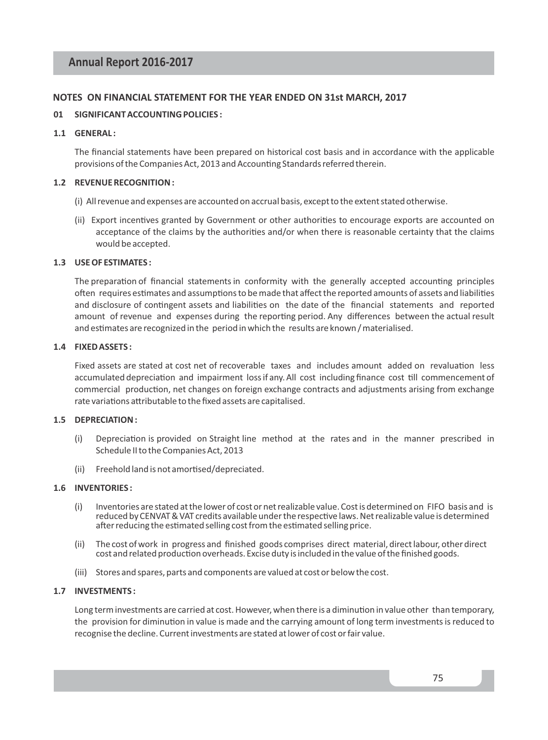## NOTES ON FINANCIAL STATEMENT FOR THE YEAR ENDED ON 31st MARCH, 2017

### 01 SIGNIFICANT ACCOUNTING POLICIES :

#### 1.1 GENERAL :

The financial statements have been prepared on historical cost basis and in accordance with the applicable provisions of the Companies Act, 2013 and Accounting Standards referred therein.

#### 1.2 REVENUE RECOGNITION :

(i) All revenue and expenses are accounted on accrual basis, except to the extent stated otherwise.

(ii) Export incentives granted by Government or other authorities to encourage exports are accounted on acceptance of the claims by the authorities and/or when there is reasonable certainty that the claims would be accepted.

#### 1.3 USE OF ESTIMATES :

The preparation of financial statements in conformity with the generally accepted accounting principles often requires estimates and assumptions to be made that affect the reported amounts of assets and liabilities and disclosure of contingent assets and liabilities on the date of the financial statements and reported amount of revenue and expenses during the reporting period. Any differences between the actual result and estimates are recognized in the period in which the results are known / materialised.

#### 1.4 FIXED ASSETS :

Fixed assets are stated at cost net of recoverable taxes and includes amount added on revaluation less accumulated depreciation and impairment loss if any. All cost including finance cost till commencement of commercial production, net changes on foreign exchange contracts and adjustments arising from exchange rate variations attributable to the fixed assets are capitalised.

#### 1.5 DEPRECIATION :

(i) Depreciation is provided on Straight line method at the rates and in the manner prescribed in Schedule II to the Companies Act, 2013

(ii) Freehold land is not amortised/depreciated.

#### 1.6 INVENTORIES :

(i) Inventories are stated at the lower of cost or net realizable value. Cost is determined on FIFO basis and is reduced by CENVAT & VAT credits available under the respective laws. Net realizable value is determined after reducing the estimated selling cost from the estimated selling price.

(ii) The cost of work in progress and finished goods comprises direct material, direct labour, other direct cost and related production overheads. Excise duty is included in the value of the finished goods.

(iii) Stores and spares, parts and components are valued at cost or below the cost.

#### 1.7 INVESTMENTS :

Long term investments are carried at cost. However, when there is a diminution in value other than temporary, the provision for diminution in value is made and the carrying amount of long term investments is reduced to recognise the decline. Current investments are stated at lower of cost or fair value.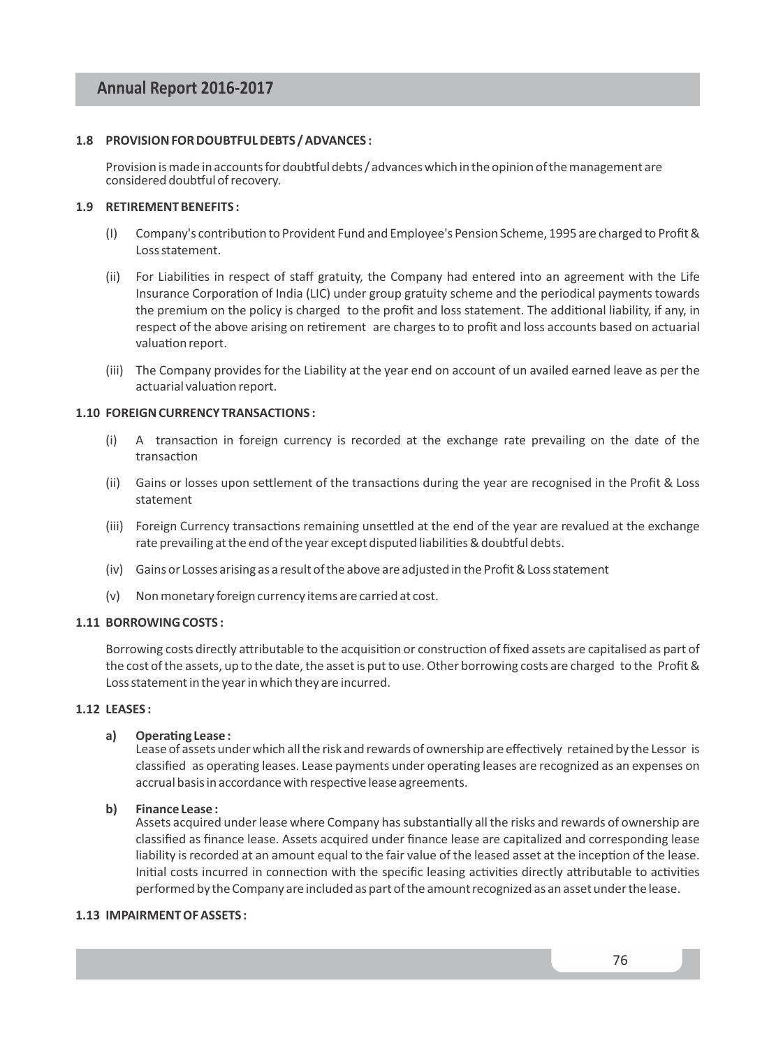### 1.8 PROVISION FOR DOUBTFUL DEBTS / ADVANCES :

Provision is made in accounts for doubtful debts / advances which in the opinion of the management are considered doubtful of recovery.

### 1.9 RETIREMENT BENEFITS :

(I) Company's contribution to Provident Fund and Employee's Pension Scheme, 1995 are charged to Profit & Loss statement.

(ii) For Liabilities in respect of staff gratuity, the Company had entered into an agreement with the Life Insurance Corporation of India (LIC) under group gratuity scheme and the periodical payments towards the premium on the policy is charged to the profit and loss statement. The additional liability, if any, in respect of the above arising on retirement are charges to to profit and loss accounts based on actuarial valuation report.

(iii) The Company provides for the Liability at the year end on account of un availed earned leave as per the actuarial valuation report.

### 1.10 FOREIGN CURRENCY TRANSACTIONS :

(i) A transaction in foreign currency is recorded at the exchange rate prevailing on the date of the transaction

(ii) Gains or losses upon settlement of the transactions during the year are recognised in the Profit & Loss statement

(iii) Foreign Currency transactions remaining unsettled at the end of the year are revalued at the exchange rate prevailing at the end of the year except disputed liabilities & doubtful debts.

(iv) Gains or Losses arising as a result of the above are adjusted in the Profit & Loss statement

(v) Non monetary foreign currency items are carried at cost.

### 1.11 BORROWING COSTS :

Borrowing costs directly attributable to the acquisition or construction of fixed assets are capitalised as part of the cost of the assets, up to the date, the asset is put to use. Other borrowing costs are charged to the Profit & Loss statement in the year in which they are incurred.

### 1.12 LEASES :

**a) Operating Lease :**
Lease of assets under which all the risk and rewards of ownership are effectively retained by the Lessor is classified as operating leases. Lease payments under operating leases are recognized as an expenses on accrual basis in accordance with respective lease agreements.

**b) Finance Lease :**
Assets acquired under lease where Company has substantially all the risks and rewards of ownership are classified as finance lease. Assets acquired under finance lease are capitalized and corresponding lease liability is recorded at an amount equal to the fair value of the leased asset at the inception of the lease. Initial costs incurred in connection with the specific leasing activities directly attributable to activities performed by the Company are included as part of the amount recognized as an asset under the lease.

### 1.13 IMPAIRMENT OF ASSETS :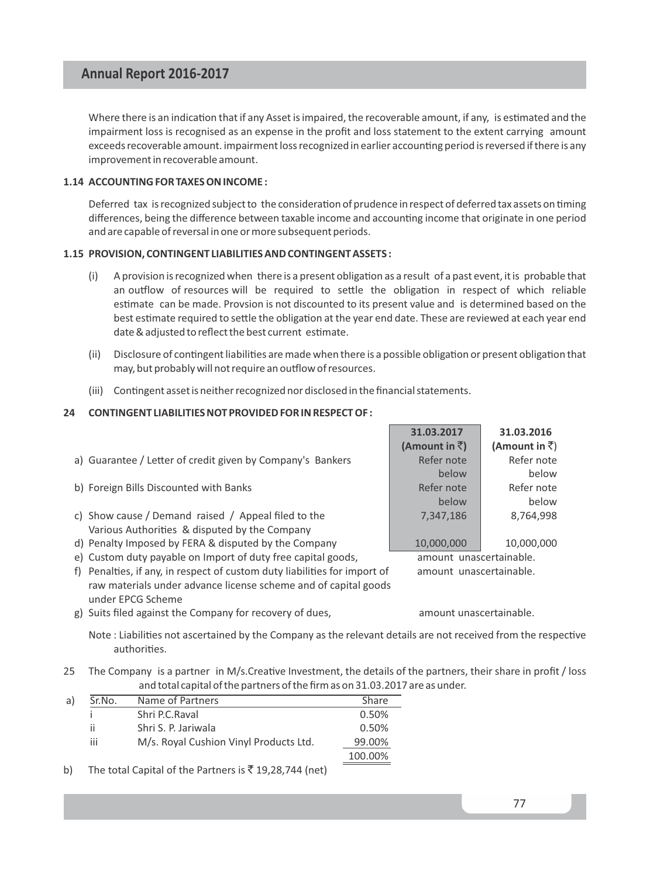Where there is an indication that if any Asset is impaired, the recoverable amount, if any, is estimated and the impairment loss is recognised as an expense in the profit and loss statement to the extent carrying amount exceeds recoverable amount. impairment loss recognized in earlier accounting period is reversed if there is any improvement in recoverable amount.

### 1.14 ACCOUNTING FOR TAXES ON INCOME :

Deferred tax is recognized subject to the consideration of prudence in respect of deferred tax assets on timing differences, being the difference between taxable income and accounting income that originate in one period and are capable of reversal in one or more subsequent periods.

### 1.15 PROVISION, CONTINGENT LIABILITIES AND CONTINGENT ASSETS :

(i) A provision is recognized when there is a present obligation as a result of a past event, it is probable that an outflow of resources will be required to settle the obligation in respect of which reliable estimate can be made. Provsion is not discounted to its present value and is determined based on the best estimate required to settle the obligation at the year end date. These are reviewed at each year end date & adjusted to reflect the best current estimate.

(ii) Disclosure of contingent liabilities are made when there is a possible obligation or present obligation that may, but probably will not require an outflow of resources.

(iii) Contingent asset is neither recognized nor disclosed in the financial statements.

### 24 CONTINGENT LIABILITIES NOT PROVIDED FOR IN RESPECT OF :

| | 31.03.2017 (Amount in ₹) | 31.03.2016 (Amount in ₹) |
|---|---|---|
| a) Guarantee / Letter of credit given by Company's Bankers | Refer note below | Refer note below |
| b) Foreign Bills Discounted with Banks | Refer note below | Refer note below |
| c) Show cause / Demand raised / Appeal filed to the Various Authorities & disputed by the Company | 7,347,186 | 8,764,998 |
| d) Penalty Imposed by FERA & disputed by the Company | 10,000,000 | 10,000,000 |
| e) Custom duty payable on Import of duty free capital goods, | amount unascertainable. | |
| f) Penalties, if any, in respect of custom duty liabilities for import of raw materials under advance license scheme and of capital goods under EPCG Scheme | amount unascertainable. | |
| g) Suits filed against the Company for recovery of dues, | amount unascertainable. | |

Note : Liabilities not ascertained by the Company as the relevant details are not received from the respective authorities.

25 The Company is a partner in M/s.Creative Investment, the details of the partners, their share in profit / loss and total capital of the partners of the firm as on 31.03.2017 are as under.

a)

| Sr.No. | Name of Partners | Share |
|---|---|---|
| i | Shri P.C.Raval | 0.50% |
| ii | Shri S. P. Jariwala | 0.50% |
| iii | M/s. Royal Cushion Vinyl Products Ltd. | 99.00% |
| | | 100.00% |

b) The total Capital of the Partners is ₹ 19,28,744 (net)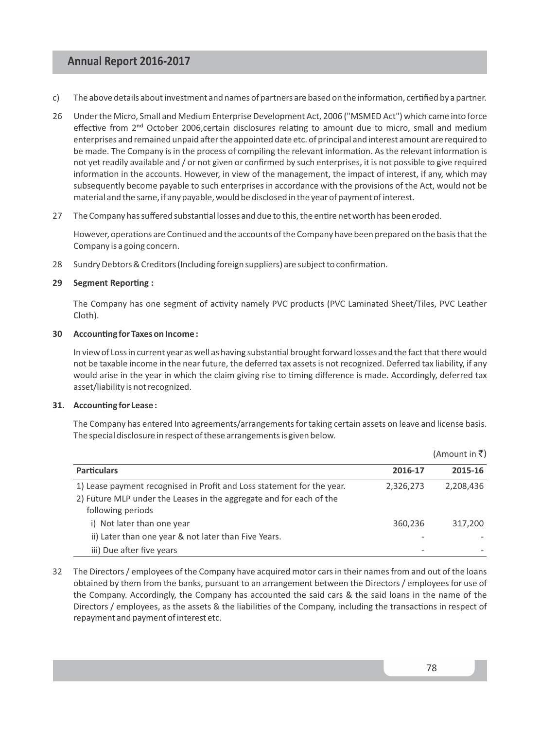c) The above details about investment and names of partners are based on the information, certified by a partner.

26 Under the Micro, Small and Medium Enterprise Development Act, 2006 ("MSMED Act") which came into force effective from 2[nd] October 2006,certain disclosures relating to amount due to micro, small and medium enterprises and remained unpaid after the appointed date etc. of principal and interest amount are required to be made. The Company is in the process of compiling the relevant information. As the relevant information is not yet readily available and / or not given or confirmed by such enterprises, it is not possible to give required information in the accounts. However, in view of the management, the impact of interest, if any, which may subsequently become payable to such enterprises in accordance with the provisions of the Act, would not be material and the same, if any payable, would be disclosed in the year of payment of interest.

27 The Company has suffered substantial losses and due to this, the entire net worth has been eroded.

However, operations are Continued and the accounts of the Company have been prepared on the basis that the Company is a going concern.

28 Sundry Debtors & Creditors (Including foreign suppliers) are subject to confirmation.

**29 Segment Reporting :**

The Company has one segment of activity namely PVC products (PVC Laminated Sheet/Tiles, PVC Leather Cloth).

**30 Accounting for Taxes on Income :**

In view of Loss in current year as well as having substantial brought forward losses and the fact that there would not be taxable income in the near future, the deferred tax assets is not recognized. Deferred tax liability, if any would arise in the year in which the claim giving rise to timing difference is made. Accordingly, deferred tax asset/liability is not recognized.

**31. Accounting for Lease :**

The Company has entered Into agreements/arrangements for taking certain assets on leave and license basis. The special disclosure in respect of these arrangements is given below.

(Amount in ₹)

| Particulars | 2016-17 | 2015-16 |
|---|---|---|
| 1) Lease payment recognised in Profit and Loss statement for the year. | 2,326,273 | 2,208,436 |
| 2) Future MLP under the Leases in the aggregate and for each of the following periods | | |
| i) Not later than one year | 360,236 | 317,200 |
| ii) Later than one year & not later than Five Years. | - | - |
| iii) Due after five years | - | - |

32 The Directors / employees of the Company have acquired motor cars in their names from and out of the loans obtained by them from the banks, pursuant to an arrangement between the Directors / employees for use of the Company. Accordingly, the Company has accounted the said cars & the said loans in the name of the Directors / employees, as the assets & the liabilities of the Company, including the transactions in respect of repayment and payment of interest etc.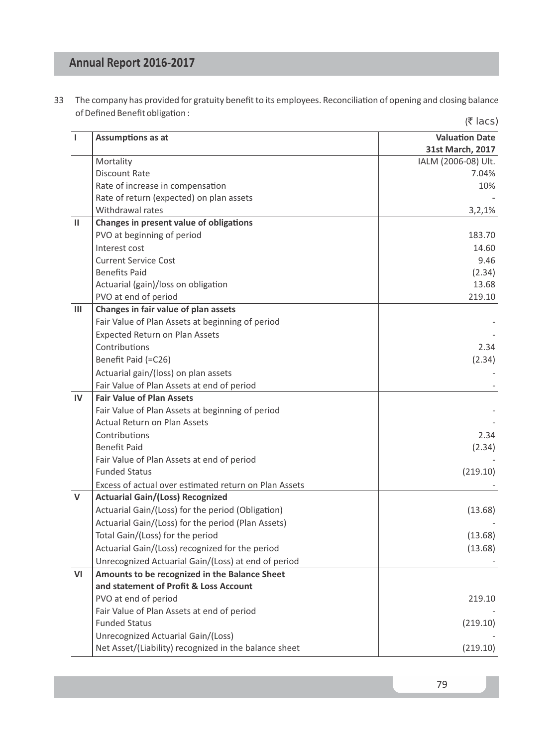33 The company has provided for gratuity benefit to its employees. Reconciliation of opening and closing balance of Defined Benefit obligation :

(₹ lacs)

| I | Assumptions as at | Valuation Date 31st March, 2017 |
|---|---|---|
| | Mortality | IALM (2006-08) Ult. |
| | Discount Rate | 7.04% |
| | Rate of increase in compensation | 10% |
| | Rate of return (expected) on plan assets | - |
| | Withdrawal rates | 3,2,1% |
| **II** | **Changes in present value of obligations** | |
| | PVO at beginning of period | 183.70 |
| | Interest cost | 14.60 |
| | Current Service Cost | 9.46 |
| | Benefits Paid | (2.34) |
| | Actuarial (gain)/loss on obligation | 13.68 |
| | PVO at end of period | 219.10 |
| **III** | **Changes in fair value of plan assets** | |
| | Fair Value of Plan Assets at beginning of period | - |
| | Expected Return on Plan Assets | - |
| | Contributions | 2.34 |
| | Benefit Paid (=C26) | (2.34) |
| | Actuarial gain/(loss) on plan assets | - |
| | Fair Value of Plan Assets at end of period | - |
| **IV** | **Fair Value of Plan Assets** | |
| | Fair Value of Plan Assets at beginning of period | - |
| | Actual Return on Plan Assets | - |
| | Contributions | 2.34 |
| | Benefit Paid | (2.34) |
| | Fair Value of Plan Assets at end of period | - |
| | Funded Status | (219.10) |
| | Excess of actual over estimated return on Plan Assets | - |
| **V** | **Actuarial Gain/(Loss) Recognized** | |
| | Actuarial Gain/(Loss) for the period (Obligation) | (13.68) |
| | Actuarial Gain/(Loss) for the period (Plan Assets) | - |
| | Total Gain/(Loss) for the period | (13.68) |
| | Actuarial Gain/(Loss) recognized for the period | (13.68) |
| | Unrecognized Actuarial Gain/(Loss) at end of period | - |
| **VI** | **Amounts to be recognized in the Balance Sheet and statement of Profit & Loss Account** | |
| | PVO at end of period | 219.10 |
| | Fair Value of Plan Assets at end of period | - |
| | Funded Status | (219.10) |
| | Unrecognized Actuarial Gain/(Loss) | - |
| | Net Asset/(Liability) recognized in the balance sheet | (219.10) |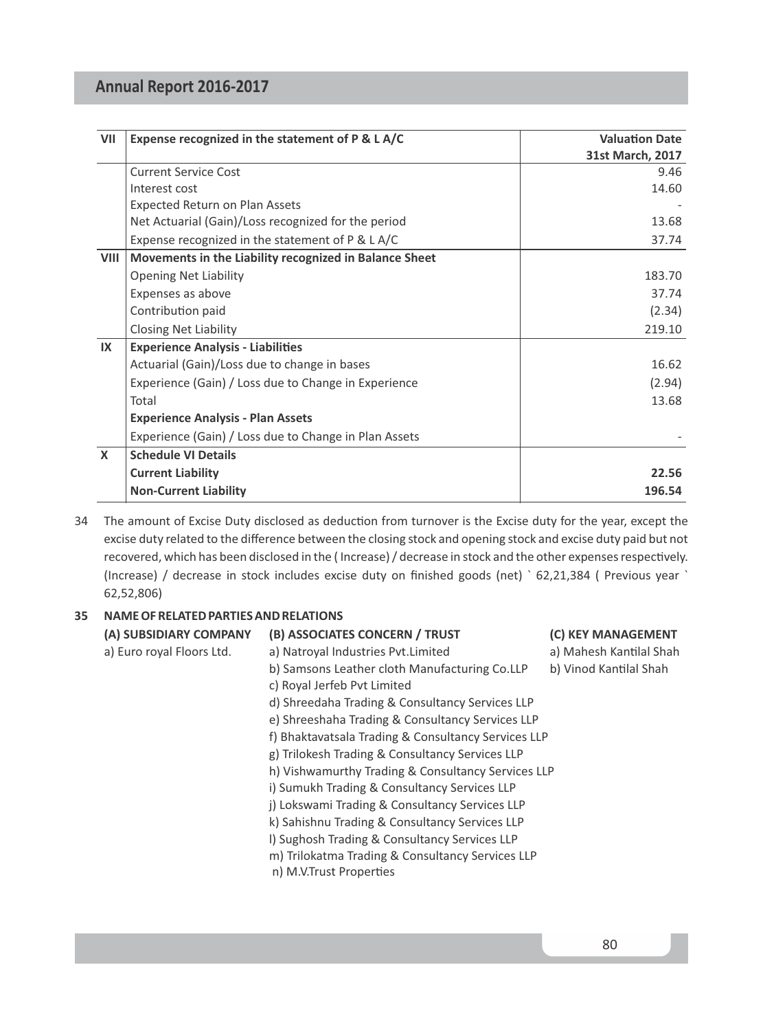| VII | Expense recognized in the statement of P & L A/C | Valuation Date 31st March, 2017 |
|---|---|---|
| | Current Service Cost | 9.46 |
| | Interest cost | 14.60 |
| | Expected Return on Plan Assets | - |
| | Net Actuarial (Gain)/Loss recognized for the period | 13.68 |
| | Expense recognized in the statement of P & L A/C | 37.74 |
| **VIII** | **Movements in the Liability recognized in Balance Sheet** | |
| | Opening Net Liability | 183.70 |
| | Expenses as above | 37.74 |
| | Contribution paid | (2.34) |
| | Closing Net Liability | 219.10 |
| **IX** | **Experience Analysis - Liabilities** | |
| | Actuarial (Gain)/Loss due to change in bases | 16.62 |
| | Experience (Gain) / Loss due to Change in Experience | (2.94) |
| | Total | 13.68 |
| | **Experience Analysis - Plan Assets** | |
| | Experience (Gain) / Loss due to Change in Plan Assets | - |
| **X** | **Schedule VI Details** | |
| | **Current Liability** | **22.56** |
| | **Non-Current Liability** | **196.54** |

34 The amount of Excise Duty disclosed as deduction from turnover is the Excise duty for the year, except the excise duty related to the difference between the closing stock and opening stock and excise duty paid but not recovered, which has been disclosed in the ( Increase) / decrease in stock and the other expenses respectively. (Increase) / decrease in stock includes excise duty on finished goods (net) ` 62,21,384 ( Previous year ` 62,52,806)

**35 NAME OF RELATED PARTIES AND RELATIONS**

**(A) SUBSIDIARY COMPANY**

a) Euro royal Floors Ltd.

**(B) ASSOCIATES CONCERN / TRUST**

a) Natroyal Industries Pvt.Limited
b) Samsons Leather cloth Manufacturing Co.LLP
c) Royal Jerfeb Pvt Limited
d) Shreedaha Trading & Consultancy Services LLP
e) Shreeshaha Trading & Consultancy Services LLP
f) Bhaktavatsala Trading & Consultancy Services LLP
g) Trilokesh Trading & Consultancy Services LLP
h) Vishwamurthy Trading & Consultancy Services LLP
i) Sumukh Trading & Consultancy Services LLP
j) Lokswami Trading & Consultancy Services LLP
k) Sahishnu Trading & Consultancy Services LLP
l) Sughosh Trading & Consultancy Services LLP
m) Trilokatma Trading & Consultancy Services LLP
n) M.V.Trust Properties

**(C) KEY MANAGEMENT**

a) Mahesh Kantilal Shah
b) Vinod Kantilal Shah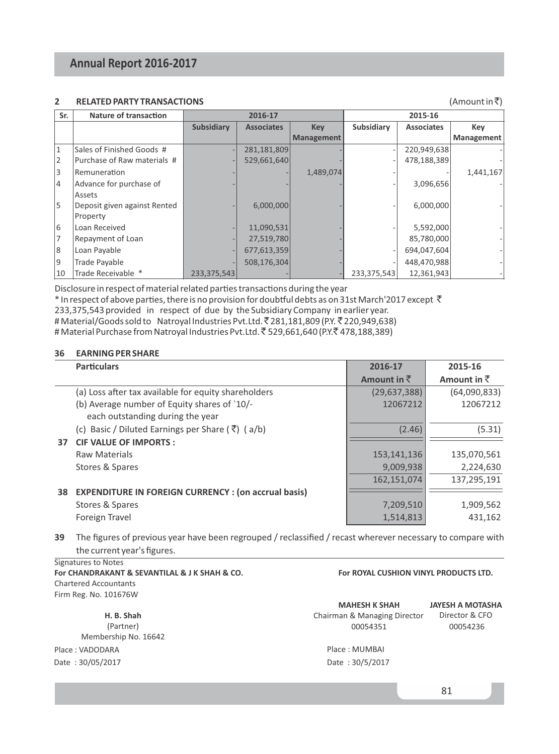## 2 RELATED PARTY TRANSACTIONS

(Amount in ₹)

| Sr. | Nature of transaction | 2016-17 | | | 2015-16 | | |
|---|---|---|---|---|---|---|---|
| | | Subsidiary | Associates | Key Management | Subsidiary | Associates | Key Management |
| 1 | Sales of Finished Goods # | - | 281,181,809 | - | - | 220,949,638 | - |
| 2 | Purchase of Raw materials # | - | 529,661,640 | - | - | 478,188,389 | - |
| 3 | Remuneration | - | - | 1,489,074 | - | - | 1,441,167 |
| 4 | Advance for purchase of Assets | - | - | - | - | 3,096,656 | - |
| 5 | Deposit given against Rented Property | - | 6,000,000 | - | - | 6,000,000 | - |
| 6 | Loan Received | - | 11,090,531 | - | - | 5,592,000 | - |
| 7 | Repayment of Loan | - | 27,519,780 | - | | 85,780,000 | - |
| 8 | Loan Payable | - | 677,613,359 | - | - | 694,047,604 | - |
| 9 | Trade Payable | - | 508,176,304 | - | - | 448,470,988 | - |
| 10 | Trade Receivable * | 233,375,543 | - | - | 233,375,543 | 12,361,943 | - |

Disclosure in respect of material related parties transactions during the year

* In respect of above parties, there is no provision for doubtful debts as on 31st March'2017 except ₹ 233,375,543 provided in respect of due by the Subsidiary Company in earlier year.

# Material/Goods sold to Natroyal Industries Pvt.Ltd. ₹ 281,181,809 (P.Y. ₹ 220,949,638)

# Material Purchase from Natroyal Industries Pvt.Ltd. ₹ 529,661,640 (P.Y. ₹ 478,188,389)

## 36 EARNING PER SHARE

| Particulars | 2016-17 Amount in ₹ | 2015-16 Amount in ₹ |
|---|---|---|
| (a) Loss after tax available for equity shareholders | (29,637,388) | (64,090,833) |
| (b) Average number of Equity shares of `10/- each outstanding during the year | 12067212 | 12067212 |
| (c) Basic / Diluted Earnings per Share (₹) (a/b) | (2.46) | (5.31) |

## 37 CIF VALUE OF IMPORTS :

| Particulars | 2016-17 | 2015-16 |
|---|---|---|
| Raw Materials | 153,141,136 | 135,070,561 |
| Stores & Spares | 9,009,938 | 2,224,630 |
| | 162,151,074 | 137,295,191 |

## 38 EXPENDITURE IN FOREIGN CURRENCY : (on accrual basis)

| Particulars | 2016-17 | 2015-16 |
|---|---|---|
| Stores & Spares | 7,209,510 | 1,909,562 |
| Foreign Travel | 1,514,813 | 431,162 |

**39** The figures of previous year have been regrouped / reclassified / recast wherever necessary to compare with the current year's figures.

Signatures to Notes

**For CHANDRAKANT & SEVANTILAL & J K SHAH & CO.**
Chartered Accountants
Firm Reg. No. 101676W

**H. B. Shah**
(Partner)
Membership No. 16642

Place : VADODARA
Date : 30/05/2017

**For ROYAL CUSHION VINYL PRODUCTS LTD.**

**MAHESH K SHAH**
Chairman & Managing Director
00054351

**JAYESH A MOTASHA**
Director & CFO
00054236

Place : MUMBAI
Date : 30/5/2017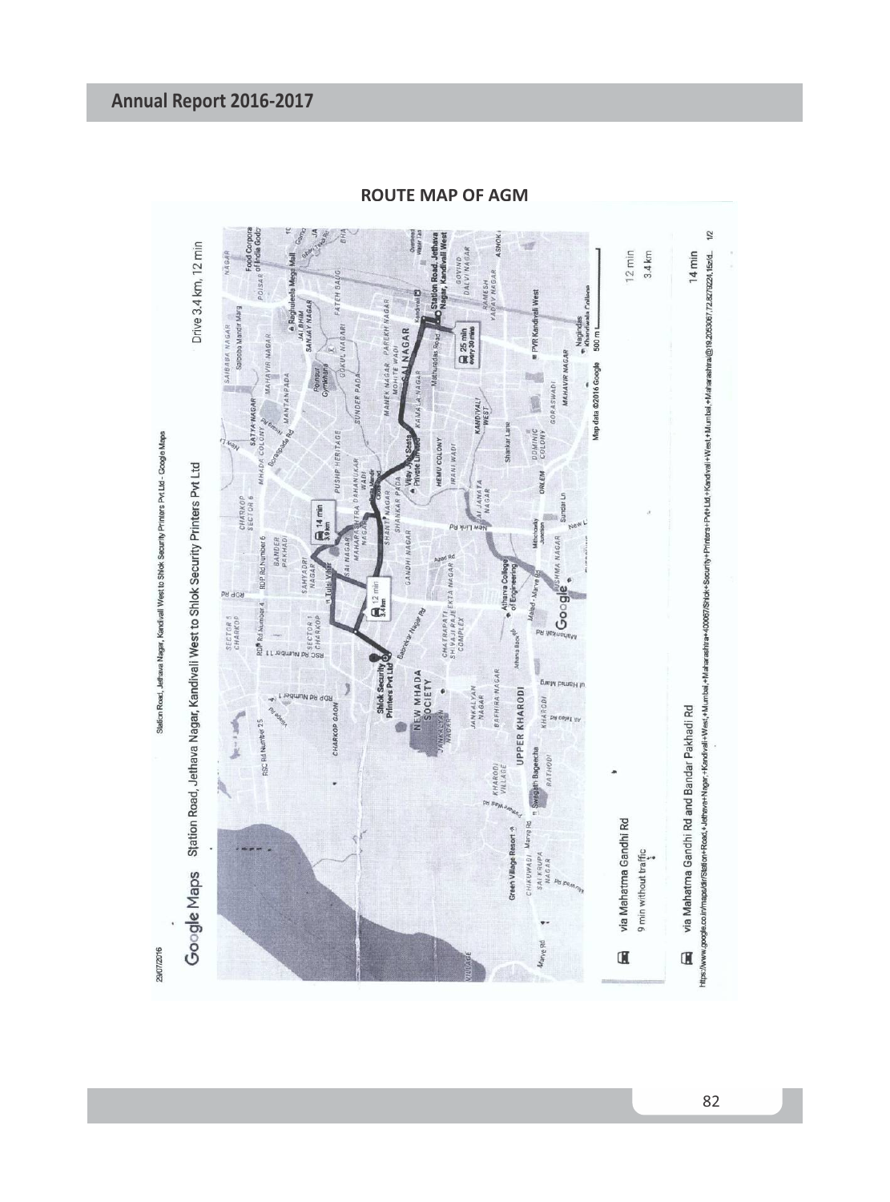## ROUTE MAP OF AGM

29/07/2016 Station Road, Jethava Nagar, Kandivali West to Shlok Security Printers Pvt Ltd - Google Maps

Google Maps Station Road, Jethava Nagar, Kandivali West to Shlok Security Printers Pvt Ltd

Drive 3.4 km, 12 min

Map data ©2016 Google 500 m

via Mahatma Gandhi Rd
9 min without traffic

12 min
3.4 km

via Mahatma Gandhi Rd and Bandar Pakhadi Rd

14 min

https://www.google.co.in/maps/dir/Station+Road,+Jethava+Nagar,+Kandivali+West,+Mumbai,+Maharashtra+400067/Shlok+Security+Printers+Pvt+Ltd,+Kandivali+West,+Mumbai,+Maharashtra/@19.2053067,72.8278224,15z/d... 1/2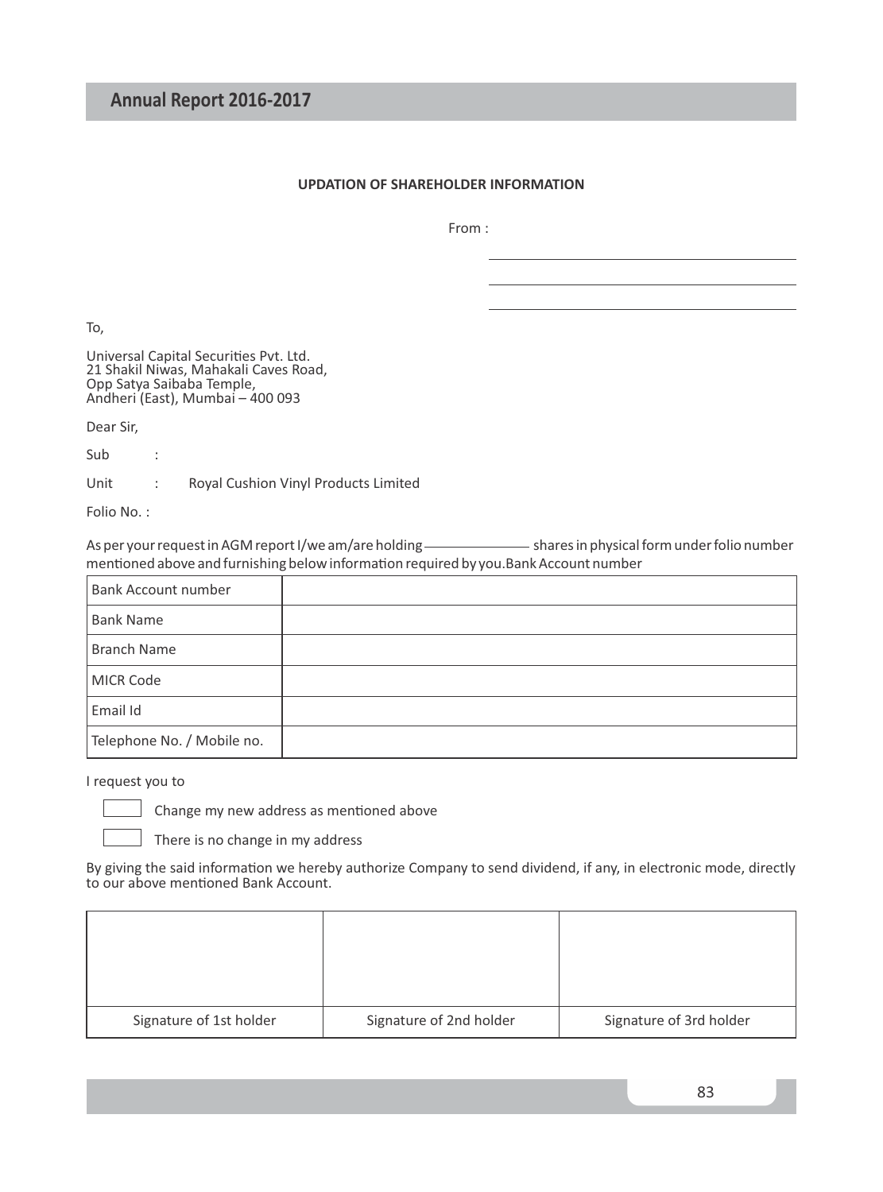**UPDATION OF SHAREHOLDER INFORMATION**

From :

\_\_\_\_\_\_\_\_\_\_\_\_\_\_\_\_\_\_\_\_\_\_\_\_\_\_\_\_\_\_

\_\_\_\_\_\_\_\_\_\_\_\_\_\_\_\_\_\_\_\_\_\_\_\_\_\_\_\_\_\_

\_\_\_\_\_\_\_\_\_\_\_\_\_\_\_\_\_\_\_\_\_\_\_\_\_\_\_\_\_\_

To,

Universal Capital Securities Pvt. Ltd.
21 Shakil Niwas, Mahakali Caves Road,
Opp Satya Saibaba Temple,
Andheri (East), Mumbai – 400 093

Dear Sir,

Sub :

Unit : Royal Cushion Vinyl Products Limited

Folio No. :

As per your request in AGM report I/we am/are holding \_\_\_\_\_\_\_\_\_\_\_\_ shares in physical form under folio number mentioned above and furnishing below information required by you.Bank Account number

| Bank Account number | |
|---|---|
| Bank Name | |
| Branch Name | |
| MICR Code | |
| Email Id | |
| Telephone No. / Mobile no. | |

I request you to

☐ Change my new address as mentioned above

☐ There is no change in my address

By giving the said information we hereby authorize Company to send dividend, if any, in electronic mode, directly to our above mentioned Bank Account.

| | | |
|---|---|---|
| Signature of 1st holder | Signature of 2nd holder | Signature of 3rd holder |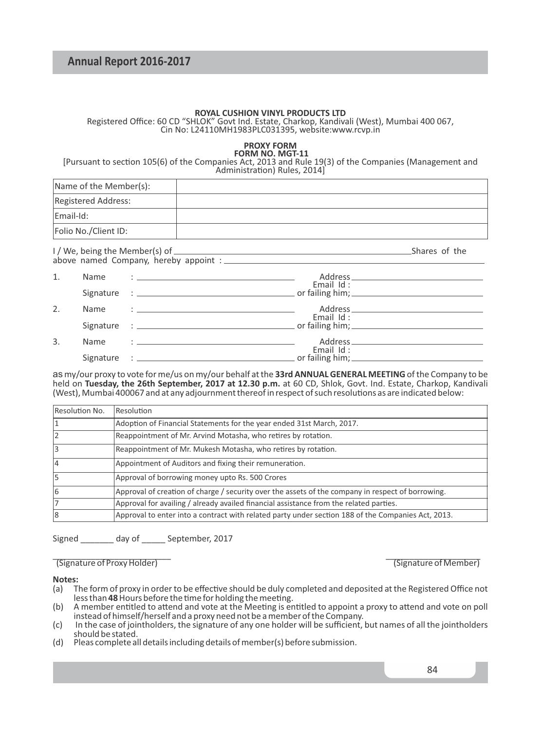**ROYAL CUSHION VINYL PRODUCTS LTD**

Registered Office: 60 CD "SHLOK" Govt Ind. Estate, Charkop, Kandivali (West), Mumbai 400 067,
Cin No: L24110MH1983PLC031395, website:www.rcvp.in

**PROXY FORM**
**FORM NO. MGT-11**

[Pursuant to section 105(6) of the Companies Act, 2013 and Rule 19(3) of the Companies (Management and Administration) Rules, 2014]

| Name of the Member(s): | |
|---|---|
| Registered Address: | |
| Email-Id: | |
| Folio No./Client ID: | |

I / We, being the Member(s) of \_\_\_\_\_\_\_\_\_\_\_\_\_\_\_\_\_\_\_\_\_\_\_\_\_\_\_\_\_\_ Shares of the above named Company, hereby appoint : \_\_\_\_\_\_\_\_\_\_\_\_\_\_\_\_\_\_\_\_\_\_\_\_\_\_\_\_\_\_

1. Name : \_\_\_\_\_\_\_\_\_\_\_\_\_\_\_\_\_\_\_\_ Address \_\_\_\_\_\_\_\_\_\_\_\_\_\_\_\_\_\_\_\_ Email Id :
   Signature : \_\_\_\_\_\_\_\_\_\_\_\_\_\_\_\_\_\_\_\_ or failing him; \_\_\_\_\_\_\_\_\_\_\_\_\_\_\_\_\_\_\_\_
2. Name : \_\_\_\_\_\_\_\_\_\_\_\_\_\_\_\_\_\_\_\_ Address \_\_\_\_\_\_\_\_\_\_\_\_\_\_\_\_\_\_\_\_ Email Id :
   Signature : \_\_\_\_\_\_\_\_\_\_\_\_\_\_\_\_\_\_\_\_ or failing him; \_\_\_\_\_\_\_\_\_\_\_\_\_\_\_\_\_\_\_\_
3. Name : \_\_\_\_\_\_\_\_\_\_\_\_\_\_\_\_\_\_\_\_ Address \_\_\_\_\_\_\_\_\_\_\_\_\_\_\_\_\_\_\_\_ Email Id :
   Signature : \_\_\_\_\_\_\_\_\_\_\_\_\_\_\_\_\_\_\_\_ or failing him; \_\_\_\_\_\_\_\_\_\_\_\_\_\_\_\_\_\_\_\_

as my/our proxy to vote for me/us on my/our behalf at the **33rd ANNUAL GENERAL MEETING** of the Company to be held on **Tuesday, the 26th September, 2017 at 12.30 p.m.** at 60 CD, Shlok, Govt. Ind. Estate, Charkop, Kandivali (West), Mumbai 400067 and at any adjournment thereof in respect of such resolutions as are indicated below:

| Resolution No. | Resolution |
|---|---|
| 1 | Adoption of Financial Statements for the year ended 31st March, 2017. |
| 2 | Reappointment of Mr. Arvind Motasha, who retires by rotation. |
| 3 | Reappointment of Mr. Mukesh Motasha, who retires by rotation. |
| 4 | Appointment of Auditors and fixing their remuneration. |
| 5 | Approval of borrowing money upto Rs. 500 Crores |
| 6 | Approval of creation of charge / security over the assets of the company in respect of borrowing. |
| 7 | Approval for availing / already availed financial assistance from the related parties. |
| 8 | Approval to enter into a contract with related party under section 188 of the Companies Act, 2013. |

Signed \_\_\_\_\_\_\_ day of \_\_\_\_\_ September, 2017

\_\_\_\_\_\_\_\_\_\_\_\_\_\_\_\_\_\_\_\_ (Signature of Proxy Holder)

\_\_\_\_\_\_\_\_\_\_\_\_\_\_\_\_\_\_\_\_ (Signature of Member)

**Notes:**

(a) The form of proxy in order to be effective should be duly completed and deposited at the Registered Office not less than **48** Hours before the time for holding the meeting.

(b) A member entitled to attend and vote at the Meeting is entitled to appoint a proxy to attend and vote on poll instead of himself/herself and a proxy need not be a member of the Company.

(c) In the case of jointholders, the signature of any one holder will be sufficient, but names of all the jointholders should be stated.

(d) Pleas complete all details including details of member(s) before submission.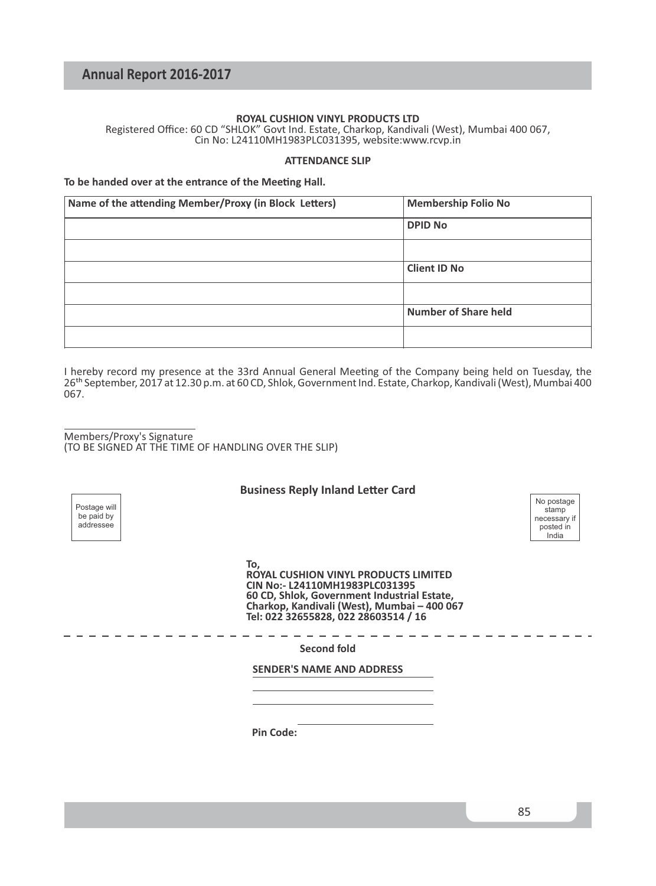**ROYAL CUSHION VINYL PRODUCTS LTD**

Registered Office: 60 CD "SHLOK" Govt Ind. Estate, Charkop, Kandivali (West), Mumbai 400 067,
Cin No: L24110MH1983PLC031395, website:www.rcvp.in

**ATTENDANCE SLIP**

**To be handed over at the entrance of the Meeting Hall.**

| Name of the attending Member/Proxy (in Block Letters) | Membership Folio No |
|---|---|
| | DPID No |
| | |
| | Client ID No |
| | |
| | Number of Share held |
| | |

I hereby record my presence at the 33rd Annual General Meeting of the Company being held on Tuesday, the 26th September, 2017 at 12.30 p.m. at 60 CD, Shlok, Government Ind. Estate, Charkop, Kandivali (West), Mumbai 400 067.

_________________________
Members/Proxy's Signature
(TO BE SIGNED AT THE TIME OF HANDLING OVER THE SLIP)

**Business Reply Inland Letter Card**

Postage will be paid by addressee

No postage stamp necessary if posted in India

**To,**
**ROYAL CUSHION VINYL PRODUCTS LIMITED**
**CIN No:- L24110MH1983PLC031395**
**60 CD, Shlok, Government Industrial Estate,**
**Charkop, Kandivali (West), Mumbai – 400 067**
**Tel: 022 32655828, 022 28603514 / 16**

- - - - - - - - - - - - - - - - - - - - - - - - - - - - - - - - - - - - - -

**Second fold**

**SENDER'S NAME AND ADDRESS** _________________________

_________________________

_________________________

**Pin Code:** _________________________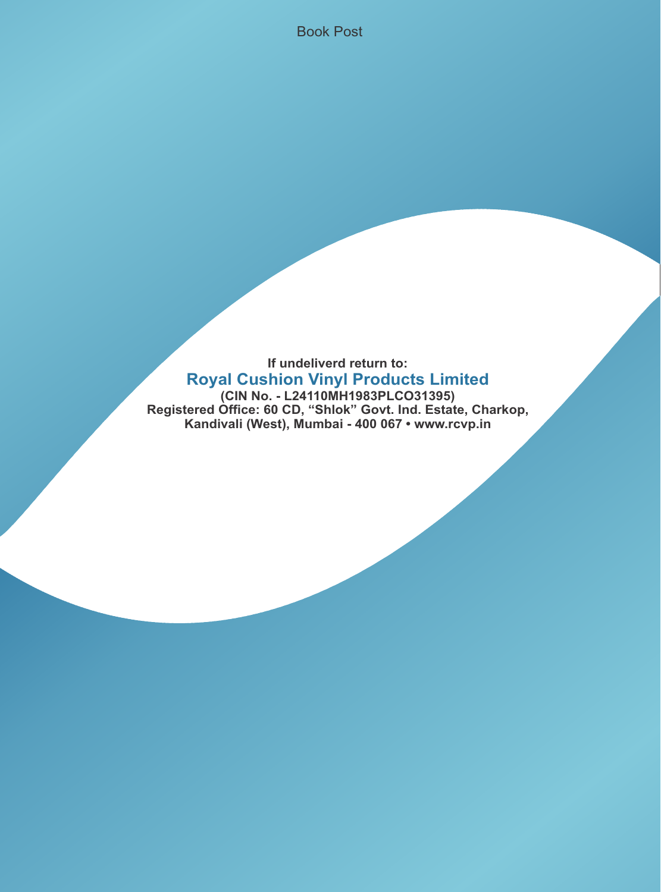Book Post

**If undeliverd return to:**

**Royal Cushion Vinyl Products Limited**

**(CIN No. - L24110MH1983PLCO31395)**

**Registered Office: 60 CD, "Shlok" Govt. Ind. Estate, Charkop, Kandivali (West), Mumbai - 400 067 • www.rcvp.in**